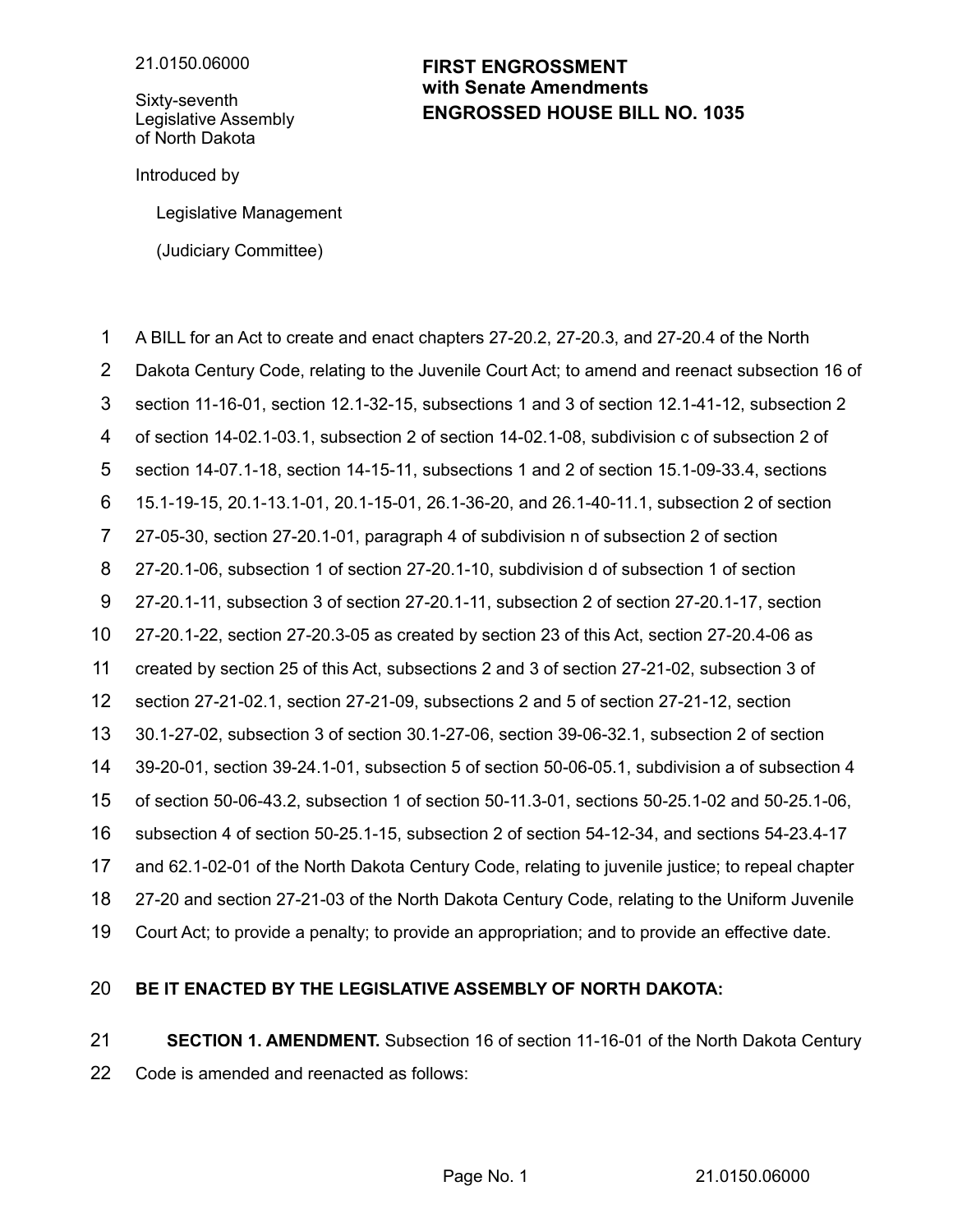21.0150.06000

Sixty-seventh
Legislative Assembly
of North Dakota

**FIRST ENGROSSMENT**
**with Senate Amendments**
**ENGROSSED HOUSE BILL NO. 1035**

Introduced by

Legislative Management

(Judiciary Committee)

A BILL for an Act to create and enact chapters 27-20.2, 27-20.3, and 27-20.4 of the North Dakota Century Code, relating to the Juvenile Court Act; to amend and reenact subsection 16 of section 11-16-01, section 12.1-32-15, subsections 1 and 3 of section 12.1-41-12, subsection 2 of section 14-02.1-03.1, subsection 2 of section 14-02.1-08, subdivision c of subsection 2 of section 14-07.1-18, section 14-15-11, subsections 1 and 2 of section 15.1-09-33.4, sections 15.1-19-15, 20.1-13.1-01, 20.1-15-01, 26.1-36-20, and 26.1-40-11.1, subsection 2 of section 27-05-30, section 27-20.1-01, paragraph 4 of subdivision n of subsection 2 of section 27-20.1-06, subsection 1 of section 27-20.1-10, subdivision d of subsection 1 of section 27-20.1-11, subsection 3 of section 27-20.1-11, subsection 2 of section 27-20.1-17, section 27-20.1-22, section 27-20.3-05 as created by section 23 of this Act, section 27-20.4-06 as created by section 25 of this Act, subsections 2 and 3 of section 27-21-02, subsection 3 of section 27-21-02.1, section 27-21-09, subsections 2 and 5 of section 27-21-12, section 30.1-27-02, subsection 3 of section 30.1-27-06, section 39-06-32.1, subsection 2 of section 39-20-01, section 39-24.1-01, subsection 5 of section 50-06-05.1, subdivision a of subsection 4 of section 50-06-43.2, subsection 1 of section 50-11.3-01, sections 50-25.1-02 and 50-25.1-06, subsection 4 of section 50-25.1-15, subsection 2 of section 54-12-34, and sections 54-23.4-17 and 62.1-02-01 of the North Dakota Century Code, relating to juvenile justice; to repeal chapter 27-20 and section 27-21-03 of the North Dakota Century Code, relating to the Uniform Juvenile Court Act; to provide a penalty; to provide an appropriation; and to provide an effective date.

**BE IT ENACTED BY THE LEGISLATIVE ASSEMBLY OF NORTH DAKOTA:**

**SECTION 1. AMENDMENT.** Subsection 16 of section 11-16-01 of the North Dakota Century Code is amended and reenacted as follows: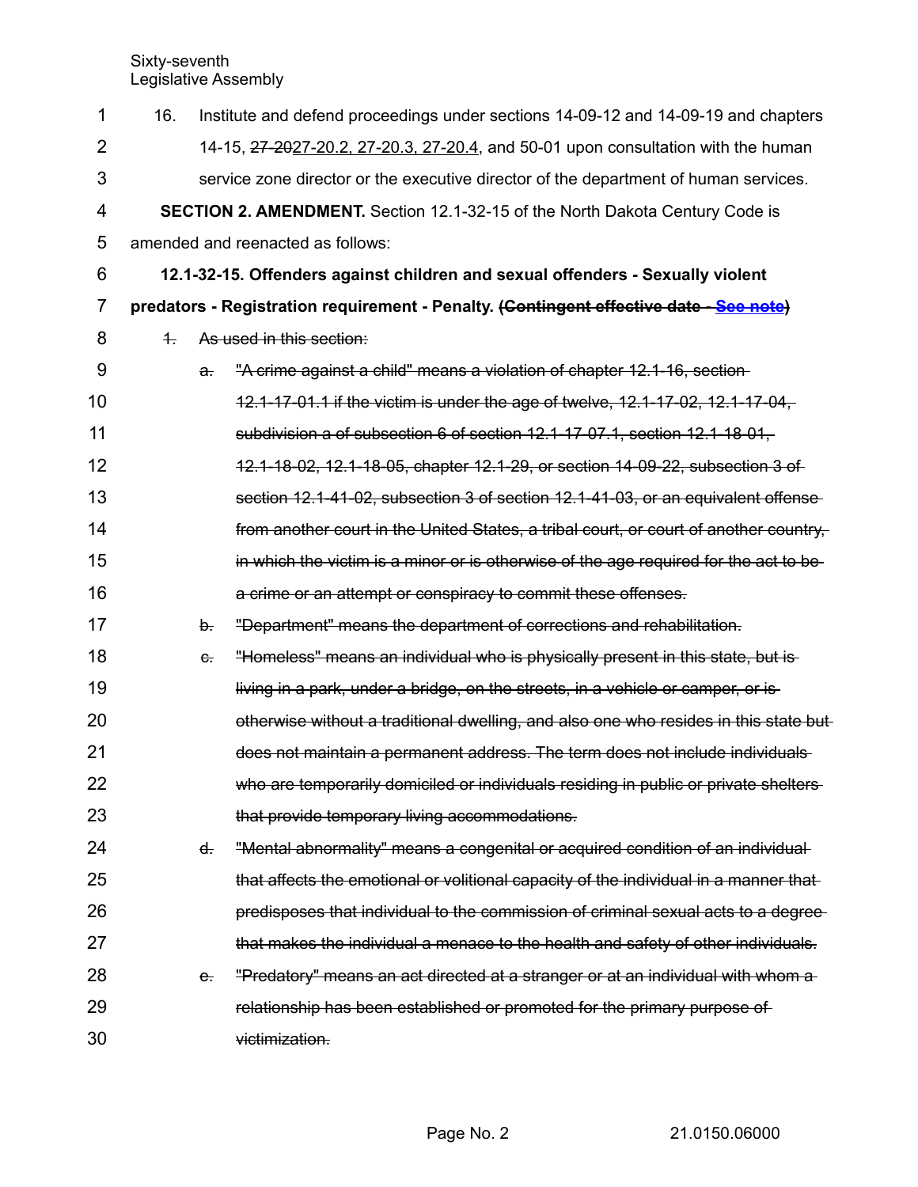16. Institute and defend proceedings under sections 14-09-12 and 14-09-19 and chapters 14-15, ~~27-20~~27-20.2, 27-20.3, 27-20.4, and 50-01 upon consultation with the human service zone director or the executive director of the department of human services.

**SECTION 2. AMENDMENT.** Section 12.1-32-15 of the North Dakota Century Code is amended and reenacted as follows:

**12.1-32-15. Offenders against children and sexual offenders - Sexually violent predators - Registration requirement - Penalty. ~~(Contingent effective date - See note)~~**

~~1. As used in this section:~~

~~a. "A crime against a child" means a violation of chapter 12.1-16, section 12.1-17-01.1 if the victim is under the age of twelve, 12.1-17-02, 12.1-17-04, subdivision a of subsection 6 of section 12.1-17-07.1, section 12.1-18-01, 12.1-18-02, 12.1-18-05, chapter 12.1-29, or section 14-09-22, subsection 3 of section 12.1-41-02, subsection 3 of section 12.1-41-03, or an equivalent offense from another court in the United States, a tribal court, or court of another country, in which the victim is a minor or is otherwise of the age required for the act to be a crime or an attempt or conspiracy to commit these offenses.~~

~~b. "Department" means the department of corrections and rehabilitation.~~

~~c. "Homeless" means an individual who is physically present in this state, but is living in a park, under a bridge, on the streets, in a vehicle or camper, or is otherwise without a traditional dwelling, and also one who resides in this state but does not maintain a permanent address. The term does not include individuals who are temporarily domiciled or individuals residing in public or private shelters that provide temporary living accommodations.~~

~~d. "Mental abnormality" means a congenital or acquired condition of an individual that affects the emotional or volitional capacity of the individual in a manner that predisposes that individual to the commission of criminal sexual acts to a degree that makes the individual a menace to the health and safety of other individuals.~~

~~e. "Predatory" means an act directed at a stranger or at an individual with whom a relationship has been established or promoted for the primary purpose of victimization.~~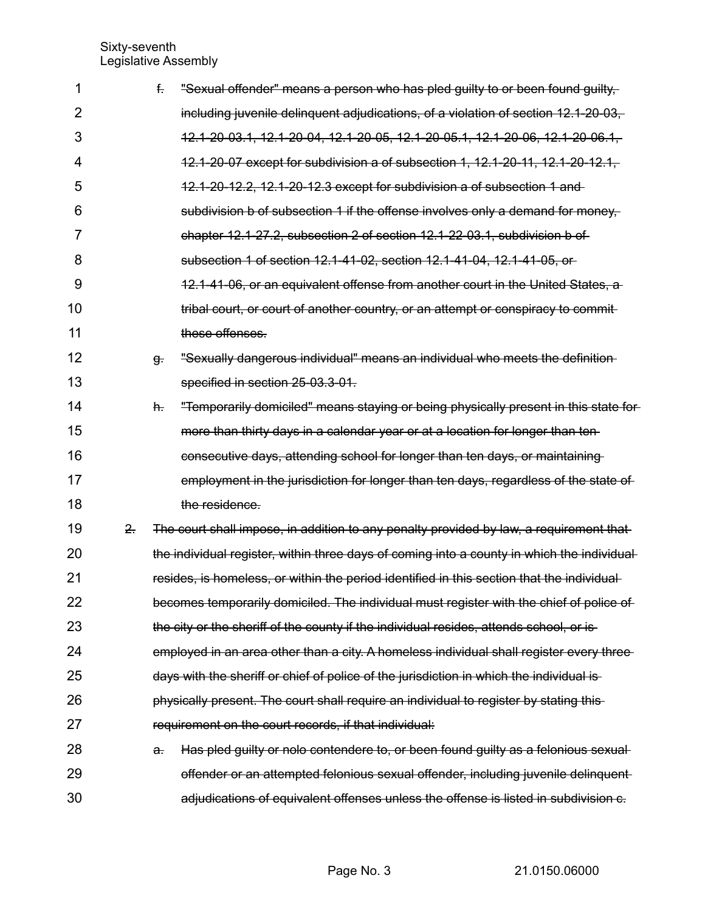~~f. "Sexual offender" means a person who has pled guilty to or been found guilty, including juvenile delinquent adjudications, of a violation of section 12.1-20-03, 12.1-20-03.1, 12.1-20-04, 12.1-20-05, 12.1-20-05.1, 12.1-20-06, 12.1-20-06.1, 12.1-20-07 except for subdivision a of subsection 1, 12.1-20-11, 12.1-20-12.1, 12.1-20-12.2, 12.1-20-12.3 except for subdivision a of subsection 1 and subdivision b of subsection 1 if the offense involves only a demand for money, chapter 12.1-27.2, subsection 2 of section 12.1-22-03.1, subdivision b of subsection 1 of section 12.1-41-02, section 12.1-41-04, 12.1-41-05, or 12.1-41-06, or an equivalent offense from another court in the United States, a tribal court, or court of another country, or an attempt or conspiracy to commit these offenses.~~

~~g. "Sexually dangerous individual" means an individual who meets the definition specified in section 25-03.3-01.~~

~~h. "Temporarily domiciled" means staying or being physically present in this state for more than thirty days in a calendar year or at a location for longer than ten consecutive days, attending school for longer than ten days, or maintaining employment in the jurisdiction for longer than ten days, regardless of the state of the residence.~~

~~2. The court shall impose, in addition to any penalty provided by law, a requirement that the individual register, within three days of coming into a county in which the individual resides, is homeless, or within the period identified in this section that the individual becomes temporarily domiciled. The individual must register with the chief of police of the city or the sheriff of the county if the individual resides, attends school, or is employed in an area other than a city. A homeless individual shall register every three days with the sheriff or chief of police of the jurisdiction in which the individual is physically present. The court shall require an individual to register by stating this requirement on the court records, if that individual:~~

~~a. Has pled guilty or nolo contendere to, or been found guilty as a felonious sexual offender or an attempted felonious sexual offender, including juvenile delinquent adjudications of equivalent offenses unless the offense is listed in subdivision c.~~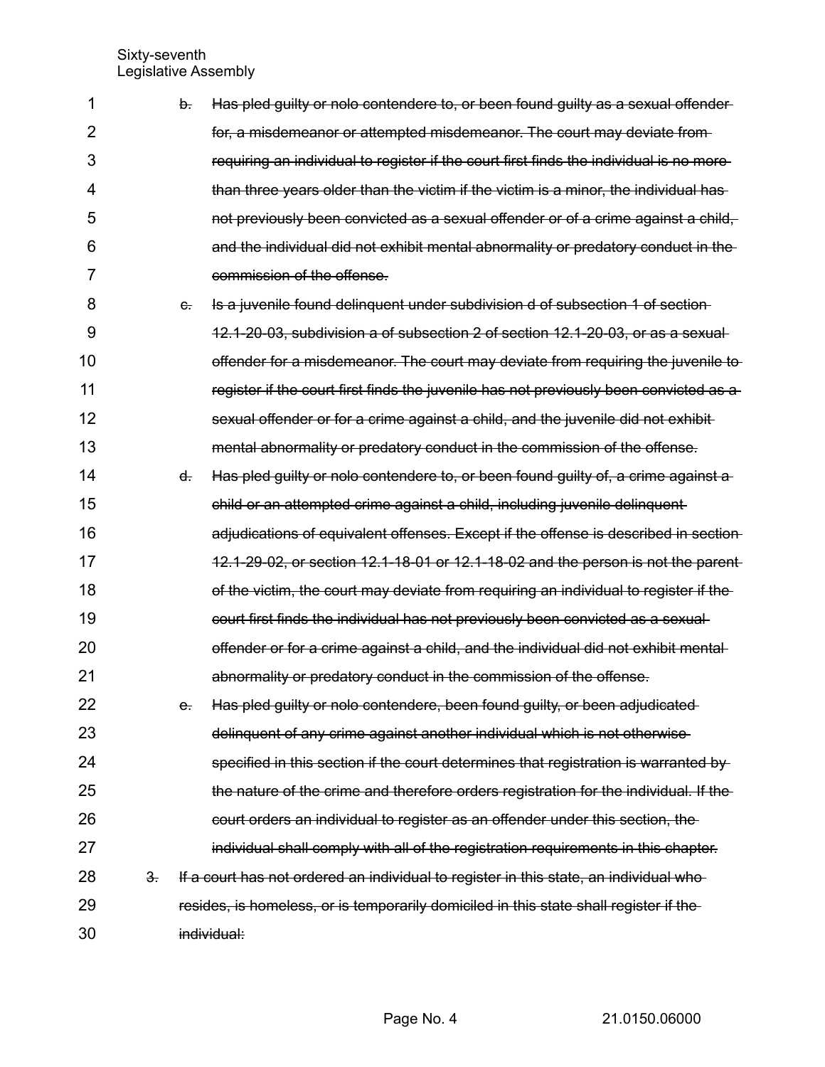~~b. Has pled guilty or nolo contendere to, or been found guilty as a sexual offender for, a misdemeanor or attempted misdemeanor. The court may deviate from requiring an individual to register if the court first finds the individual is no more than three years older than the victim if the victim is a minor, the individual has not previously been convicted as a sexual offender or of a crime against a child, and the individual did not exhibit mental abnormality or predatory conduct in the commission of the offense.~~

~~c. Is a juvenile found delinquent under subdivision d of subsection 1 of section 12.1-20-03, subdivision a of subsection 2 of section 12.1-20-03, or as a sexual offender for a misdemeanor. The court may deviate from requiring the juvenile to register if the court first finds the juvenile has not previously been convicted as a sexual offender or for a crime against a child, and the juvenile did not exhibit mental abnormality or predatory conduct in the commission of the offense.~~

~~d. Has pled guilty or nolo contendere to, or been found guilty of, a crime against a child or an attempted crime against a child, including juvenile delinquent adjudications of equivalent offenses. Except if the offense is described in section 12.1-29-02, or section 12.1-18-01 or 12.1-18-02 and the person is not the parent of the victim, the court may deviate from requiring an individual to register if the court first finds the individual has not previously been convicted as a sexual offender or for a crime against a child, and the individual did not exhibit mental abnormality or predatory conduct in the commission of the offense.~~

~~e. Has pled guilty or nolo contendere, been found guilty, or been adjudicated delinquent of any crime against another individual which is not otherwise specified in this section if the court determines that registration is warranted by the nature of the crime and therefore orders registration for the individual. If the court orders an individual to register as an offender under this section, the individual shall comply with all of the registration requirements in this chapter.~~

~~3. If a court has not ordered an individual to register in this state, an individual who resides, is homeless, or is temporarily domiciled in this state shall register if the individual:~~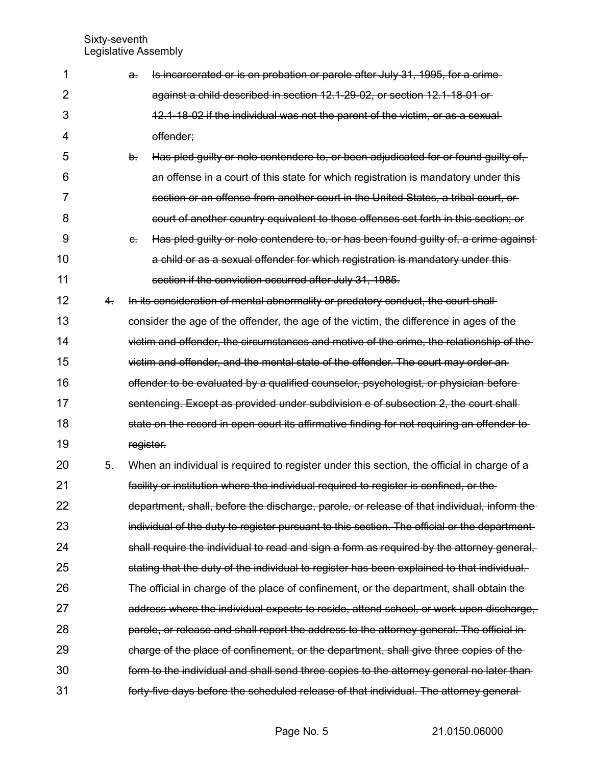~~a. Is incarcerated or is on probation or parole after July 31, 1995, for a crime against a child described in section 12.1-29-02, or section 12.1-18-01 or 12.1-18-02 if the individual was not the parent of the victim, or as a sexual offender;~~

~~b. Has pled guilty or nolo contendere to, or been adjudicated for or found guilty of, an offense in a court of this state for which registration is mandatory under this section or an offense from another court in the United States, a tribal court, or court of another country equivalent to those offenses set forth in this section; or~~

~~c. Has pled guilty or nolo contendere to, or has been found guilty of, a crime against a child or as a sexual offender for which registration is mandatory under this section if the conviction occurred after July 31, 1985.~~

~~4. In its consideration of mental abnormality or predatory conduct, the court shall consider the age of the offender, the age of the victim, the difference in ages of the victim and offender, the circumstances and motive of the crime, the relationship of the victim and offender, and the mental state of the offender. The court may order an offender to be evaluated by a qualified counselor, psychologist, or physician before sentencing. Except as provided under subdivision c of subsection 2, the court shall state on the record in open court its affirmative finding for not requiring an offender to register.~~

~~5. When an individual is required to register under this section, the official in charge of a facility or institution where the individual required to register is confined, or the department, shall, before the discharge, parole, or release of that individual, inform the individual of the duty to register pursuant to this section. The official or the department shall require the individual to read and sign a form as required by the attorney general, stating that the duty of the individual to register has been explained to that individual. The official in charge of the place of confinement, or the department, shall obtain the address where the individual expects to reside, attend school, or work upon discharge, parole, or release and shall report the address to the attorney general. The official in charge of the place of confinement, or the department, shall give three copies of the form to the individual and shall send three copies to the attorney general no later than forty-five days before the scheduled release of that individual. The attorney general~~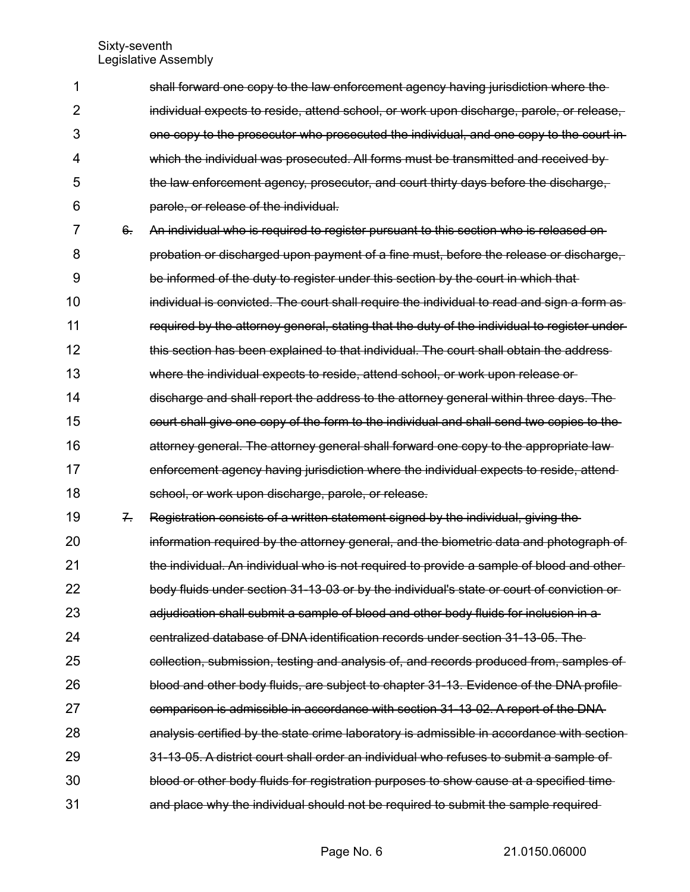~~shall forward one copy to the law enforcement agency having jurisdiction where the individual expects to reside, attend school, or work upon discharge, parole, or release, one copy to the prosecutor who prosecuted the individual, and one copy to the court in which the individual was prosecuted. All forms must be transmitted and received by the law enforcement agency, prosecutor, and court thirty days before the discharge, parole, or release of the individual.~~

~~6. An individual who is required to register pursuant to this section who is released on probation or discharged upon payment of a fine must, before the release or discharge, be informed of the duty to register under this section by the court in which that individual is convicted. The court shall require the individual to read and sign a form as required by the attorney general, stating that the duty of the individual to register under this section has been explained to that individual. The court shall obtain the address where the individual expects to reside, attend school, or work upon release or discharge and shall report the address to the attorney general within three days. The court shall give one copy of the form to the individual and shall send two copies to the attorney general. The attorney general shall forward one copy to the appropriate law enforcement agency having jurisdiction where the individual expects to reside, attend school, or work upon discharge, parole, or release.~~

~~7. Registration consists of a written statement signed by the individual, giving the information required by the attorney general, and the biometric data and photograph of the individual. An individual who is not required to provide a sample of blood and other body fluids under section 31-13-03 or by the individual's state or court of conviction or adjudication shall submit a sample of blood and other body fluids for inclusion in a centralized database of DNA identification records under section 31-13-05. The collection, submission, testing and analysis of, and records produced from, samples of blood and other body fluids, are subject to chapter 31-13. Evidence of the DNA profile comparison is admissible in accordance with section 31-13-02. A report of the DNA analysis certified by the state crime laboratory is admissible in accordance with section 31-13-05. A district court shall order an individual who refuses to submit a sample of blood or other body fluids for registration purposes to show cause at a specified time and place why the individual should not be required to submit the sample required~~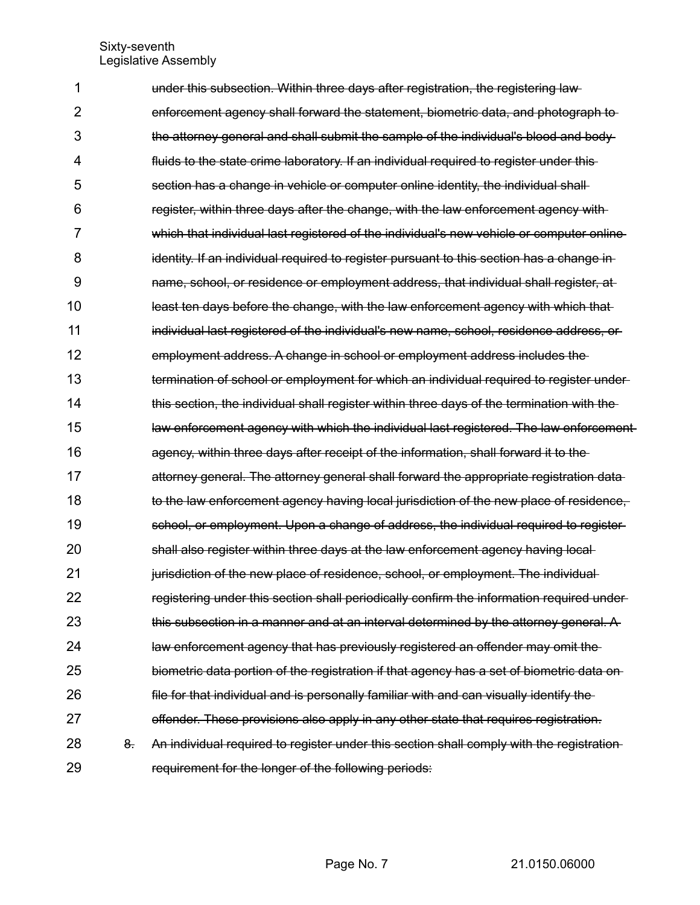~~under this subsection. Within three days after registration, the registering law enforcement agency shall forward the statement, biometric data, and photograph to the attorney general and shall submit the sample of the individual's blood and body fluids to the state crime laboratory. If an individual required to register under this section has a change in vehicle or computer online identity, the individual shall register, within three days after the change, with the law enforcement agency with which that individual last registered of the individual's new vehicle or computer online identity. If an individual required to register pursuant to this section has a change in name, school, or residence or employment address, that individual shall register, at least ten days before the change, with the law enforcement agency with which that individual last registered of the individual's new name, school, residence address, or employment address. A change in school or employment address includes the termination of school or employment for which an individual required to register under this section, the individual shall register within three days of the termination with the law enforcement agency with which the individual last registered. The law enforcement agency, within three days after receipt of the information, shall forward it to the attorney general. The attorney general shall forward the appropriate registration data to the law enforcement agency having local jurisdiction of the new place of residence, school, or employment. Upon a change of address, the individual required to register shall also register within three days at the law enforcement agency having local jurisdiction of the new place of residence, school, or employment. The individual registering under this section shall periodically confirm the information required under this subsection in a manner and at an interval determined by the attorney general. A law enforcement agency that has previously registered an offender may omit the biometric data portion of the registration if that agency has a set of biometric data on file for that individual and is personally familiar with and can visually identify the offender. These provisions also apply in any other state that requires registration.~~

~~8. An individual required to register under this section shall comply with the registration requirement for the longer of the following periods:~~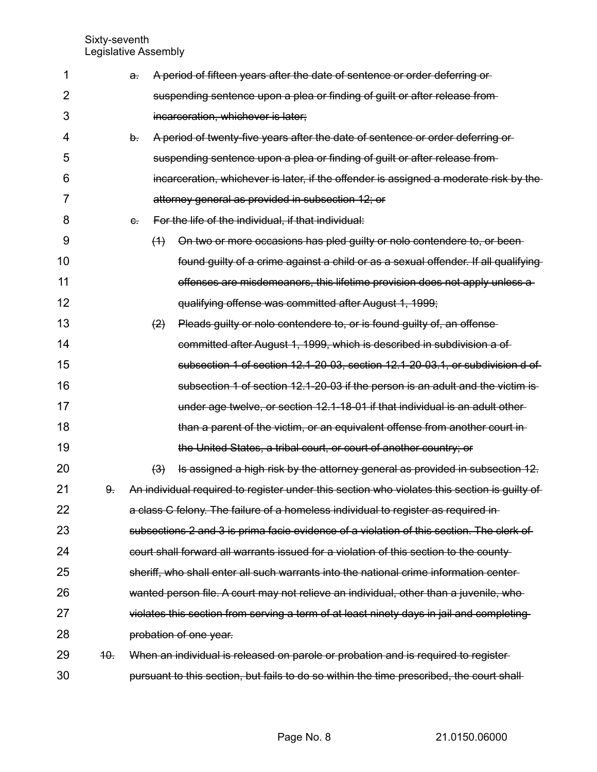~~a. A period of fifteen years after the date of sentence or order deferring or suspending sentence upon a plea or finding of guilt or after release from incarceration, whichever is later;~~

~~b. A period of twenty-five years after the date of sentence or order deferring or suspending sentence upon a plea or finding of guilt or after release from incarceration, whichever is later, if the offender is assigned a moderate risk by the attorney general as provided in subsection 12; or~~

~~c. For the life of the individual, if that individual:~~

~~(1) On two or more occasions has pled guilty or nolo contendere to, or been found guilty of a crime against a child or as a sexual offender. If all qualifying offenses are misdemeanors, this lifetime provision does not apply unless a qualifying offense was committed after August 1, 1999;~~

~~(2) Pleads guilty or nolo contendere to, or is found guilty of, an offense committed after August 1, 1999, which is described in subdivision a of subsection 1 of section 12.1-20-03, section 12.1-20-03.1, or subdivision d of subsection 1 of section 12.1-20-03 if the person is an adult and the victim is under age twelve, or section 12.1-18-01 if that individual is an adult other than a parent of the victim, or an equivalent offense from another court in the United States, a tribal court, or court of another country; or~~

~~(3) Is assigned a high risk by the attorney general as provided in subsection 12.~~

~~9. An individual required to register under this section who violates this section is guilty of a class C felony. The failure of a homeless individual to register as required in subsections 2 and 3 is prima facie evidence of a violation of this section. The clerk of court shall forward all warrants issued for a violation of this section to the county sheriff, who shall enter all such warrants into the national crime information center wanted person file. A court may not relieve an individual, other than a juvenile, who violates this section from serving a term of at least ninety days in jail and completing probation of one year.~~

~~10. When an individual is released on parole or probation and is required to register pursuant to this section, but fails to do so within the time prescribed, the court shall~~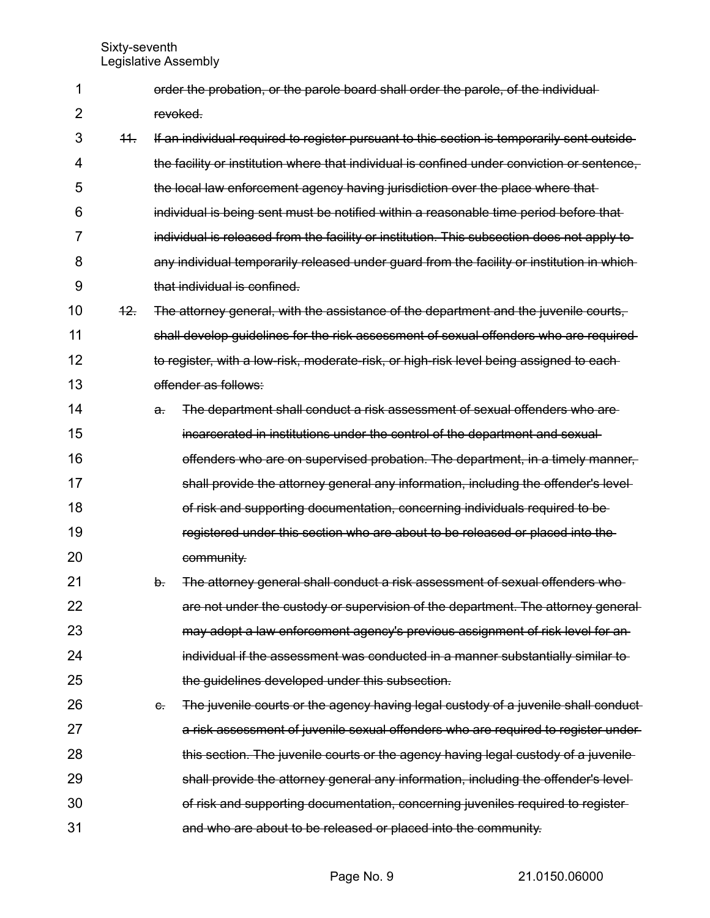~~order the probation, or the parole board shall order the parole, of the individual revoked.~~

~~11. If an individual required to register pursuant to this section is temporarily sent outside the facility or institution where that individual is confined under conviction or sentence, the local law enforcement agency having jurisdiction over the place where that individual is being sent must be notified within a reasonable time period before that individual is released from the facility or institution. This subsection does not apply to any individual temporarily released under guard from the facility or institution in which that individual is confined.~~

~~12. The attorney general, with the assistance of the department and the juvenile courts, shall develop guidelines for the risk assessment of sexual offenders who are required to register, with a low-risk, moderate-risk, or high-risk level being assigned to each offender as follows:~~

~~a. The department shall conduct a risk assessment of sexual offenders who are incarcerated in institutions under the control of the department and sexual offenders who are on supervised probation. The department, in a timely manner, shall provide the attorney general any information, including the offender's level of risk and supporting documentation, concerning individuals required to be registered under this section who are about to be released or placed into the community.~~

~~b. The attorney general shall conduct a risk assessment of sexual offenders who are not under the custody or supervision of the department. The attorney general may adopt a law enforcement agency's previous assignment of risk level for an individual if the assessment was conducted in a manner substantially similar to the guidelines developed under this subsection.~~

~~c. The juvenile courts or the agency having legal custody of a juvenile shall conduct a risk assessment of juvenile sexual offenders who are required to register under this section. The juvenile courts or the agency having legal custody of a juvenile shall provide the attorney general any information, including the offender's level of risk and supporting documentation, concerning juveniles required to register and who are about to be released or placed into the community.~~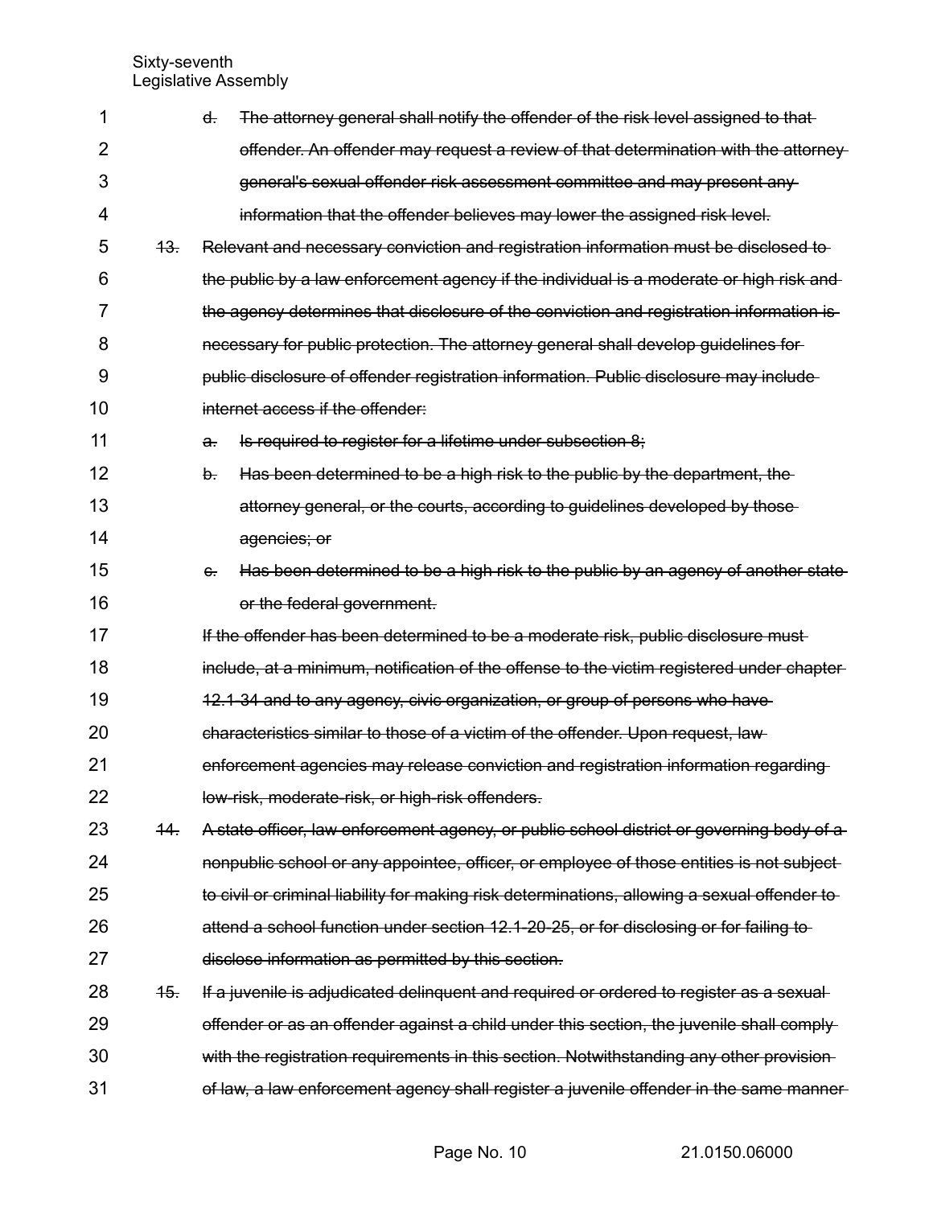~~d. The attorney general shall notify the offender of the risk level assigned to that offender. An offender may request a review of that determination with the attorney general's sexual offender risk assessment committee and may present any information that the offender believes may lower the assigned risk level.~~

~~13. Relevant and necessary conviction and registration information must be disclosed to the public by a law enforcement agency if the individual is a moderate or high risk and the agency determines that disclosure of the conviction and registration information is necessary for public protection. The attorney general shall develop guidelines for public disclosure of offender registration information. Public disclosure may include internet access if the offender:~~

~~a. Is required to register for a lifetime under subsection 8;~~

~~b. Has been determined to be a high risk to the public by the department, the attorney general, or the courts, according to guidelines developed by those agencies; or~~

~~c. Has been determined to be a high risk to the public by an agency of another state or the federal government.~~

~~If the offender has been determined to be a moderate risk, public disclosure must include, at a minimum, notification of the offense to the victim registered under chapter 12.1-34 and to any agency, civic organization, or group of persons who have characteristics similar to those of a victim of the offender. Upon request, law enforcement agencies may release conviction and registration information regarding low-risk, moderate-risk, or high-risk offenders.~~

~~14. A state officer, law enforcement agency, or public school district or governing body of a nonpublic school or any appointee, officer, or employee of those entities is not subject to civil or criminal liability for making risk determinations, allowing a sexual offender to attend a school function under section 12.1-20-25, or for disclosing or for failing to disclose information as permitted by this section.~~

~~15. If a juvenile is adjudicated delinquent and required or ordered to register as a sexual offender or as an offender against a child under this section, the juvenile shall comply with the registration requirements in this section. Notwithstanding any other provision of law, a law enforcement agency shall register a juvenile offender in the same manner~~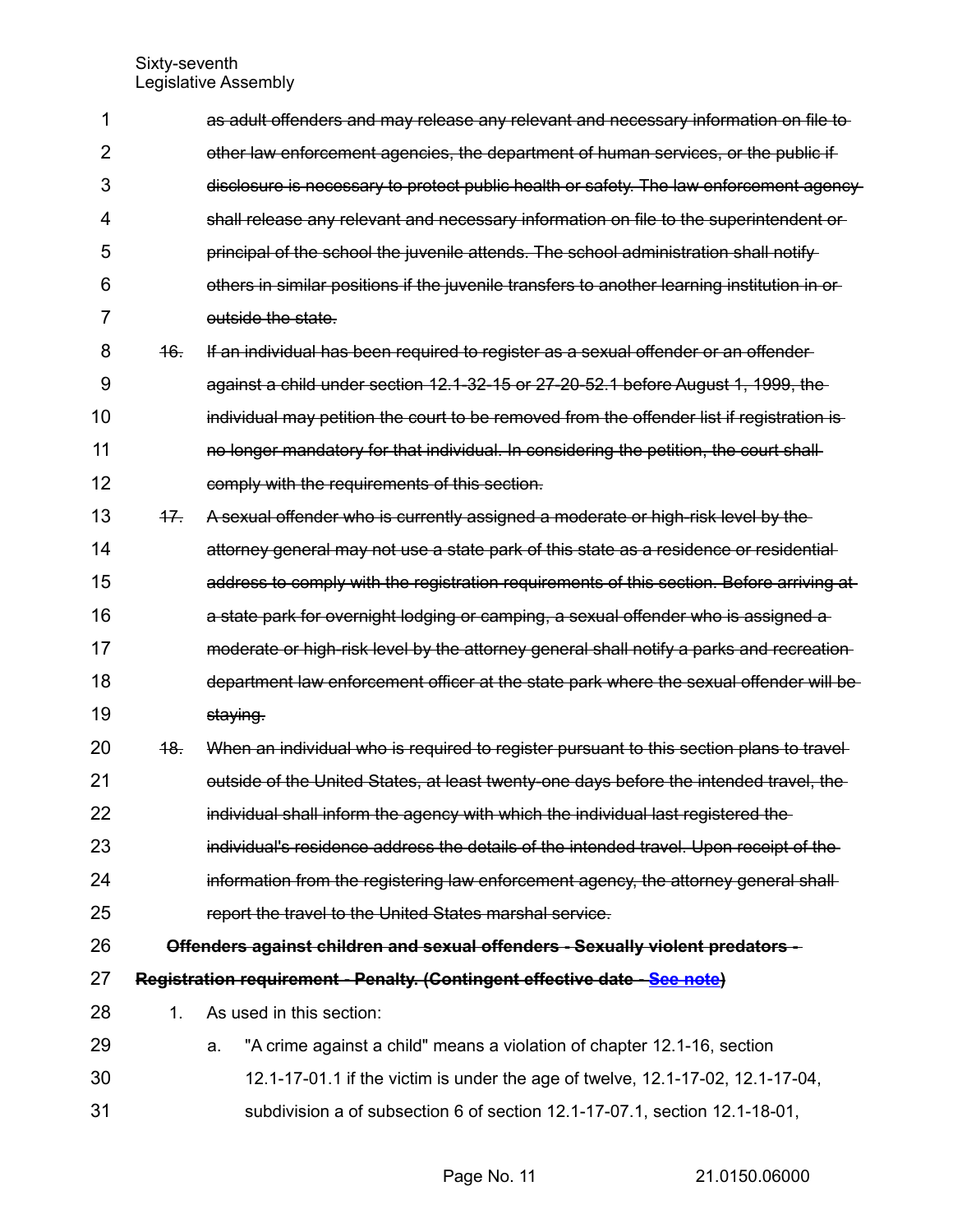~~as adult offenders and may release any relevant and necessary information on file to other law enforcement agencies, the department of human services, or the public if disclosure is necessary to protect public health or safety. The law enforcement agency shall release any relevant and necessary information on file to the superintendent or principal of the school the juvenile attends. The school administration shall notify others in similar positions if the juvenile transfers to another learning institution in or outside the state.~~

~~16. If an individual has been required to register as a sexual offender or an offender against a child under section 12.1-32-15 or 27-20-52.1 before August 1, 1999, the individual may petition the court to be removed from the offender list if registration is no longer mandatory for that individual. In considering the petition, the court shall comply with the requirements of this section.~~

~~17. A sexual offender who is currently assigned a moderate or high-risk level by the attorney general may not use a state park of this state as a residence or residential address to comply with the registration requirements of this section. Before arriving at a state park for overnight lodging or camping, a sexual offender who is assigned a moderate or high-risk level by the attorney general shall notify a parks and recreation department law enforcement officer at the state park where the sexual offender will be staying.~~

~~18. When an individual who is required to register pursuant to this section plans to travel outside of the United States, at least twenty-one days before the intended travel, the individual shall inform the agency with which the individual last registered the individual's residence address the details of the intended travel. Upon receipt of the information from the registering law enforcement agency, the attorney general shall report the travel to the United States marshal service.~~

**~~Offenders against children and sexual offenders - Sexually violent predators - Registration requirement - Penalty. (Contingent effective date - See note)~~**

1. As used in this section:

   a. "A crime against a child" means a violation of chapter 12.1-16, section 12.1-17-01.1 if the victim is under the age of twelve, 12.1-17-02, 12.1-17-04, subdivision a of subsection 6 of section 12.1-17-07.1, section 12.1-18-01,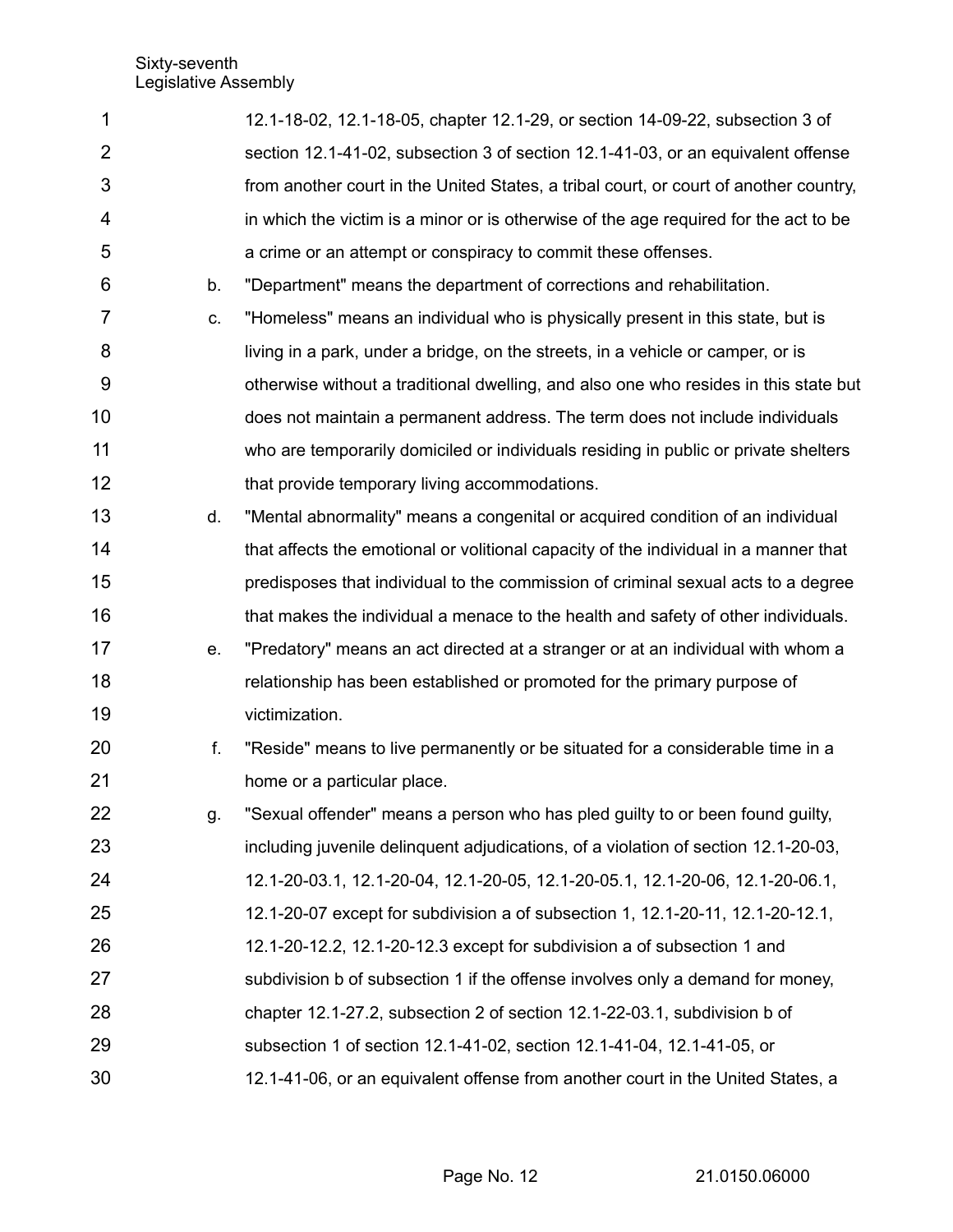12.1-18-02, 12.1-18-05, chapter 12.1-29, or section 14-09-22, subsection 3 of section 12.1-41-02, subsection 3 of section 12.1-41-03, or an equivalent offense from another court in the United States, a tribal court, or court of another country, in which the victim is a minor or is otherwise of the age required for the act to be a crime or an attempt or conspiracy to commit these offenses.

b. "Department" means the department of corrections and rehabilitation.

c. "Homeless" means an individual who is physically present in this state, but is living in a park, under a bridge, on the streets, in a vehicle or camper, or is otherwise without a traditional dwelling, and also one who resides in this state but does not maintain a permanent address. The term does not include individuals who are temporarily domiciled or individuals residing in public or private shelters that provide temporary living accommodations.

d. "Mental abnormality" means a congenital or acquired condition of an individual that affects the emotional or volitional capacity of the individual in a manner that predisposes that individual to the commission of criminal sexual acts to a degree that makes the individual a menace to the health and safety of other individuals.

e. "Predatory" means an act directed at a stranger or at an individual with whom a relationship has been established or promoted for the primary purpose of victimization.

f. "Reside" means to live permanently or be situated for a considerable time in a home or a particular place.

g. "Sexual offender" means a person who has pled guilty to or been found guilty, including juvenile delinquent adjudications, of a violation of section 12.1-20-03, 12.1-20-03.1, 12.1-20-04, 12.1-20-05, 12.1-20-05.1, 12.1-20-06, 12.1-20-06.1, 12.1-20-07 except for subdivision a of subsection 1, 12.1-20-11, 12.1-20-12.1, 12.1-20-12.2, 12.1-20-12.3 except for subdivision a of subsection 1 and subdivision b of subsection 1 if the offense involves only a demand for money, chapter 12.1-27.2, subsection 2 of section 12.1-22-03.1, subdivision b of subsection 1 of section 12.1-41-02, section 12.1-41-04, 12.1-41-05, or 12.1-41-06, or an equivalent offense from another court in the United States, a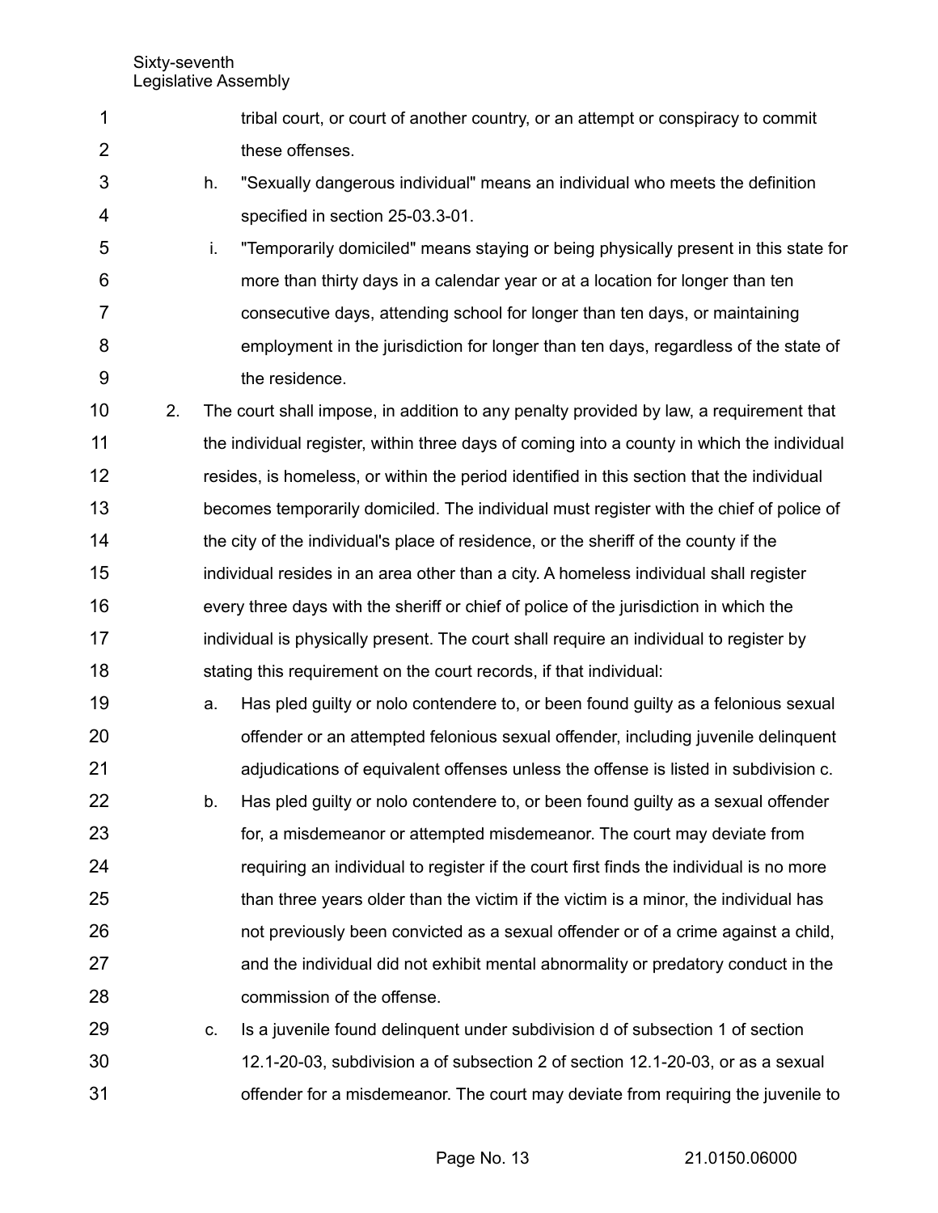tribal court, or court of another country, or an attempt or conspiracy to commit these offenses.

h. "Sexually dangerous individual" means an individual who meets the definition specified in section 25-03.3-01.

i. "Temporarily domiciled" means staying or being physically present in this state for more than thirty days in a calendar year or at a location for longer than ten consecutive days, attending school for longer than ten days, or maintaining employment in the jurisdiction for longer than ten days, regardless of the state of the residence.

2. The court shall impose, in addition to any penalty provided by law, a requirement that the individual register, within three days of coming into a county in which the individual resides, is homeless, or within the period identified in this section that the individual becomes temporarily domiciled. The individual must register with the chief of police of the city of the individual's place of residence, or the sheriff of the county if the individual resides in an area other than a city. A homeless individual shall register every three days with the sheriff or chief of police of the jurisdiction in which the individual is physically present. The court shall require an individual to register by stating this requirement on the court records, if that individual:

   a. Has pled guilty or nolo contendere to, or been found guilty as a felonious sexual offender or an attempted felonious sexual offender, including juvenile delinquent adjudications of equivalent offenses unless the offense is listed in subdivision c.

   b. Has pled guilty or nolo contendere to, or been found guilty as a sexual offender for, a misdemeanor or attempted misdemeanor. The court may deviate from requiring an individual to register if the court first finds the individual is no more than three years older than the victim if the victim is a minor, the individual has not previously been convicted as a sexual offender or of a crime against a child, and the individual did not exhibit mental abnormality or predatory conduct in the commission of the offense.

   c. Is a juvenile found delinquent under subdivision d of subsection 1 of section 12.1-20-03, subdivision a of subsection 2 of section 12.1-20-03, or as a sexual offender for a misdemeanor. The court may deviate from requiring the juvenile to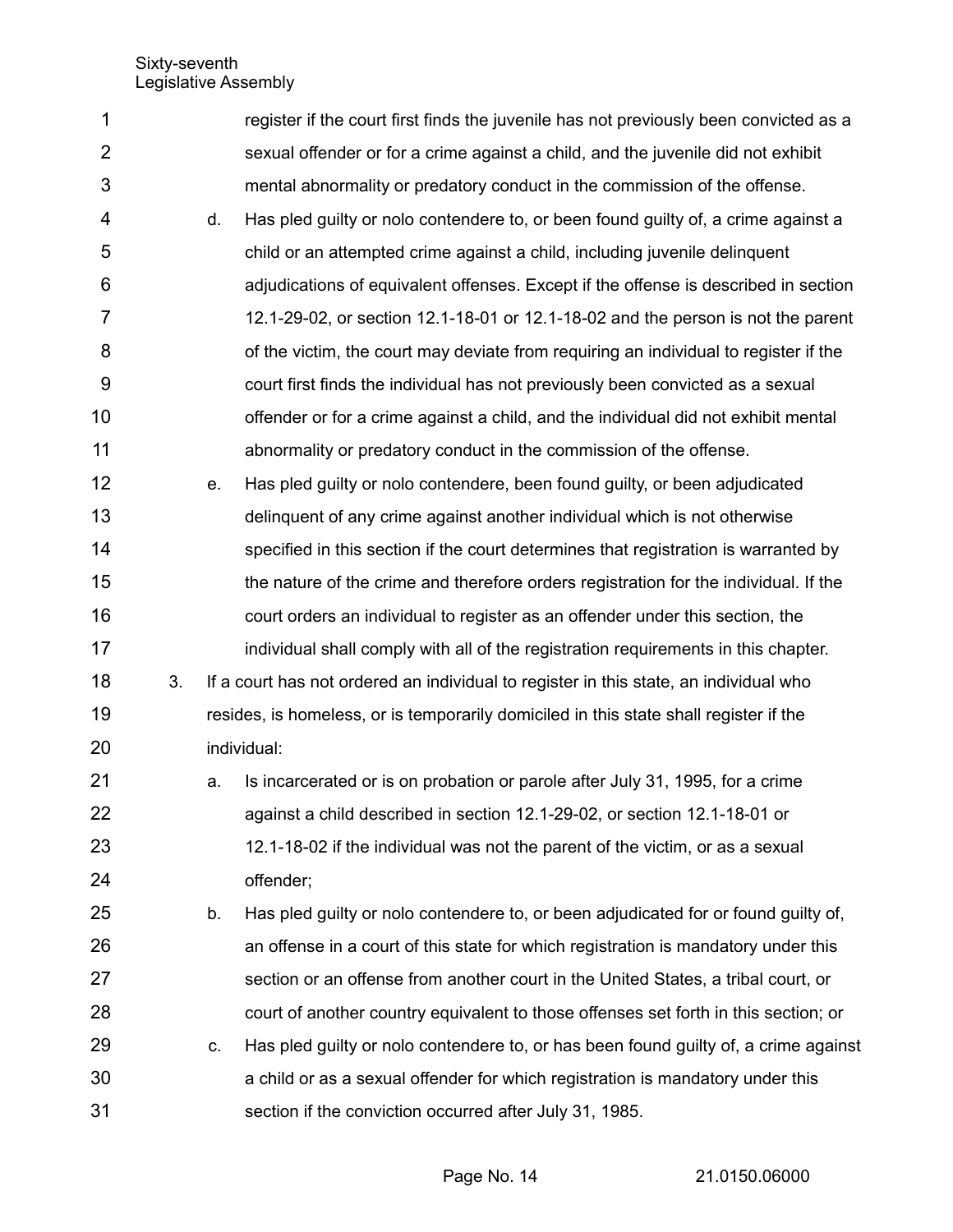register if the court first finds the juvenile has not previously been convicted as a sexual offender or for a crime against a child, and the juvenile did not exhibit mental abnormality or predatory conduct in the commission of the offense.

d. Has pled guilty or nolo contendere to, or been found guilty of, a crime against a child or an attempted crime against a child, including juvenile delinquent adjudications of equivalent offenses. Except if the offense is described in section 12.1-29-02, or section 12.1-18-01 or 12.1-18-02 and the person is not the parent of the victim, the court may deviate from requiring an individual to register if the court first finds the individual has not previously been convicted as a sexual offender or for a crime against a child, and the individual did not exhibit mental abnormality or predatory conduct in the commission of the offense.

e. Has pled guilty or nolo contendere, been found guilty, or been adjudicated delinquent of any crime against another individual which is not otherwise specified in this section if the court determines that registration is warranted by the nature of the crime and therefore orders registration for the individual. If the court orders an individual to register as an offender under this section, the individual shall comply with all of the registration requirements in this chapter.

3. If a court has not ordered an individual to register in this state, an individual who resides, is homeless, or is temporarily domiciled in this state shall register if the individual:

a. Is incarcerated or is on probation or parole after July 31, 1995, for a crime against a child described in section 12.1-29-02, or section 12.1-18-01 or 12.1-18-02 if the individual was not the parent of the victim, or as a sexual offender;

b. Has pled guilty or nolo contendere to, or been adjudicated for or found guilty of, an offense in a court of this state for which registration is mandatory under this section or an offense from another court in the United States, a tribal court, or court of another country equivalent to those offenses set forth in this section; or

c. Has pled guilty or nolo contendere to, or has been found guilty of, a crime against a child or as a sexual offender for which registration is mandatory under this section if the conviction occurred after July 31, 1985.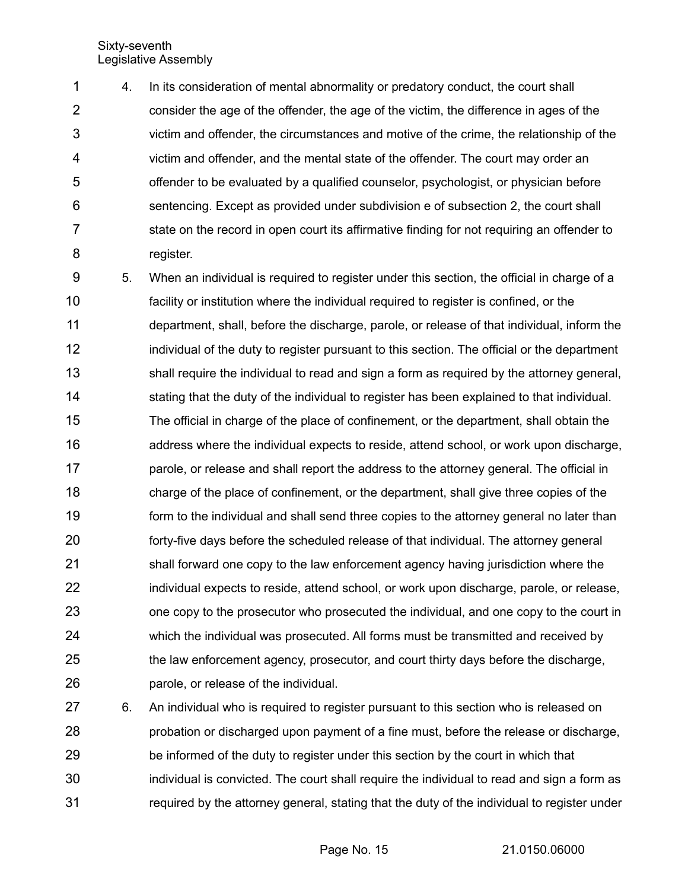4. In its consideration of mental abnormality or predatory conduct, the court shall consider the age of the offender, the age of the victim, the difference in ages of the victim and offender, the circumstances and motive of the crime, the relationship of the victim and offender, and the mental state of the offender. The court may order an offender to be evaluated by a qualified counselor, psychologist, or physician before sentencing. Except as provided under subdivision e of subsection 2, the court shall state on the record in open court its affirmative finding for not requiring an offender to register.

5. When an individual is required to register under this section, the official in charge of a facility or institution where the individual required to register is confined, or the department, shall, before the discharge, parole, or release of that individual, inform the individual of the duty to register pursuant to this section. The official or the department shall require the individual to read and sign a form as required by the attorney general, stating that the duty of the individual to register has been explained to that individual. The official in charge of the place of confinement, or the department, shall obtain the address where the individual expects to reside, attend school, or work upon discharge, parole, or release and shall report the address to the attorney general. The official in charge of the place of confinement, or the department, shall give three copies of the form to the individual and shall send three copies to the attorney general no later than forty-five days before the scheduled release of that individual. The attorney general shall forward one copy to the law enforcement agency having jurisdiction where the individual expects to reside, attend school, or work upon discharge, parole, or release, one copy to the prosecutor who prosecuted the individual, and one copy to the court in which the individual was prosecuted. All forms must be transmitted and received by the law enforcement agency, prosecutor, and court thirty days before the discharge, parole, or release of the individual.

6. An individual who is required to register pursuant to this section who is released on probation or discharged upon payment of a fine must, before the release or discharge, be informed of the duty to register under this section by the court in which that individual is convicted. The court shall require the individual to read and sign a form as required by the attorney general, stating that the duty of the individual to register under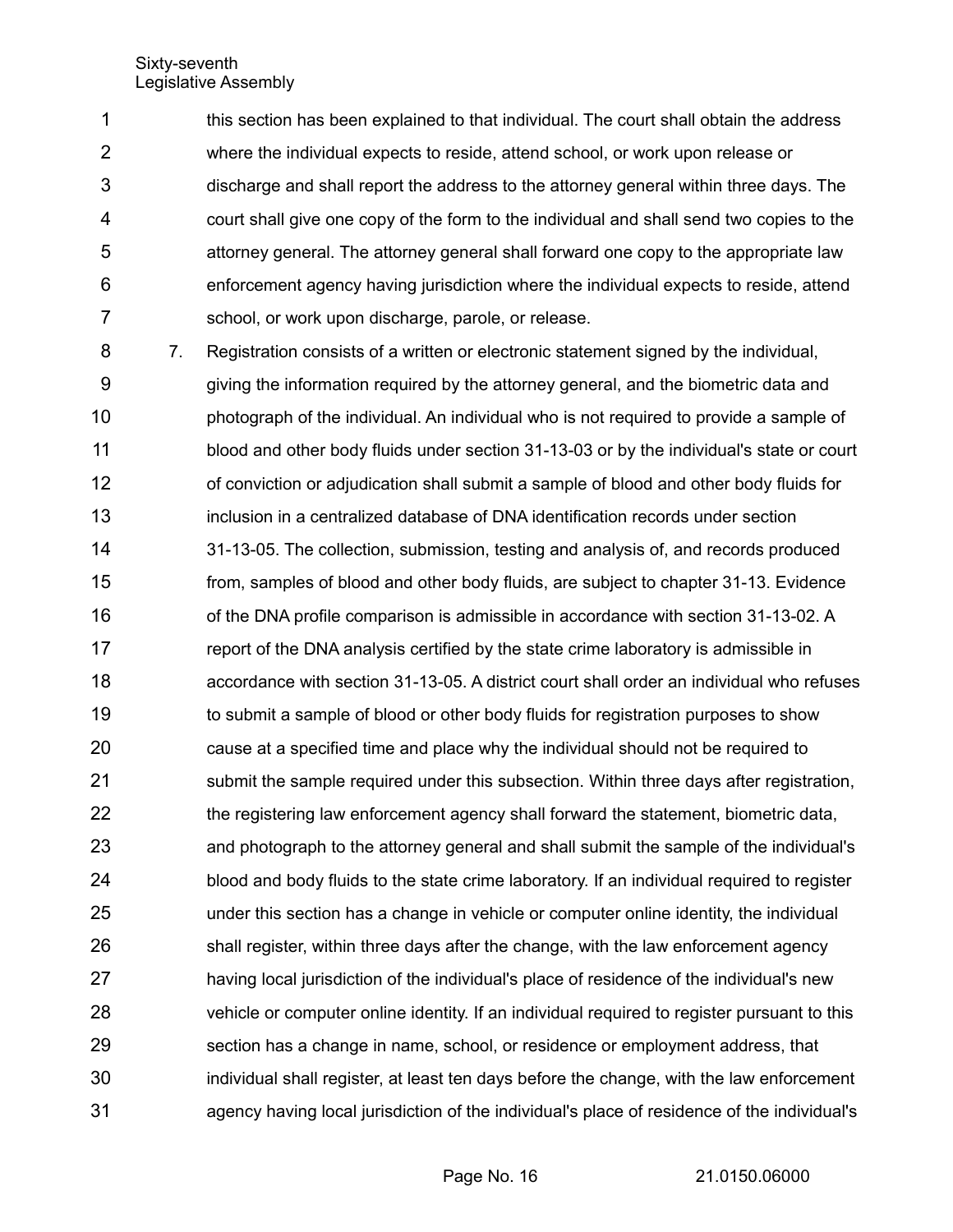this section has been explained to that individual. The court shall obtain the address where the individual expects to reside, attend school, or work upon release or discharge and shall report the address to the attorney general within three days. The court shall give one copy of the form to the individual and shall send two copies to the attorney general. The attorney general shall forward one copy to the appropriate law enforcement agency having jurisdiction where the individual expects to reside, attend school, or work upon discharge, parole, or release.

7. Registration consists of a written or electronic statement signed by the individual, giving the information required by the attorney general, and the biometric data and photograph of the individual. An individual who is not required to provide a sample of blood and other body fluids under section 31-13-03 or by the individual's state or court of conviction or adjudication shall submit a sample of blood and other body fluids for inclusion in a centralized database of DNA identification records under section 31-13-05. The collection, submission, testing and analysis of, and records produced from, samples of blood and other body fluids, are subject to chapter 31-13. Evidence of the DNA profile comparison is admissible in accordance with section 31-13-02. A report of the DNA analysis certified by the state crime laboratory is admissible in accordance with section 31-13-05. A district court shall order an individual who refuses to submit a sample of blood or other body fluids for registration purposes to show cause at a specified time and place why the individual should not be required to submit the sample required under this subsection. Within three days after registration, the registering law enforcement agency shall forward the statement, biometric data, and photograph to the attorney general and shall submit the sample of the individual's blood and body fluids to the state crime laboratory. If an individual required to register under this section has a change in vehicle or computer online identity, the individual shall register, within three days after the change, with the law enforcement agency having local jurisdiction of the individual's place of residence of the individual's new vehicle or computer online identity. If an individual required to register pursuant to this section has a change in name, school, or residence or employment address, that individual shall register, at least ten days before the change, with the law enforcement agency having local jurisdiction of the individual's place of residence of the individual's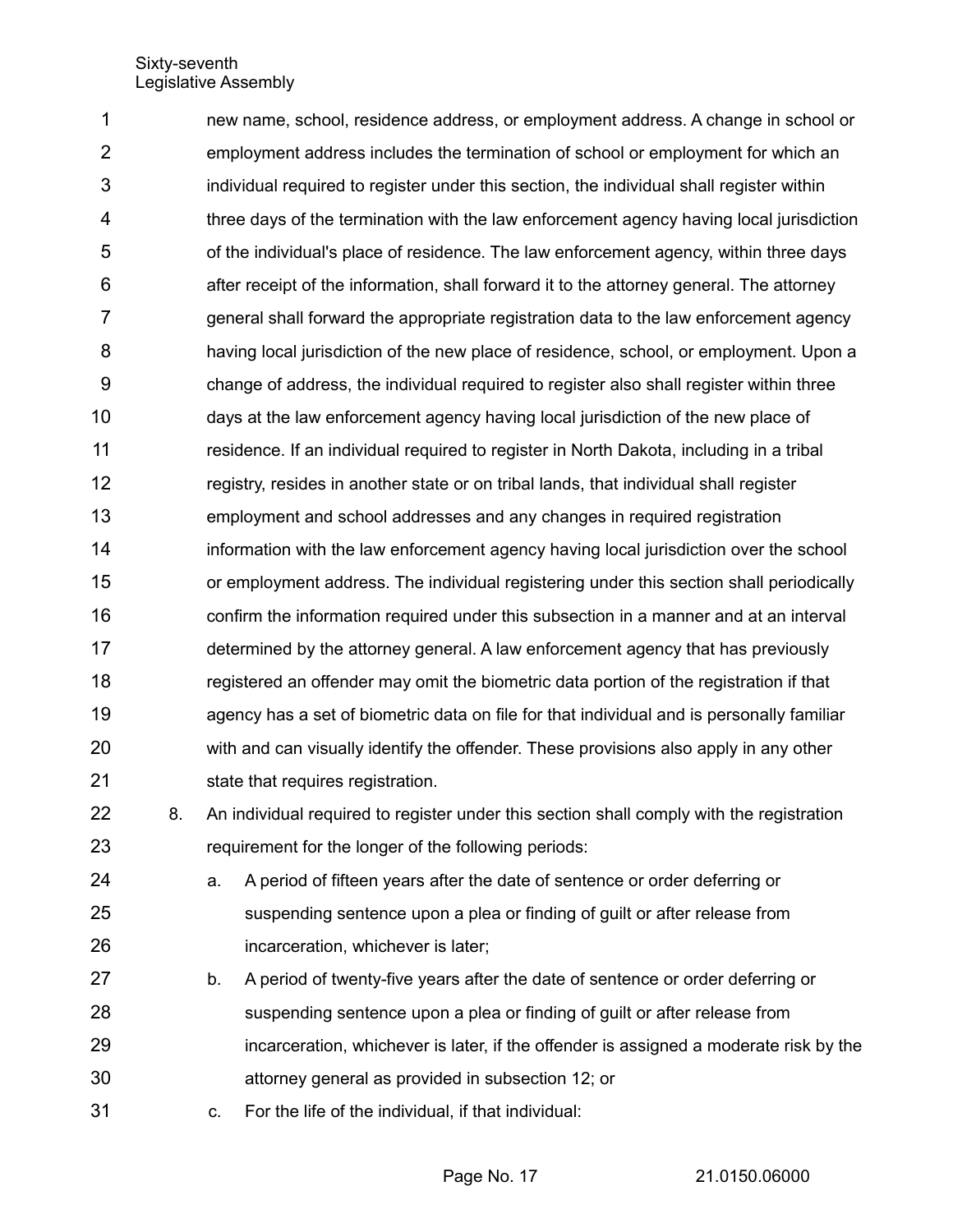new name, school, residence address, or employment address. A change in school or employment address includes the termination of school or employment for which an individual required to register under this section, the individual shall register within three days of the termination with the law enforcement agency having local jurisdiction of the individual's place of residence. The law enforcement agency, within three days after receipt of the information, shall forward it to the attorney general. The attorney general shall forward the appropriate registration data to the law enforcement agency having local jurisdiction of the new place of residence, school, or employment. Upon a change of address, the individual required to register also shall register within three days at the law enforcement agency having local jurisdiction of the new place of residence. If an individual required to register in North Dakota, including in a tribal registry, resides in another state or on tribal lands, that individual shall register employment and school addresses and any changes in required registration information with the law enforcement agency having local jurisdiction over the school or employment address. The individual registering under this section shall periodically confirm the information required under this subsection in a manner and at an interval determined by the attorney general. A law enforcement agency that has previously registered an offender may omit the biometric data portion of the registration if that agency has a set of biometric data on file for that individual and is personally familiar with and can visually identify the offender. These provisions also apply in any other state that requires registration.

8. An individual required to register under this section shall comply with the registration requirement for the longer of the following periods:

   a. A period of fifteen years after the date of sentence or order deferring or suspending sentence upon a plea or finding of guilt or after release from incarceration, whichever is later;

   b. A period of twenty-five years after the date of sentence or order deferring or suspending sentence upon a plea or finding of guilt or after release from incarceration, whichever is later, if the offender is assigned a moderate risk by the attorney general as provided in subsection 12; or

   c. For the life of the individual, if that individual: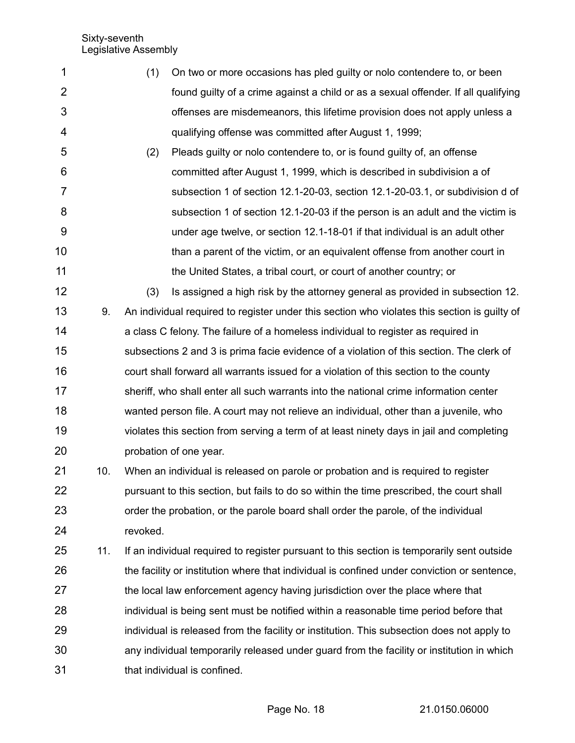(1) On two or more occasions has pled guilty or nolo contendere to, or been found guilty of a crime against a child or as a sexual offender. If all qualifying offenses are misdemeanors, this lifetime provision does not apply unless a qualifying offense was committed after August 1, 1999;

(2) Pleads guilty or nolo contendere to, or is found guilty of, an offense committed after August 1, 1999, which is described in subdivision a of subsection 1 of section 12.1-20-03, section 12.1-20-03.1, or subdivision d of subsection 1 of section 12.1-20-03 if the person is an adult and the victim is under age twelve, or section 12.1-18-01 if that individual is an adult other than a parent of the victim, or an equivalent offense from another court in the United States, a tribal court, or court of another country; or

(3) Is assigned a high risk by the attorney general as provided in subsection 12.

9. An individual required to register under this section who violates this section is guilty of a class C felony. The failure of a homeless individual to register as required in subsections 2 and 3 is prima facie evidence of a violation of this section. The clerk of court shall forward all warrants issued for a violation of this section to the county sheriff, who shall enter all such warrants into the national crime information center wanted person file. A court may not relieve an individual, other than a juvenile, who violates this section from serving a term of at least ninety days in jail and completing probation of one year.

10. When an individual is released on parole or probation and is required to register pursuant to this section, but fails to do so within the time prescribed, the court shall order the probation, or the parole board shall order the parole, of the individual revoked.

11. If an individual required to register pursuant to this section is temporarily sent outside the facility or institution where that individual is confined under conviction or sentence, the local law enforcement agency having jurisdiction over the place where that individual is being sent must be notified within a reasonable time period before that individual is released from the facility or institution. This subsection does not apply to any individual temporarily released under guard from the facility or institution in which that individual is confined.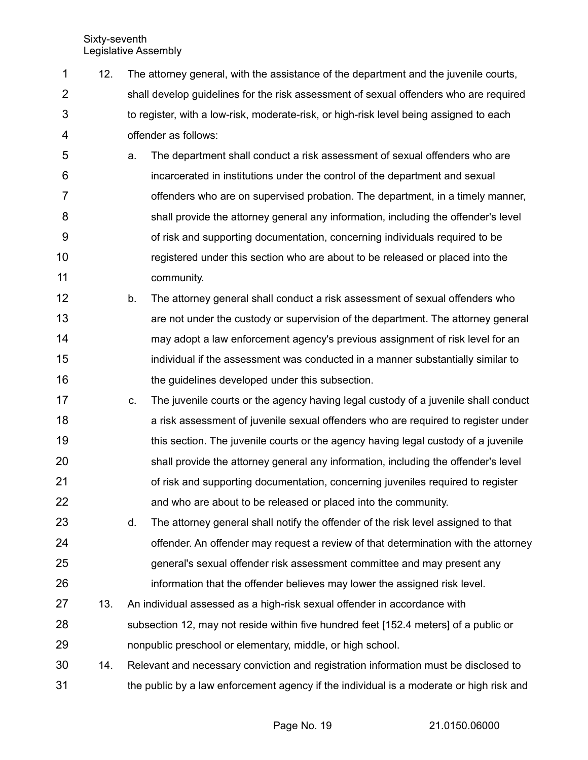12. The attorney general, with the assistance of the department and the juvenile courts, shall develop guidelines for the risk assessment of sexual offenders who are required to register, with a low-risk, moderate-risk, or high-risk level being assigned to each offender as follows:

    a. The department shall conduct a risk assessment of sexual offenders who are incarcerated in institutions under the control of the department and sexual offenders who are on supervised probation. The department, in a timely manner, shall provide the attorney general any information, including the offender's level of risk and supporting documentation, concerning individuals required to be registered under this section who are about to be released or placed into the community.

    b. The attorney general shall conduct a risk assessment of sexual offenders who are not under the custody or supervision of the department. The attorney general may adopt a law enforcement agency's previous assignment of risk level for an individual if the assessment was conducted in a manner substantially similar to the guidelines developed under this subsection.

    c. The juvenile courts or the agency having legal custody of a juvenile shall conduct a risk assessment of juvenile sexual offenders who are required to register under this section. The juvenile courts or the agency having legal custody of a juvenile shall provide the attorney general any information, including the offender's level of risk and supporting documentation, concerning juveniles required to register and who are about to be released or placed into the community.

    d. The attorney general shall notify the offender of the risk level assigned to that offender. An offender may request a review of that determination with the attorney general's sexual offender risk assessment committee and may present any information that the offender believes may lower the assigned risk level.

13. An individual assessed as a high-risk sexual offender in accordance with subsection 12, may not reside within five hundred feet [152.4 meters] of a public or nonpublic preschool or elementary, middle, or high school.

14. Relevant and necessary conviction and registration information must be disclosed to the public by a law enforcement agency if the individual is a moderate or high risk and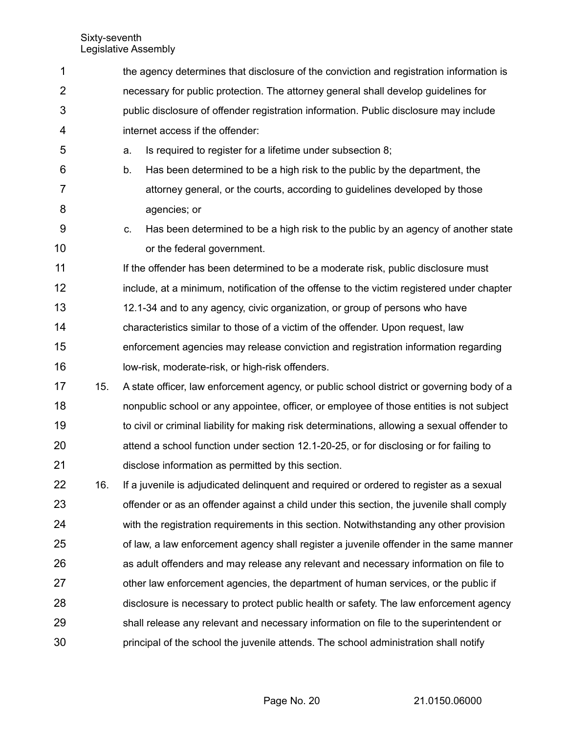the agency determines that disclosure of the conviction and registration information is necessary for public protection. The attorney general shall develop guidelines for public disclosure of offender registration information. Public disclosure may include internet access if the offender:

a. Is required to register for a lifetime under subsection 8;

b. Has been determined to be a high risk to the public by the department, the attorney general, or the courts, according to guidelines developed by those agencies; or

c. Has been determined to be a high risk to the public by an agency of another state or the federal government.

If the offender has been determined to be a moderate risk, public disclosure must include, at a minimum, notification of the offense to the victim registered under chapter 12.1-34 and to any agency, civic organization, or group of persons who have characteristics similar to those of a victim of the offender. Upon request, law enforcement agencies may release conviction and registration information regarding low-risk, moderate-risk, or high-risk offenders.

15. A state officer, law enforcement agency, or public school district or governing body of a nonpublic school or any appointee, officer, or employee of those entities is not subject to civil or criminal liability for making risk determinations, allowing a sexual offender to attend a school function under section 12.1-20-25, or for disclosing or for failing to disclose information as permitted by this section.

16. If a juvenile is adjudicated delinquent and required or ordered to register as a sexual offender or as an offender against a child under this section, the juvenile shall comply with the registration requirements in this section. Notwithstanding any other provision of law, a law enforcement agency shall register a juvenile offender in the same manner as adult offenders and may release any relevant and necessary information on file to other law enforcement agencies, the department of human services, or the public if disclosure is necessary to protect public health or safety. The law enforcement agency shall release any relevant and necessary information on file to the superintendent or principal of the school the juvenile attends. The school administration shall notify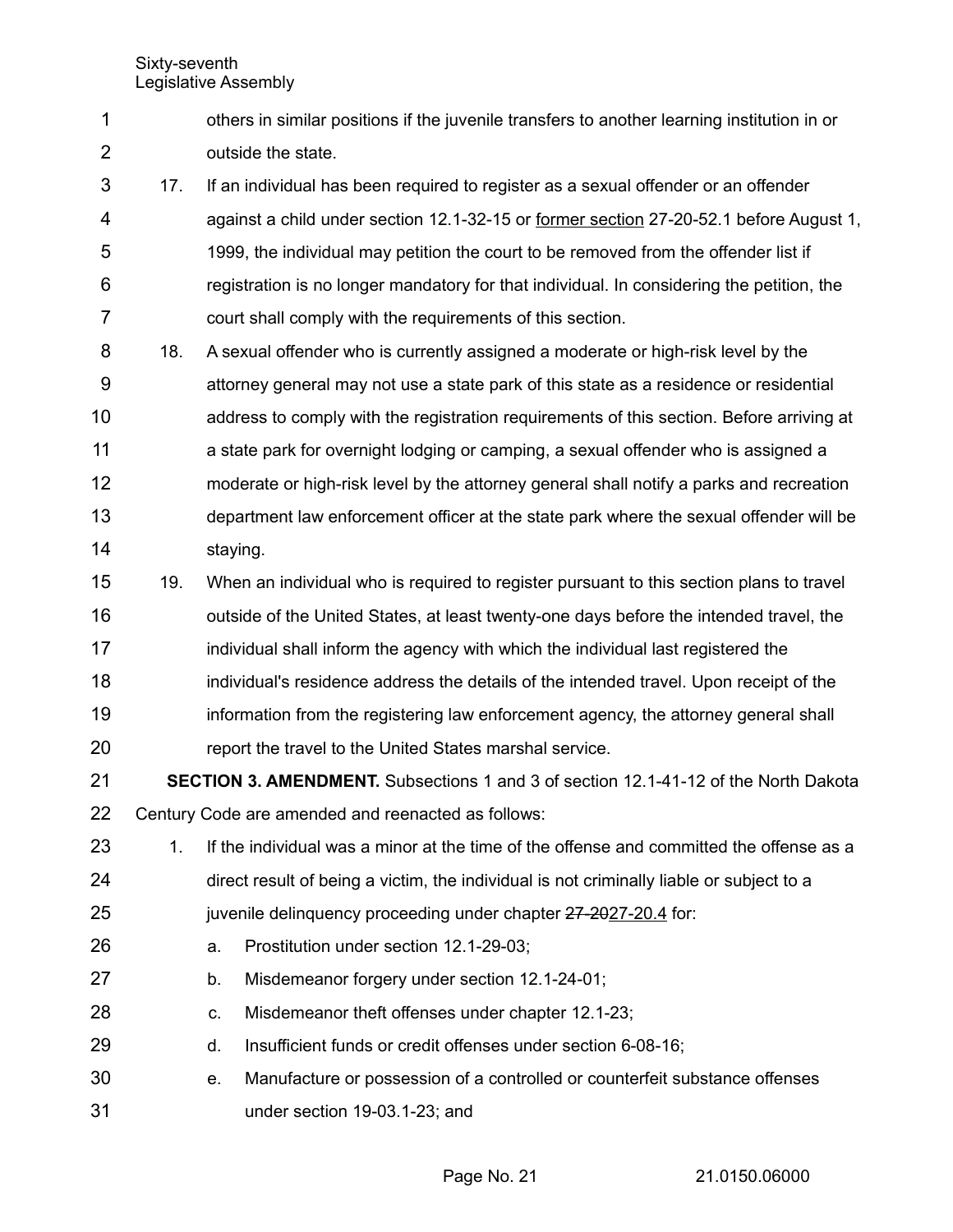others in similar positions if the juvenile transfers to another learning institution in or outside the state.

17. If an individual has been required to register as a sexual offender or an offender against a child under section 12.1-32-15 or former section 27-20-52.1 before August 1, 1999, the individual may petition the court to be removed from the offender list if registration is no longer mandatory for that individual. In considering the petition, the court shall comply with the requirements of this section.

18. A sexual offender who is currently assigned a moderate or high-risk level by the attorney general may not use a state park of this state as a residence or residential address to comply with the registration requirements of this section. Before arriving at a state park for overnight lodging or camping, a sexual offender who is assigned a moderate or high-risk level by the attorney general shall notify a parks and recreation department law enforcement officer at the state park where the sexual offender will be staying.

19. When an individual who is required to register pursuant to this section plans to travel outside of the United States, at least twenty-one days before the intended travel, the individual shall inform the agency with which the individual last registered the individual's residence address the details of the intended travel. Upon receipt of the information from the registering law enforcement agency, the attorney general shall report the travel to the United States marshal service.

**SECTION 3. AMENDMENT.** Subsections 1 and 3 of section 12.1-41-12 of the North Dakota Century Code are amended and reenacted as follows:

1. If the individual was a minor at the time of the offense and committed the offense as a direct result of being a victim, the individual is not criminally liable or subject to a juvenile delinquency proceeding under chapter ~~27-20~~27-20.4 for:
   - a. Prostitution under section 12.1-29-03;
   - b. Misdemeanor forgery under section 12.1-24-01;
   - c. Misdemeanor theft offenses under chapter 12.1-23;
   - d. Insufficient funds or credit offenses under section 6-08-16;
   - e. Manufacture or possession of a controlled or counterfeit substance offenses under section 19-03.1-23; and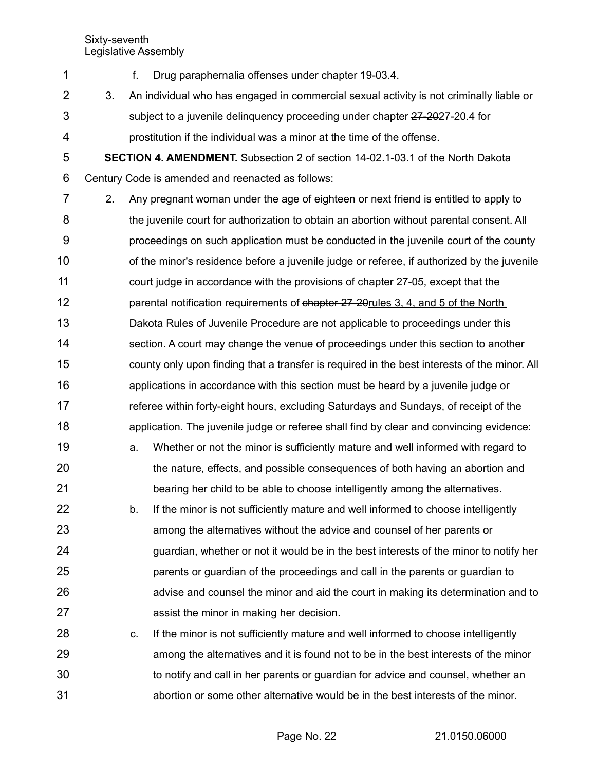f. Drug paraphernalia offenses under chapter 19-03.4.

3. An individual who has engaged in commercial sexual activity is not criminally liable or subject to a juvenile delinquency proceeding under chapter ~~27-20~~27-20.4 for prostitution if the individual was a minor at the time of the offense.

**SECTION 4. AMENDMENT.** Subsection 2 of section 14-02.1-03.1 of the North Dakota Century Code is amended and reenacted as follows:

2. Any pregnant woman under the age of eighteen or next friend is entitled to apply to the juvenile court for authorization to obtain an abortion without parental consent. All proceedings on such application must be conducted in the juvenile court of the county of the minor's residence before a juvenile judge or referee, if authorized by the juvenile court judge in accordance with the provisions of chapter 27-05, except that the parental notification requirements of ~~chapter 27-20~~rules 3, 4, and 5 of the North Dakota Rules of Juvenile Procedure are not applicable to proceedings under this section. A court may change the venue of proceedings under this section to another county only upon finding that a transfer is required in the best interests of the minor. All applications in accordance with this section must be heard by a juvenile judge or referee within forty-eight hours, excluding Saturdays and Sundays, of receipt of the application. The juvenile judge or referee shall find by clear and convincing evidence:

   a. Whether or not the minor is sufficiently mature and well informed with regard to the nature, effects, and possible consequences of both having an abortion and bearing her child to be able to choose intelligently among the alternatives.

   b. If the minor is not sufficiently mature and well informed to choose intelligently among the alternatives without the advice and counsel of her parents or guardian, whether or not it would be in the best interests of the minor to notify her parents or guardian of the proceedings and call in the parents or guardian to advise and counsel the minor and aid the court in making its determination and to assist the minor in making her decision.

   c. If the minor is not sufficiently mature and well informed to choose intelligently among the alternatives and it is found not to be in the best interests of the minor to notify and call in her parents or guardian for advice and counsel, whether an abortion or some other alternative would be in the best interests of the minor.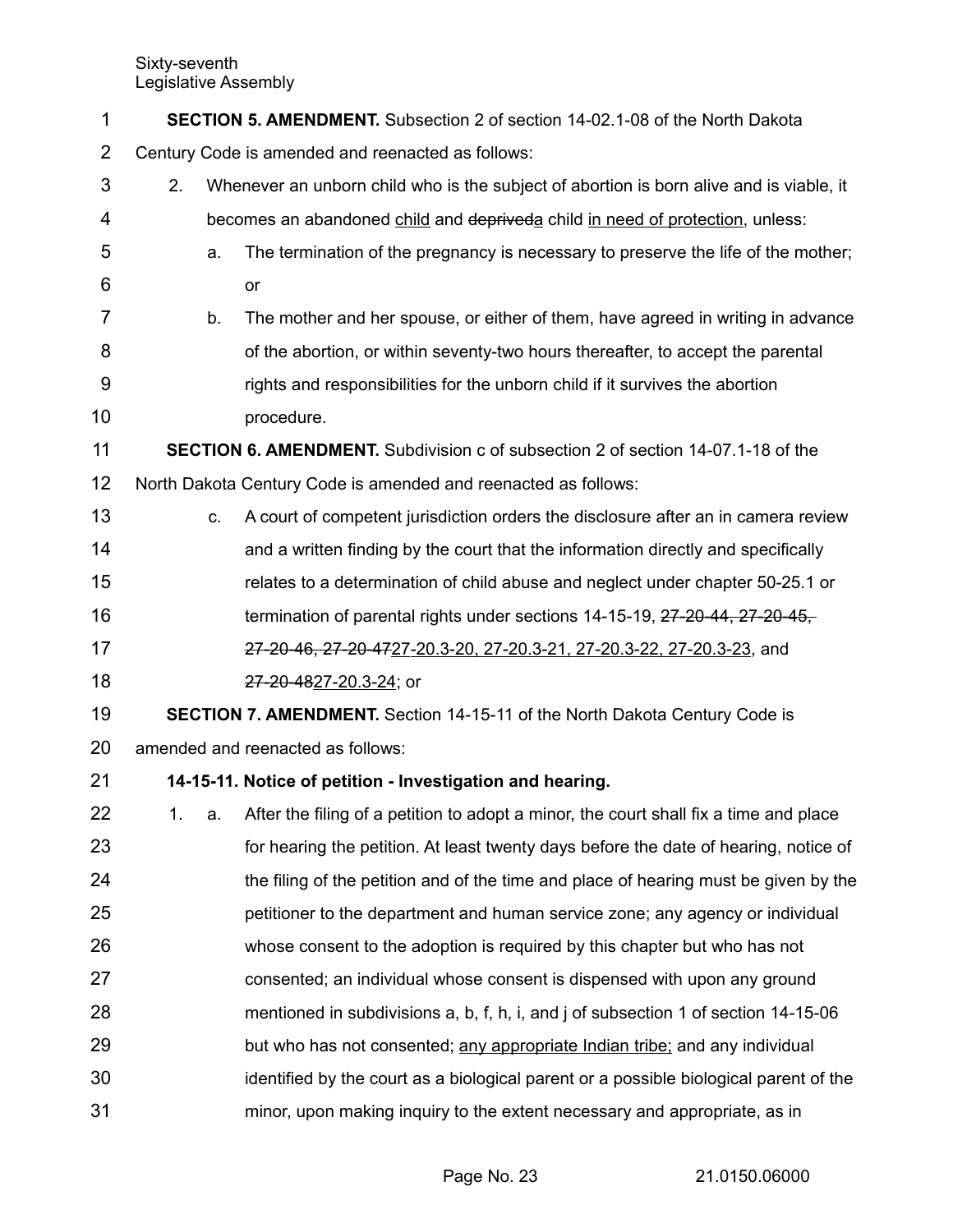**SECTION 5. AMENDMENT.** Subsection 2 of section 14-02.1-08 of the North Dakota Century Code is amended and reenacted as follows:

2. Whenever an unborn child who is the subject of abortion is born alive and is viable, it becomes an abandoned <u>child</u> and ~~deprived~~<u>a</u> child <u>in need of protection</u>, unless:

   a. The termination of the pregnancy is necessary to preserve the life of the mother; or

   b. The mother and her spouse, or either of them, have agreed in writing in advance of the abortion, or within seventy-two hours thereafter, to accept the parental rights and responsibilities for the unborn child if it survives the abortion procedure.

**SECTION 6. AMENDMENT.** Subdivision c of subsection 2 of section 14-07.1-18 of the North Dakota Century Code is amended and reenacted as follows:

c. A court of competent jurisdiction orders the disclosure after an in camera review and a written finding by the court that the information directly and specifically relates to a determination of child abuse and neglect under chapter 50-25.1 or termination of parental rights under sections 14-15-19, ~~27-20-44, 27-20-45, 27-20-46, 27-20-47~~<u>27-20.3-20, 27-20.3-21, 27-20.3-22, 27-20.3-23</u>, and ~~27-20-48~~<u>27-20.3-24</u>; or

**SECTION 7. AMENDMENT.** Section 14-15-11 of the North Dakota Century Code is amended and reenacted as follows:

**14-15-11. Notice of petition - Investigation and hearing.**

1. a. After the filing of a petition to adopt a minor, the court shall fix a time and place for hearing the petition. At least twenty days before the date of hearing, notice of the filing of the petition and of the time and place of hearing must be given by the petitioner to the department and human service zone; any agency or individual whose consent to the adoption is required by this chapter but who has not consented; an individual whose consent is dispensed with upon any ground mentioned in subdivisions a, b, f, h, i, and j of subsection 1 of section 14-15-06 but who has not consented; <u>any appropriate Indian tribe;</u> and any individual identified by the court as a biological parent or a possible biological parent of the minor, upon making inquiry to the extent necessary and appropriate, as in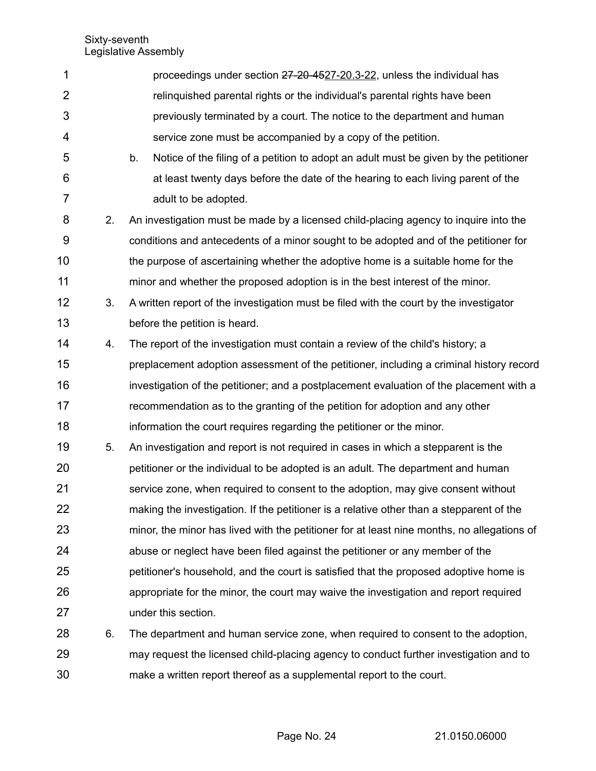proceedings under section ~~27-20-45~~27-20.3-22, unless the individual has relinquished parental rights or the individual's parental rights have been previously terminated by a court. The notice to the department and human service zone must be accompanied by a copy of the petition.

b. Notice of the filing of a petition to adopt an adult must be given by the petitioner at least twenty days before the date of the hearing to each living parent of the adult to be adopted.

2. An investigation must be made by a licensed child-placing agency to inquire into the conditions and antecedents of a minor sought to be adopted and of the petitioner for the purpose of ascertaining whether the adoptive home is a suitable home for the minor and whether the proposed adoption is in the best interest of the minor.

3. A written report of the investigation must be filed with the court by the investigator before the petition is heard.

4. The report of the investigation must contain a review of the child's history; a preplacement adoption assessment of the petitioner, including a criminal history record investigation of the petitioner; and a postplacement evaluation of the placement with a recommendation as to the granting of the petition for adoption and any other information the court requires regarding the petitioner or the minor.

5. An investigation and report is not required in cases in which a stepparent is the petitioner or the individual to be adopted is an adult. The department and human service zone, when required to consent to the adoption, may give consent without making the investigation. If the petitioner is a relative other than a stepparent of the minor, the minor has lived with the petitioner for at least nine months, no allegations of abuse or neglect have been filed against the petitioner or any member of the petitioner's household, and the court is satisfied that the proposed adoptive home is appropriate for the minor, the court may waive the investigation and report required under this section.

6. The department and human service zone, when required to consent to the adoption, may request the licensed child-placing agency to conduct further investigation and to make a written report thereof as a supplemental report to the court.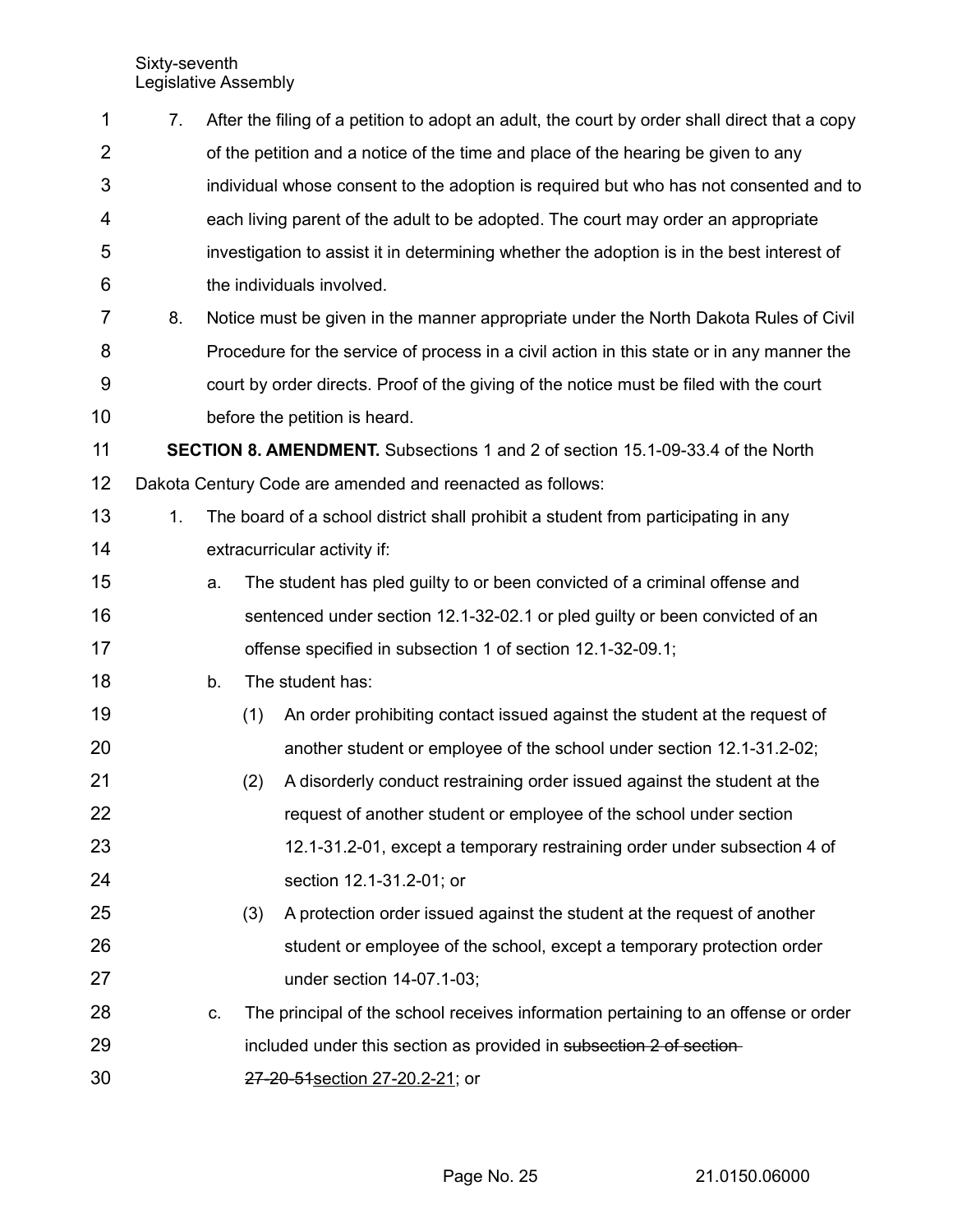7. After the filing of a petition to adopt an adult, the court by order shall direct that a copy of the petition and a notice of the time and place of the hearing be given to any individual whose consent to the adoption is required but who has not consented and to each living parent of the adult to be adopted. The court may order an appropriate investigation to assist it in determining whether the adoption is in the best interest of the individuals involved.

8. Notice must be given in the manner appropriate under the North Dakota Rules of Civil Procedure for the service of process in a civil action in this state or in any manner the court by order directs. Proof of the giving of the notice must be filed with the court before the petition is heard.

**SECTION 8. AMENDMENT.** Subsections 1 and 2 of section 15.1-09-33.4 of the North Dakota Century Code are amended and reenacted as follows:

1. The board of a school district shall prohibit a student from participating in any extracurricular activity if:

   a. The student has pled guilty to or been convicted of a criminal offense and sentenced under section 12.1-32-02.1 or pled guilty or been convicted of an offense specified in subsection 1 of section 12.1-32-09.1;

   b. The student has:

      (1) An order prohibiting contact issued against the student at the request of another student or employee of the school under section 12.1-31.2-02;

      (2) A disorderly conduct restraining order issued against the student at the request of another student or employee of the school under section 12.1-31.2-01, except a temporary restraining order under subsection 4 of section 12.1-31.2-01; or

      (3) A protection order issued against the student at the request of another student or employee of the school, except a temporary protection order under section 14-07.1-03;

   c. The principal of the school receives information pertaining to an offense or order included under this section as provided in ~~subsection 2 of section 27-20-51~~section 27-20.2-21; or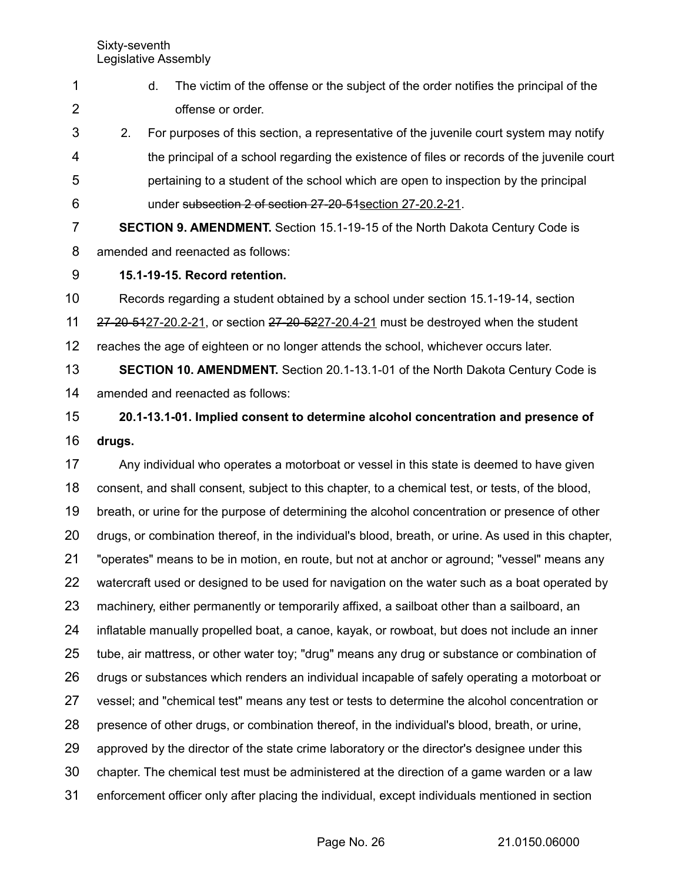d. The victim of the offense or the subject of the order notifies the principal of the offense or order.

2. For purposes of this section, a representative of the juvenile court system may notify the principal of a school regarding the existence of files or records of the juvenile court pertaining to a student of the school which are open to inspection by the principal under ~~subsection 2 of section 27-20-51~~section 27-20.2-21.

**SECTION 9. AMENDMENT.** Section 15.1-19-15 of the North Dakota Century Code is amended and reenacted as follows:

**15.1-19-15. Record retention.**

Records regarding a student obtained by a school under section 15.1-19-14, section ~~27-20-51~~27-20.2-21, or section ~~27-20-52~~27-20.4-21 must be destroyed when the student reaches the age of eighteen or no longer attends the school, whichever occurs later.

**SECTION 10. AMENDMENT.** Section 20.1-13.1-01 of the North Dakota Century Code is amended and reenacted as follows:

**20.1-13.1-01. Implied consent to determine alcohol concentration and presence of drugs.**

Any individual who operates a motorboat or vessel in this state is deemed to have given consent, and shall consent, subject to this chapter, to a chemical test, or tests, of the blood, breath, or urine for the purpose of determining the alcohol concentration or presence of other drugs, or combination thereof, in the individual's blood, breath, or urine. As used in this chapter, "operates" means to be in motion, en route, but not at anchor or aground; "vessel" means any watercraft used or designed to be used for navigation on the water such as a boat operated by machinery, either permanently or temporarily affixed, a sailboat other than a sailboard, an inflatable manually propelled boat, a canoe, kayak, or rowboat, but does not include an inner tube, air mattress, or other water toy; "drug" means any drug or substance or combination of drugs or substances which renders an individual incapable of safely operating a motorboat or vessel; and "chemical test" means any test or tests to determine the alcohol concentration or presence of other drugs, or combination thereof, in the individual's blood, breath, or urine, approved by the director of the state crime laboratory or the director's designee under this chapter. The chemical test must be administered at the direction of a game warden or a law enforcement officer only after placing the individual, except individuals mentioned in section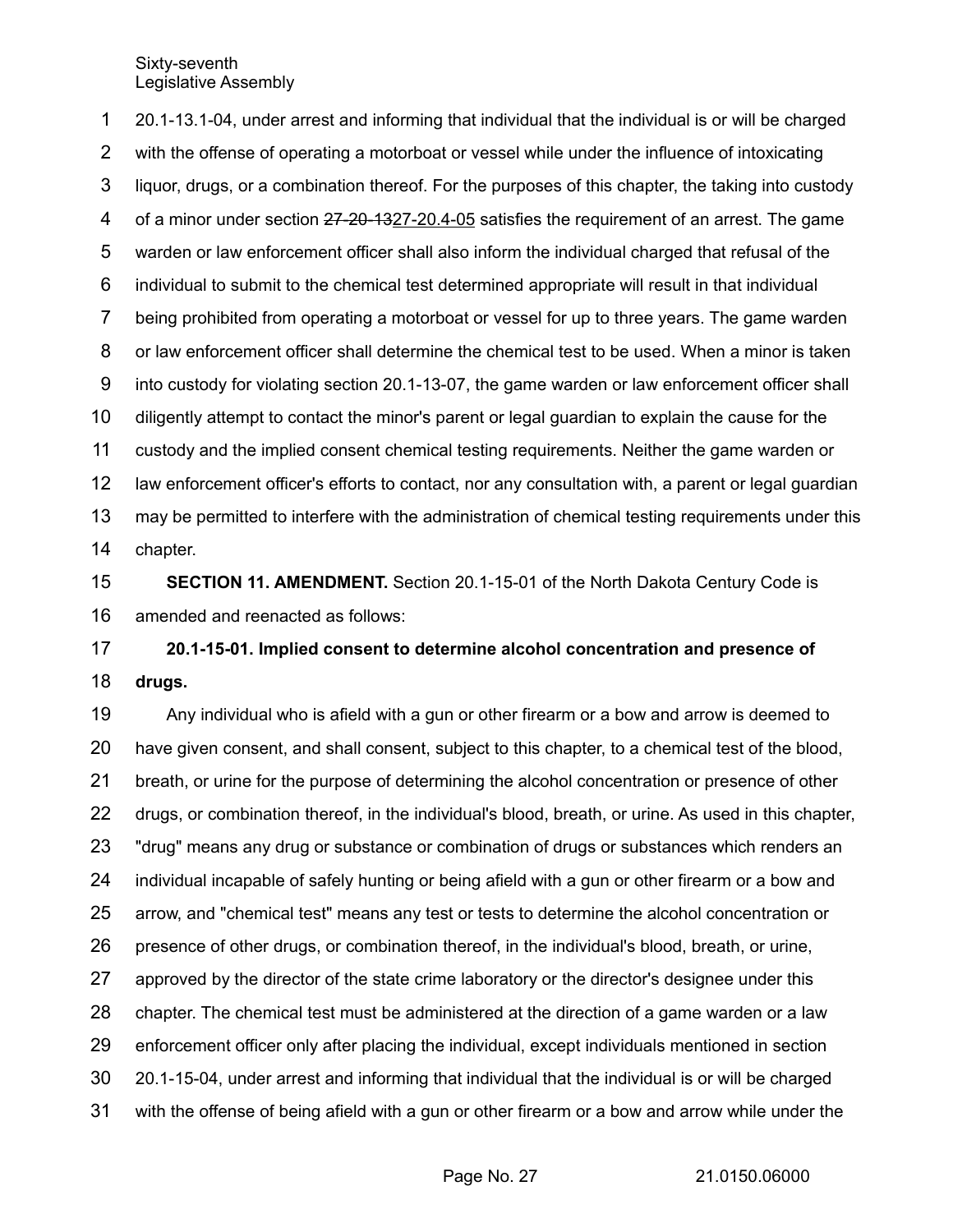20.1-13.1-04, under arrest and informing that individual that the individual is or will be charged with the offense of operating a motorboat or vessel while under the influence of intoxicating liquor, drugs, or a combination thereof. For the purposes of this chapter, the taking into custody of a minor under section ~~27-20-13~~27-20.4-05 satisfies the requirement of an arrest. The game warden or law enforcement officer shall also inform the individual charged that refusal of the individual to submit to the chemical test determined appropriate will result in that individual being prohibited from operating a motorboat or vessel for up to three years. The game warden or law enforcement officer shall determine the chemical test to be used. When a minor is taken into custody for violating section 20.1-13-07, the game warden or law enforcement officer shall diligently attempt to contact the minor's parent or legal guardian to explain the cause for the custody and the implied consent chemical testing requirements. Neither the game warden or law enforcement officer's efforts to contact, nor any consultation with, a parent or legal guardian may be permitted to interfere with the administration of chemical testing requirements under this chapter.

**SECTION 11. AMENDMENT.** Section 20.1-15-01 of the North Dakota Century Code is amended and reenacted as follows:

**20.1-15-01. Implied consent to determine alcohol concentration and presence of drugs.**

Any individual who is afield with a gun or other firearm or a bow and arrow is deemed to have given consent, and shall consent, subject to this chapter, to a chemical test of the blood, breath, or urine for the purpose of determining the alcohol concentration or presence of other drugs, or combination thereof, in the individual's blood, breath, or urine. As used in this chapter, "drug" means any drug or substance or combination of drugs or substances which renders an individual incapable of safely hunting or being afield with a gun or other firearm or a bow and arrow, and "chemical test" means any test or tests to determine the alcohol concentration or presence of other drugs, or combination thereof, in the individual's blood, breath, or urine, approved by the director of the state crime laboratory or the director's designee under this chapter. The chemical test must be administered at the direction of a game warden or a law enforcement officer only after placing the individual, except individuals mentioned in section 20.1-15-04, under arrest and informing that individual that the individual is or will be charged with the offense of being afield with a gun or other firearm or a bow and arrow while under the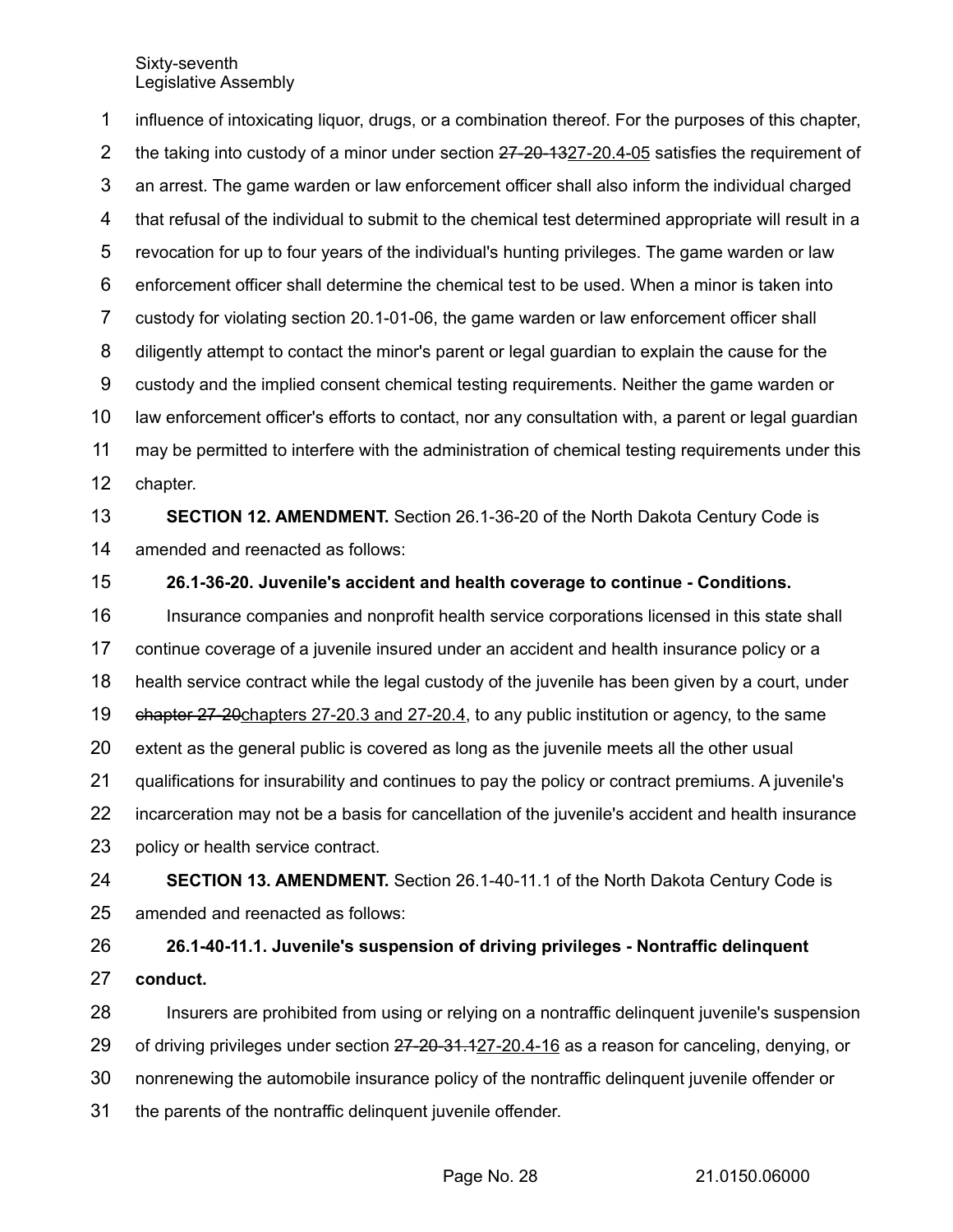influence of intoxicating liquor, drugs, or a combination thereof. For the purposes of this chapter, the taking into custody of a minor under section ~~27-20-13~~27-20.4-05 satisfies the requirement of an arrest. The game warden or law enforcement officer shall also inform the individual charged that refusal of the individual to submit to the chemical test determined appropriate will result in a revocation for up to four years of the individual's hunting privileges. The game warden or law enforcement officer shall determine the chemical test to be used. When a minor is taken into custody for violating section 20.1-01-06, the game warden or law enforcement officer shall diligently attempt to contact the minor's parent or legal guardian to explain the cause for the custody and the implied consent chemical testing requirements. Neither the game warden or law enforcement officer's efforts to contact, nor any consultation with, a parent or legal guardian may be permitted to interfere with the administration of chemical testing requirements under this chapter.

**SECTION 12. AMENDMENT.** Section 26.1-36-20 of the North Dakota Century Code is amended and reenacted as follows:

**26.1-36-20. Juvenile's accident and health coverage to continue - Conditions.**

Insurance companies and nonprofit health service corporations licensed in this state shall continue coverage of a juvenile insured under an accident and health insurance policy or a health service contract while the legal custody of the juvenile has been given by a court, under ~~chapter 27-20~~chapters 27-20.3 and 27-20.4, to any public institution or agency, to the same extent as the general public is covered as long as the juvenile meets all the other usual qualifications for insurability and continues to pay the policy or contract premiums. A juvenile's incarceration may not be a basis for cancellation of the juvenile's accident and health insurance policy or health service contract.

**SECTION 13. AMENDMENT.** Section 26.1-40-11.1 of the North Dakota Century Code is amended and reenacted as follows:

**26.1-40-11.1. Juvenile's suspension of driving privileges - Nontraffic delinquent conduct.**

Insurers are prohibited from using or relying on a nontraffic delinquent juvenile's suspension of driving privileges under section ~~27-20-31.1~~27-20.4-16 as a reason for canceling, denying, or nonrenewing the automobile insurance policy of the nontraffic delinquent juvenile offender or the parents of the nontraffic delinquent juvenile offender.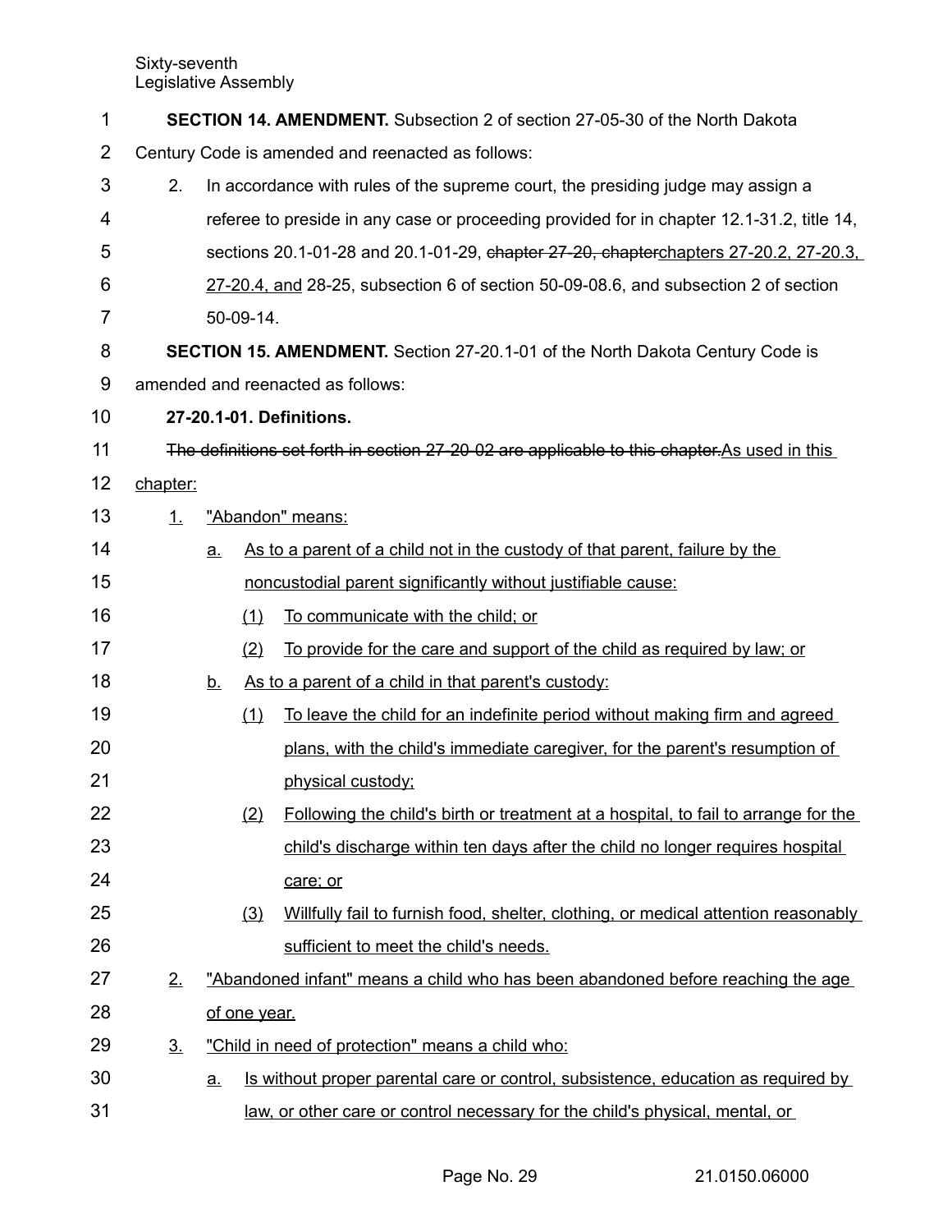**SECTION 14. AMENDMENT.** Subsection 2 of section 27-05-30 of the North Dakota Century Code is amended and reenacted as follows:

2. In accordance with rules of the supreme court, the presiding judge may assign a referee to preside in any case or proceeding provided for in chapter 12.1-31.2, title 14, sections 20.1-01-28 and 20.1-01-29, ~~chapter 27-20, chapter~~chapters 27-20.2, 27-20.3, 27-20.4, and 28-25, subsection 6 of section 50-09-08.6, and subsection 2 of section 50-09-14.

**SECTION 15. AMENDMENT.** Section 27-20.1-01 of the North Dakota Century Code is amended and reenacted as follows:

**27-20.1-01. Definitions.**

~~The definitions set forth in section 27-20-02 are applicable to this chapter.~~As used in this chapter:

1. "Abandon" means:
   a. As to a parent of a child not in the custody of that parent, failure by the noncustodial parent significantly without justifiable cause:
      (1) To communicate with the child; or
      (2) To provide for the care and support of the child as required by law; or
   b. As to a parent of a child in that parent's custody:
      (1) To leave the child for an indefinite period without making firm and agreed plans, with the child's immediate caregiver, for the parent's resumption of physical custody;
      (2) Following the child's birth or treatment at a hospital, to fail to arrange for the child's discharge within ten days after the child no longer requires hospital care; or
      (3) Willfully fail to furnish food, shelter, clothing, or medical attention reasonably sufficient to meet the child's needs.
2. "Abandoned infant" means a child who has been abandoned before reaching the age of one year.
3. "Child in need of protection" means a child who:
   a. Is without proper parental care or control, subsistence, education as required by law, or other care or control necessary for the child's physical, mental, or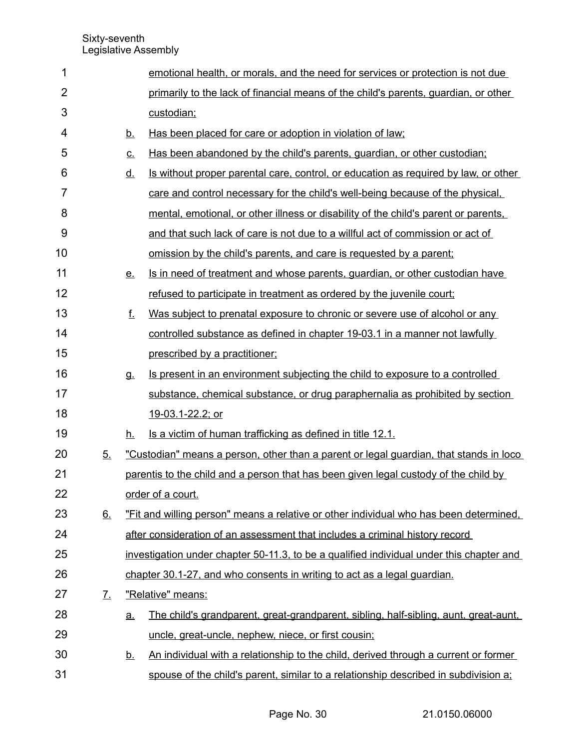emotional health, or morals, and the need for services or protection is not due primarily to the lack of financial means of the child's parents, guardian, or other custodian;

b. Has been placed for care or adoption in violation of law;

c. Has been abandoned by the child's parents, guardian, or other custodian;

d. Is without proper parental care, control, or education as required by law, or other care and control necessary for the child's well-being because of the physical, mental, emotional, or other illness or disability of the child's parent or parents, and that such lack of care is not due to a willful act of commission or act of omission by the child's parents, and care is requested by a parent;

e. Is in need of treatment and whose parents, guardian, or other custodian have refused to participate in treatment as ordered by the juvenile court;

f. Was subject to prenatal exposure to chronic or severe use of alcohol or any controlled substance as defined in chapter 19-03.1 in a manner not lawfully prescribed by a practitioner;

g. Is present in an environment subjecting the child to exposure to a controlled substance, chemical substance, or drug paraphernalia as prohibited by section 19-03.1-22.2; or

h. Is a victim of human trafficking as defined in title 12.1.

5. "Custodian" means a person, other than a parent or legal guardian, that stands in loco parentis to the child and a person that has been given legal custody of the child by order of a court.

6. "Fit and willing person" means a relative or other individual who has been determined, after consideration of an assessment that includes a criminal history record investigation under chapter 50-11.3, to be a qualified individual under this chapter and chapter 30.1-27, and who consents in writing to act as a legal guardian.

7. "Relative" means:

a. The child's grandparent, great-grandparent, sibling, half-sibling, aunt, great-aunt, uncle, great-uncle, nephew, niece, or first cousin;

b. An individual with a relationship to the child, derived through a current or former spouse of the child's parent, similar to a relationship described in subdivision a;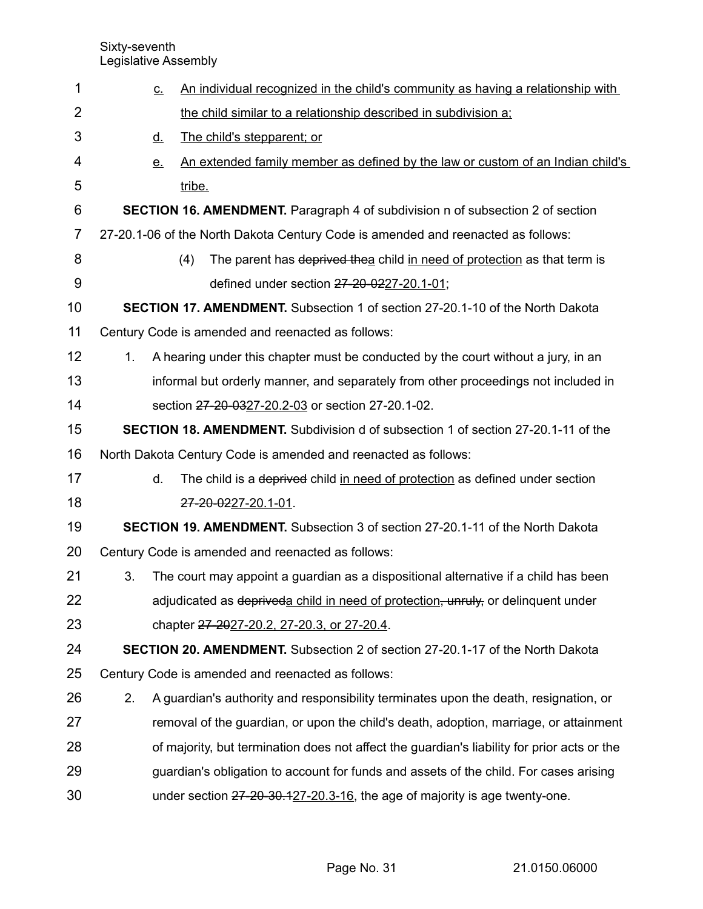c. An individual recognized in the child's community as having a relationship with the child similar to a relationship described in subdivision a;

d. The child's stepparent; or

e. An extended family member as defined by the law or custom of an Indian child's tribe.

**SECTION 16. AMENDMENT.** Paragraph 4 of subdivision n of subsection 2 of section 27-20.1-06 of the North Dakota Century Code is amended and reenacted as follows:

(4) The parent has ~~deprived the~~a child in need of protection as that term is defined under section ~~27-20-02~~27-20.1-01;

**SECTION 17. AMENDMENT.** Subsection 1 of section 27-20.1-10 of the North Dakota Century Code is amended and reenacted as follows:

1. A hearing under this chapter must be conducted by the court without a jury, in an informal but orderly manner, and separately from other proceedings not included in section ~~27-20-03~~27-20.2-03 or section 27-20.1-02.

**SECTION 18. AMENDMENT.** Subdivision d of subsection 1 of section 27-20.1-11 of the North Dakota Century Code is amended and reenacted as follows:

d. The child is a ~~deprived~~ child in need of protection as defined under section ~~27-20-02~~27-20.1-01.

**SECTION 19. AMENDMENT.** Subsection 3 of section 27-20.1-11 of the North Dakota Century Code is amended and reenacted as follows:

3. The court may appoint a guardian as a dispositional alternative if a child has been adjudicated as ~~deprived~~a child in need of protection~~, unruly,~~ or delinquent under chapter ~~27-20~~27-20.2, 27-20.3, or 27-20.4.

**SECTION 20. AMENDMENT.** Subsection 2 of section 27-20.1-17 of the North Dakota Century Code is amended and reenacted as follows:

2. A guardian's authority and responsibility terminates upon the death, resignation, or removal of the guardian, or upon the child's death, adoption, marriage, or attainment of majority, but termination does not affect the guardian's liability for prior acts or the guardian's obligation to account for funds and assets of the child. For cases arising under section ~~27-20-30.1~~27-20.3-16, the age of majority is age twenty-one.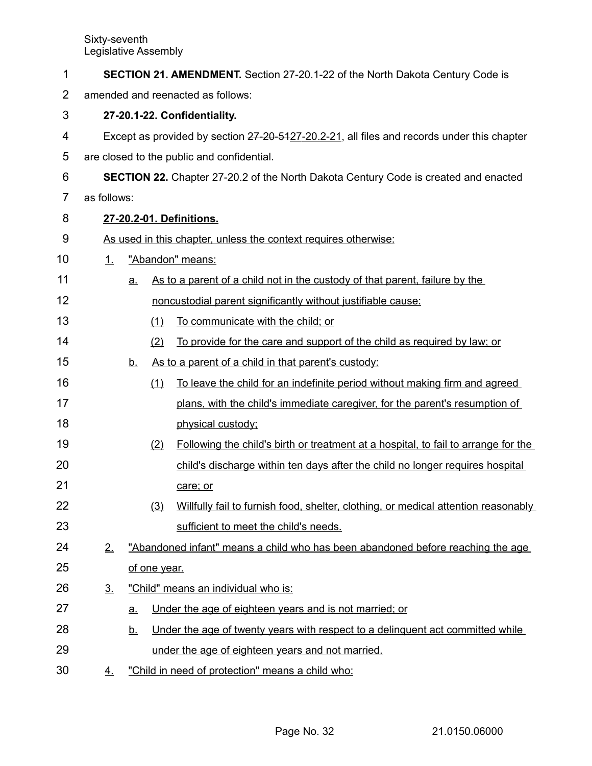**SECTION 21. AMENDMENT.** Section 27-20.1-22 of the North Dakota Century Code is amended and reenacted as follows:

**27-20.1-22. Confidentiality.**

Except as provided by section ~~27-20-51~~27-20.2-21, all files and records under this chapter are closed to the public and confidential.

**SECTION 22.** Chapter 27-20.2 of the North Dakota Century Code is created and enacted as follows:

**27-20.2-01. Definitions.**

As used in this chapter, unless the context requires otherwise:

1. "Abandon" means:
   a. As to a parent of a child not in the custody of that parent, failure by the noncustodial parent significantly without justifiable cause:
      (1) To communicate with the child; or
      (2) To provide for the care and support of the child as required by law; or
   b. As to a parent of a child in that parent's custody:
      (1) To leave the child for an indefinite period without making firm and agreed plans, with the child's immediate caregiver, for the parent's resumption of physical custody;
      (2) Following the child's birth or treatment at a hospital, to fail to arrange for the child's discharge within ten days after the child no longer requires hospital care; or
      (3) Willfully fail to furnish food, shelter, clothing, or medical attention reasonably sufficient to meet the child's needs.
2. "Abandoned infant" means a child who has been abandoned before reaching the age of one year.
3. "Child" means an individual who is:
   a. Under the age of eighteen years and is not married; or
   b. Under the age of twenty years with respect to a delinquent act committed while under the age of eighteen years and not married.
4. "Child in need of protection" means a child who: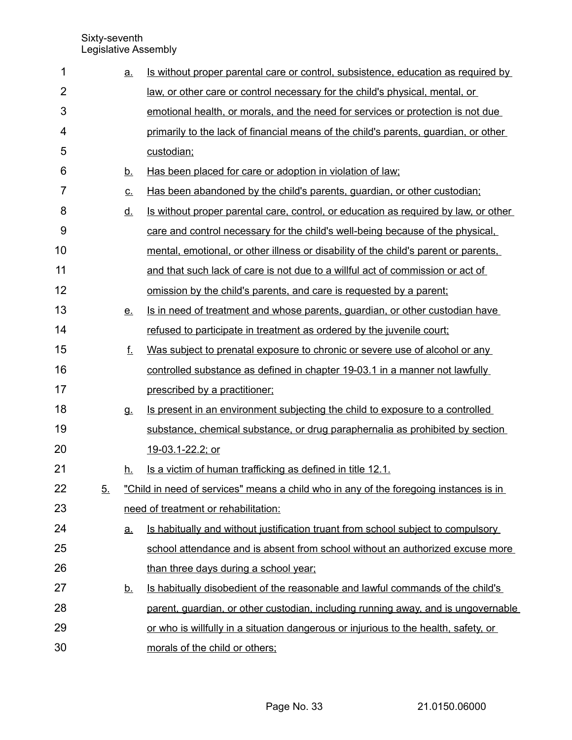a. Is without proper parental care or control, subsistence, education as required by law, or other care or control necessary for the child's physical, mental, or emotional health, or morals, and the need for services or protection is not due primarily to the lack of financial means of the child's parents, guardian, or other custodian;

b. Has been placed for care or adoption in violation of law;

c. Has been abandoned by the child's parents, guardian, or other custodian;

d. Is without proper parental care, control, or education as required by law, or other care and control necessary for the child's well-being because of the physical, mental, emotional, or other illness or disability of the child's parent or parents, and that such lack of care is not due to a willful act of commission or act of omission by the child's parents, and care is requested by a parent;

e. Is in need of treatment and whose parents, guardian, or other custodian have refused to participate in treatment as ordered by the juvenile court;

f. Was subject to prenatal exposure to chronic or severe use of alcohol or any controlled substance as defined in chapter 19-03.1 in a manner not lawfully prescribed by a practitioner;

g. Is present in an environment subjecting the child to exposure to a controlled substance, chemical substance, or drug paraphernalia as prohibited by section 19-03.1-22.2; or

h. Is a victim of human trafficking as defined in title 12.1.

5. "Child in need of services" means a child who in any of the foregoing instances is in need of treatment or rehabilitation:

a. Is habitually and without justification truant from school subject to compulsory school attendance and is absent from school without an authorized excuse more than three days during a school year;

b. Is habitually disobedient of the reasonable and lawful commands of the child's parent, guardian, or other custodian, including running away, and is ungovernable or who is willfully in a situation dangerous or injurious to the health, safety, or morals of the child or others;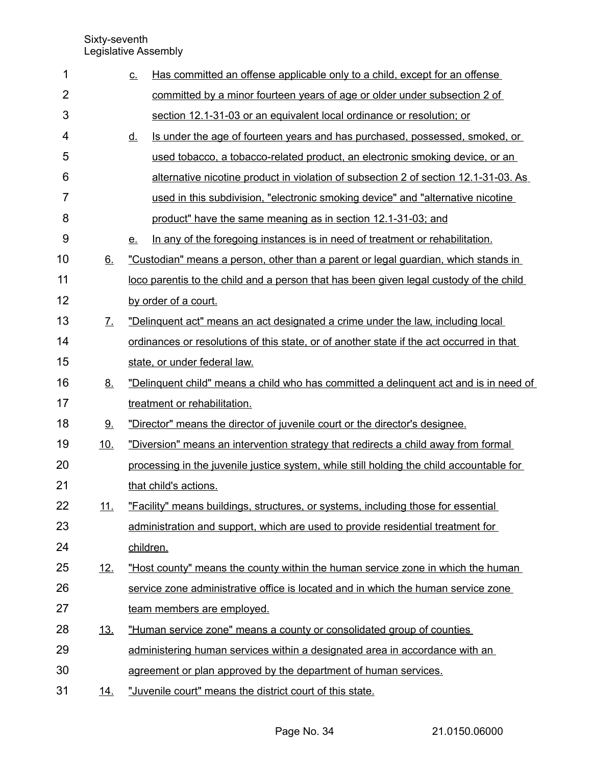c. Has committed an offense applicable only to a child, except for an offense committed by a minor fourteen years of age or older under subsection 2 of section 12.1-31-03 or an equivalent local ordinance or resolution; or

d. Is under the age of fourteen years and has purchased, possessed, smoked, or used tobacco, a tobacco-related product, an electronic smoking device, or an alternative nicotine product in violation of subsection 2 of section 12.1-31-03. As used in this subdivision, "electronic smoking device" and "alternative nicotine product" have the same meaning as in section 12.1-31-03; and

e. In any of the foregoing instances is in need of treatment or rehabilitation.

6. "Custodian" means a person, other than a parent or legal guardian, which stands in loco parentis to the child and a person that has been given legal custody of the child by order of a court.

7. "Delinquent act" means an act designated a crime under the law, including local ordinances or resolutions of this state, or of another state if the act occurred in that state, or under federal law.

8. "Delinquent child" means a child who has committed a delinquent act and is in need of treatment or rehabilitation.

9. "Director" means the director of juvenile court or the director's designee.

10. "Diversion" means an intervention strategy that redirects a child away from formal processing in the juvenile justice system, while still holding the child accountable for that child's actions.

11. "Facility" means buildings, structures, or systems, including those for essential administration and support, which are used to provide residential treatment for children.

12. "Host county" means the county within the human service zone in which the human service zone administrative office is located and in which the human service zone team members are employed.

13. "Human service zone" means a county or consolidated group of counties administering human services within a designated area in accordance with an agreement or plan approved by the department of human services.

14. "Juvenile court" means the district court of this state.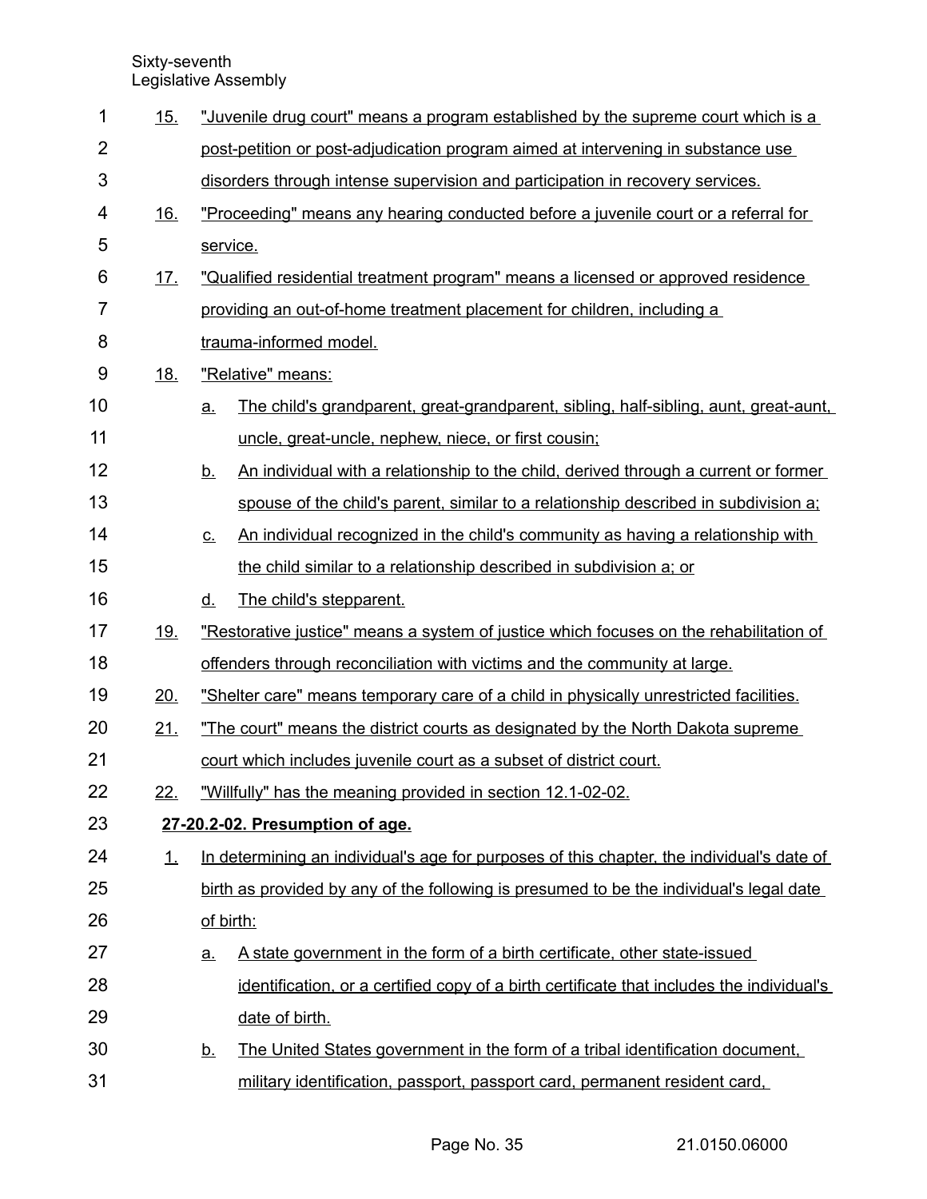15. "Juvenile drug court" means a program established by the supreme court which is a post-petition or post-adjudication program aimed at intervening in substance use disorders through intense supervision and participation in recovery services.

16. "Proceeding" means any hearing conducted before a juvenile court or a referral for service.

17. "Qualified residential treatment program" means a licensed or approved residence providing an out-of-home treatment placement for children, including a trauma-informed model.

18. "Relative" means:

    a. The child's grandparent, great-grandparent, sibling, half-sibling, aunt, great-aunt, uncle, great-uncle, nephew, niece, or first cousin;

    b. An individual with a relationship to the child, derived through a current or former spouse of the child's parent, similar to a relationship described in subdivision a;

    c. An individual recognized in the child's community as having a relationship with the child similar to a relationship described in subdivision a; or

    d. The child's stepparent.

19. "Restorative justice" means a system of justice which focuses on the rehabilitation of offenders through reconciliation with victims and the community at large.

20. "Shelter care" means temporary care of a child in physically unrestricted facilities.

21. "The court" means the district courts as designated by the North Dakota supreme court which includes juvenile court as a subset of district court.

22. "Willfully" has the meaning provided in section 12.1-02-02.

**27-20.2-02. Presumption of age.**

1. In determining an individual's age for purposes of this chapter, the individual's date of birth as provided by any of the following is presumed to be the individual's legal date of birth:

    a. A state government in the form of a birth certificate, other state-issued identification, or a certified copy of a birth certificate that includes the individual's date of birth.

    b. The United States government in the form of a tribal identification document, military identification, passport, passport card, permanent resident card,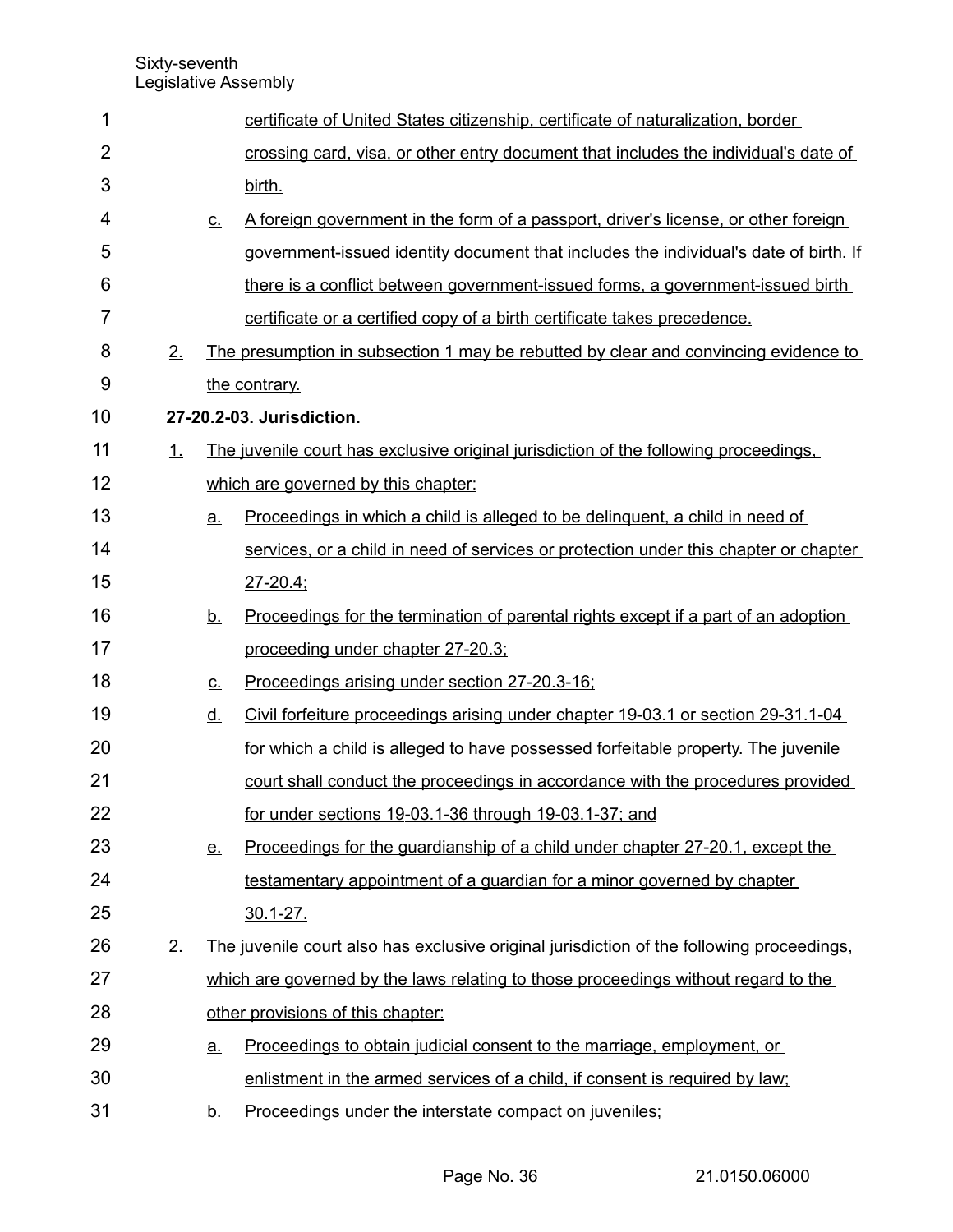certificate of United States citizenship, certificate of naturalization, border crossing card, visa, or other entry document that includes the individual's date of birth.

c. A foreign government in the form of a passport, driver's license, or other foreign government-issued identity document that includes the individual's date of birth. If there is a conflict between government-issued forms, a government-issued birth certificate or a certified copy of a birth certificate takes precedence.

2. The presumption in subsection 1 may be rebutted by clear and convincing evidence to the contrary.

**27-20.2-03. Jurisdiction.**

1. The juvenile court has exclusive original jurisdiction of the following proceedings, which are governed by this chapter:

   a. Proceedings in which a child is alleged to be delinquent, a child in need of services, or a child in need of services or protection under this chapter or chapter 27-20.4;

   b. Proceedings for the termination of parental rights except if a part of an adoption proceeding under chapter 27-20.3;

   c. Proceedings arising under section 27-20.3-16;

   d. Civil forfeiture proceedings arising under chapter 19-03.1 or section 29-31.1-04 for which a child is alleged to have possessed forfeitable property. The juvenile court shall conduct the proceedings in accordance with the procedures provided for under sections 19-03.1-36 through 19-03.1-37; and

   e. Proceedings for the guardianship of a child under chapter 27-20.1, except the testamentary appointment of a guardian for a minor governed by chapter 30.1-27.

2. The juvenile court also has exclusive original jurisdiction of the following proceedings, which are governed by the laws relating to those proceedings without regard to the other provisions of this chapter:

   a. Proceedings to obtain judicial consent to the marriage, employment, or enlistment in the armed services of a child, if consent is required by law;

   b. Proceedings under the interstate compact on juveniles;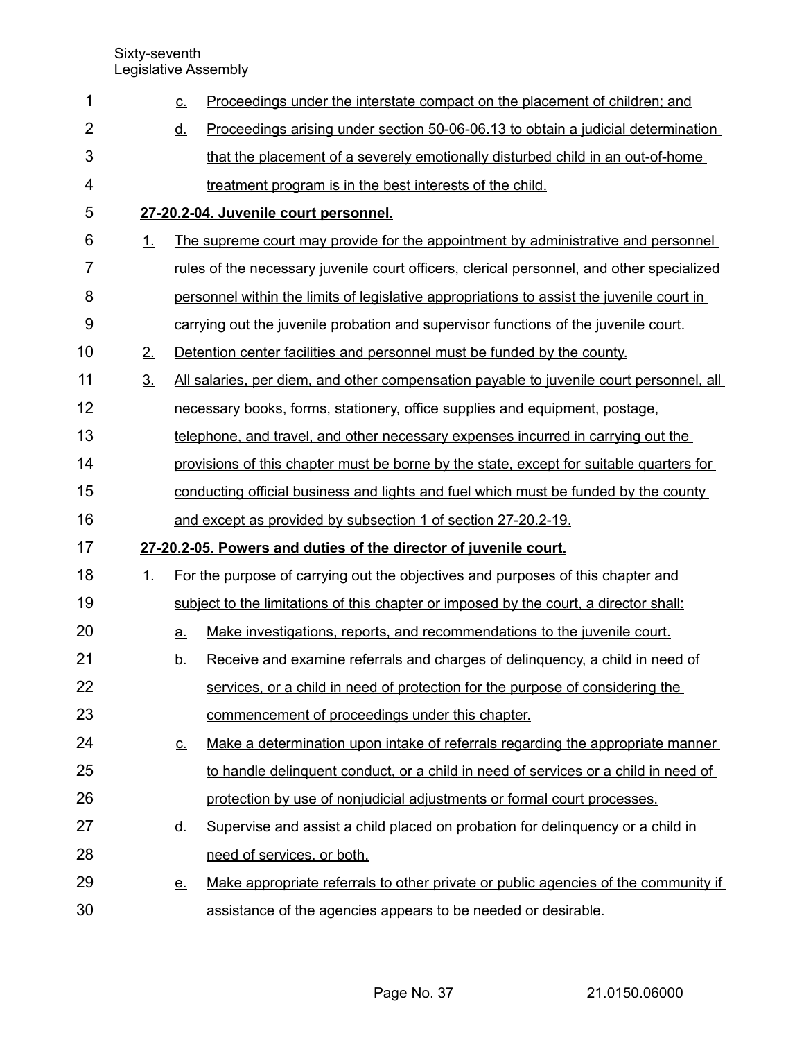c. Proceedings under the interstate compact on the placement of children; and

d. Proceedings arising under section 50-06-06.13 to obtain a judicial determination that the placement of a severely emotionally disturbed child in an out-of-home treatment program is in the best interests of the child.

**27-20.2-04. Juvenile court personnel.**

1. The supreme court may provide for the appointment by administrative and personnel rules of the necessary juvenile court officers, clerical personnel, and other specialized personnel within the limits of legislative appropriations to assist the juvenile court in carrying out the juvenile probation and supervisor functions of the juvenile court.

2. Detention center facilities and personnel must be funded by the county.

3. All salaries, per diem, and other compensation payable to juvenile court personnel, all necessary books, forms, stationery, office supplies and equipment, postage, telephone, and travel, and other necessary expenses incurred in carrying out the provisions of this chapter must be borne by the state, except for suitable quarters for conducting official business and lights and fuel which must be funded by the county and except as provided by subsection 1 of section 27-20.2-19.

**27-20.2-05. Powers and duties of the director of juvenile court.**

1. For the purpose of carrying out the objectives and purposes of this chapter and subject to the limitations of this chapter or imposed by the court, a director shall:

   a. Make investigations, reports, and recommendations to the juvenile court.

   b. Receive and examine referrals and charges of delinquency, a child in need of services, or a child in need of protection for the purpose of considering the commencement of proceedings under this chapter.

   c. Make a determination upon intake of referrals regarding the appropriate manner to handle delinquent conduct, or a child in need of services or a child in need of protection by use of nonjudicial adjustments or formal court processes.

   d. Supervise and assist a child placed on probation for delinquency or a child in need of services, or both.

   e. Make appropriate referrals to other private or public agencies of the community if assistance of the agencies appears to be needed or desirable.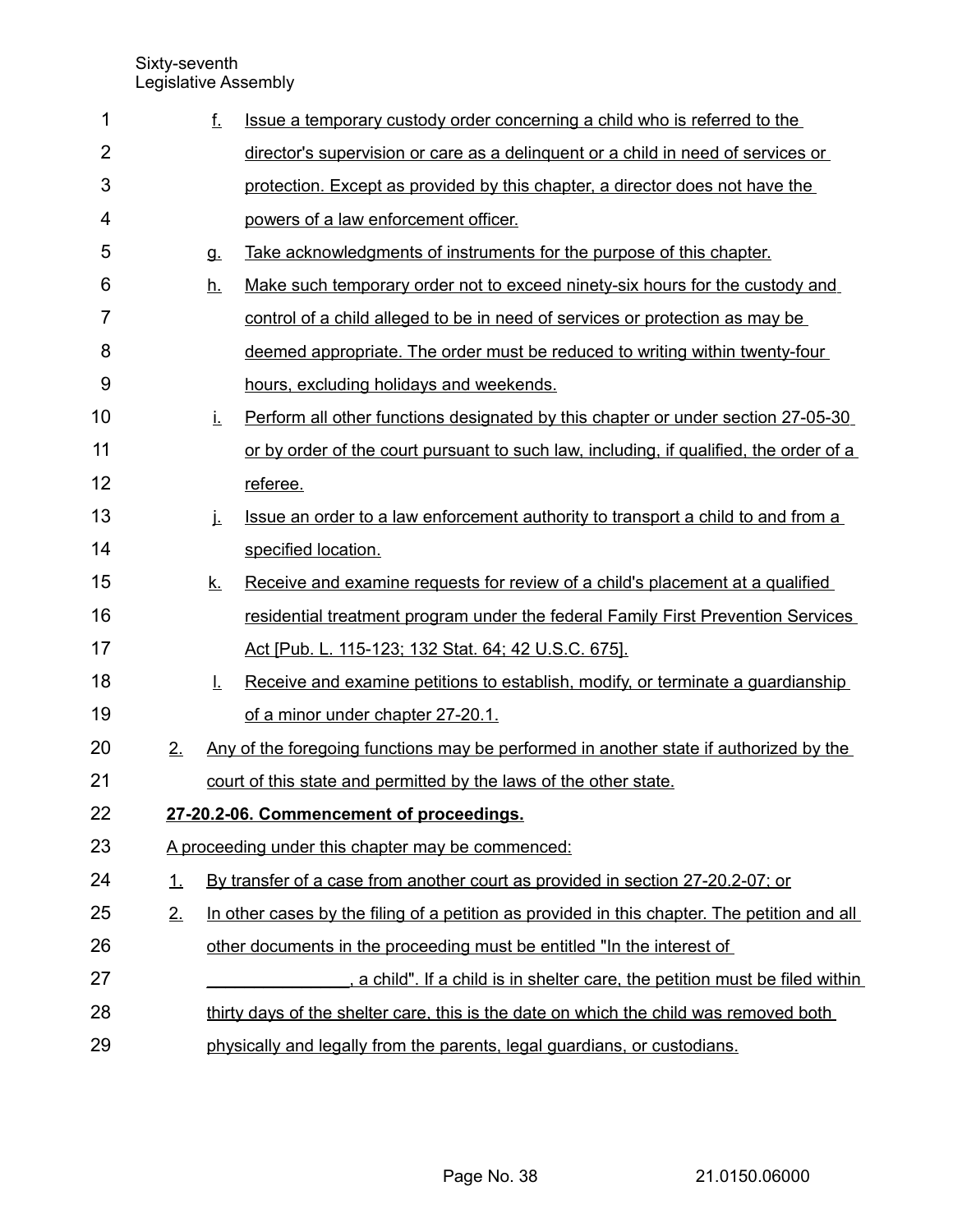f. Issue a temporary custody order concerning a child who is referred to the director's supervision or care as a delinquent or a child in need of services or protection. Except as provided by this chapter, a director does not have the powers of a law enforcement officer.

g. Take acknowledgments of instruments for the purpose of this chapter.

h. Make such temporary order not to exceed ninety-six hours for the custody and control of a child alleged to be in need of services or protection as may be deemed appropriate. The order must be reduced to writing within twenty-four hours, excluding holidays and weekends.

i. Perform all other functions designated by this chapter or under section 27-05-30 or by order of the court pursuant to such law, including, if qualified, the order of a referee.

j. Issue an order to a law enforcement authority to transport a child to and from a specified location.

k. Receive and examine requests for review of a child's placement at a qualified residential treatment program under the federal Family First Prevention Services Act [Pub. L. 115-123; 132 Stat. 64; 42 U.S.C. 675].

l. Receive and examine petitions to establish, modify, or terminate a guardianship of a minor under chapter 27-20.1.

2. Any of the foregoing functions may be performed in another state if authorized by the court of this state and permitted by the laws of the other state.

**27-20.2-06. Commencement of proceedings.**

A proceeding under this chapter may be commenced:

1. By transfer of a case from another court as provided in section 27-20.2-07; or
2. In other cases by the filing of a petition as provided in this chapter. The petition and all other documents in the proceeding must be entitled "In the interest of _______________, a child". If a child is in shelter care, the petition must be filed within thirty days of the shelter care, this is the date on which the child was removed both physically and legally from the parents, legal guardians, or custodians.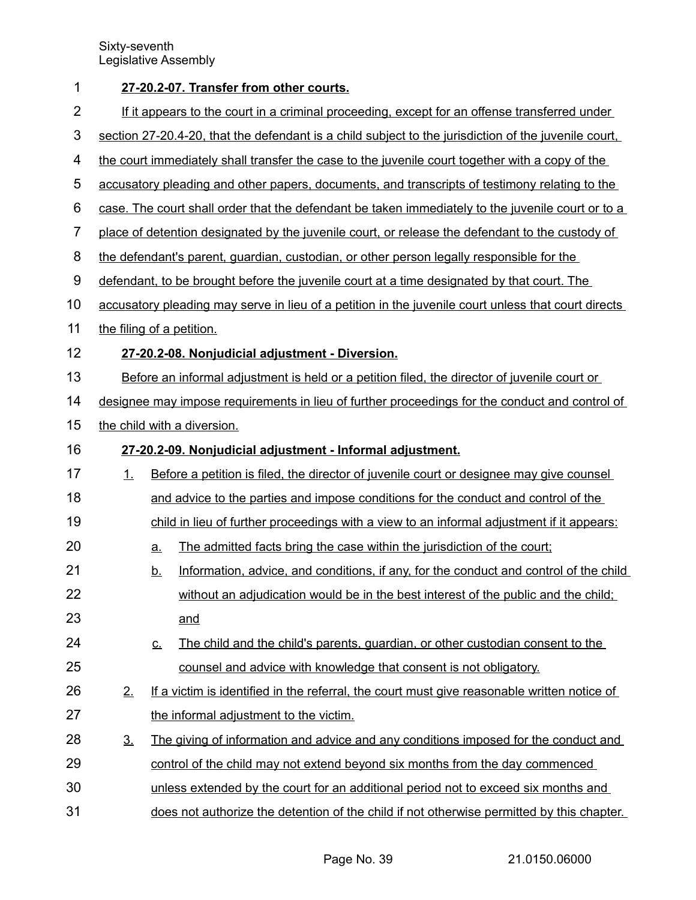**27-20.2-07. Transfer from other courts.**

If it appears to the court in a criminal proceeding, except for an offense transferred under section 27-20.4-20, that the defendant is a child subject to the jurisdiction of the juvenile court, the court immediately shall transfer the case to the juvenile court together with a copy of the accusatory pleading and other papers, documents, and transcripts of testimony relating to the case. The court shall order that the defendant be taken immediately to the juvenile court or to a place of detention designated by the juvenile court, or release the defendant to the custody of the defendant's parent, guardian, custodian, or other person legally responsible for the defendant, to be brought before the juvenile court at a time designated by that court. The accusatory pleading may serve in lieu of a petition in the juvenile court unless that court directs the filing of a petition.

**27-20.2-08. Nonjudicial adjustment - Diversion.**

Before an informal adjustment is held or a petition filed, the director of juvenile court or designee may impose requirements in lieu of further proceedings for the conduct and control of the child with a diversion.

**27-20.2-09. Nonjudicial adjustment - Informal adjustment.**

1. Before a petition is filed, the director of juvenile court or designee may give counsel and advice to the parties and impose conditions for the conduct and control of the child in lieu of further proceedings with a view to an informal adjustment if it appears:
   a. The admitted facts bring the case within the jurisdiction of the court;
   b. Information, advice, and conditions, if any, for the conduct and control of the child without an adjudication would be in the best interest of the public and the child; and
   c. The child and the child's parents, guardian, or other custodian consent to the counsel and advice with knowledge that consent is not obligatory.
2. If a victim is identified in the referral, the court must give reasonable written notice of the informal adjustment to the victim.
3. The giving of information and advice and any conditions imposed for the conduct and control of the child may not extend beyond six months from the day commenced unless extended by the court for an additional period not to exceed six months and does not authorize the detention of the child if not otherwise permitted by this chapter.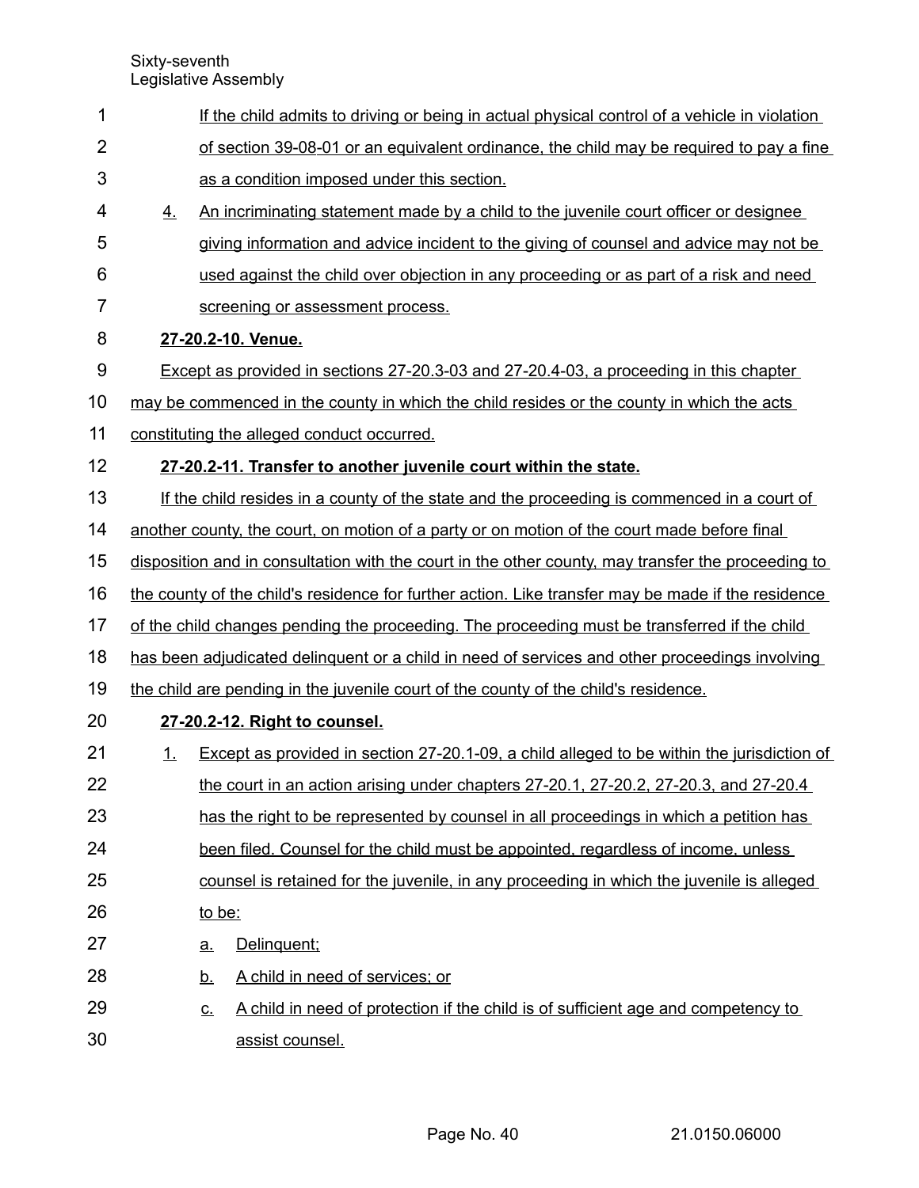If the child admits to driving or being in actual physical control of a vehicle in violation of section 39-08-01 or an equivalent ordinance, the child may be required to pay a fine as a condition imposed under this section.

4. An incriminating statement made by a child to the juvenile court officer or designee giving information and advice incident to the giving of counsel and advice may not be used against the child over objection in any proceeding or as part of a risk and need screening or assessment process.

**27-20.2-10. Venue.**

Except as provided in sections 27-20.3-03 and 27-20.4-03, a proceeding in this chapter may be commenced in the county in which the child resides or the county in which the acts constituting the alleged conduct occurred.

**27-20.2-11. Transfer to another juvenile court within the state.**

If the child resides in a county of the state and the proceeding is commenced in a court of another county, the court, on motion of a party or on motion of the court made before final disposition and in consultation with the court in the other county, may transfer the proceeding to the county of the child's residence for further action. Like transfer may be made if the residence of the child changes pending the proceeding. The proceeding must be transferred if the child has been adjudicated delinquent or a child in need of services and other proceedings involving the child are pending in the juvenile court of the county of the child's residence.

**27-20.2-12. Right to counsel.**

1. Except as provided in section 27-20.1-09, a child alleged to be within the jurisdiction of the court in an action arising under chapters 27-20.1, 27-20.2, 27-20.3, and 27-20.4 has the right to be represented by counsel in all proceedings in which a petition has been filed. Counsel for the child must be appointed, regardless of income, unless counsel is retained for the juvenile, in any proceeding in which the juvenile is alleged to be:
   a. Delinquent;
   b. A child in need of services; or
   c. A child in need of protection if the child is of sufficient age and competency to assist counsel.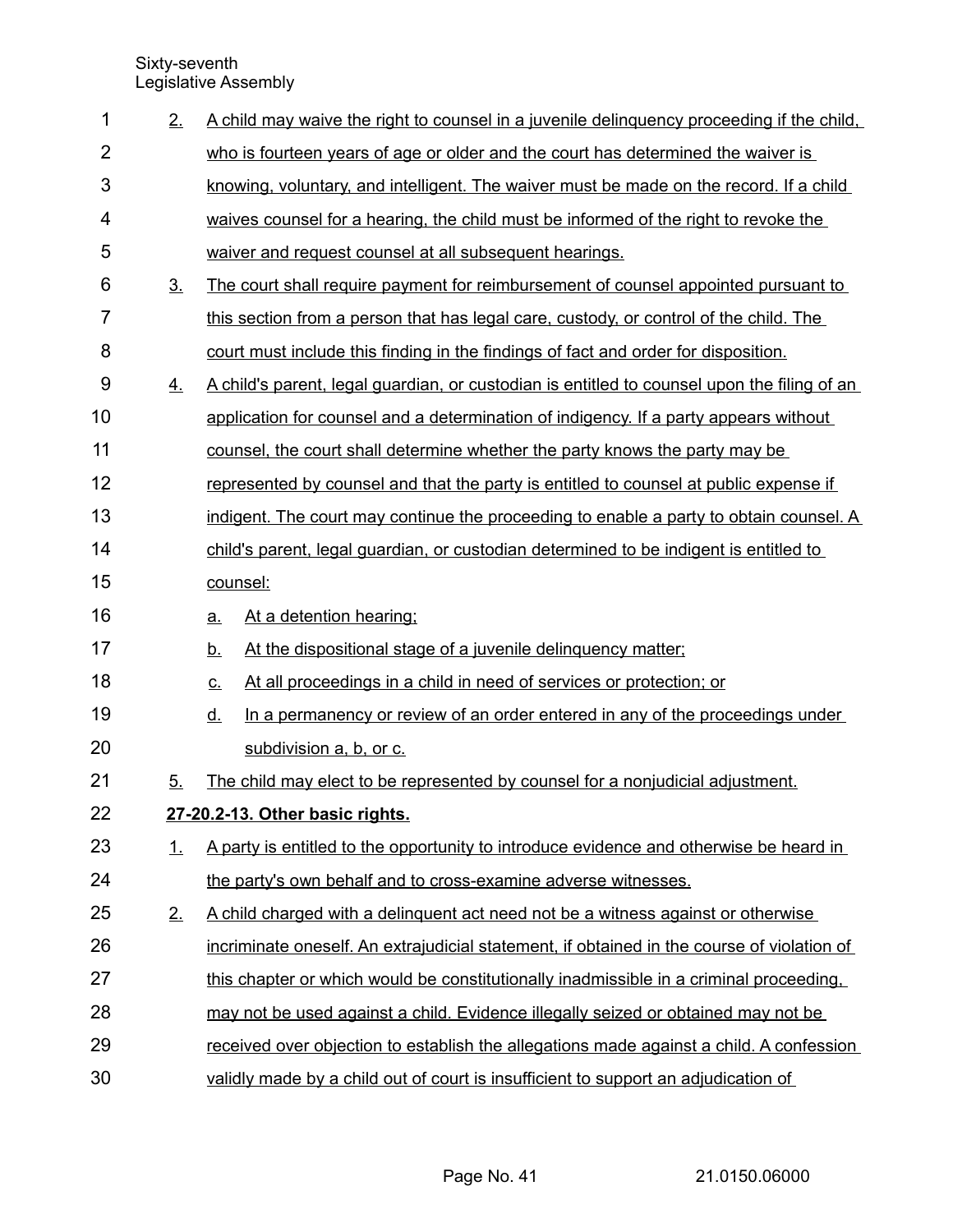2. A child may waive the right to counsel in a juvenile delinquency proceeding if the child, who is fourteen years of age or older and the court has determined the waiver is knowing, voluntary, and intelligent. The waiver must be made on the record. If a child waives counsel for a hearing, the child must be informed of the right to revoke the waiver and request counsel at all subsequent hearings.

3. The court shall require payment for reimbursement of counsel appointed pursuant to this section from a person that has legal care, custody, or control of the child. The court must include this finding in the findings of fact and order for disposition.

4. A child's parent, legal guardian, or custodian is entitled to counsel upon the filing of an application for counsel and a determination of indigency. If a party appears without counsel, the court shall determine whether the party knows the party may be represented by counsel and that the party is entitled to counsel at public expense if indigent. The court may continue the proceeding to enable a party to obtain counsel. A child's parent, legal guardian, or custodian determined to be indigent is entitled to counsel:

   a. At a detention hearing;

   b. At the dispositional stage of a juvenile delinquency matter;

   c. At all proceedings in a child in need of services or protection; or

   d. In a permanency or review of an order entered in any of the proceedings under subdivision a, b, or c.

5. The child may elect to be represented by counsel for a nonjudicial adjustment.

**27-20.2-13. Other basic rights.**

1. A party is entitled to the opportunity to introduce evidence and otherwise be heard in the party's own behalf and to cross-examine adverse witnesses.

2. A child charged with a delinquent act need not be a witness against or otherwise incriminate oneself. An extrajudicial statement, if obtained in the course of violation of this chapter or which would be constitutionally inadmissible in a criminal proceeding, may not be used against a child. Evidence illegally seized or obtained may not be received over objection to establish the allegations made against a child. A confession validly made by a child out of court is insufficient to support an adjudication of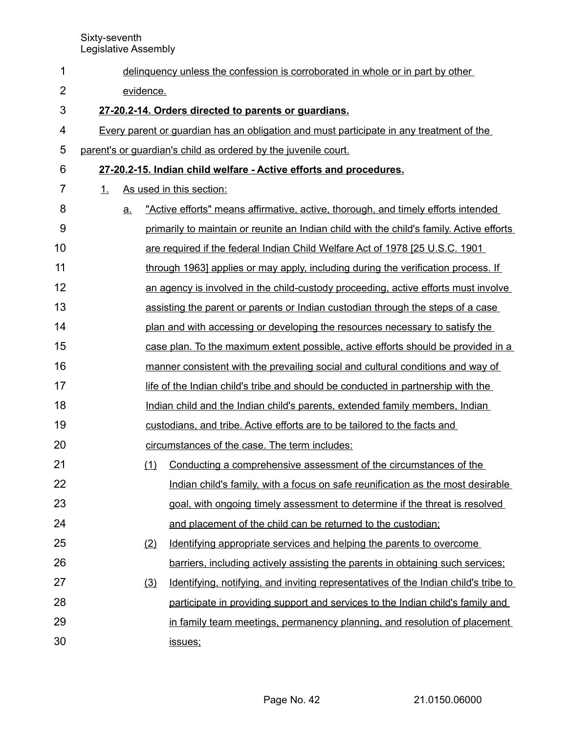delinquency unless the confession is corroborated in whole or in part by other evidence.

**27-20.2-14. Orders directed to parents or guardians.**

Every parent or guardian has an obligation and must participate in any treatment of the parent's or guardian's child as ordered by the juvenile court.

**27-20.2-15. Indian child welfare - Active efforts and procedures.**

1. As used in this section:
   - a. "Active efforts" means affirmative, active, thorough, and timely efforts intended primarily to maintain or reunite an Indian child with the child's family. Active efforts are required if the federal Indian Child Welfare Act of 1978 [25 U.S.C. 1901 through 1963] applies or may apply, including during the verification process. If an agency is involved in the child-custody proceeding, active efforts must involve assisting the parent or parents or Indian custodian through the steps of a case plan and with accessing or developing the resources necessary to satisfy the case plan. To the maximum extent possible, active efforts should be provided in a manner consistent with the prevailing social and cultural conditions and way of life of the Indian child's tribe and should be conducted in partnership with the Indian child and the Indian child's parents, extended family members, Indian custodians, and tribe. Active efforts are to be tailored to the facts and circumstances of the case. The term includes:
     - (1) Conducting a comprehensive assessment of the circumstances of the Indian child's family, with a focus on safe reunification as the most desirable goal, with ongoing timely assessment to determine if the threat is resolved and placement of the child can be returned to the custodian;
     - (2) Identifying appropriate services and helping the parents to overcome barriers, including actively assisting the parents in obtaining such services;
     - (3) Identifying, notifying, and inviting representatives of the Indian child's tribe to participate in providing support and services to the Indian child's family and in family team meetings, permanency planning, and resolution of placement issues;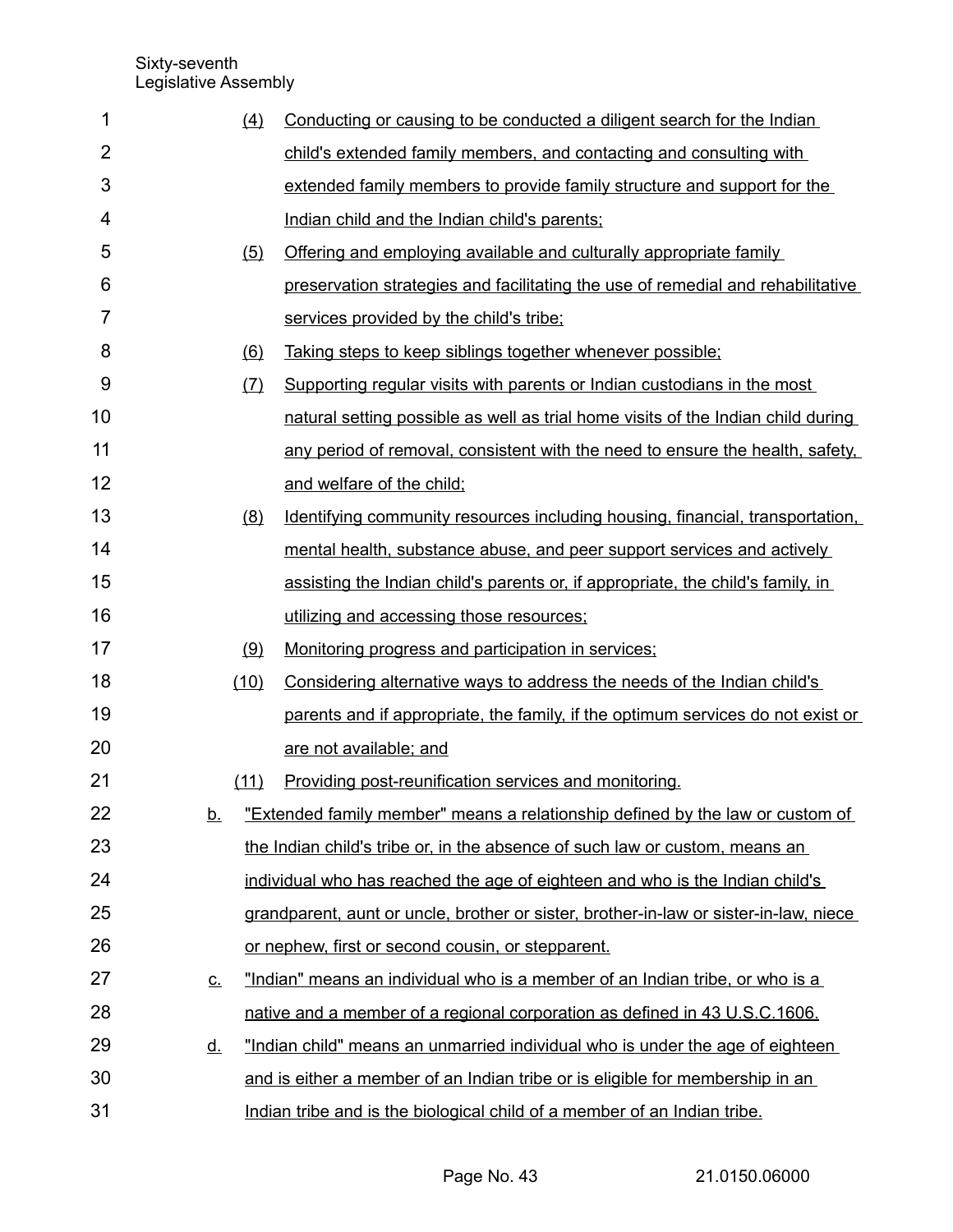(4) Conducting or causing to be conducted a diligent search for the Indian child's extended family members, and contacting and consulting with extended family members to provide family structure and support for the Indian child and the Indian child's parents;

(5) Offering and employing available and culturally appropriate family preservation strategies and facilitating the use of remedial and rehabilitative services provided by the child's tribe;

(6) Taking steps to keep siblings together whenever possible;

(7) Supporting regular visits with parents or Indian custodians in the most natural setting possible as well as trial home visits of the Indian child during any period of removal, consistent with the need to ensure the health, safety, and welfare of the child;

(8) Identifying community resources including housing, financial, transportation, mental health, substance abuse, and peer support services and actively assisting the Indian child's parents or, if appropriate, the child's family, in utilizing and accessing those resources;

(9) Monitoring progress and participation in services;

(10) Considering alternative ways to address the needs of the Indian child's parents and if appropriate, the family, if the optimum services do not exist or are not available; and

(11) Providing post-reunification services and monitoring.

b. "Extended family member" means a relationship defined by the law or custom of the Indian child's tribe or, in the absence of such law or custom, means an individual who has reached the age of eighteen and who is the Indian child's grandparent, aunt or uncle, brother or sister, brother-in-law or sister-in-law, niece or nephew, first or second cousin, or stepparent.

c. "Indian" means an individual who is a member of an Indian tribe, or who is a native and a member of a regional corporation as defined in 43 U.S.C.1606.

d. "Indian child" means an unmarried individual who is under the age of eighteen and is either a member of an Indian tribe or is eligible for membership in an Indian tribe and is the biological child of a member of an Indian tribe.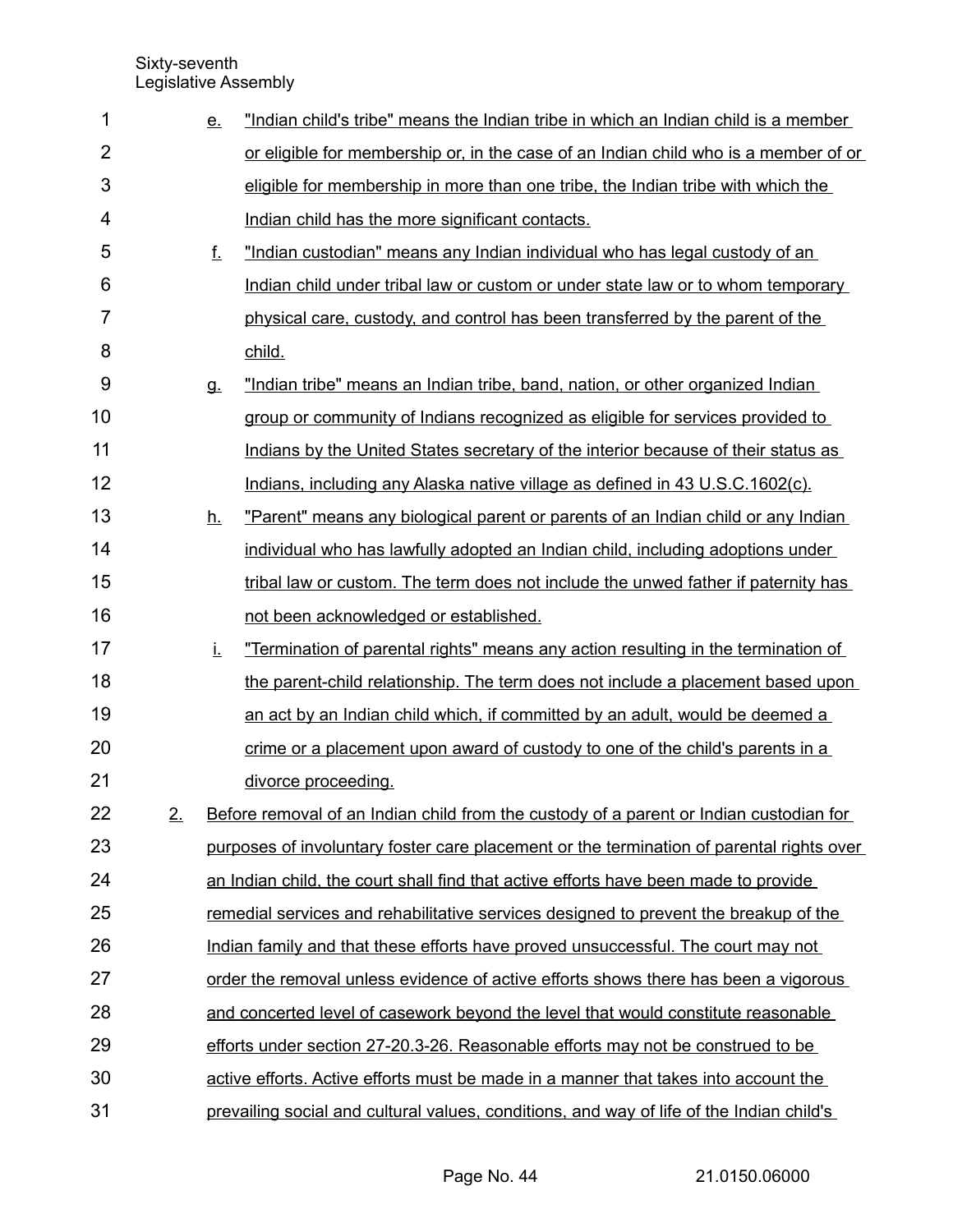e. "Indian child's tribe" means the Indian tribe in which an Indian child is a member or eligible for membership or, in the case of an Indian child who is a member of or eligible for membership in more than one tribe, the Indian tribe with which the Indian child has the more significant contacts.

f. "Indian custodian" means any Indian individual who has legal custody of an Indian child under tribal law or custom or under state law or to whom temporary physical care, custody, and control has been transferred by the parent of the child.

g. "Indian tribe" means an Indian tribe, band, nation, or other organized Indian group or community of Indians recognized as eligible for services provided to Indians by the United States secretary of the interior because of their status as Indians, including any Alaska native village as defined in 43 U.S.C.1602(c).

h. "Parent" means any biological parent or parents of an Indian child or any Indian individual who has lawfully adopted an Indian child, including adoptions under tribal law or custom. The term does not include the unwed father if paternity has not been acknowledged or established.

i. "Termination of parental rights" means any action resulting in the termination of the parent-child relationship. The term does not include a placement based upon an act by an Indian child which, if committed by an adult, would be deemed a crime or a placement upon award of custody to one of the child's parents in a divorce proceeding.

2. Before removal of an Indian child from the custody of a parent or Indian custodian for purposes of involuntary foster care placement or the termination of parental rights over an Indian child, the court shall find that active efforts have been made to provide remedial services and rehabilitative services designed to prevent the breakup of the Indian family and that these efforts have proved unsuccessful. The court may not order the removal unless evidence of active efforts shows there has been a vigorous and concerted level of casework beyond the level that would constitute reasonable efforts under section 27-20.3-26. Reasonable efforts may not be construed to be active efforts. Active efforts must be made in a manner that takes into account the prevailing social and cultural values, conditions, and way of life of the Indian child's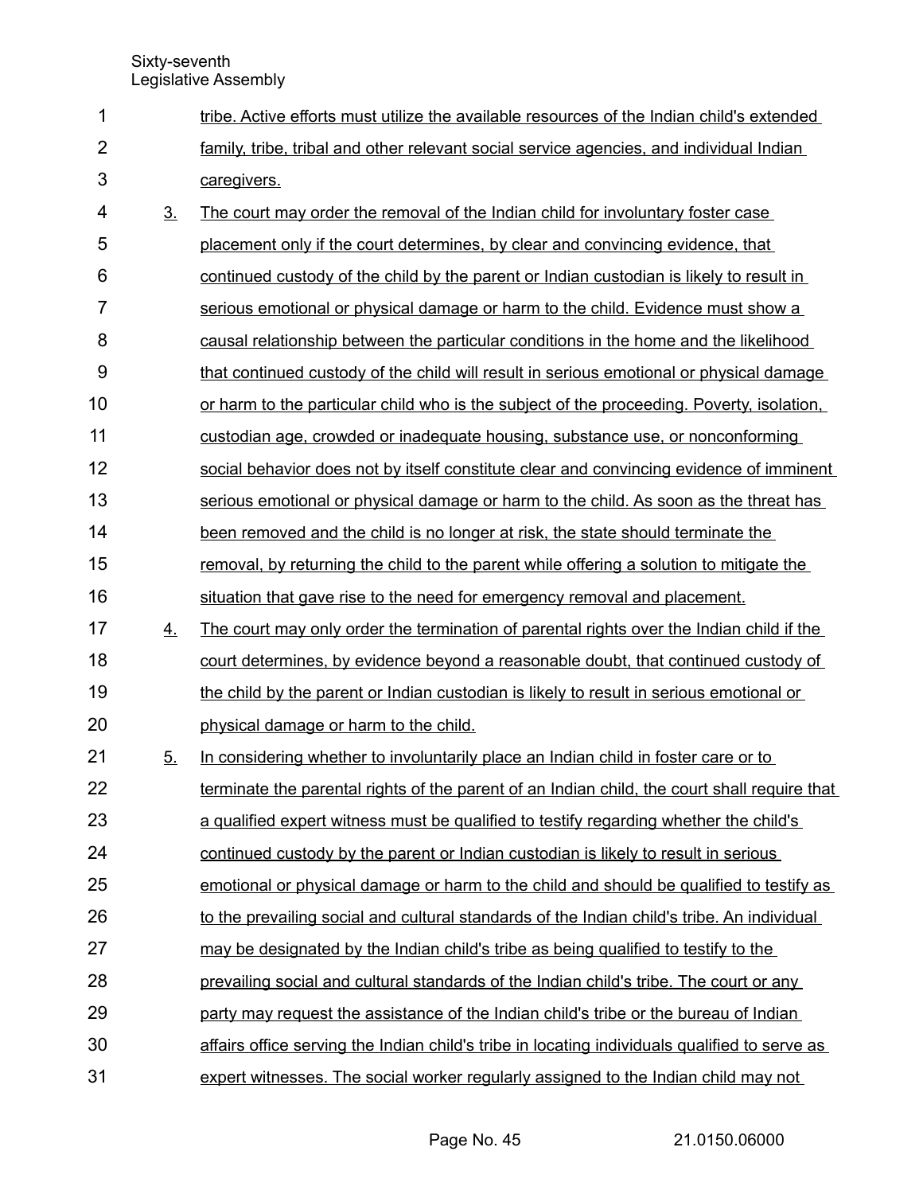tribe. Active efforts must utilize the available resources of the Indian child's extended family, tribe, tribal and other relevant social service agencies, and individual Indian caregivers.

3. The court may order the removal of the Indian child for involuntary foster case placement only if the court determines, by clear and convincing evidence, that continued custody of the child by the parent or Indian custodian is likely to result in serious emotional or physical damage or harm to the child. Evidence must show a causal relationship between the particular conditions in the home and the likelihood that continued custody of the child will result in serious emotional or physical damage or harm to the particular child who is the subject of the proceeding. Poverty, isolation, custodian age, crowded or inadequate housing, substance use, or nonconforming social behavior does not by itself constitute clear and convincing evidence of imminent serious emotional or physical damage or harm to the child. As soon as the threat has been removed and the child is no longer at risk, the state should terminate the removal, by returning the child to the parent while offering a solution to mitigate the situation that gave rise to the need for emergency removal and placement.

4. The court may only order the termination of parental rights over the Indian child if the court determines, by evidence beyond a reasonable doubt, that continued custody of the child by the parent or Indian custodian is likely to result in serious emotional or physical damage or harm to the child.

5. In considering whether to involuntarily place an Indian child in foster care or to terminate the parental rights of the parent of an Indian child, the court shall require that a qualified expert witness must be qualified to testify regarding whether the child's continued custody by the parent or Indian custodian is likely to result in serious emotional or physical damage or harm to the child and should be qualified to testify as to the prevailing social and cultural standards of the Indian child's tribe. An individual may be designated by the Indian child's tribe as being qualified to testify to the prevailing social and cultural standards of the Indian child's tribe. The court or any party may request the assistance of the Indian child's tribe or the bureau of Indian affairs office serving the Indian child's tribe in locating individuals qualified to serve as expert witnesses. The social worker regularly assigned to the Indian child may not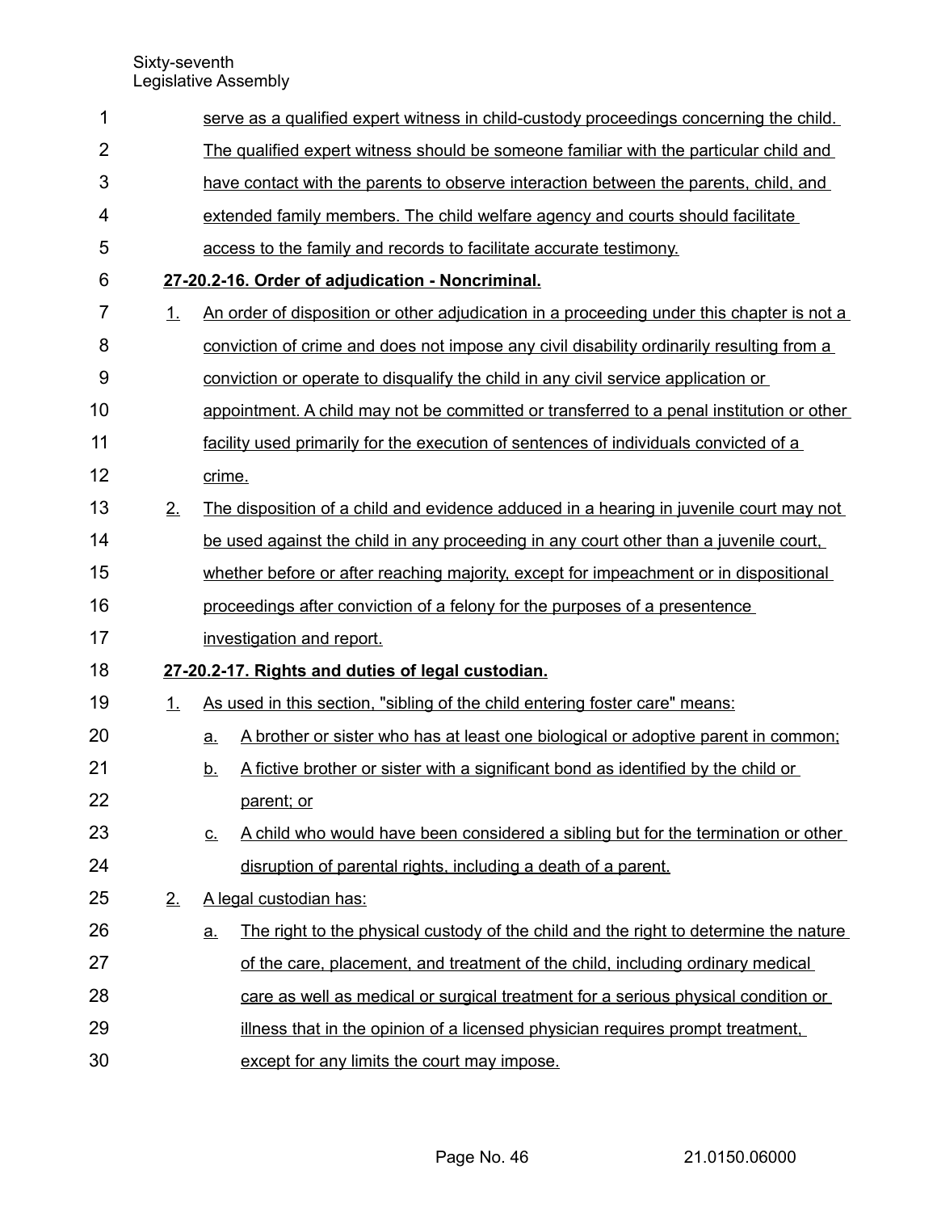serve as a qualified expert witness in child-custody proceedings concerning the child. The qualified expert witness should be someone familiar with the particular child and have contact with the parents to observe interaction between the parents, child, and extended family members. The child welfare agency and courts should facilitate access to the family and records to facilitate accurate testimony.

**27-20.2-16. Order of adjudication - Noncriminal.**

1. An order of disposition or other adjudication in a proceeding under this chapter is not a conviction of crime and does not impose any civil disability ordinarily resulting from a conviction or operate to disqualify the child in any civil service application or appointment. A child may not be committed or transferred to a penal institution or other facility used primarily for the execution of sentences of individuals convicted of a crime.
2. The disposition of a child and evidence adduced in a hearing in juvenile court may not be used against the child in any proceeding in any court other than a juvenile court, whether before or after reaching majority, except for impeachment or in dispositional proceedings after conviction of a felony for the purposes of a presentence investigation and report.

**27-20.2-17. Rights and duties of legal custodian.**

1. As used in this section, "sibling of the child entering foster care" means:
   a. A brother or sister who has at least one biological or adoptive parent in common;
   b. A fictive brother or sister with a significant bond as identified by the child or parent; or
   c. A child who would have been considered a sibling but for the termination or other disruption of parental rights, including a death of a parent.
2. A legal custodian has:
   a. The right to the physical custody of the child and the right to determine the nature of the care, placement, and treatment of the child, including ordinary medical care as well as medical or surgical treatment for a serious physical condition or illness that in the opinion of a licensed physician requires prompt treatment, except for any limits the court may impose.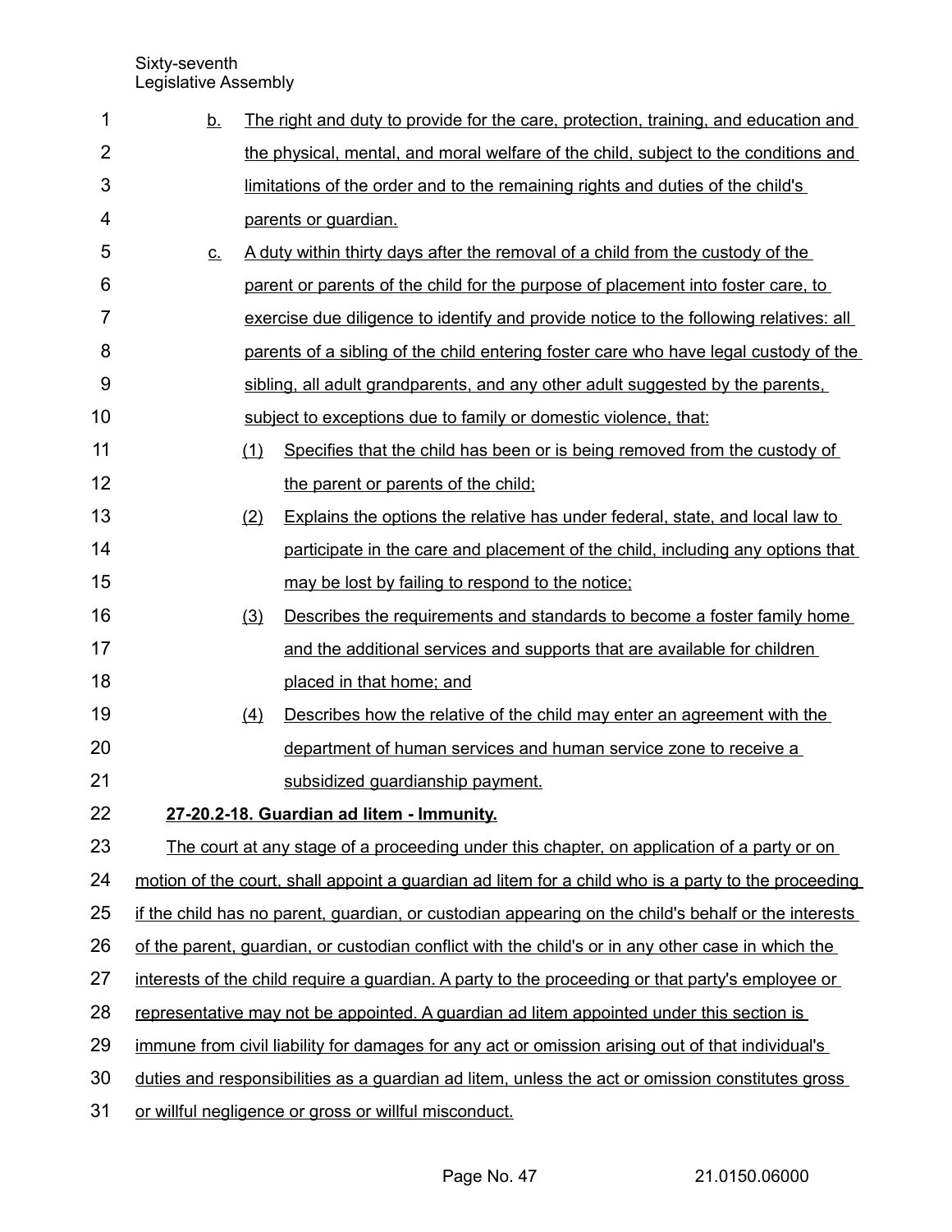b. The right and duty to provide for the care, protection, training, and education and the physical, mental, and moral welfare of the child, subject to the conditions and limitations of the order and to the remaining rights and duties of the child's parents or guardian.

c. A duty within thirty days after the removal of a child from the custody of the parent or parents of the child for the purpose of placement into foster care, to exercise due diligence to identify and provide notice to the following relatives: all parents of a sibling of the child entering foster care who have legal custody of the sibling, all adult grandparents, and any other adult suggested by the parents, subject to exceptions due to family or domestic violence, that:

(1) Specifies that the child has been or is being removed from the custody of the parent or parents of the child;

(2) Explains the options the relative has under federal, state, and local law to participate in the care and placement of the child, including any options that may be lost by failing to respond to the notice;

(3) Describes the requirements and standards to become a foster family home and the additional services and supports that are available for children placed in that home; and

(4) Describes how the relative of the child may enter an agreement with the department of human services and human service zone to receive a subsidized guardianship payment.

**27-20.2-18. Guardian ad litem - Immunity.**

The court at any stage of a proceeding under this chapter, on application of a party or on motion of the court, shall appoint a guardian ad litem for a child who is a party to the proceeding if the child has no parent, guardian, or custodian appearing on the child's behalf or the interests of the parent, guardian, or custodian conflict with the child's or in any other case in which the interests of the child require a guardian. A party to the proceeding or that party's employee or representative may not be appointed. A guardian ad litem appointed under this section is immune from civil liability for damages for any act or omission arising out of that individual's duties and responsibilities as a guardian ad litem, unless the act or omission constitutes gross or willful negligence or gross or willful misconduct.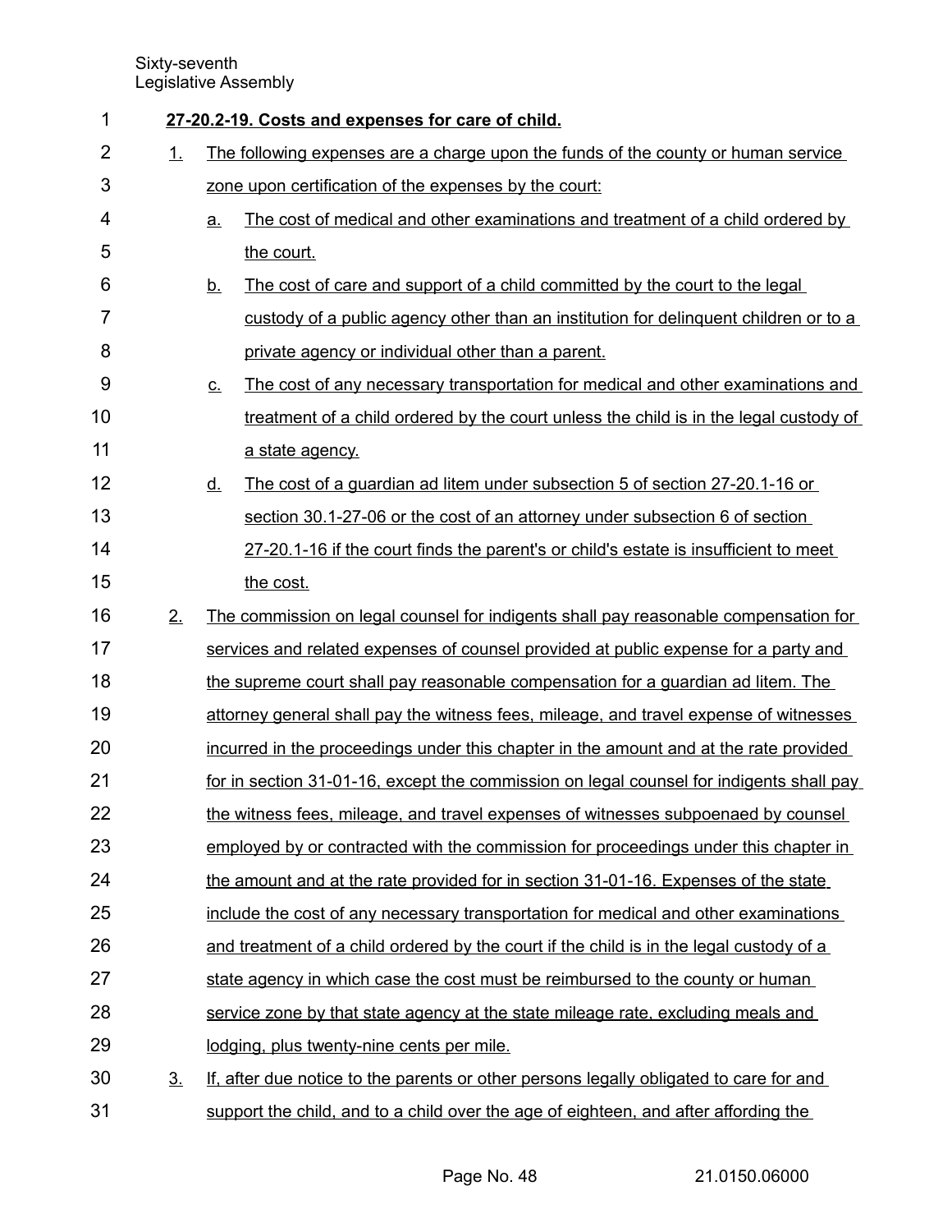**27-20.2-19. Costs and expenses for care of child.**

1. The following expenses are a charge upon the funds of the county or human service zone upon certification of the expenses by the court:
   a. The cost of medical and other examinations and treatment of a child ordered by the court.
   b. The cost of care and support of a child committed by the court to the legal custody of a public agency other than an institution for delinquent children or to a private agency or individual other than a parent.
   c. The cost of any necessary transportation for medical and other examinations and treatment of a child ordered by the court unless the child is in the legal custody of a state agency.
   d. The cost of a guardian ad litem under subsection 5 of section 27-20.1-16 or section 30.1-27-06 or the cost of an attorney under subsection 6 of section 27-20.1-16 if the court finds the parent's or child's estate is insufficient to meet the cost.
2. The commission on legal counsel for indigents shall pay reasonable compensation for services and related expenses of counsel provided at public expense for a party and the supreme court shall pay reasonable compensation for a guardian ad litem. The attorney general shall pay the witness fees, mileage, and travel expense of witnesses incurred in the proceedings under this chapter in the amount and at the rate provided for in section 31-01-16, except the commission on legal counsel for indigents shall pay the witness fees, mileage, and travel expenses of witnesses subpoenaed by counsel employed by or contracted with the commission for proceedings under this chapter in the amount and at the rate provided for in section 31-01-16. Expenses of the state include the cost of any necessary transportation for medical and other examinations and treatment of a child ordered by the court if the child is in the legal custody of a state agency in which case the cost must be reimbursed to the county or human service zone by that state agency at the state mileage rate, excluding meals and lodging, plus twenty-nine cents per mile.
3. If, after due notice to the parents or other persons legally obligated to care for and support the child, and to a child over the age of eighteen, and after affording the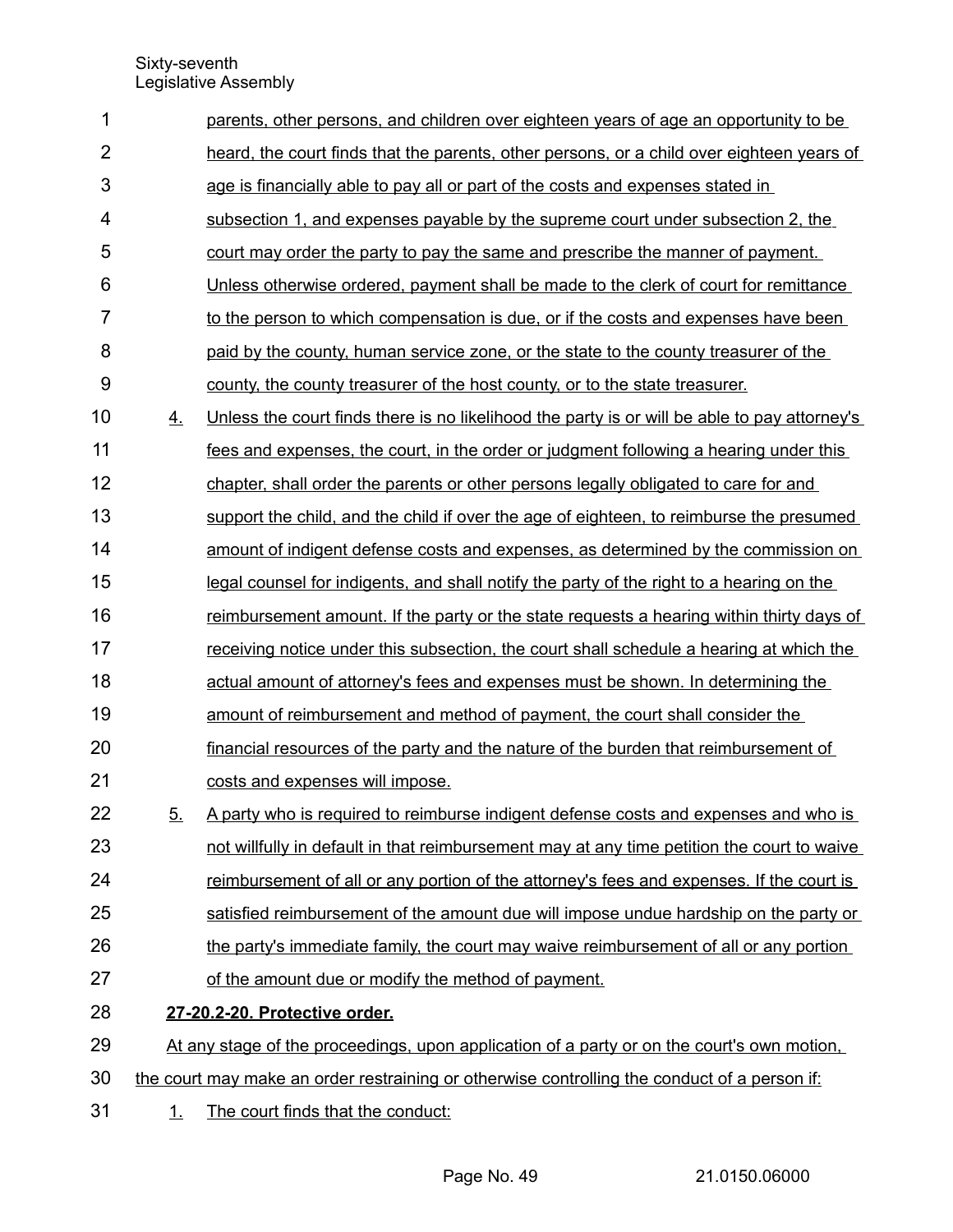parents, other persons, and children over eighteen years of age an opportunity to be heard, the court finds that the parents, other persons, or a child over eighteen years of age is financially able to pay all or part of the costs and expenses stated in subsection 1, and expenses payable by the supreme court under subsection 2, the court may order the party to pay the same and prescribe the manner of payment. Unless otherwise ordered, payment shall be made to the clerk of court for remittance to the person to which compensation is due, or if the costs and expenses have been paid by the county, human service zone, or the state to the county treasurer of the county, the county treasurer of the host county, or to the state treasurer.

4. Unless the court finds there is no likelihood the party is or will be able to pay attorney's fees and expenses, the court, in the order or judgment following a hearing under this chapter, shall order the parents or other persons legally obligated to care for and support the child, and the child if over the age of eighteen, to reimburse the presumed amount of indigent defense costs and expenses, as determined by the commission on legal counsel for indigents, and shall notify the party of the right to a hearing on the reimbursement amount. If the party or the state requests a hearing within thirty days of receiving notice under this subsection, the court shall schedule a hearing at which the actual amount of attorney's fees and expenses must be shown. In determining the amount of reimbursement and method of payment, the court shall consider the financial resources of the party and the nature of the burden that reimbursement of costs and expenses will impose.

5. A party who is required to reimburse indigent defense costs and expenses and who is not willfully in default in that reimbursement may at any time petition the court to waive reimbursement of all or any portion of the attorney's fees and expenses. If the court is satisfied reimbursement of the amount due will impose undue hardship on the party or the party's immediate family, the court may waive reimbursement of all or any portion of the amount due or modify the method of payment.

**27-20.2-20. Protective order.**

At any stage of the proceedings, upon application of a party or on the court's own motion, the court may make an order restraining or otherwise controlling the conduct of a person if:

1. The court finds that the conduct: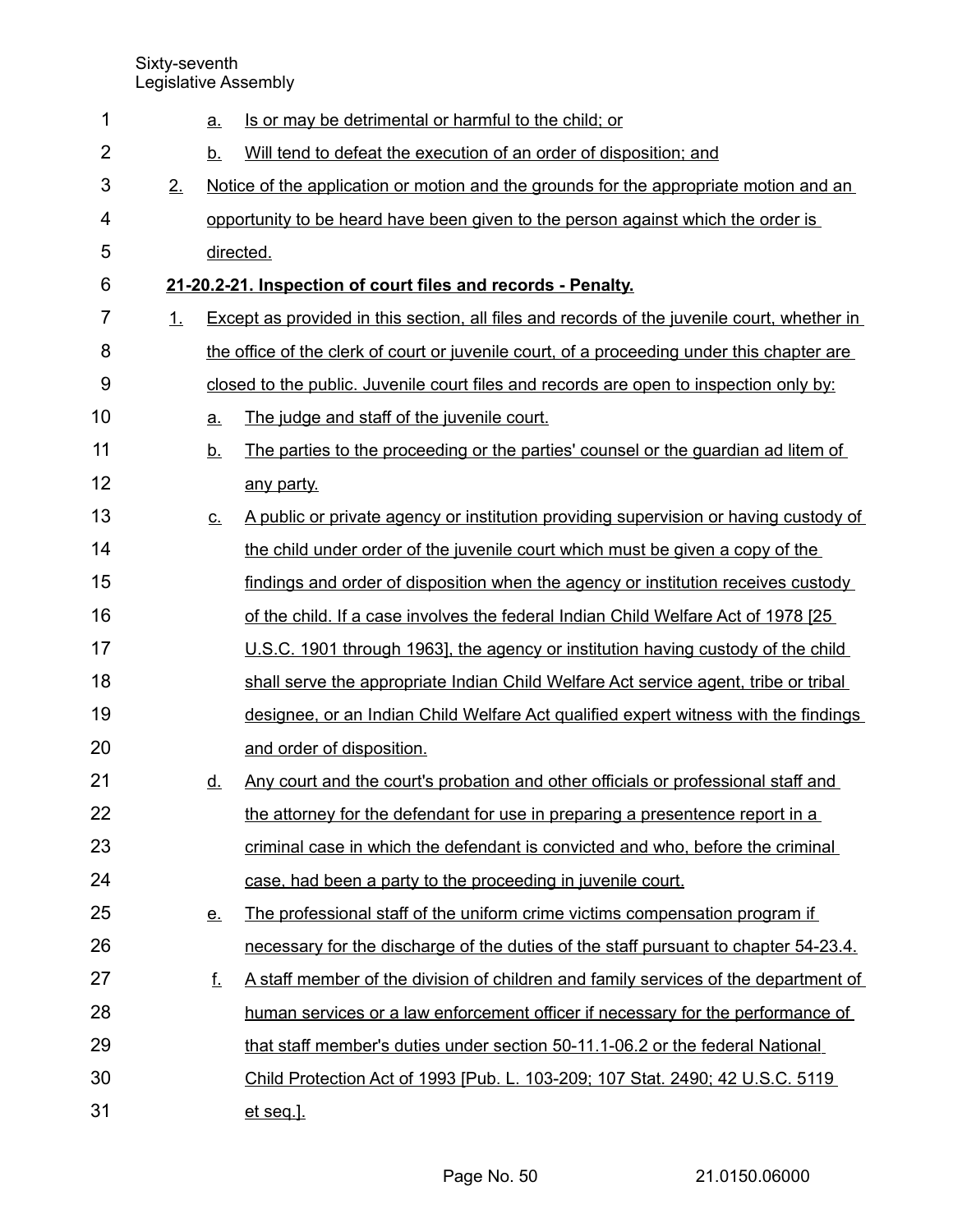a. Is or may be detrimental or harmful to the child; or

b. Will tend to defeat the execution of an order of disposition; and

2. Notice of the application or motion and the grounds for the appropriate motion and an opportunity to be heard have been given to the person against which the order is directed.

**21-20.2-21. Inspection of court files and records - Penalty.**

1. Except as provided in this section, all files and records of the juvenile court, whether in the office of the clerk of court or juvenile court, of a proceeding under this chapter are closed to the public. Juvenile court files and records are open to inspection only by:

   a. The judge and staff of the juvenile court.

   b. The parties to the proceeding or the parties' counsel or the guardian ad litem of any party.

   c. A public or private agency or institution providing supervision or having custody of the child under order of the juvenile court which must be given a copy of the findings and order of disposition when the agency or institution receives custody of the child. If a case involves the federal Indian Child Welfare Act of 1978 [25 U.S.C. 1901 through 1963], the agency or institution having custody of the child shall serve the appropriate Indian Child Welfare Act service agent, tribe or tribal designee, or an Indian Child Welfare Act qualified expert witness with the findings and order of disposition.

   d. Any court and the court's probation and other officials or professional staff and the attorney for the defendant for use in preparing a presentence report in a criminal case in which the defendant is convicted and who, before the criminal case, had been a party to the proceeding in juvenile court.

   e. The professional staff of the uniform crime victims compensation program if necessary for the discharge of the duties of the staff pursuant to chapter 54-23.4.

   f. A staff member of the division of children and family services of the department of human services or a law enforcement officer if necessary for the performance of that staff member's duties under section 50-11.1-06.2 or the federal National Child Protection Act of 1993 [Pub. L. 103-209; 107 Stat. 2490; 42 U.S.C. 5119 et seq.].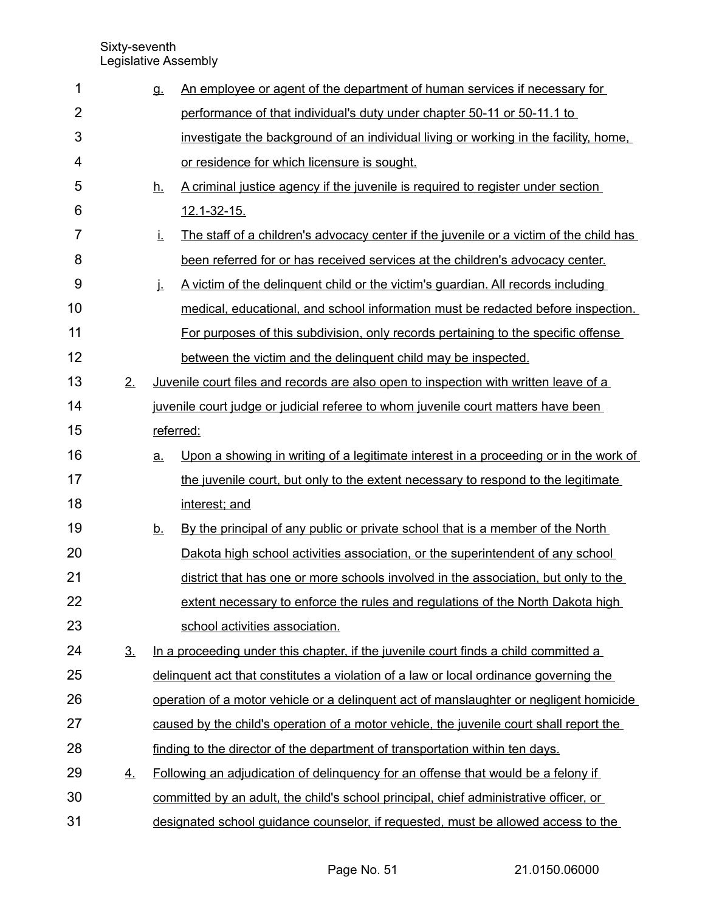g. An employee or agent of the department of human services if necessary for performance of that individual's duty under chapter 50-11 or 50-11.1 to investigate the background of an individual living or working in the facility, home, or residence for which licensure is sought.

h. A criminal justice agency if the juvenile is required to register under section 12.1-32-15.

i. The staff of a children's advocacy center if the juvenile or a victim of the child has been referred for or has received services at the children's advocacy center.

j. A victim of the delinquent child or the victim's guardian. All records including medical, educational, and school information must be redacted before inspection. For purposes of this subdivision, only records pertaining to the specific offense between the victim and the delinquent child may be inspected.

2. Juvenile court files and records are also open to inspection with written leave of a juvenile court judge or judicial referee to whom juvenile court matters have been referred:

   a. Upon a showing in writing of a legitimate interest in a proceeding or in the work of the juvenile court, but only to the extent necessary to respond to the legitimate interest; and

   b. By the principal of any public or private school that is a member of the North Dakota high school activities association, or the superintendent of any school district that has one or more schools involved in the association, but only to the extent necessary to enforce the rules and regulations of the North Dakota high school activities association.

3. In a proceeding under this chapter, if the juvenile court finds a child committed a delinquent act that constitutes a violation of a law or local ordinance governing the operation of a motor vehicle or a delinquent act of manslaughter or negligent homicide caused by the child's operation of a motor vehicle, the juvenile court shall report the finding to the director of the department of transportation within ten days.

4. Following an adjudication of delinquency for an offense that would be a felony if committed by an adult, the child's school principal, chief administrative officer, or designated school guidance counselor, if requested, must be allowed access to the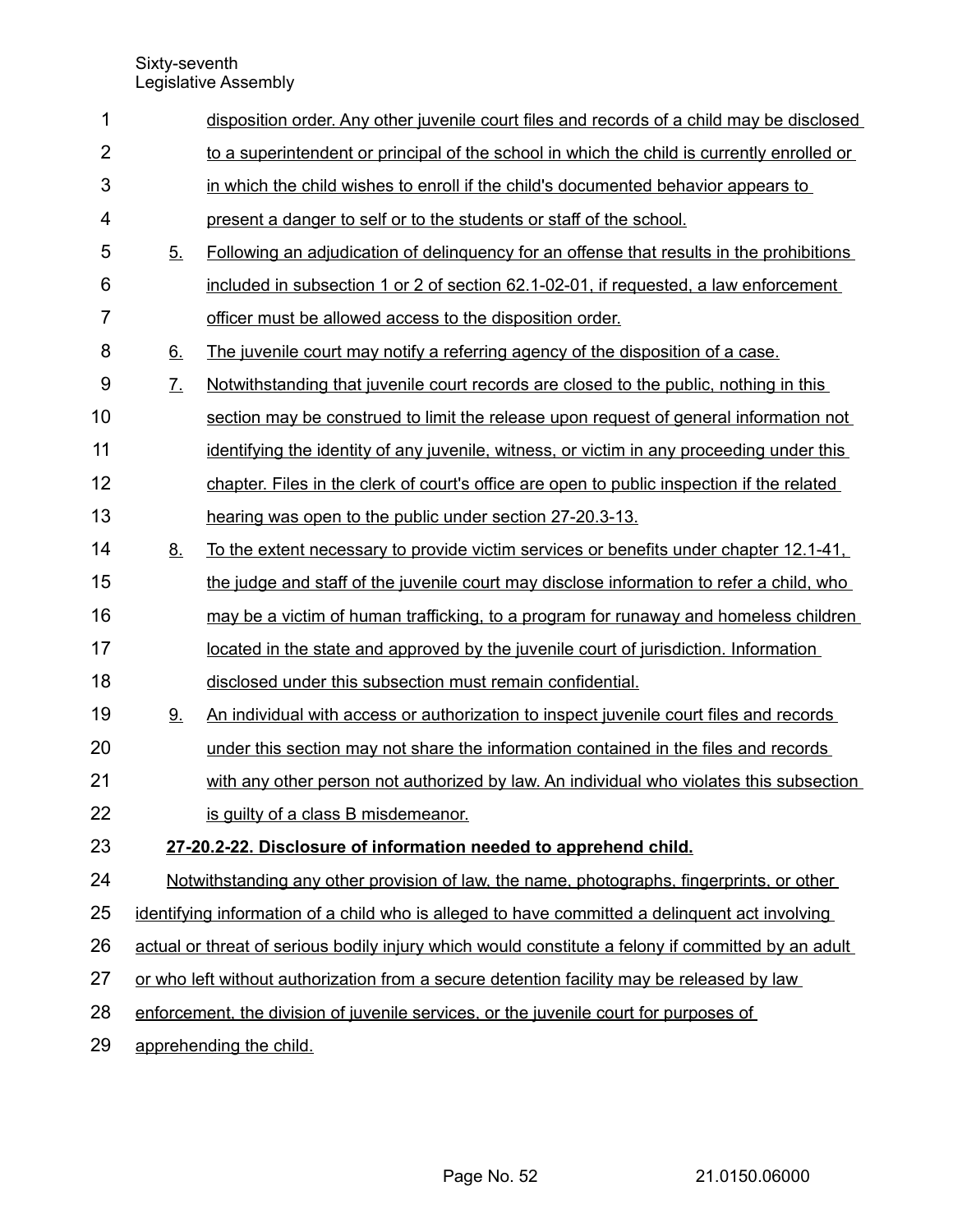disposition order. Any other juvenile court files and records of a child may be disclosed to a superintendent or principal of the school in which the child is currently enrolled or in which the child wishes to enroll if the child's documented behavior appears to present a danger to self or to the students or staff of the school.

5. Following an adjudication of delinquency for an offense that results in the prohibitions included in subsection 1 or 2 of section 62.1-02-01, if requested, a law enforcement officer must be allowed access to the disposition order.

6. The juvenile court may notify a referring agency of the disposition of a case.

7. Notwithstanding that juvenile court records are closed to the public, nothing in this section may be construed to limit the release upon request of general information not identifying the identity of any juvenile, witness, or victim in any proceeding under this chapter. Files in the clerk of court's office are open to public inspection if the related hearing was open to the public under section 27-20.3-13.

8. To the extent necessary to provide victim services or benefits under chapter 12.1-41, the judge and staff of the juvenile court may disclose information to refer a child, who may be a victim of human trafficking, to a program for runaway and homeless children located in the state and approved by the juvenile court of jurisdiction. Information disclosed under this subsection must remain confidential.

9. An individual with access or authorization to inspect juvenile court files and records under this section may not share the information contained in the files and records with any other person not authorized by law. An individual who violates this subsection is guilty of a class B misdemeanor.

**27-20.2-22. Disclosure of information needed to apprehend child.**

Notwithstanding any other provision of law, the name, photographs, fingerprints, or other identifying information of a child who is alleged to have committed a delinquent act involving actual or threat of serious bodily injury which would constitute a felony if committed by an adult or who left without authorization from a secure detention facility may be released by law enforcement, the division of juvenile services, or the juvenile court for purposes of apprehending the child.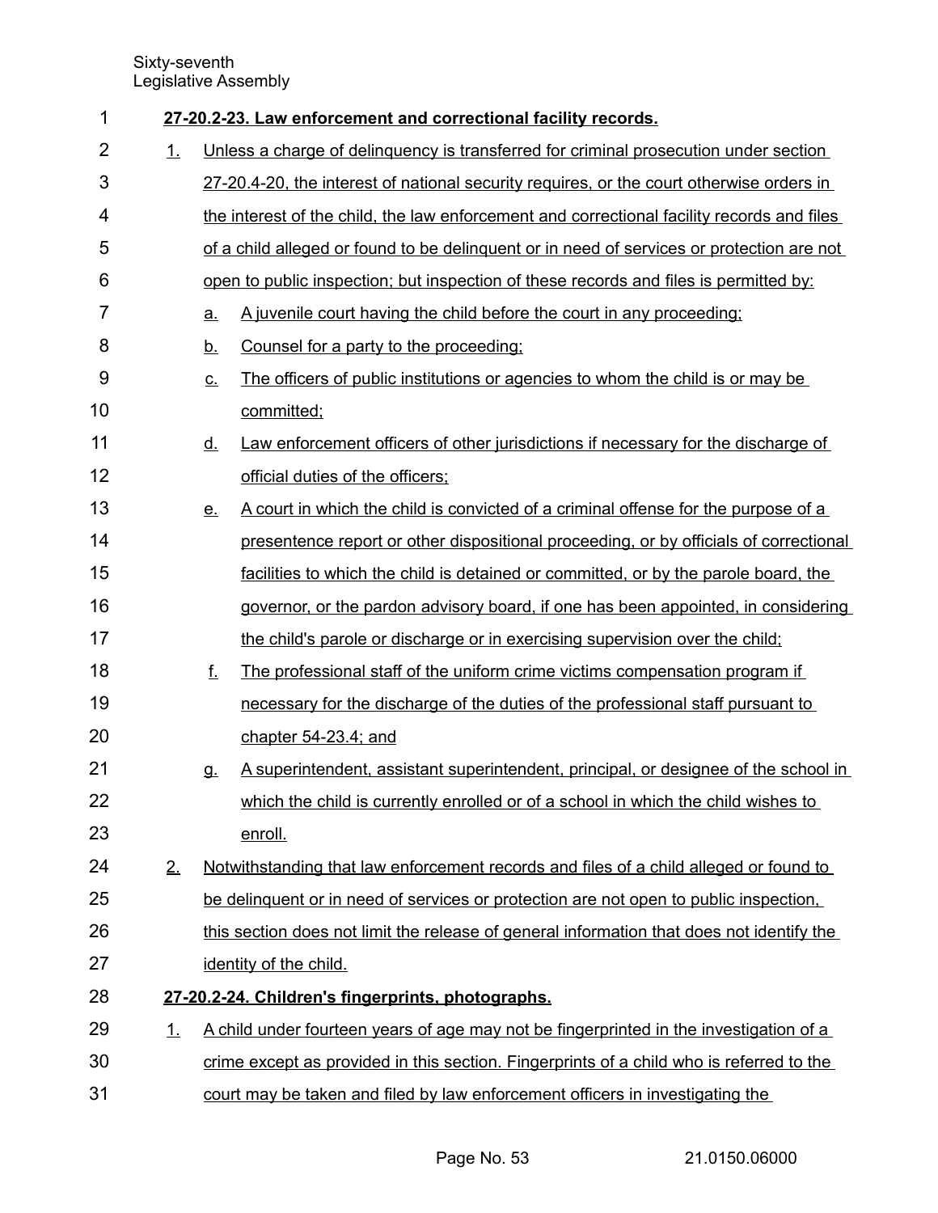**27-20.2-23. Law enforcement and correctional facility records.**

1. Unless a charge of delinquency is transferred for criminal prosecution under section 27-20.4-20, the interest of national security requires, or the court otherwise orders in the interest of the child, the law enforcement and correctional facility records and files of a child alleged or found to be delinquent or in need of services or protection are not open to public inspection; but inspection of these records and files is permitted by:
   a. A juvenile court having the child before the court in any proceeding;
   b. Counsel for a party to the proceeding;
   c. The officers of public institutions or agencies to whom the child is or may be committed;
   d. Law enforcement officers of other jurisdictions if necessary for the discharge of official duties of the officers;
   e. A court in which the child is convicted of a criminal offense for the purpose of a presentence report or other dispositional proceeding, or by officials of correctional facilities to which the child is detained or committed, or by the parole board, the governor, or the pardon advisory board, if one has been appointed, in considering the child's parole or discharge or in exercising supervision over the child;
   f. The professional staff of the uniform crime victims compensation program if necessary for the discharge of the duties of the professional staff pursuant to chapter 54-23.4; and
   g. A superintendent, assistant superintendent, principal, or designee of the school in which the child is currently enrolled or of a school in which the child wishes to enroll.
2. Notwithstanding that law enforcement records and files of a child alleged or found to be delinquent or in need of services or protection are not open to public inspection, this section does not limit the release of general information that does not identify the identity of the child.

**27-20.2-24. Children's fingerprints, photographs.**

1. A child under fourteen years of age may not be fingerprinted in the investigation of a crime except as provided in this section. Fingerprints of a child who is referred to the court may be taken and filed by law enforcement officers in investigating the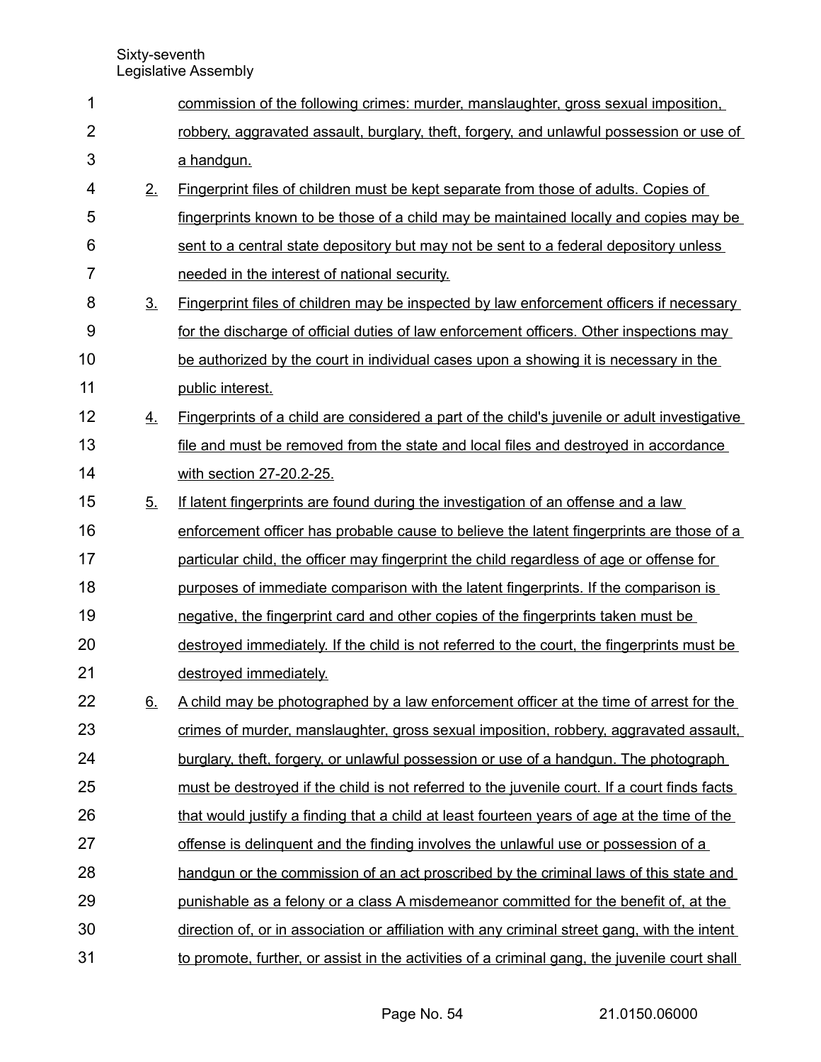commission of the following crimes: murder, manslaughter, gross sexual imposition, robbery, aggravated assault, burglary, theft, forgery, and unlawful possession or use of a handgun.

2. Fingerprint files of children must be kept separate from those of adults. Copies of fingerprints known to be those of a child may be maintained locally and copies may be sent to a central state depository but may not be sent to a federal depository unless needed in the interest of national security.

3. Fingerprint files of children may be inspected by law enforcement officers if necessary for the discharge of official duties of law enforcement officers. Other inspections may be authorized by the court in individual cases upon a showing it is necessary in the public interest.

4. Fingerprints of a child are considered a part of the child's juvenile or adult investigative file and must be removed from the state and local files and destroyed in accordance with section 27-20.2-25.

5. If latent fingerprints are found during the investigation of an offense and a law enforcement officer has probable cause to believe the latent fingerprints are those of a particular child, the officer may fingerprint the child regardless of age or offense for purposes of immediate comparison with the latent fingerprints. If the comparison is negative, the fingerprint card and other copies of the fingerprints taken must be destroyed immediately. If the child is not referred to the court, the fingerprints must be destroyed immediately.

6. A child may be photographed by a law enforcement officer at the time of arrest for the crimes of murder, manslaughter, gross sexual imposition, robbery, aggravated assault, burglary, theft, forgery, or unlawful possession or use of a handgun. The photograph must be destroyed if the child is not referred to the juvenile court. If a court finds facts that would justify a finding that a child at least fourteen years of age at the time of the offense is delinquent and the finding involves the unlawful use or possession of a handgun or the commission of an act proscribed by the criminal laws of this state and punishable as a felony or a class A misdemeanor committed for the benefit of, at the direction of, or in association or affiliation with any criminal street gang, with the intent to promote, further, or assist in the activities of a criminal gang, the juvenile court shall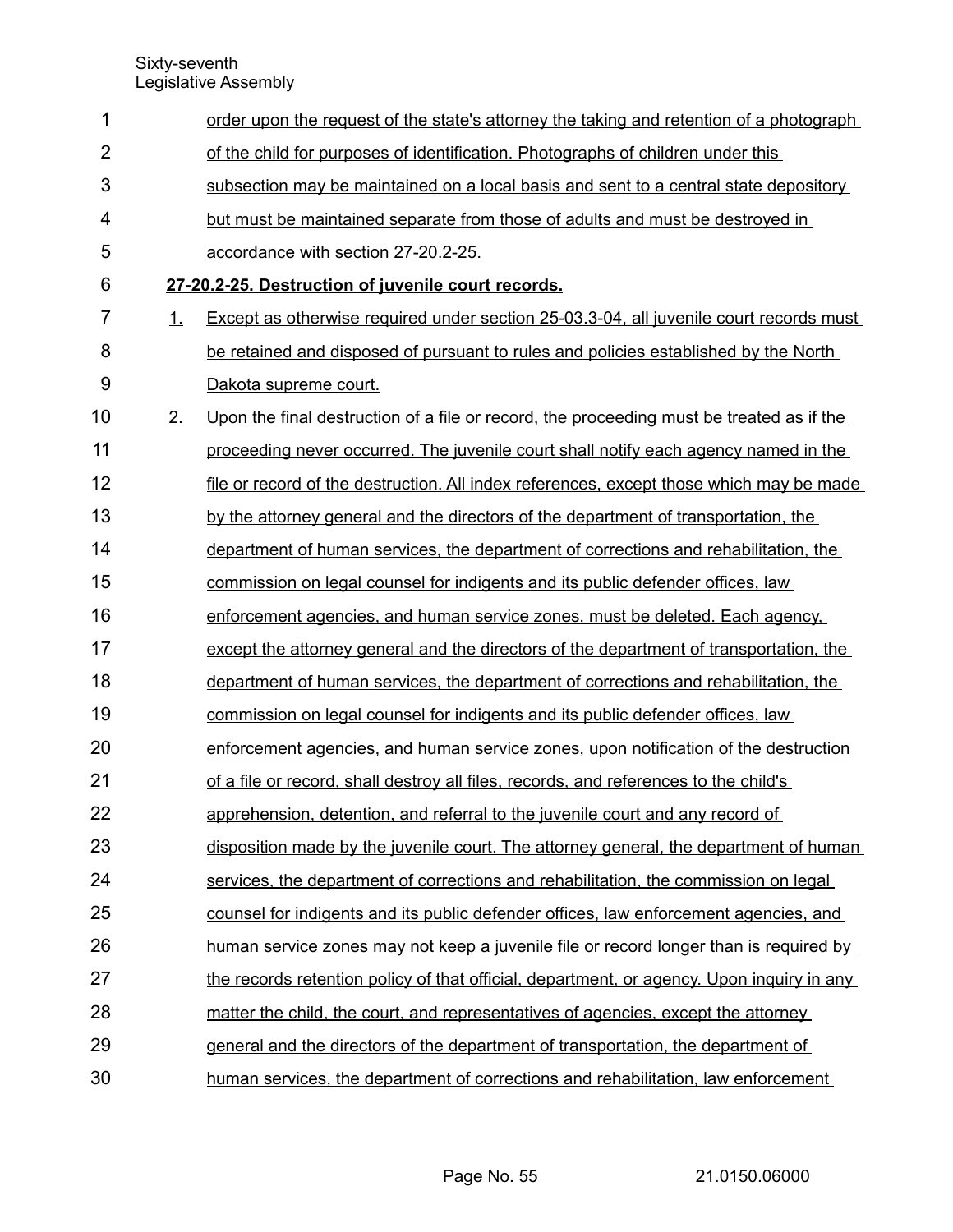order upon the request of the state's attorney the taking and retention of a photograph of the child for purposes of identification. Photographs of children under this subsection may be maintained on a local basis and sent to a central state depository but must be maintained separate from those of adults and must be destroyed in accordance with section 27-20.2-25.

**27-20.2-25. Destruction of juvenile court records.**

1. Except as otherwise required under section 25-03.3-04, all juvenile court records must be retained and disposed of pursuant to rules and policies established by the North Dakota supreme court.

2. Upon the final destruction of a file or record, the proceeding must be treated as if the proceeding never occurred. The juvenile court shall notify each agency named in the file or record of the destruction. All index references, except those which may be made by the attorney general and the directors of the department of transportation, the department of human services, the department of corrections and rehabilitation, the commission on legal counsel for indigents and its public defender offices, law enforcement agencies, and human service zones, must be deleted. Each agency, except the attorney general and the directors of the department of transportation, the department of human services, the department of corrections and rehabilitation, the commission on legal counsel for indigents and its public defender offices, law enforcement agencies, and human service zones, upon notification of the destruction of a file or record, shall destroy all files, records, and references to the child's apprehension, detention, and referral to the juvenile court and any record of disposition made by the juvenile court. The attorney general, the department of human services, the department of corrections and rehabilitation, the commission on legal counsel for indigents and its public defender offices, law enforcement agencies, and human service zones may not keep a juvenile file or record longer than is required by the records retention policy of that official, department, or agency. Upon inquiry in any matter the child, the court, and representatives of agencies, except the attorney general and the directors of the department of transportation, the department of human services, the department of corrections and rehabilitation, law enforcement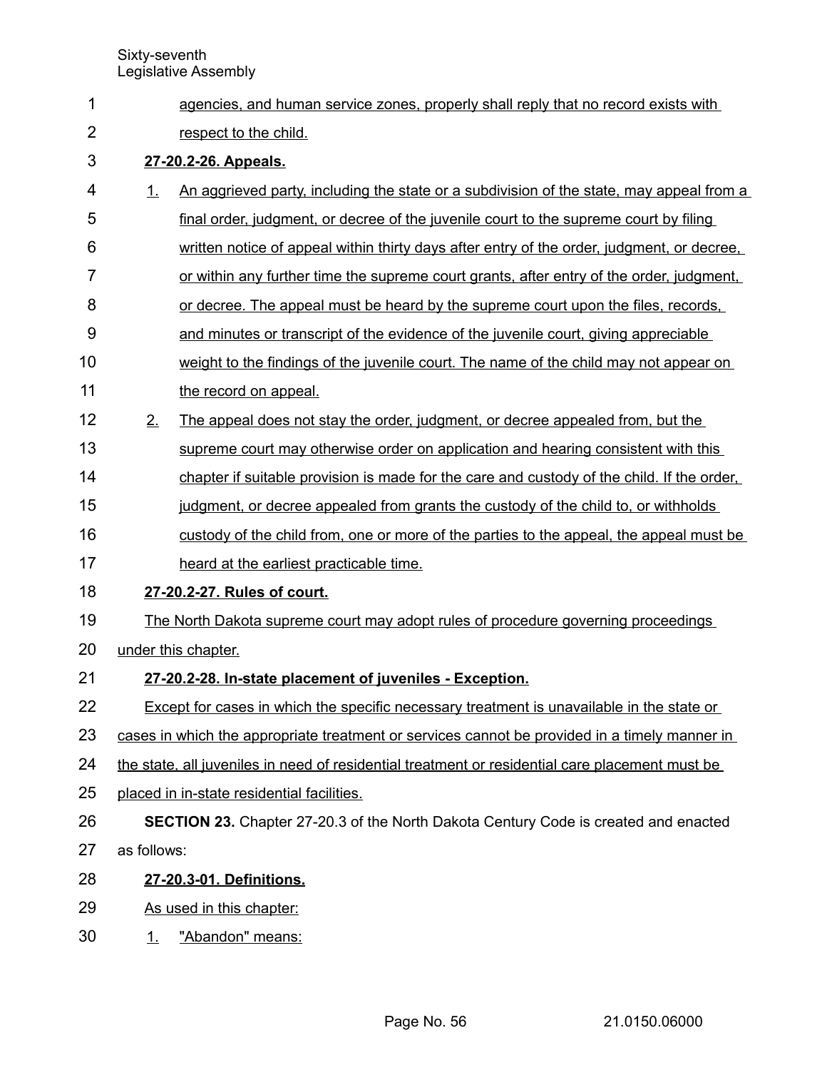agencies, and human service zones, properly shall reply that no record exists with respect to the child.

**27-20.2-26. Appeals.**

1. An aggrieved party, including the state or a subdivision of the state, may appeal from a final order, judgment, or decree of the juvenile court to the supreme court by filing written notice of appeal within thirty days after entry of the order, judgment, or decree, or within any further time the supreme court grants, after entry of the order, judgment, or decree. The appeal must be heard by the supreme court upon the files, records, and minutes or transcript of the evidence of the juvenile court, giving appreciable weight to the findings of the juvenile court. The name of the child may not appear on the record on appeal.
2. The appeal does not stay the order, judgment, or decree appealed from, but the supreme court may otherwise order on application and hearing consistent with this chapter if suitable provision is made for the care and custody of the child. If the order, judgment, or decree appealed from grants the custody of the child to, or withholds custody of the child from, one or more of the parties to the appeal, the appeal must be heard at the earliest practicable time.

**27-20.2-27. Rules of court.**

The North Dakota supreme court may adopt rules of procedure governing proceedings under this chapter.

**27-20.2-28. In-state placement of juveniles - Exception.**

Except for cases in which the specific necessary treatment is unavailable in the state or cases in which the appropriate treatment or services cannot be provided in a timely manner in the state, all juveniles in need of residential treatment or residential care placement must be placed in in-state residential facilities.

**SECTION 23.** Chapter 27-20.3 of the North Dakota Century Code is created and enacted as follows:

**27-20.3-01. Definitions.**

As used in this chapter:

1. "Abandon" means: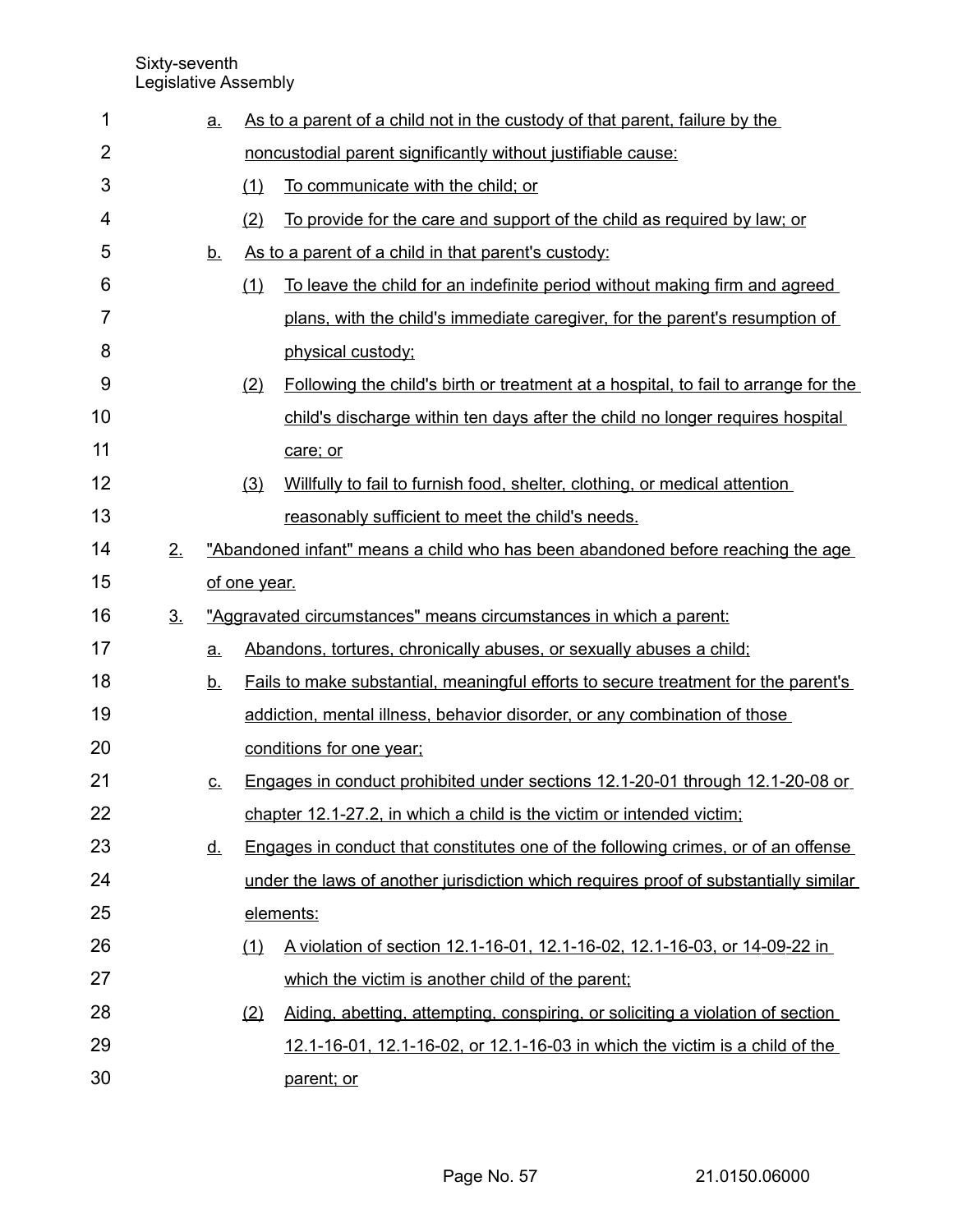a. As to a parent of a child not in the custody of that parent, failure by the noncustodial parent significantly without justifiable cause:

   (1) To communicate with the child; or

   (2) To provide for the care and support of the child as required by law; or

b. As to a parent of a child in that parent's custody:

   (1) To leave the child for an indefinite period without making firm and agreed plans, with the child's immediate caregiver, for the parent's resumption of physical custody;

   (2) Following the child's birth or treatment at a hospital, to fail to arrange for the child's discharge within ten days after the child no longer requires hospital care; or

   (3) Willfully to fail to furnish food, shelter, clothing, or medical attention reasonably sufficient to meet the child's needs.

2. "Abandoned infant" means a child who has been abandoned before reaching the age of one year.

3. "Aggravated circumstances" means circumstances in which a parent:

   a. Abandons, tortures, chronically abuses, or sexually abuses a child;

   b. Fails to make substantial, meaningful efforts to secure treatment for the parent's addiction, mental illness, behavior disorder, or any combination of those conditions for one year;

   c. Engages in conduct prohibited under sections 12.1-20-01 through 12.1-20-08 or chapter 12.1-27.2, in which a child is the victim or intended victim;

   d. Engages in conduct that constitutes one of the following crimes, or of an offense under the laws of another jurisdiction which requires proof of substantially similar elements:

      (1) A violation of section 12.1-16-01, 12.1-16-02, 12.1-16-03, or 14-09-22 in which the victim is another child of the parent;

      (2) Aiding, abetting, attempting, conspiring, or soliciting a violation of section 12.1-16-01, 12.1-16-02, or 12.1-16-03 in which the victim is a child of the parent; or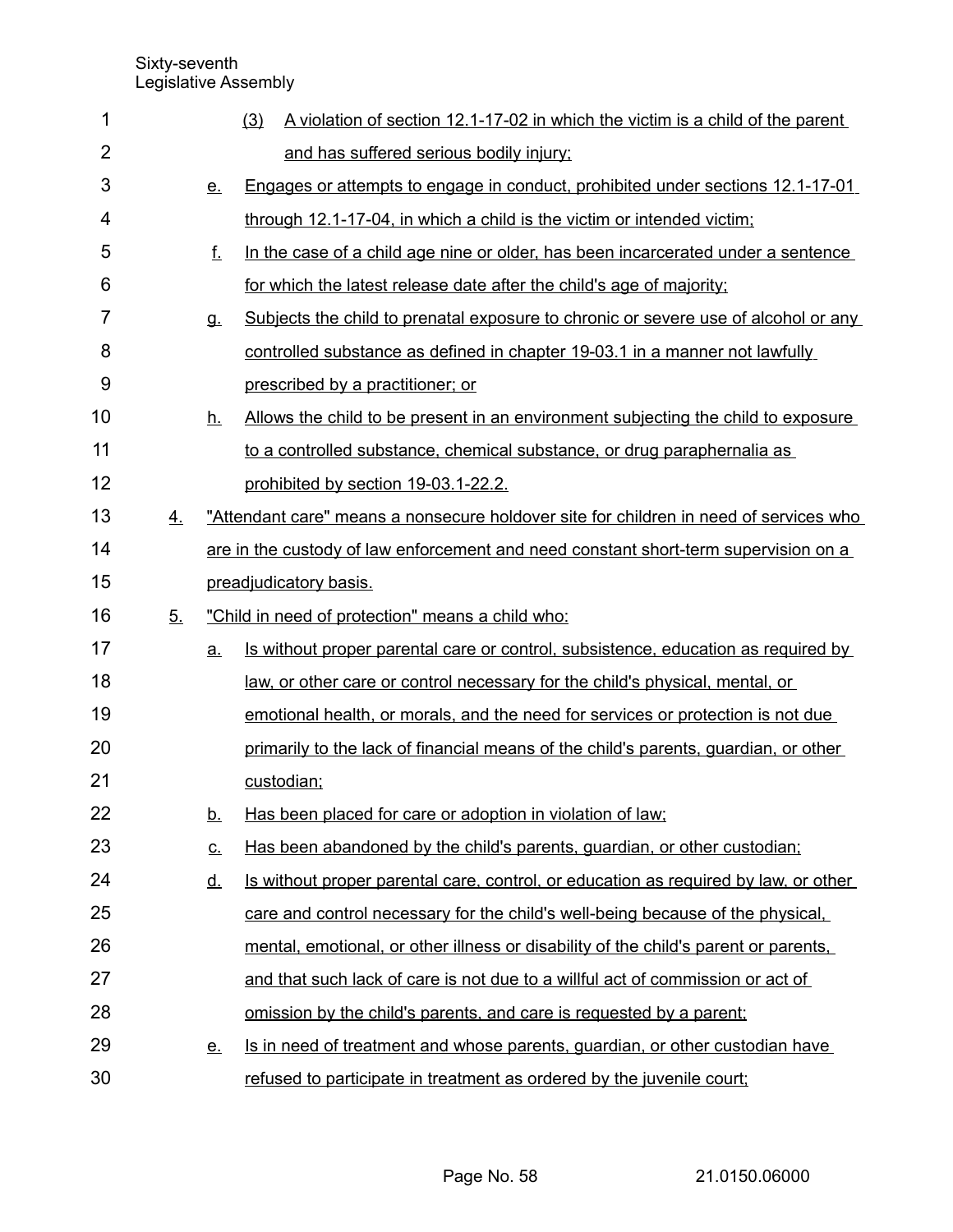(3) A violation of section 12.1-17-02 in which the victim is a child of the parent and has suffered serious bodily injury;

e. Engages or attempts to engage in conduct, prohibited under sections 12.1-17-01 through 12.1-17-04, in which a child is the victim or intended victim;

f. In the case of a child age nine or older, has been incarcerated under a sentence for which the latest release date after the child's age of majority;

g. Subjects the child to prenatal exposure to chronic or severe use of alcohol or any controlled substance as defined in chapter 19-03.1 in a manner not lawfully prescribed by a practitioner; or

h. Allows the child to be present in an environment subjecting the child to exposure to a controlled substance, chemical substance, or drug paraphernalia as prohibited by section 19-03.1-22.2.

4. "Attendant care" means a nonsecure holdover site for children in need of services who are in the custody of law enforcement and need constant short-term supervision on a preadjudicatory basis.

5. "Child in need of protection" means a child who:

a. Is without proper parental care or control, subsistence, education as required by law, or other care or control necessary for the child's physical, mental, or emotional health, or morals, and the need for services or protection is not due primarily to the lack of financial means of the child's parents, guardian, or other custodian;

b. Has been placed for care or adoption in violation of law;

c. Has been abandoned by the child's parents, guardian, or other custodian;

d. Is without proper parental care, control, or education as required by law, or other care and control necessary for the child's well-being because of the physical, mental, emotional, or other illness or disability of the child's parent or parents, and that such lack of care is not due to a willful act of commission or act of omission by the child's parents, and care is requested by a parent;

e. Is in need of treatment and whose parents, guardian, or other custodian have refused to participate in treatment as ordered by the juvenile court;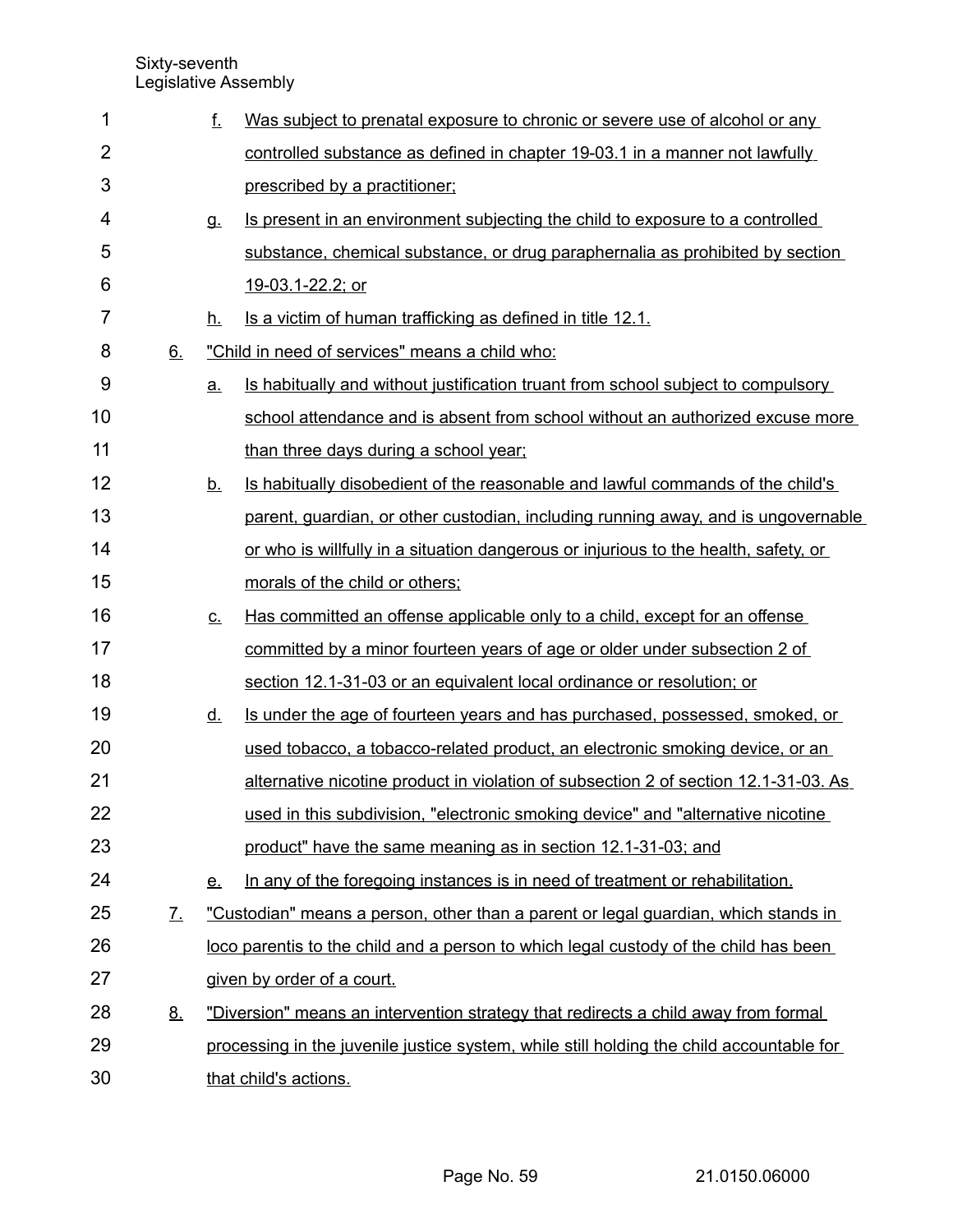f. Was subject to prenatal exposure to chronic or severe use of alcohol or any controlled substance as defined in chapter 19-03.1 in a manner not lawfully prescribed by a practitioner;

g. Is present in an environment subjecting the child to exposure to a controlled substance, chemical substance, or drug paraphernalia as prohibited by section 19-03.1-22.2; or

h. Is a victim of human trafficking as defined in title 12.1.

6. "Child in need of services" means a child who:

a. Is habitually and without justification truant from school subject to compulsory school attendance and is absent from school without an authorized excuse more than three days during a school year;

b. Is habitually disobedient of the reasonable and lawful commands of the child's parent, guardian, or other custodian, including running away, and is ungovernable or who is willfully in a situation dangerous or injurious to the health, safety, or morals of the child or others;

c. Has committed an offense applicable only to a child, except for an offense committed by a minor fourteen years of age or older under subsection 2 of section 12.1-31-03 or an equivalent local ordinance or resolution; or

d. Is under the age of fourteen years and has purchased, possessed, smoked, or used tobacco, a tobacco-related product, an electronic smoking device, or an alternative nicotine product in violation of subsection 2 of section 12.1-31-03. As used in this subdivision, "electronic smoking device" and "alternative nicotine product" have the same meaning as in section 12.1-31-03; and

e. In any of the foregoing instances is in need of treatment or rehabilitation.

7. "Custodian" means a person, other than a parent or legal guardian, which stands in loco parentis to the child and a person to which legal custody of the child has been given by order of a court.

8. "Diversion" means an intervention strategy that redirects a child away from formal processing in the juvenile justice system, while still holding the child accountable for that child's actions.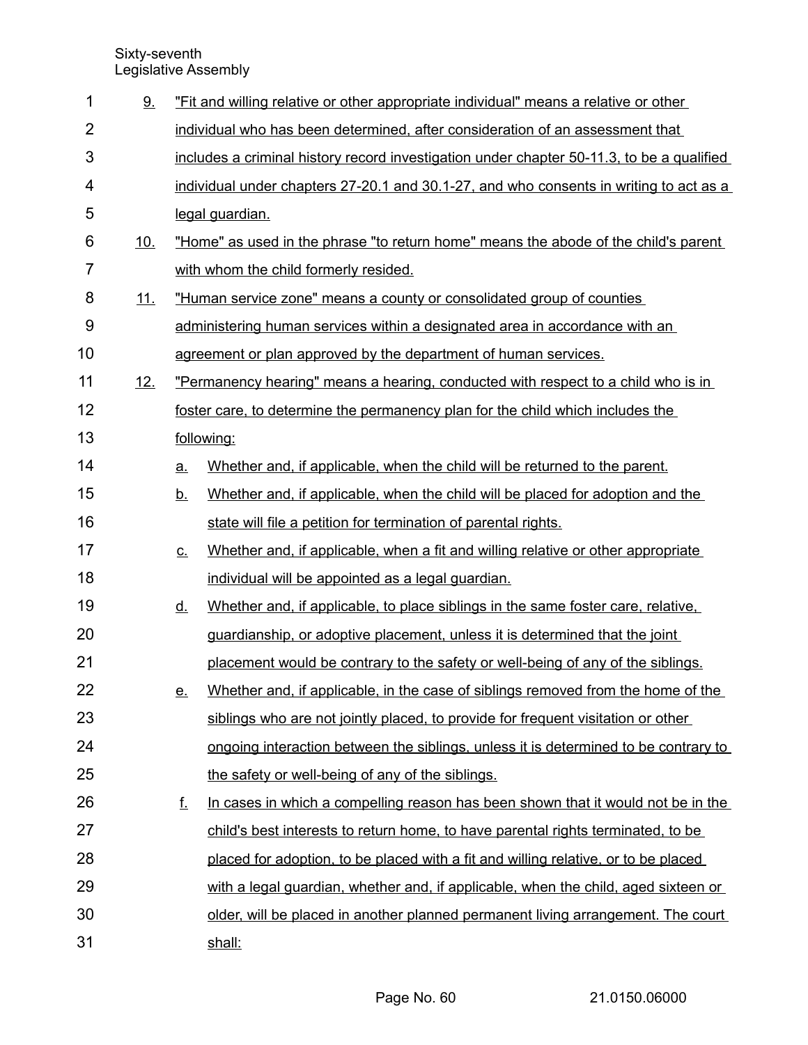9. "Fit and willing relative or other appropriate individual" means a relative or other individual who has been determined, after consideration of an assessment that includes a criminal history record investigation under chapter 50-11.3, to be a qualified individual under chapters 27-20.1 and 30.1-27, and who consents in writing to act as a legal guardian.

10. "Home" as used in the phrase "to return home" means the abode of the child's parent with whom the child formerly resided.

11. "Human service zone" means a county or consolidated group of counties administering human services within a designated area in accordance with an agreement or plan approved by the department of human services.

12. "Permanency hearing" means a hearing, conducted with respect to a child who is in foster care, to determine the permanency plan for the child which includes the following:

    a. Whether and, if applicable, when the child will be returned to the parent.

    b. Whether and, if applicable, when the child will be placed for adoption and the state will file a petition for termination of parental rights.

    c. Whether and, if applicable, when a fit and willing relative or other appropriate individual will be appointed as a legal guardian.

    d. Whether and, if applicable, to place siblings in the same foster care, relative, guardianship, or adoptive placement, unless it is determined that the joint placement would be contrary to the safety or well-being of any of the siblings.

    e. Whether and, if applicable, in the case of siblings removed from the home of the siblings who are not jointly placed, to provide for frequent visitation or other ongoing interaction between the siblings, unless it is determined to be contrary to the safety or well-being of any of the siblings.

    f. In cases in which a compelling reason has been shown that it would not be in the child's best interests to return home, to have parental rights terminated, to be placed for adoption, to be placed with a fit and willing relative, or to be placed with a legal guardian, whether and, if applicable, when the child, aged sixteen or older, will be placed in another planned permanent living arrangement. The court shall: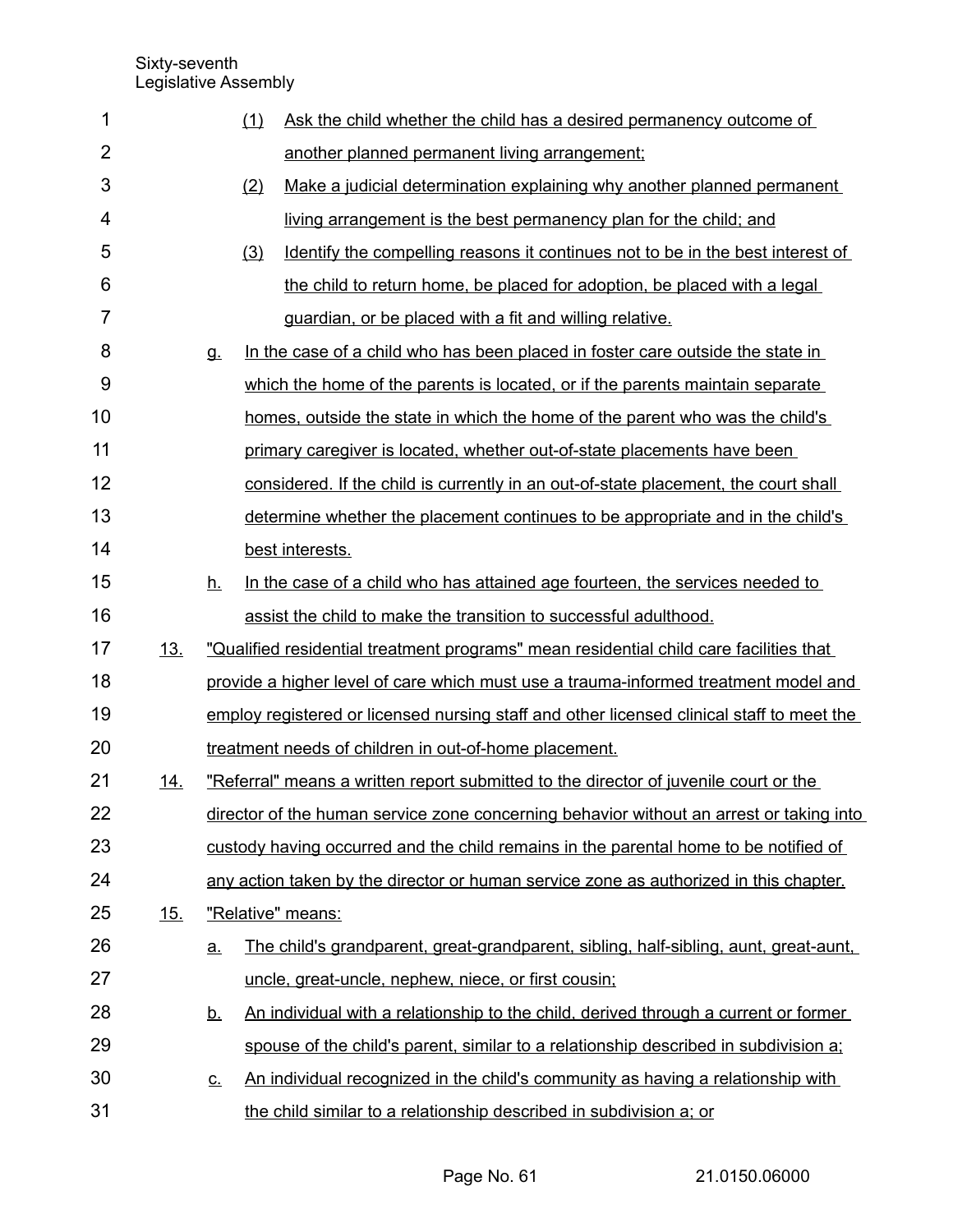(1) Ask the child whether the child has a desired permanency outcome of another planned permanent living arrangement;

(2) Make a judicial determination explaining why another planned permanent living arrangement is the best permanency plan for the child; and

(3) Identify the compelling reasons it continues not to be in the best interest of the child to return home, be placed for adoption, be placed with a legal guardian, or be placed with a fit and willing relative.

g. In the case of a child who has been placed in foster care outside the state in which the home of the parents is located, or if the parents maintain separate homes, outside the state in which the home of the parent who was the child's primary caregiver is located, whether out-of-state placements have been considered. If the child is currently in an out-of-state placement, the court shall determine whether the placement continues to be appropriate and in the child's best interests.

h. In the case of a child who has attained age fourteen, the services needed to assist the child to make the transition to successful adulthood.

13. "Qualified residential treatment programs" mean residential child care facilities that provide a higher level of care which must use a trauma-informed treatment model and employ registered or licensed nursing staff and other licensed clinical staff to meet the treatment needs of children in out-of-home placement.

14. "Referral" means a written report submitted to the director of juvenile court or the director of the human service zone concerning behavior without an arrest or taking into custody having occurred and the child remains in the parental home to be notified of any action taken by the director or human service zone as authorized in this chapter.

15. "Relative" means:

a. The child's grandparent, great-grandparent, sibling, half-sibling, aunt, great-aunt, uncle, great-uncle, nephew, niece, or first cousin;

b. An individual with a relationship to the child, derived through a current or former spouse of the child's parent, similar to a relationship described in subdivision a;

c. An individual recognized in the child's community as having a relationship with the child similar to a relationship described in subdivision a; or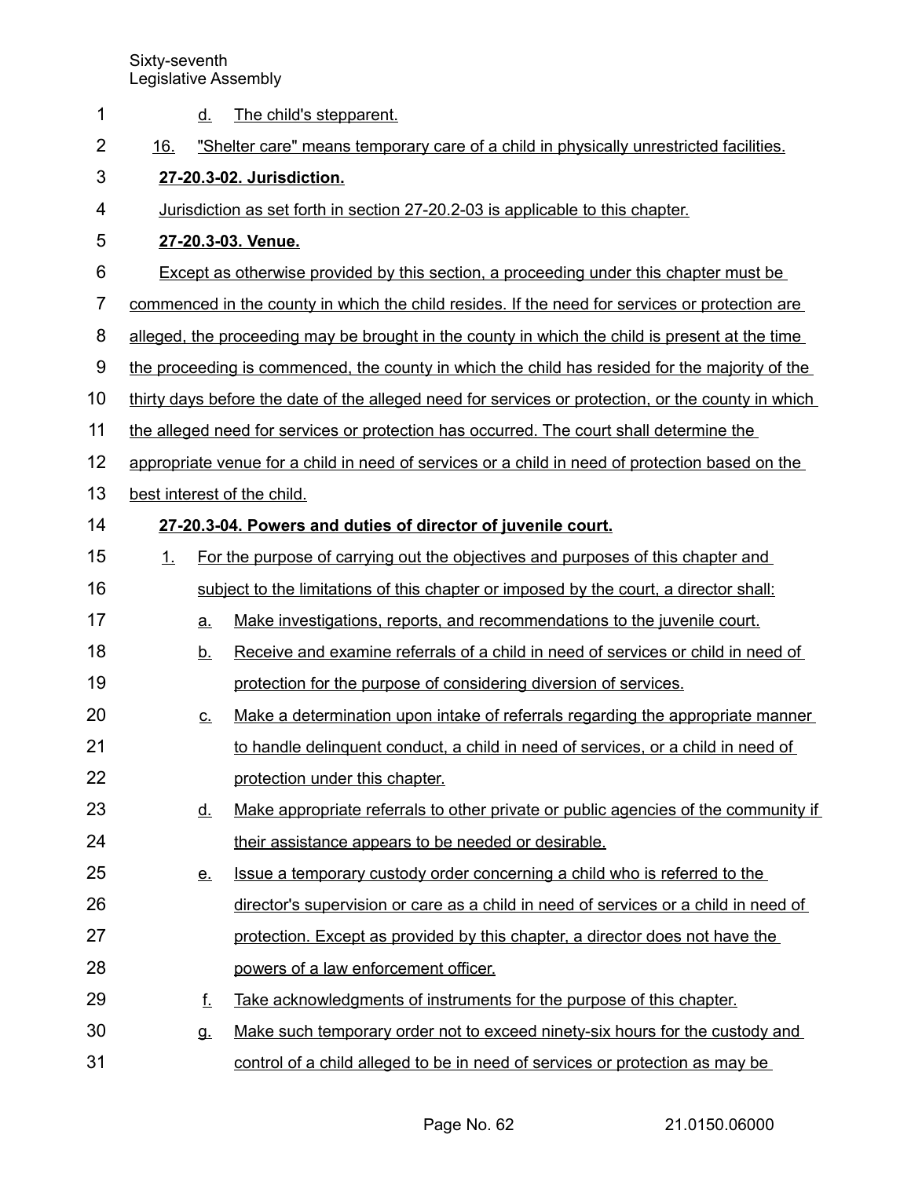d. The child's stepparent.

16. "Shelter care" means temporary care of a child in physically unrestricted facilities.

**27-20.3-02. Jurisdiction.**

Jurisdiction as set forth in section 27-20.2-03 is applicable to this chapter.

**27-20.3-03. Venue.**

Except as otherwise provided by this section, a proceeding under this chapter must be commenced in the county in which the child resides. If the need for services or protection are alleged, the proceeding may be brought in the county in which the child is present at the time the proceeding is commenced, the county in which the child has resided for the majority of the thirty days before the date of the alleged need for services or protection, or the county in which the alleged need for services or protection has occurred. The court shall determine the appropriate venue for a child in need of services or a child in need of protection based on the best interest of the child.

**27-20.3-04. Powers and duties of director of juvenile court.**

1. For the purpose of carrying out the objectives and purposes of this chapter and subject to the limitations of this chapter or imposed by the court, a director shall:
   a. Make investigations, reports, and recommendations to the juvenile court.
   b. Receive and examine referrals of a child in need of services or child in need of protection for the purpose of considering diversion of services.
   c. Make a determination upon intake of referrals regarding the appropriate manner to handle delinquent conduct, a child in need of services, or a child in need of protection under this chapter.
   d. Make appropriate referrals to other private or public agencies of the community if their assistance appears to be needed or desirable.
   e. Issue a temporary custody order concerning a child who is referred to the director's supervision or care as a child in need of services or a child in need of protection. Except as provided by this chapter, a director does not have the powers of a law enforcement officer.
   f. Take acknowledgments of instruments for the purpose of this chapter.
   g. Make such temporary order not to exceed ninety-six hours for the custody and control of a child alleged to be in need of services or protection as may be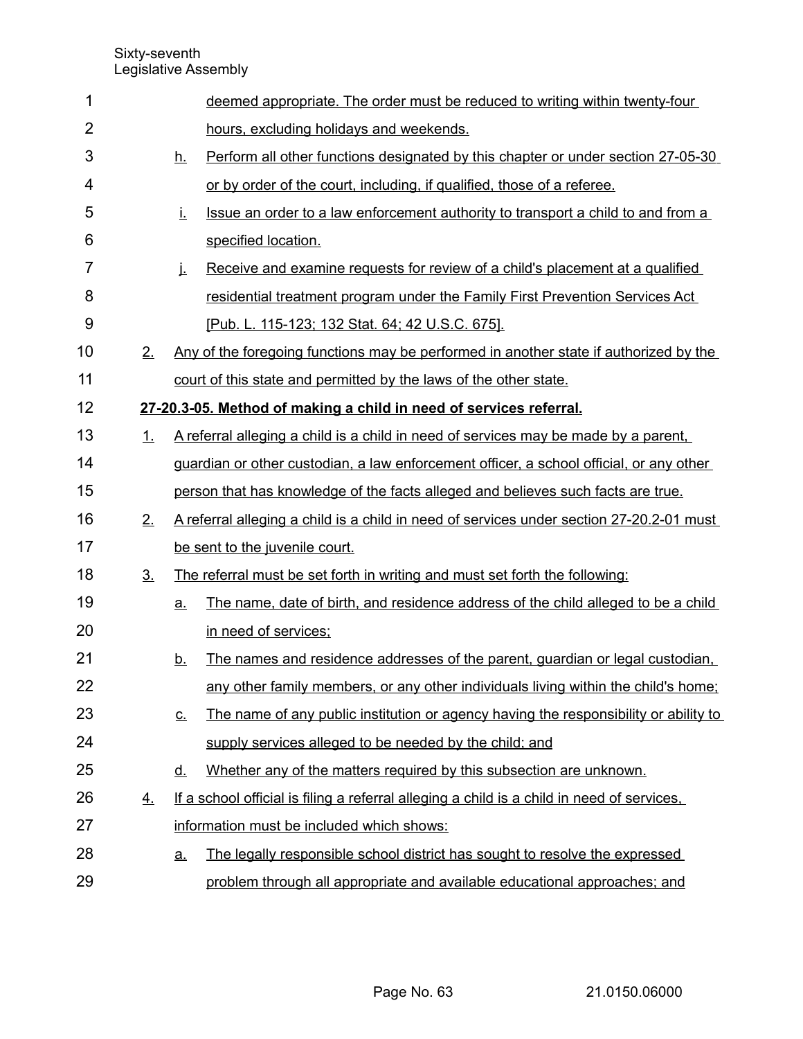deemed appropriate. The order must be reduced to writing within twenty-four hours, excluding holidays and weekends.

h. Perform all other functions designated by this chapter or under section 27-05-30 or by order of the court, including, if qualified, those of a referee.

i. Issue an order to a law enforcement authority to transport a child to and from a specified location.

j. Receive and examine requests for review of a child's placement at a qualified residential treatment program under the Family First Prevention Services Act [Pub. L. 115-123; 132 Stat. 64; 42 U.S.C. 675].

2. Any of the foregoing functions may be performed in another state if authorized by the court of this state and permitted by the laws of the other state.

**27-20.3-05. Method of making a child in need of services referral.**

1. A referral alleging a child is a child in need of services may be made by a parent, guardian or other custodian, a law enforcement officer, a school official, or any other person that has knowledge of the facts alleged and believes such facts are true.

2. A referral alleging a child is a child in need of services under section 27-20.2-01 must be sent to the juvenile court.

3. The referral must be set forth in writing and must set forth the following:

   a. The name, date of birth, and residence address of the child alleged to be a child in need of services;

   b. The names and residence addresses of the parent, guardian or legal custodian, any other family members, or any other individuals living within the child's home;

   c. The name of any public institution or agency having the responsibility or ability to supply services alleged to be needed by the child; and

   d. Whether any of the matters required by this subsection are unknown.

4. If a school official is filing a referral alleging a child is a child in need of services, information must be included which shows:

   a. The legally responsible school district has sought to resolve the expressed problem through all appropriate and available educational approaches; and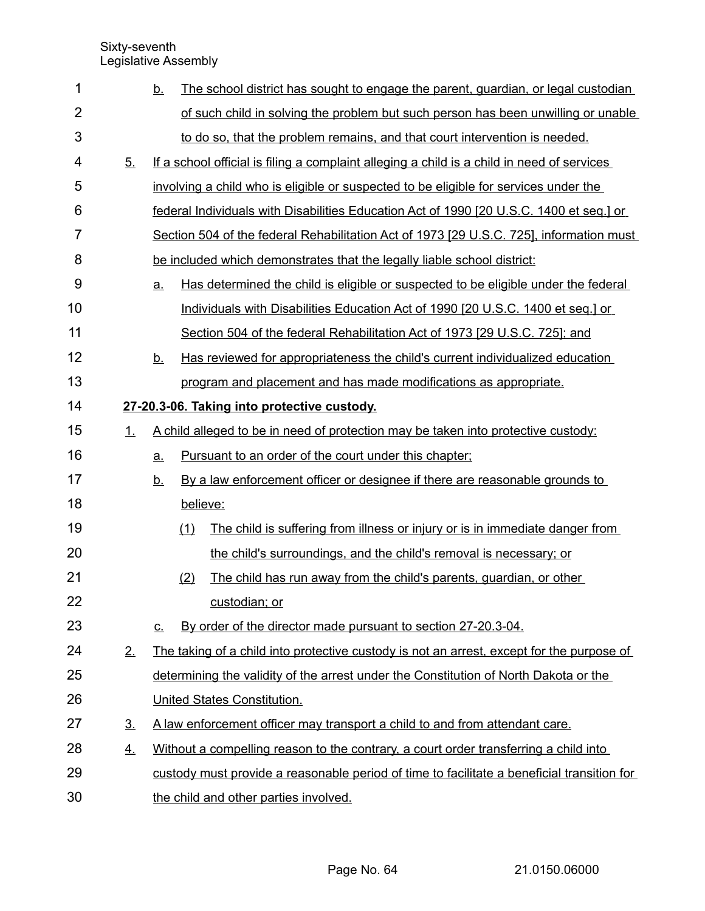b. The school district has sought to engage the parent, guardian, or legal custodian of such child in solving the problem but such person has been unwilling or unable to do so, that the problem remains, and that court intervention is needed.

5. If a school official is filing a complaint alleging a child is a child in need of services involving a child who is eligible or suspected to be eligible for services under the federal Individuals with Disabilities Education Act of 1990 [20 U.S.C. 1400 et seq.] or Section 504 of the federal Rehabilitation Act of 1973 [29 U.S.C. 725], information must be included which demonstrates that the legally liable school district:

   a. Has determined the child is eligible or suspected to be eligible under the federal Individuals with Disabilities Education Act of 1990 [20 U.S.C. 1400 et seq.] or Section 504 of the federal Rehabilitation Act of 1973 [29 U.S.C. 725]; and

   b. Has reviewed for appropriateness the child's current individualized education program and placement and has made modifications as appropriate.

**27-20.3-06. Taking into protective custody.**

1. A child alleged to be in need of protection may be taken into protective custody:

   a. Pursuant to an order of the court under this chapter;

   b. By a law enforcement officer or designee if there are reasonable grounds to believe:

      (1) The child is suffering from illness or injury or is in immediate danger from the child's surroundings, and the child's removal is necessary; or

      (2) The child has run away from the child's parents, guardian, or other custodian; or

   c. By order of the director made pursuant to section 27-20.3-04.

2. The taking of a child into protective custody is not an arrest, except for the purpose of determining the validity of the arrest under the Constitution of North Dakota or the United States Constitution.

3. A law enforcement officer may transport a child to and from attendant care.

4. Without a compelling reason to the contrary, a court order transferring a child into custody must provide a reasonable period of time to facilitate a beneficial transition for the child and other parties involved.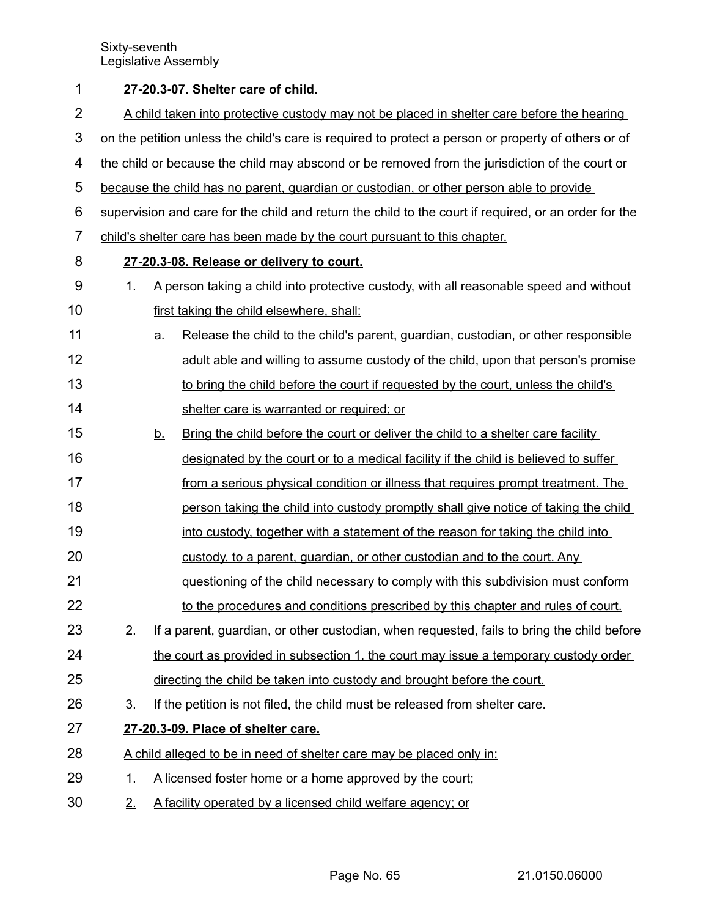**27-20.3-07. Shelter care of child.**

A child taken into protective custody may not be placed in shelter care before the hearing on the petition unless the child's care is required to protect a person or property of others or of the child or because the child may abscond or be removed from the jurisdiction of the court or because the child has no parent, guardian or custodian, or other person able to provide supervision and care for the child and return the child to the court if required, or an order for the child's shelter care has been made by the court pursuant to this chapter.

**27-20.3-08. Release or delivery to court.**

1. A person taking a child into protective custody, with all reasonable speed and without first taking the child elsewhere, shall:
   a. Release the child to the child's parent, guardian, custodian, or other responsible adult able and willing to assume custody of the child, upon that person's promise to bring the child before the court if requested by the court, unless the child's shelter care is warranted or required; or
   b. Bring the child before the court or deliver the child to a shelter care facility designated by the court or to a medical facility if the child is believed to suffer from a serious physical condition or illness that requires prompt treatment. The person taking the child into custody promptly shall give notice of taking the child into custody, together with a statement of the reason for taking the child into custody, to a parent, guardian, or other custodian and to the court. Any questioning of the child necessary to comply with this subdivision must conform to the procedures and conditions prescribed by this chapter and rules of court.
2. If a parent, guardian, or other custodian, when requested, fails to bring the child before the court as provided in subsection 1, the court may issue a temporary custody order directing the child be taken into custody and brought before the court.
3. If the petition is not filed, the child must be released from shelter care.

**27-20.3-09. Place of shelter care.**

A child alleged to be in need of shelter care may be placed only in:

1. A licensed foster home or a home approved by the court;
2. A facility operated by a licensed child welfare agency; or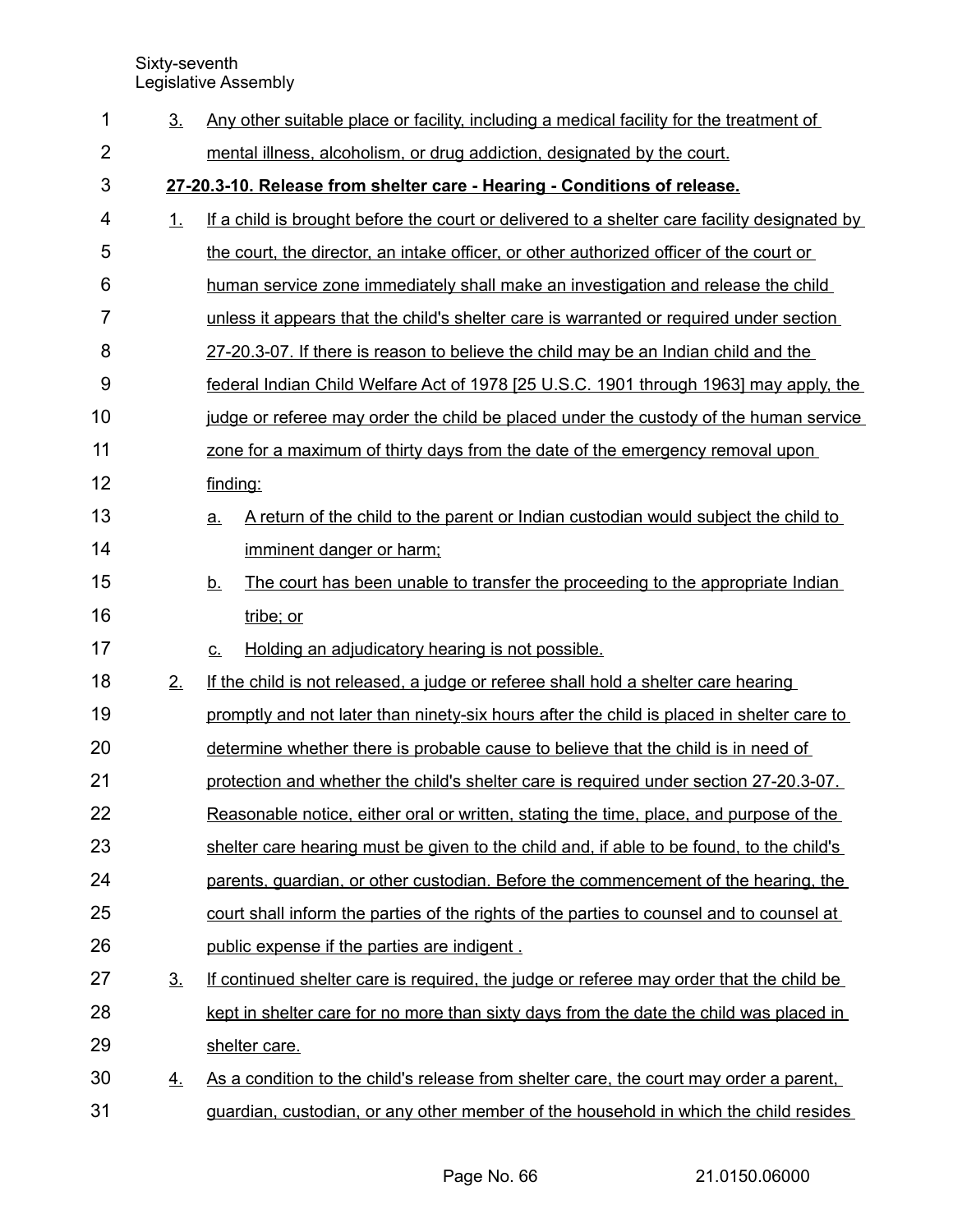3. Any other suitable place or facility, including a medical facility for the treatment of mental illness, alcoholism, or drug addiction, designated by the court.

**27-20.3-10. Release from shelter care - Hearing - Conditions of release.**

1. If a child is brought before the court or delivered to a shelter care facility designated by the court, the director, an intake officer, or other authorized officer of the court or human service zone immediately shall make an investigation and release the child unless it appears that the child's shelter care is warranted or required under section 27-20.3-07. If there is reason to believe the child may be an Indian child and the federal Indian Child Welfare Act of 1978 [25 U.S.C. 1901 through 1963] may apply, the judge or referee may order the child be placed under the custody of the human service zone for a maximum of thirty days from the date of the emergency removal upon finding:
   a. A return of the child to the parent or Indian custodian would subject the child to imminent danger or harm;
   b. The court has been unable to transfer the proceeding to the appropriate Indian tribe; or
   c. Holding an adjudicatory hearing is not possible.
2. If the child is not released, a judge or referee shall hold a shelter care hearing promptly and not later than ninety-six hours after the child is placed in shelter care to determine whether there is probable cause to believe that the child is in need of protection and whether the child's shelter care is required under section 27-20.3-07. Reasonable notice, either oral or written, stating the time, place, and purpose of the shelter care hearing must be given to the child and, if able to be found, to the child's parents, guardian, or other custodian. Before the commencement of the hearing, the court shall inform the parties of the rights of the parties to counsel and to counsel at public expense if the parties are indigent .
3. If continued shelter care is required, the judge or referee may order that the child be kept in shelter care for no more than sixty days from the date the child was placed in shelter care.
4. As a condition to the child's release from shelter care, the court may order a parent, guardian, custodian, or any other member of the household in which the child resides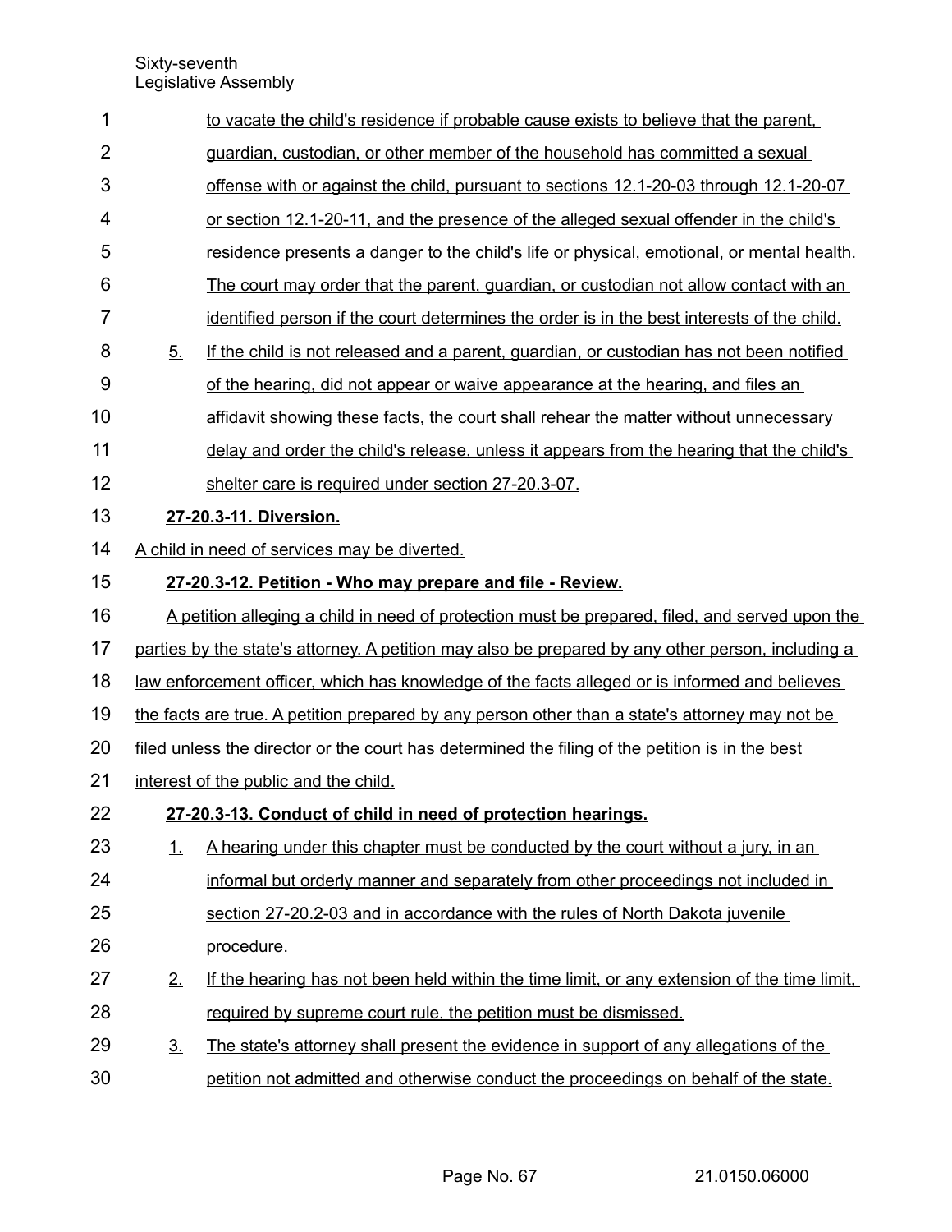to vacate the child's residence if probable cause exists to believe that the parent, guardian, custodian, or other member of the household has committed a sexual offense with or against the child, pursuant to sections 12.1-20-03 through 12.1-20-07 or section 12.1-20-11, and the presence of the alleged sexual offender in the child's residence presents a danger to the child's life or physical, emotional, or mental health. The court may order that the parent, guardian, or custodian not allow contact with an identified person if the court determines the order is in the best interests of the child.

5. If the child is not released and a parent, guardian, or custodian has not been notified of the hearing, did not appear or waive appearance at the hearing, and files an affidavit showing these facts, the court shall rehear the matter without unnecessary delay and order the child's release, unless it appears from the hearing that the child's shelter care is required under section 27-20.3-07.

**27-20.3-11. Diversion.**

A child in need of services may be diverted.

**27-20.3-12. Petition - Who may prepare and file - Review.**

A petition alleging a child in need of protection must be prepared, filed, and served upon the parties by the state's attorney. A petition may also be prepared by any other person, including a law enforcement officer, which has knowledge of the facts alleged or is informed and believes the facts are true. A petition prepared by any person other than a state's attorney may not be filed unless the director or the court has determined the filing of the petition is in the best interest of the public and the child.

**27-20.3-13. Conduct of child in need of protection hearings.**

1. A hearing under this chapter must be conducted by the court without a jury, in an informal but orderly manner and separately from other proceedings not included in section 27-20.2-03 and in accordance with the rules of North Dakota juvenile procedure.
2. If the hearing has not been held within the time limit, or any extension of the time limit, required by supreme court rule, the petition must be dismissed.
3. The state's attorney shall present the evidence in support of any allegations of the petition not admitted and otherwise conduct the proceedings on behalf of the state.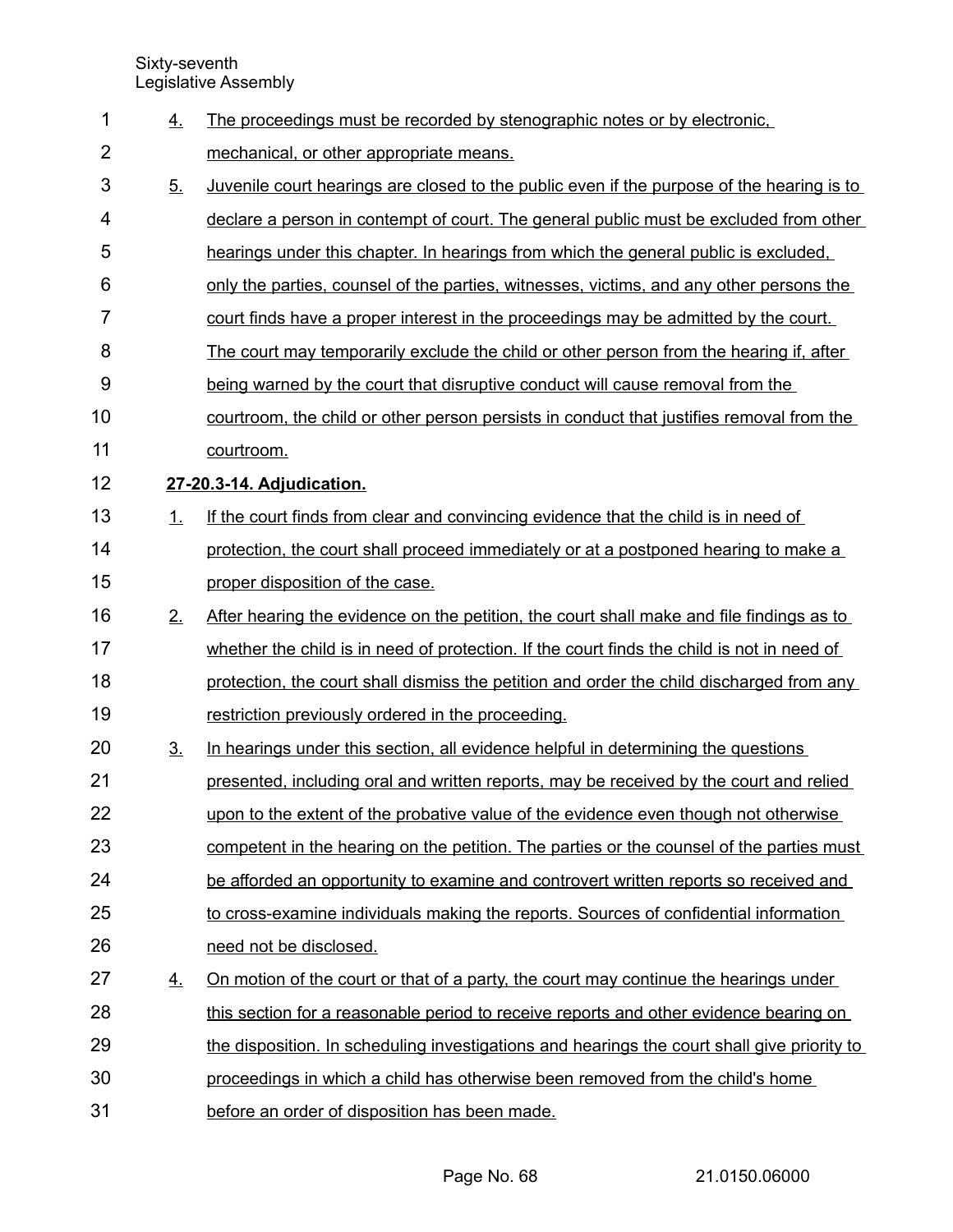4. The proceedings must be recorded by stenographic notes or by electronic, mechanical, or other appropriate means.

5. Juvenile court hearings are closed to the public even if the purpose of the hearing is to declare a person in contempt of court. The general public must be excluded from other hearings under this chapter. In hearings from which the general public is excluded, only the parties, counsel of the parties, witnesses, victims, and any other persons the court finds have a proper interest in the proceedings may be admitted by the court. The court may temporarily exclude the child or other person from the hearing if, after being warned by the court that disruptive conduct will cause removal from the courtroom, the child or other person persists in conduct that justifies removal from the courtroom.

**27-20.3-14. Adjudication.**

1. If the court finds from clear and convincing evidence that the child is in need of protection, the court shall proceed immediately or at a postponed hearing to make a proper disposition of the case.

2. After hearing the evidence on the petition, the court shall make and file findings as to whether the child is in need of protection. If the court finds the child is not in need of protection, the court shall dismiss the petition and order the child discharged from any restriction previously ordered in the proceeding.

3. In hearings under this section, all evidence helpful in determining the questions presented, including oral and written reports, may be received by the court and relied upon to the extent of the probative value of the evidence even though not otherwise competent in the hearing on the petition. The parties or the counsel of the parties must be afforded an opportunity to examine and controvert written reports so received and to cross-examine individuals making the reports. Sources of confidential information need not be disclosed.

4. On motion of the court or that of a party, the court may continue the hearings under this section for a reasonable period to receive reports and other evidence bearing on the disposition. In scheduling investigations and hearings the court shall give priority to proceedings in which a child has otherwise been removed from the child's home before an order of disposition has been made.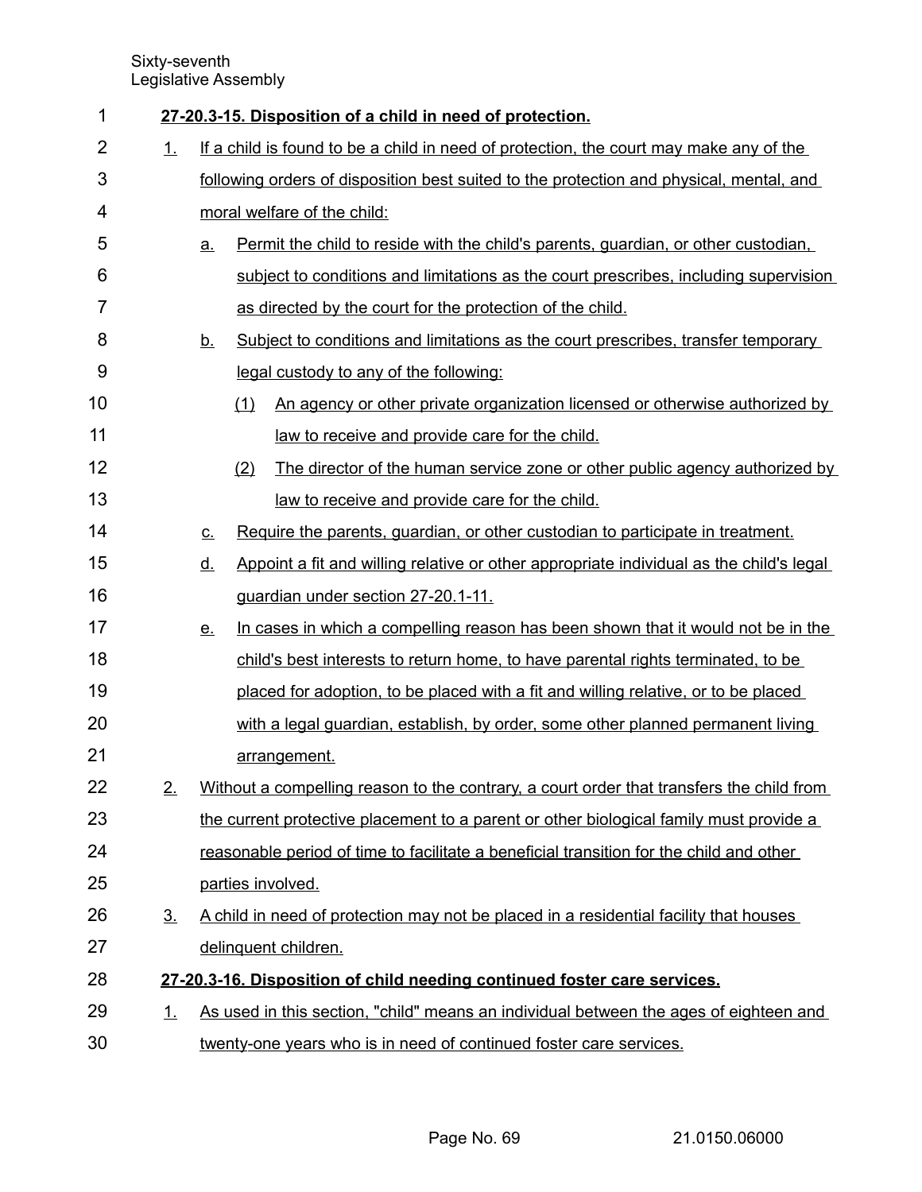**27-20.3-15. Disposition of a child in need of protection.**

1. If a child is found to be a child in need of protection, the court may make any of the following orders of disposition best suited to the protection and physical, mental, and moral welfare of the child:
   a. Permit the child to reside with the child's parents, guardian, or other custodian, subject to conditions and limitations as the court prescribes, including supervision as directed by the court for the protection of the child.
   b. Subject to conditions and limitations as the court prescribes, transfer temporary legal custody to any of the following:
      (1) An agency or other private organization licensed or otherwise authorized by law to receive and provide care for the child.
      (2) The director of the human service zone or other public agency authorized by law to receive and provide care for the child.
   c. Require the parents, guardian, or other custodian to participate in treatment.
   d. Appoint a fit and willing relative or other appropriate individual as the child's legal guardian under section 27-20.1-11.
   e. In cases in which a compelling reason has been shown that it would not be in the child's best interests to return home, to have parental rights terminated, to be placed for adoption, to be placed with a fit and willing relative, or to be placed with a legal guardian, establish, by order, some other planned permanent living arrangement.
2. Without a compelling reason to the contrary, a court order that transfers the child from the current protective placement to a parent or other biological family must provide a reasonable period of time to facilitate a beneficial transition for the child and other parties involved.
3. A child in need of protection may not be placed in a residential facility that houses delinquent children.

**27-20.3-16. Disposition of child needing continued foster care services.**

1. As used in this section, "child" means an individual between the ages of eighteen and twenty-one years who is in need of continued foster care services.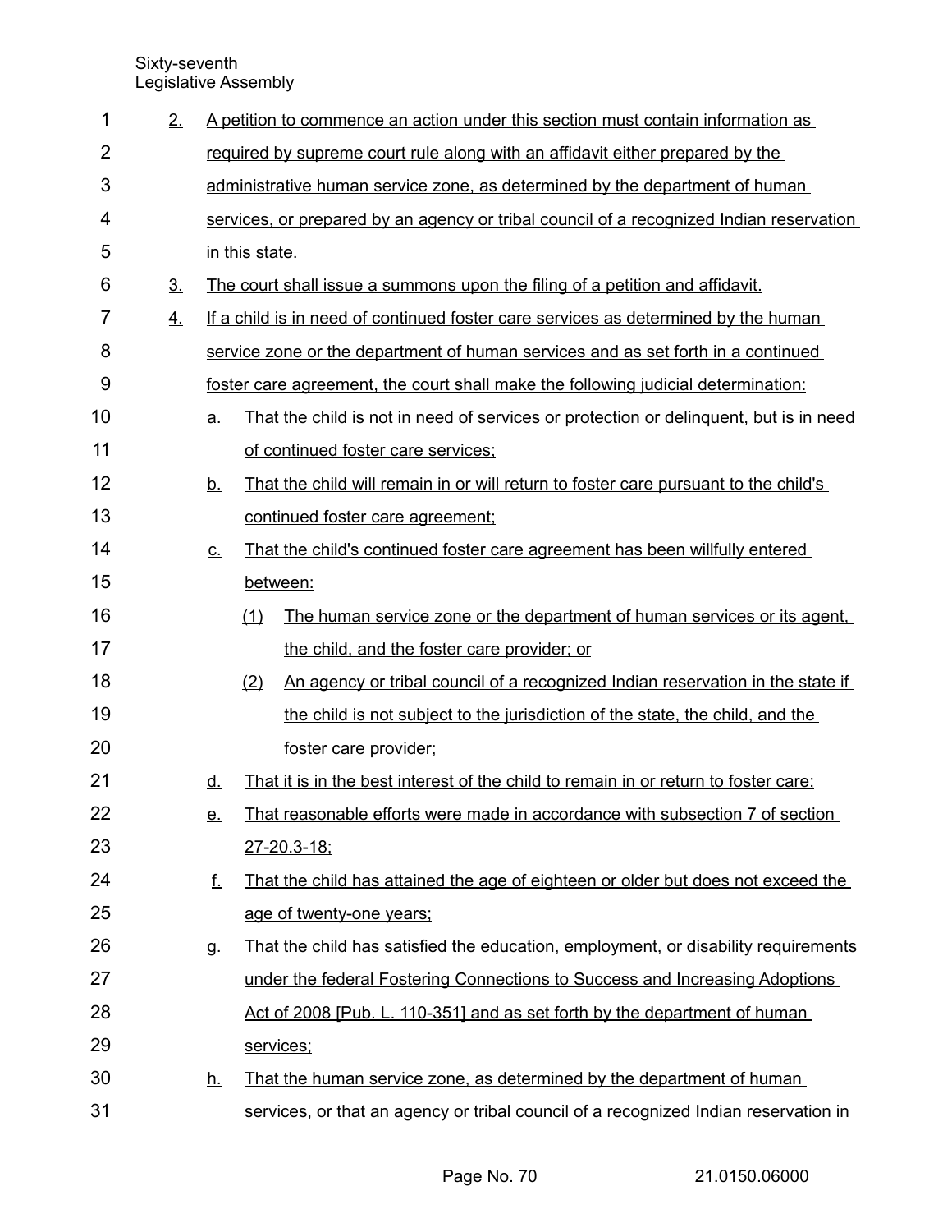2. A petition to commence an action under this section must contain information as required by supreme court rule along with an affidavit either prepared by the administrative human service zone, as determined by the department of human services, or prepared by an agency or tribal council of a recognized Indian reservation in this state.

3. The court shall issue a summons upon the filing of a petition and affidavit.

4. If a child is in need of continued foster care services as determined by the human service zone or the department of human services and as set forth in a continued foster care agreement, the court shall make the following judicial determination:

   a. That the child is not in need of services or protection or delinquent, but is in need of continued foster care services;

   b. That the child will remain in or will return to foster care pursuant to the child's continued foster care agreement;

   c. That the child's continued foster care agreement has been willfully entered between:

      (1) The human service zone or the department of human services or its agent, the child, and the foster care provider; or

      (2) An agency or tribal council of a recognized Indian reservation in the state if the child is not subject to the jurisdiction of the state, the child, and the foster care provider;

   d. That it is in the best interest of the child to remain in or return to foster care;

   e. That reasonable efforts were made in accordance with subsection 7 of section 27-20.3-18;

   f. That the child has attained the age of eighteen or older but does not exceed the age of twenty-one years;

   g. That the child has satisfied the education, employment, or disability requirements under the federal Fostering Connections to Success and Increasing Adoptions Act of 2008 [Pub. L. 110-351] and as set forth by the department of human services;

   h. That the human service zone, as determined by the department of human services, or that an agency or tribal council of a recognized Indian reservation in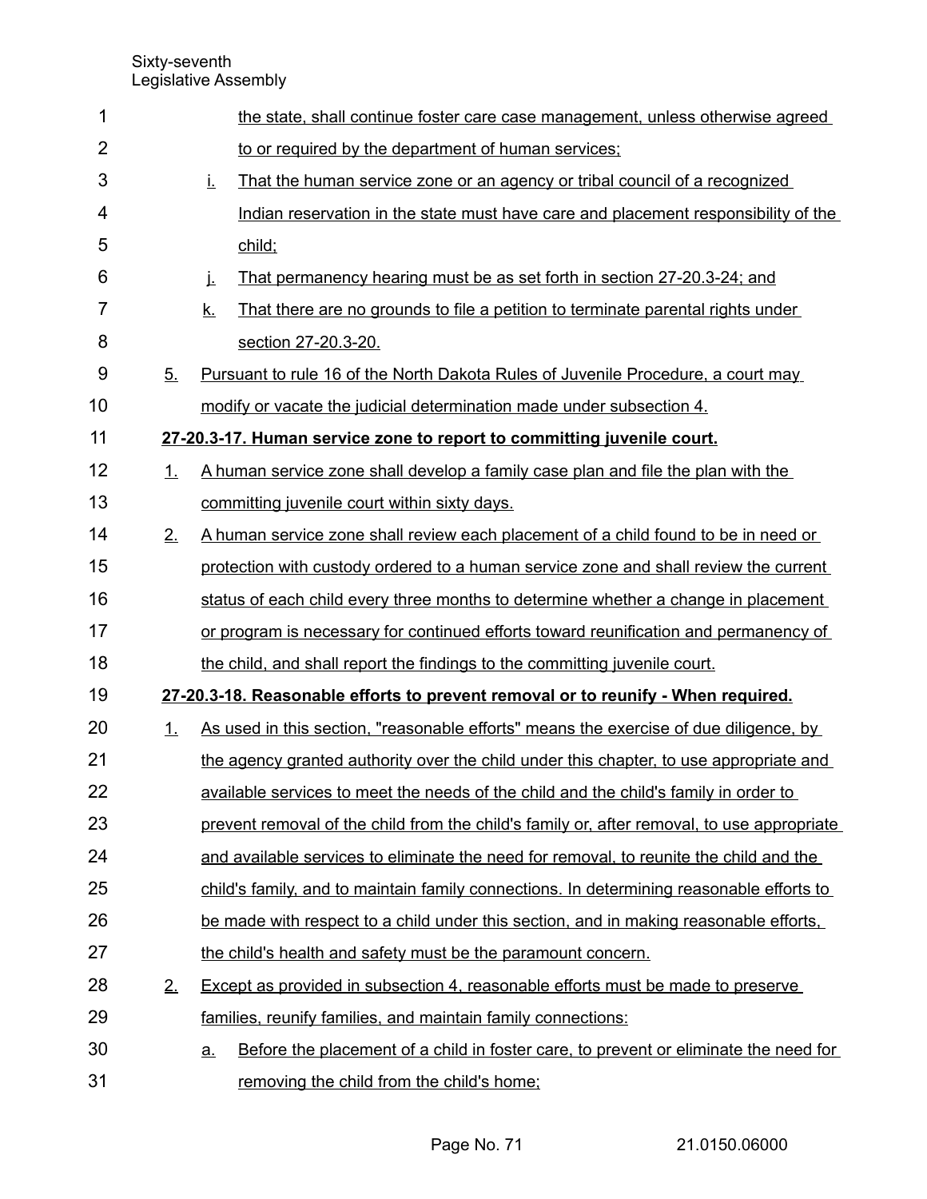the state, shall continue foster care case management, unless otherwise agreed to or required by the department of human services;

i. That the human service zone or an agency or tribal council of a recognized Indian reservation in the state must have care and placement responsibility of the child;

j. That permanency hearing must be as set forth in section 27-20.3-24; and

k. That there are no grounds to file a petition to terminate parental rights under section 27-20.3-20.

5. Pursuant to rule 16 of the North Dakota Rules of Juvenile Procedure, a court may modify or vacate the judicial determination made under subsection 4.

**27-20.3-17. Human service zone to report to committing juvenile court.**

1. A human service zone shall develop a family case plan and file the plan with the committing juvenile court within sixty days.

2. A human service zone shall review each placement of a child found to be in need or protection with custody ordered to a human service zone and shall review the current status of each child every three months to determine whether a change in placement or program is necessary for continued efforts toward reunification and permanency of the child, and shall report the findings to the committing juvenile court.

**27-20.3-18. Reasonable efforts to prevent removal or to reunify - When required.**

1. As used in this section, "reasonable efforts" means the exercise of due diligence, by the agency granted authority over the child under this chapter, to use appropriate and available services to meet the needs of the child and the child's family in order to prevent removal of the child from the child's family or, after removal, to use appropriate and available services to eliminate the need for removal, to reunite the child and the child's family, and to maintain family connections. In determining reasonable efforts to be made with respect to a child under this section, and in making reasonable efforts, the child's health and safety must be the paramount concern.

2. Except as provided in subsection 4, reasonable efforts must be made to preserve families, reunify families, and maintain family connections:

   a. Before the placement of a child in foster care, to prevent or eliminate the need for removing the child from the child's home;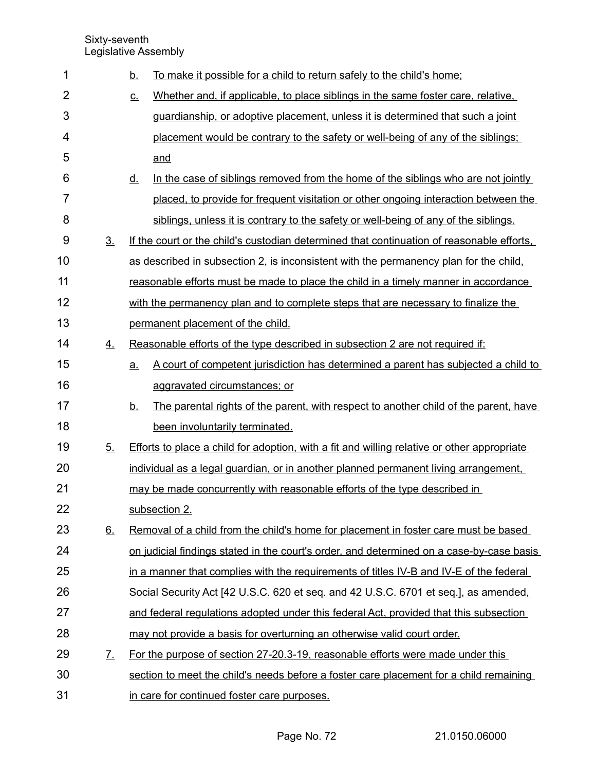b. To make it possible for a child to return safely to the child's home;

c. Whether and, if applicable, to place siblings in the same foster care, relative, guardianship, or adoptive placement, unless it is determined that such a joint placement would be contrary to the safety or well-being of any of the siblings; and

d. In the case of siblings removed from the home of the siblings who are not jointly placed, to provide for frequent visitation or other ongoing interaction between the siblings, unless it is contrary to the safety or well-being of any of the siblings.

3. If the court or the child's custodian determined that continuation of reasonable efforts, as described in subsection 2, is inconsistent with the permanency plan for the child, reasonable efforts must be made to place the child in a timely manner in accordance with the permanency plan and to complete steps that are necessary to finalize the permanent placement of the child.

4. Reasonable efforts of the type described in subsection 2 are not required if:

a. A court of competent jurisdiction has determined a parent has subjected a child to aggravated circumstances; or

b. The parental rights of the parent, with respect to another child of the parent, have been involuntarily terminated.

5. Efforts to place a child for adoption, with a fit and willing relative or other appropriate individual as a legal guardian, or in another planned permanent living arrangement, may be made concurrently with reasonable efforts of the type described in subsection 2.

6. Removal of a child from the child's home for placement in foster care must be based on judicial findings stated in the court's order, and determined on a case-by-case basis in a manner that complies with the requirements of titles IV-B and IV-E of the federal Social Security Act [42 U.S.C. 620 et seq. and 42 U.S.C. 6701 et seq.], as amended, and federal regulations adopted under this federal Act, provided that this subsection may not provide a basis for overturning an otherwise valid court order.

7. For the purpose of section 27-20.3-19, reasonable efforts were made under this section to meet the child's needs before a foster care placement for a child remaining in care for continued foster care purposes.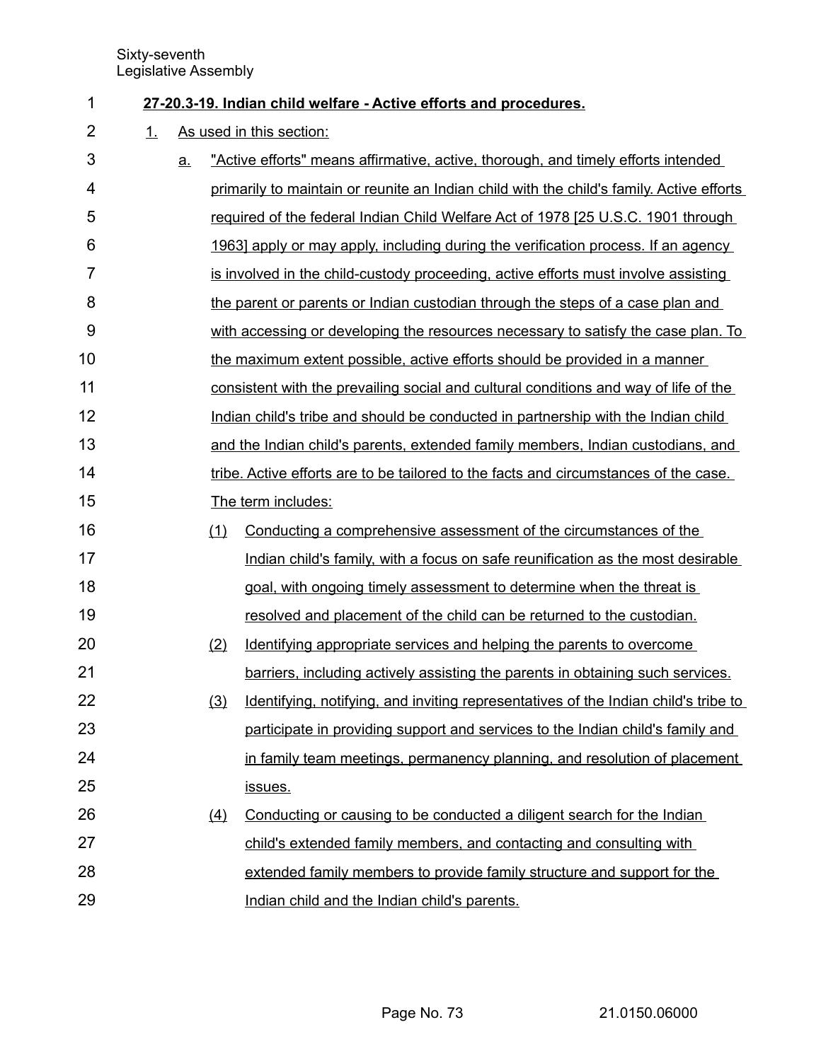**27-20.3-19. Indian child welfare - Active efforts and procedures.**

1. As used in this section:

   a. "Active efforts" means affirmative, active, thorough, and timely efforts intended primarily to maintain or reunite an Indian child with the child's family. Active efforts required of the federal Indian Child Welfare Act of 1978 [25 U.S.C. 1901 through 1963] apply or may apply, including during the verification process. If an agency is involved in the child-custody proceeding, active efforts must involve assisting the parent or parents or Indian custodian through the steps of a case plan and with accessing or developing the resources necessary to satisfy the case plan. To the maximum extent possible, active efforts should be provided in a manner consistent with the prevailing social and cultural conditions and way of life of the Indian child's tribe and should be conducted in partnership with the Indian child and the Indian child's parents, extended family members, Indian custodians, and tribe. Active efforts are to be tailored to the facts and circumstances of the case. The term includes:

      (1) Conducting a comprehensive assessment of the circumstances of the Indian child's family, with a focus on safe reunification as the most desirable goal, with ongoing timely assessment to determine when the threat is resolved and placement of the child can be returned to the custodian.

      (2) Identifying appropriate services and helping the parents to overcome barriers, including actively assisting the parents in obtaining such services.

      (3) Identifying, notifying, and inviting representatives of the Indian child's tribe to participate in providing support and services to the Indian child's family and in family team meetings, permanency planning, and resolution of placement issues.

      (4) Conducting or causing to be conducted a diligent search for the Indian child's extended family members, and contacting and consulting with extended family members to provide family structure and support for the Indian child and the Indian child's parents.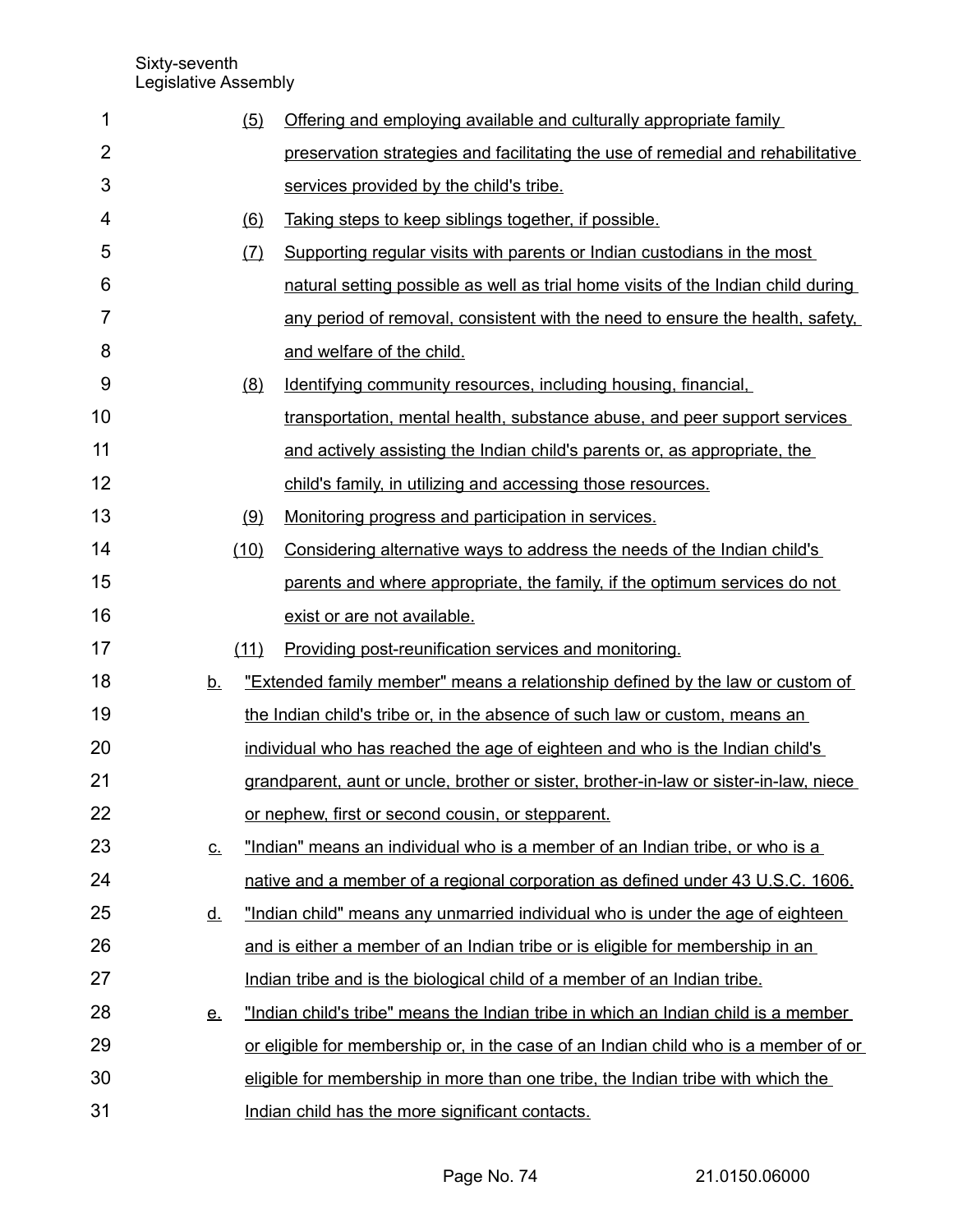(5) Offering and employing available and culturally appropriate family preservation strategies and facilitating the use of remedial and rehabilitative services provided by the child's tribe.

(6) Taking steps to keep siblings together, if possible.

(7) Supporting regular visits with parents or Indian custodians in the most natural setting possible as well as trial home visits of the Indian child during any period of removal, consistent with the need to ensure the health, safety, and welfare of the child.

(8) Identifying community resources, including housing, financial, transportation, mental health, substance abuse, and peer support services and actively assisting the Indian child's parents or, as appropriate, the child's family, in utilizing and accessing those resources.

(9) Monitoring progress and participation in services.

(10) Considering alternative ways to address the needs of the Indian child's parents and where appropriate, the family, if the optimum services do not exist or are not available.

(11) Providing post-reunification services and monitoring.

b. "Extended family member" means a relationship defined by the law or custom of the Indian child's tribe or, in the absence of such law or custom, means an individual who has reached the age of eighteen and who is the Indian child's grandparent, aunt or uncle, brother or sister, brother-in-law or sister-in-law, niece or nephew, first or second cousin, or stepparent.

c. "Indian" means an individual who is a member of an Indian tribe, or who is a native and a member of a regional corporation as defined under 43 U.S.C. 1606.

d. "Indian child" means any unmarried individual who is under the age of eighteen and is either a member of an Indian tribe or is eligible for membership in an Indian tribe and is the biological child of a member of an Indian tribe.

e. "Indian child's tribe" means the Indian tribe in which an Indian child is a member or eligible for membership or, in the case of an Indian child who is a member of or eligible for membership in more than one tribe, the Indian tribe with which the Indian child has the more significant contacts.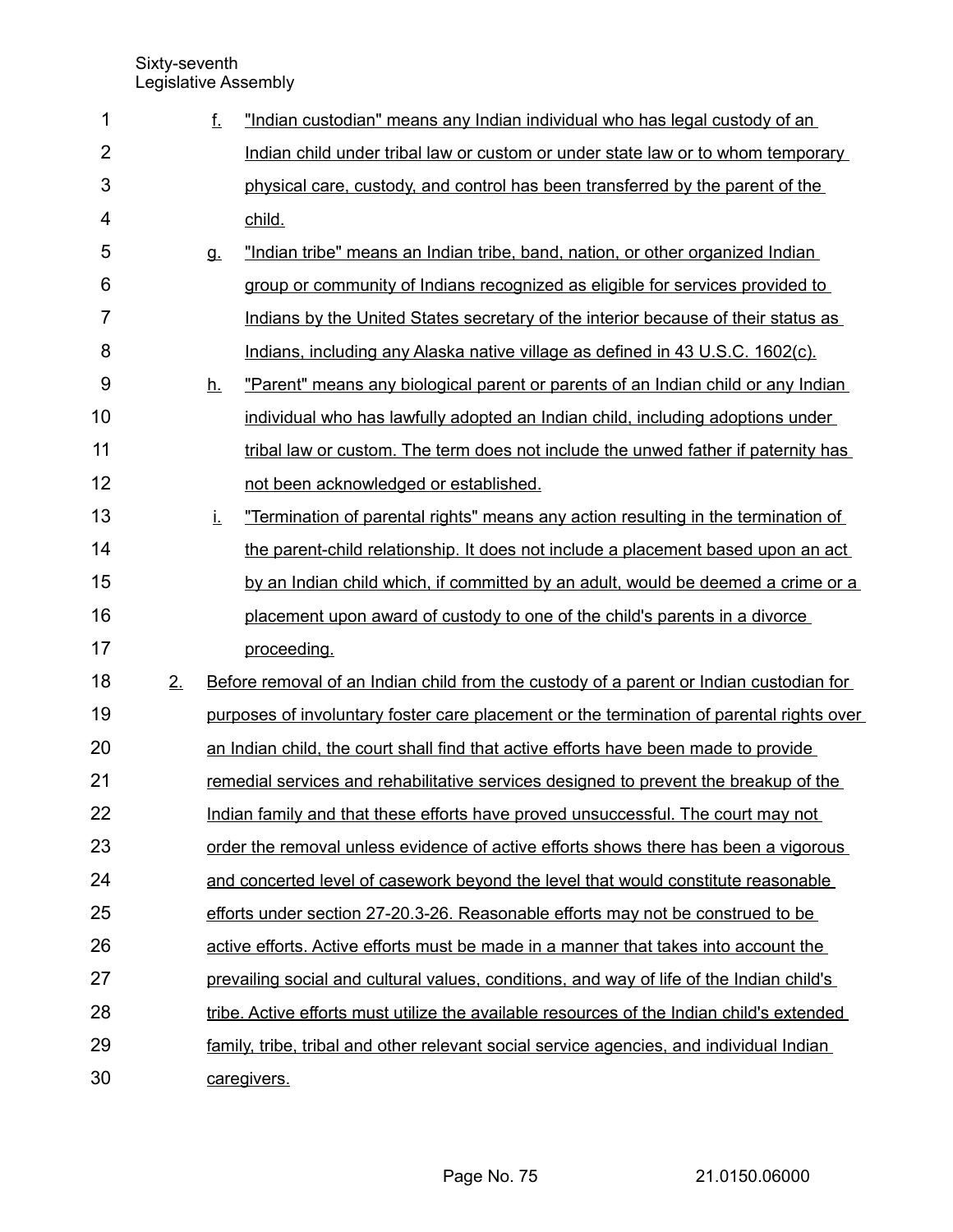f. "Indian custodian" means any Indian individual who has legal custody of an Indian child under tribal law or custom or under state law or to whom temporary physical care, custody, and control has been transferred by the parent of the child.

g. "Indian tribe" means an Indian tribe, band, nation, or other organized Indian group or community of Indians recognized as eligible for services provided to Indians by the United States secretary of the interior because of their status as Indians, including any Alaska native village as defined in 43 U.S.C. 1602(c).

h. "Parent" means any biological parent or parents of an Indian child or any Indian individual who has lawfully adopted an Indian child, including adoptions under tribal law or custom. The term does not include the unwed father if paternity has not been acknowledged or established.

i. "Termination of parental rights" means any action resulting in the termination of the parent-child relationship. It does not include a placement based upon an act by an Indian child which, if committed by an adult, would be deemed a crime or a placement upon award of custody to one of the child's parents in a divorce proceeding.

2. Before removal of an Indian child from the custody of a parent or Indian custodian for purposes of involuntary foster care placement or the termination of parental rights over an Indian child, the court shall find that active efforts have been made to provide remedial services and rehabilitative services designed to prevent the breakup of the Indian family and that these efforts have proved unsuccessful. The court may not order the removal unless evidence of active efforts shows there has been a vigorous and concerted level of casework beyond the level that would constitute reasonable efforts under section 27-20.3-26. Reasonable efforts may not be construed to be active efforts. Active efforts must be made in a manner that takes into account the prevailing social and cultural values, conditions, and way of life of the Indian child's tribe. Active efforts must utilize the available resources of the Indian child's extended family, tribe, tribal and other relevant social service agencies, and individual Indian caregivers.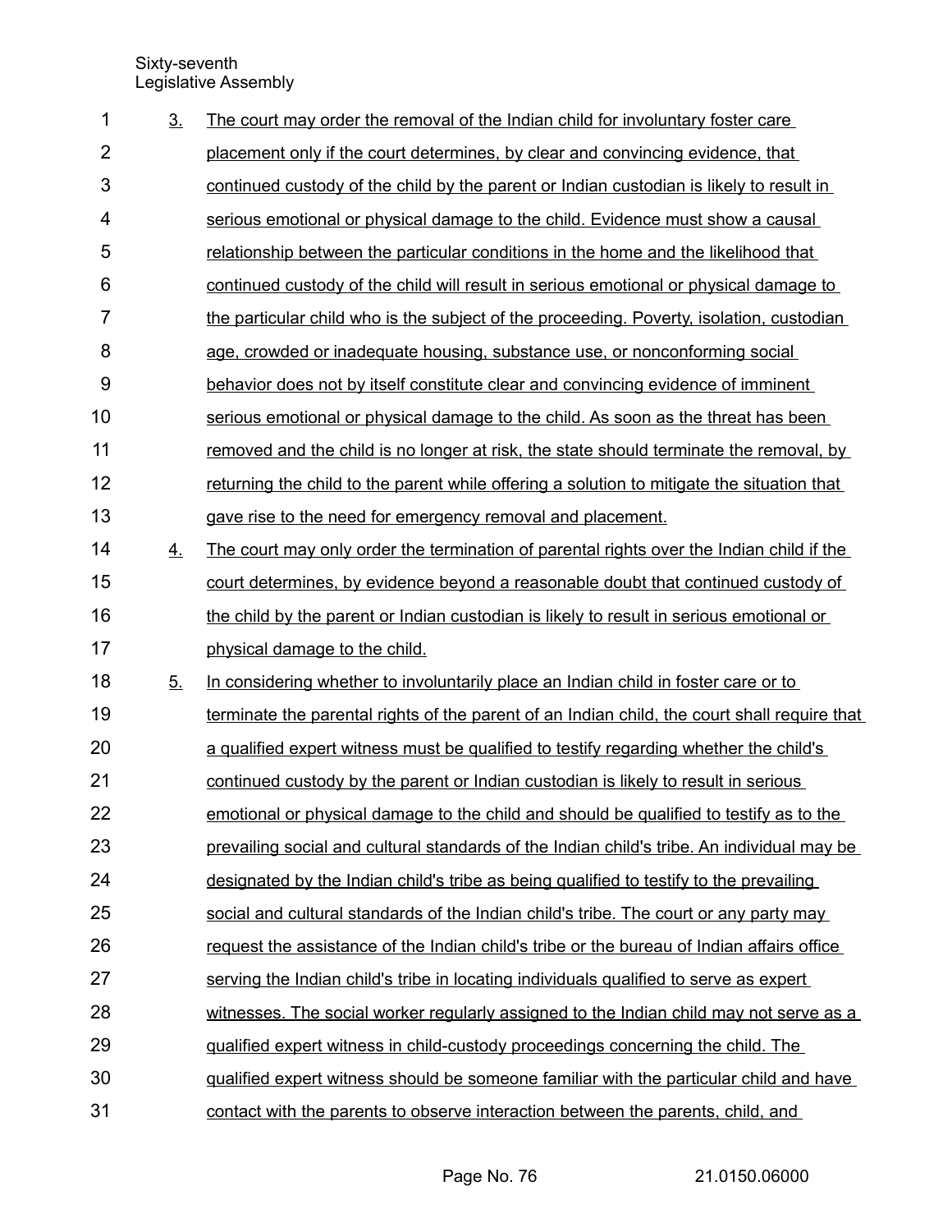3. The court may order the removal of the Indian child for involuntary foster care placement only if the court determines, by clear and convincing evidence, that continued custody of the child by the parent or Indian custodian is likely to result in serious emotional or physical damage to the child. Evidence must show a causal relationship between the particular conditions in the home and the likelihood that continued custody of the child will result in serious emotional or physical damage to the particular child who is the subject of the proceeding. Poverty, isolation, custodian age, crowded or inadequate housing, substance use, or nonconforming social behavior does not by itself constitute clear and convincing evidence of imminent serious emotional or physical damage to the child. As soon as the threat has been removed and the child is no longer at risk, the state should terminate the removal, by returning the child to the parent while offering a solution to mitigate the situation that gave rise to the need for emergency removal and placement.

4. The court may only order the termination of parental rights over the Indian child if the court determines, by evidence beyond a reasonable doubt that continued custody of the child by the parent or Indian custodian is likely to result in serious emotional or physical damage to the child.

5. In considering whether to involuntarily place an Indian child in foster care or to terminate the parental rights of the parent of an Indian child, the court shall require that a qualified expert witness must be qualified to testify regarding whether the child's continued custody by the parent or Indian custodian is likely to result in serious emotional or physical damage to the child and should be qualified to testify as to the prevailing social and cultural standards of the Indian child's tribe. An individual may be designated by the Indian child's tribe as being qualified to testify to the prevailing social and cultural standards of the Indian child's tribe. The court or any party may request the assistance of the Indian child's tribe or the bureau of Indian affairs office serving the Indian child's tribe in locating individuals qualified to serve as expert witnesses. The social worker regularly assigned to the Indian child may not serve as a qualified expert witness in child-custody proceedings concerning the child. The qualified expert witness should be someone familiar with the particular child and have contact with the parents to observe interaction between the parents, child, and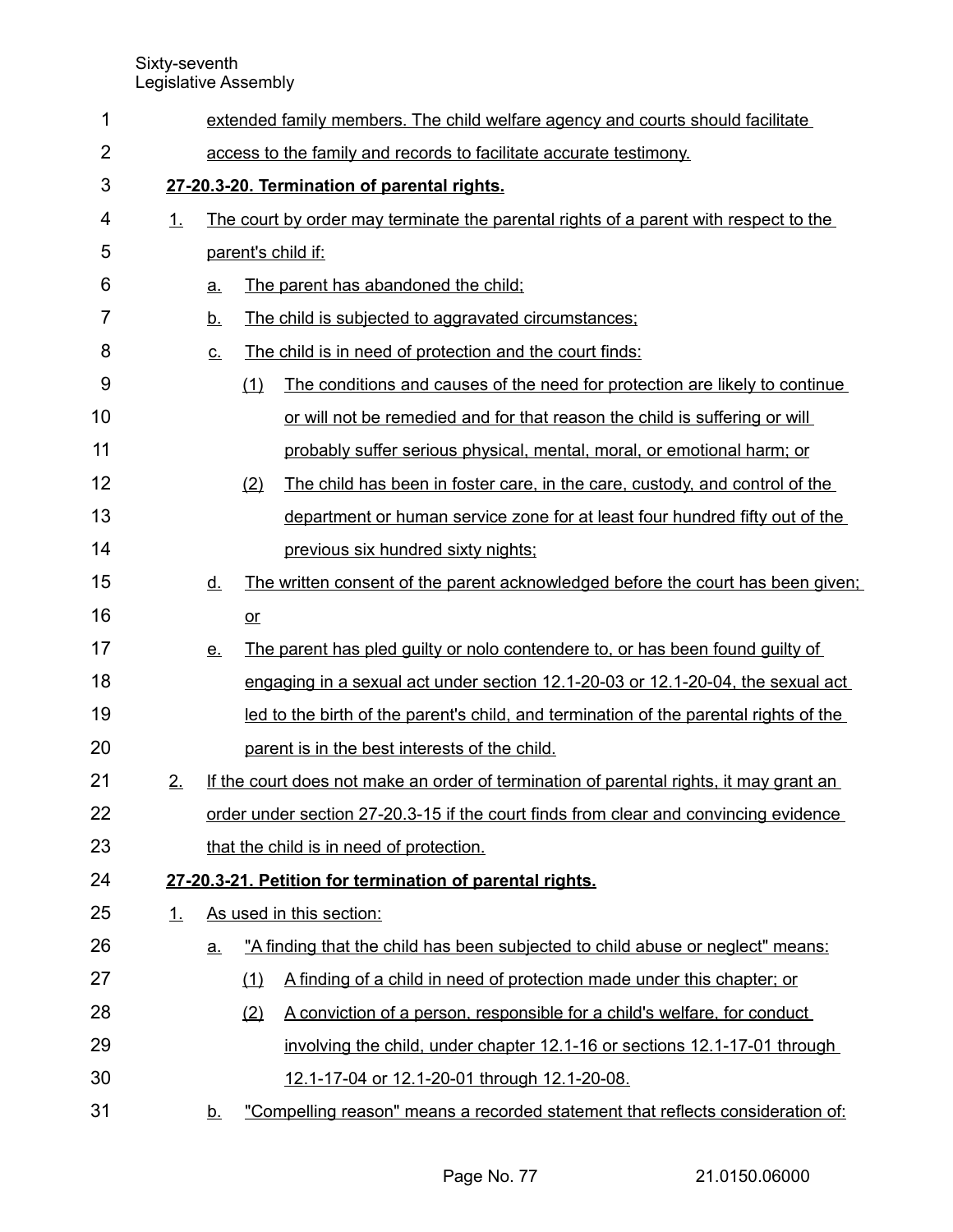extended family members. The child welfare agency and courts should facilitate access to the family and records to facilitate accurate testimony.

**27-20.3-20. Termination of parental rights.**

1. The court by order may terminate the parental rights of a parent with respect to the parent's child if:
   - a. The parent has abandoned the child;
   - b. The child is subjected to aggravated circumstances;
   - c. The child is in need of protection and the court finds:
     - (1) The conditions and causes of the need for protection are likely to continue or will not be remedied and for that reason the child is suffering or will probably suffer serious physical, mental, moral, or emotional harm; or
     - (2) The child has been in foster care, in the care, custody, and control of the department or human service zone for at least four hundred fifty out of the previous six hundred sixty nights;
   - d. The written consent of the parent acknowledged before the court has been given; or
   - e. The parent has pled guilty or nolo contendere to, or has been found guilty of engaging in a sexual act under section 12.1-20-03 or 12.1-20-04, the sexual act led to the birth of the parent's child, and termination of the parental rights of the parent is in the best interests of the child.
2. If the court does not make an order of termination of parental rights, it may grant an order under section 27-20.3-15 if the court finds from clear and convincing evidence that the child is in need of protection.

**27-20.3-21. Petition for termination of parental rights.**

1. As used in this section:
   - a. "A finding that the child has been subjected to child abuse or neglect" means:
     - (1) A finding of a child in need of protection made under this chapter; or
     - (2) A conviction of a person, responsible for a child's welfare, for conduct involving the child, under chapter 12.1-16 or sections 12.1-17-01 through 12.1-17-04 or 12.1-20-01 through 12.1-20-08.
   - b. "Compelling reason" means a recorded statement that reflects consideration of: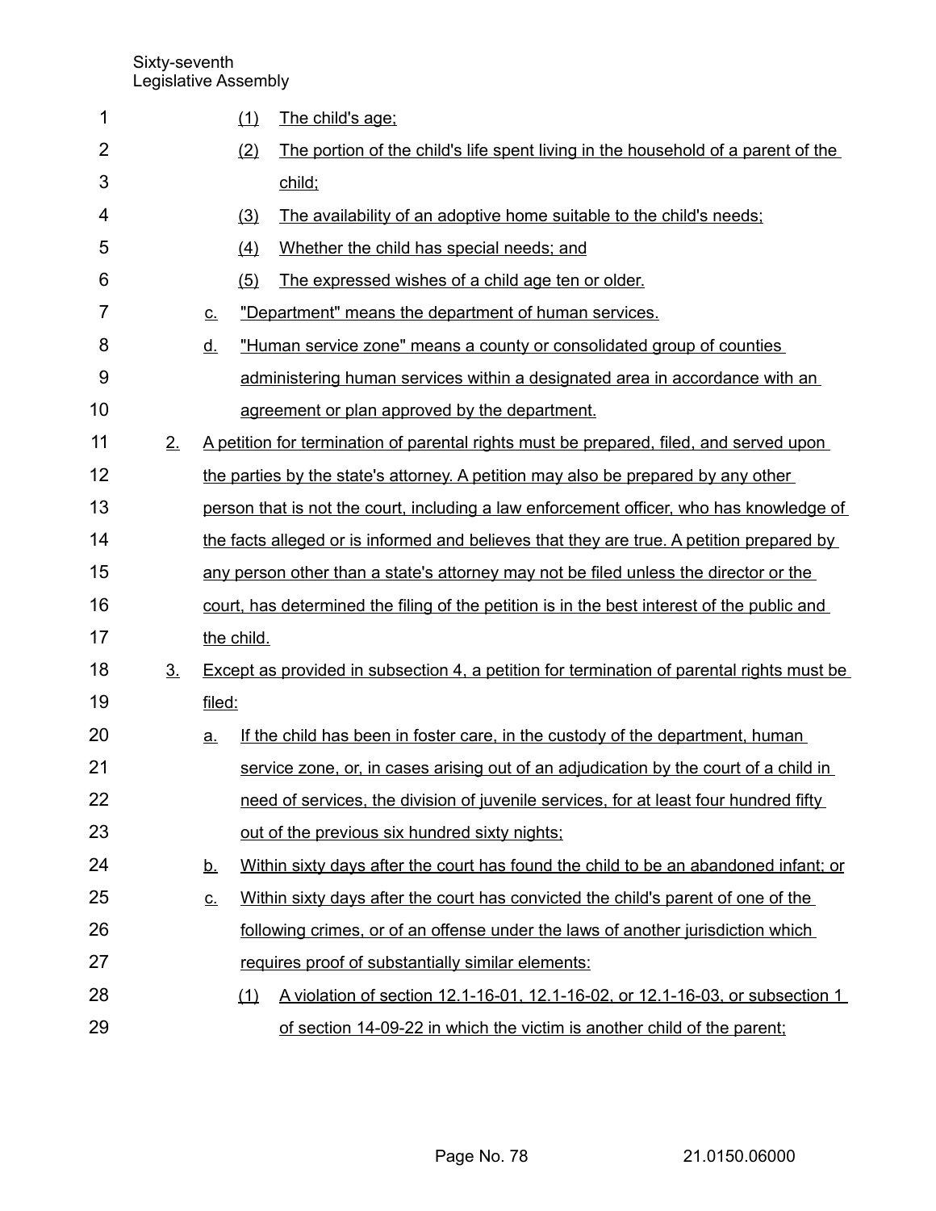(1) The child's age;

(2) The portion of the child's life spent living in the household of a parent of the child;

(3) The availability of an adoptive home suitable to the child's needs;

(4) Whether the child has special needs; and

(5) The expressed wishes of a child age ten or older.

c. "Department" means the department of human services.

d. "Human service zone" means a county or consolidated group of counties administering human services within a designated area in accordance with an agreement or plan approved by the department.

2. A petition for termination of parental rights must be prepared, filed, and served upon the parties by the state's attorney. A petition may also be prepared by any other person that is not the court, including a law enforcement officer, who has knowledge of the facts alleged or is informed and believes that they are true. A petition prepared by any person other than a state's attorney may not be filed unless the director or the court, has determined the filing of the petition is in the best interest of the public and the child.

3. Except as provided in subsection 4, a petition for termination of parental rights must be filed:

a. If the child has been in foster care, in the custody of the department, human service zone, or, in cases arising out of an adjudication by the court of a child in need of services, the division of juvenile services, for at least four hundred fifty out of the previous six hundred sixty nights;

b. Within sixty days after the court has found the child to be an abandoned infant; or

c. Within sixty days after the court has convicted the child's parent of one of the following crimes, or of an offense under the laws of another jurisdiction which requires proof of substantially similar elements:

(1) A violation of section 12.1-16-01, 12.1-16-02, or 12.1-16-03, or subsection 1 of section 14-09-22 in which the victim is another child of the parent;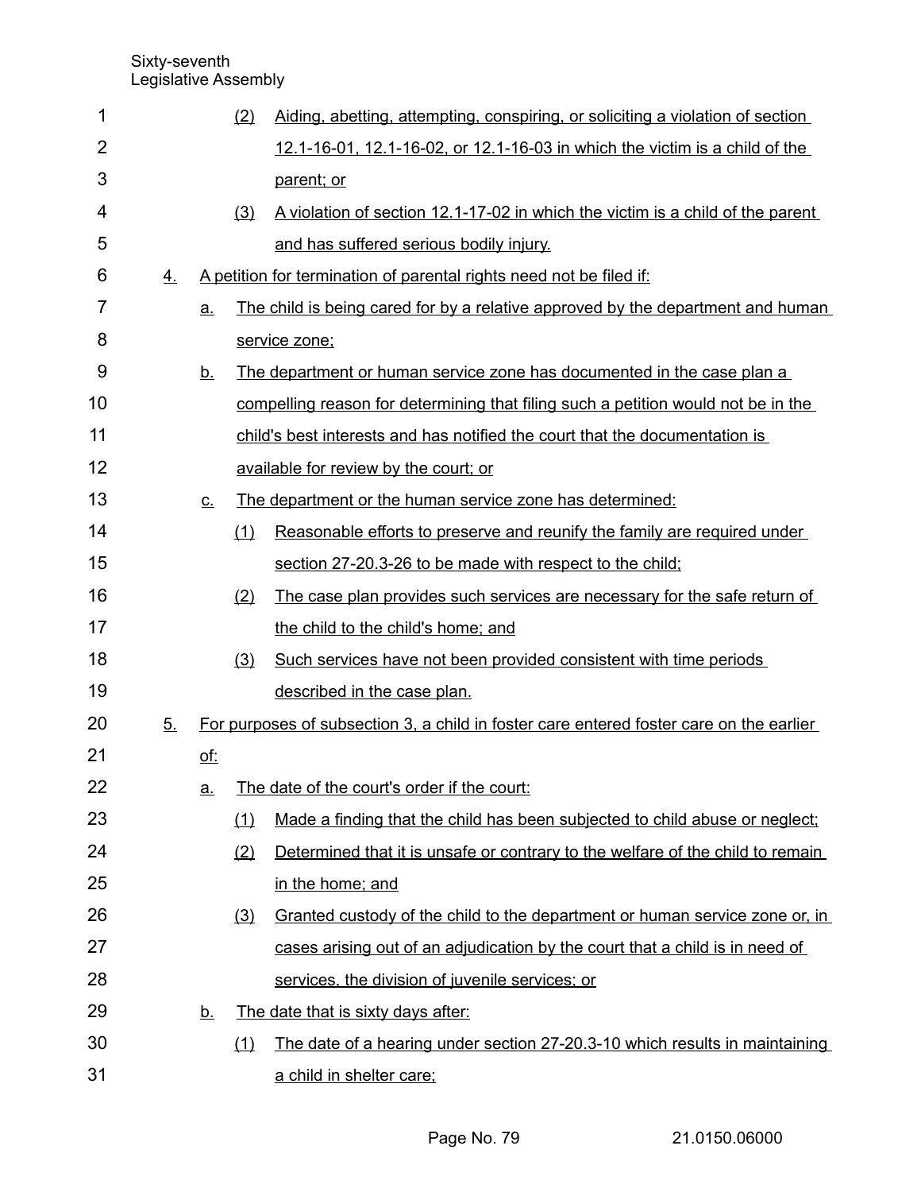(2) Aiding, abetting, attempting, conspiring, or soliciting a violation of section 12.1-16-01, 12.1-16-02, or 12.1-16-03 in which the victim is a child of the parent; or

(3) A violation of section 12.1-17-02 in which the victim is a child of the parent and has suffered serious bodily injury.

4. A petition for termination of parental rights need not be filed if:

a. The child is being cared for by a relative approved by the department and human service zone;

b. The department or human service zone has documented in the case plan a compelling reason for determining that filing such a petition would not be in the child's best interests and has notified the court that the documentation is available for review by the court; or

c. The department or the human service zone has determined:

(1) Reasonable efforts to preserve and reunify the family are required under section 27-20.3-26 to be made with respect to the child;

(2) The case plan provides such services are necessary for the safe return of the child to the child's home; and

(3) Such services have not been provided consistent with time periods described in the case plan.

5. For purposes of subsection 3, a child in foster care entered foster care on the earlier of:

a. The date of the court's order if the court:

(1) Made a finding that the child has been subjected to child abuse or neglect;

(2) Determined that it is unsafe or contrary to the welfare of the child to remain in the home; and

(3) Granted custody of the child to the department or human service zone or, in cases arising out of an adjudication by the court that a child is in need of services, the division of juvenile services; or

b. The date that is sixty days after:

(1) The date of a hearing under section 27-20.3-10 which results in maintaining a child in shelter care;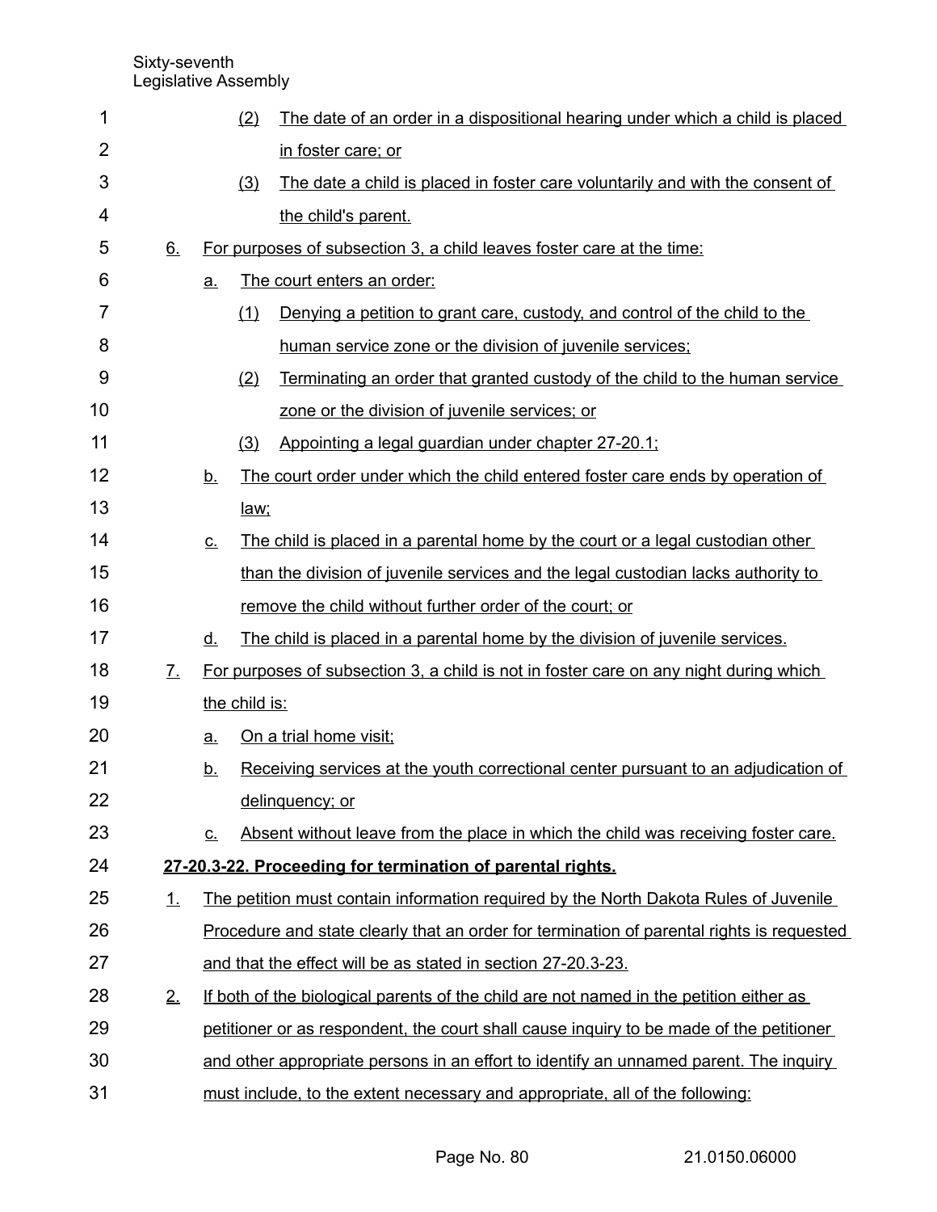(2) The date of an order in a dispositional hearing under which a child is placed in foster care; or

(3) The date a child is placed in foster care voluntarily and with the consent of the child's parent.

6. For purposes of subsection 3, a child leaves foster care at the time:

a. The court enters an order:

(1) Denying a petition to grant care, custody, and control of the child to the human service zone or the division of juvenile services;

(2) Terminating an order that granted custody of the child to the human service zone or the division of juvenile services; or

(3) Appointing a legal guardian under chapter 27-20.1;

b. The court order under which the child entered foster care ends by operation of law;

c. The child is placed in a parental home by the court or a legal custodian other than the division of juvenile services and the legal custodian lacks authority to remove the child without further order of the court; or

d. The child is placed in a parental home by the division of juvenile services.

7. For purposes of subsection 3, a child is not in foster care on any night during which the child is:

a. On a trial home visit;

b. Receiving services at the youth correctional center pursuant to an adjudication of delinquency; or

c. Absent without leave from the place in which the child was receiving foster care.

**27-20.3-22. Proceeding for termination of parental rights.**

1. The petition must contain information required by the North Dakota Rules of Juvenile Procedure and state clearly that an order for termination of parental rights is requested and that the effect will be as stated in section 27-20.3-23.

2. If both of the biological parents of the child are not named in the petition either as petitioner or as respondent, the court shall cause inquiry to be made of the petitioner and other appropriate persons in an effort to identify an unnamed parent. The inquiry must include, to the extent necessary and appropriate, all of the following: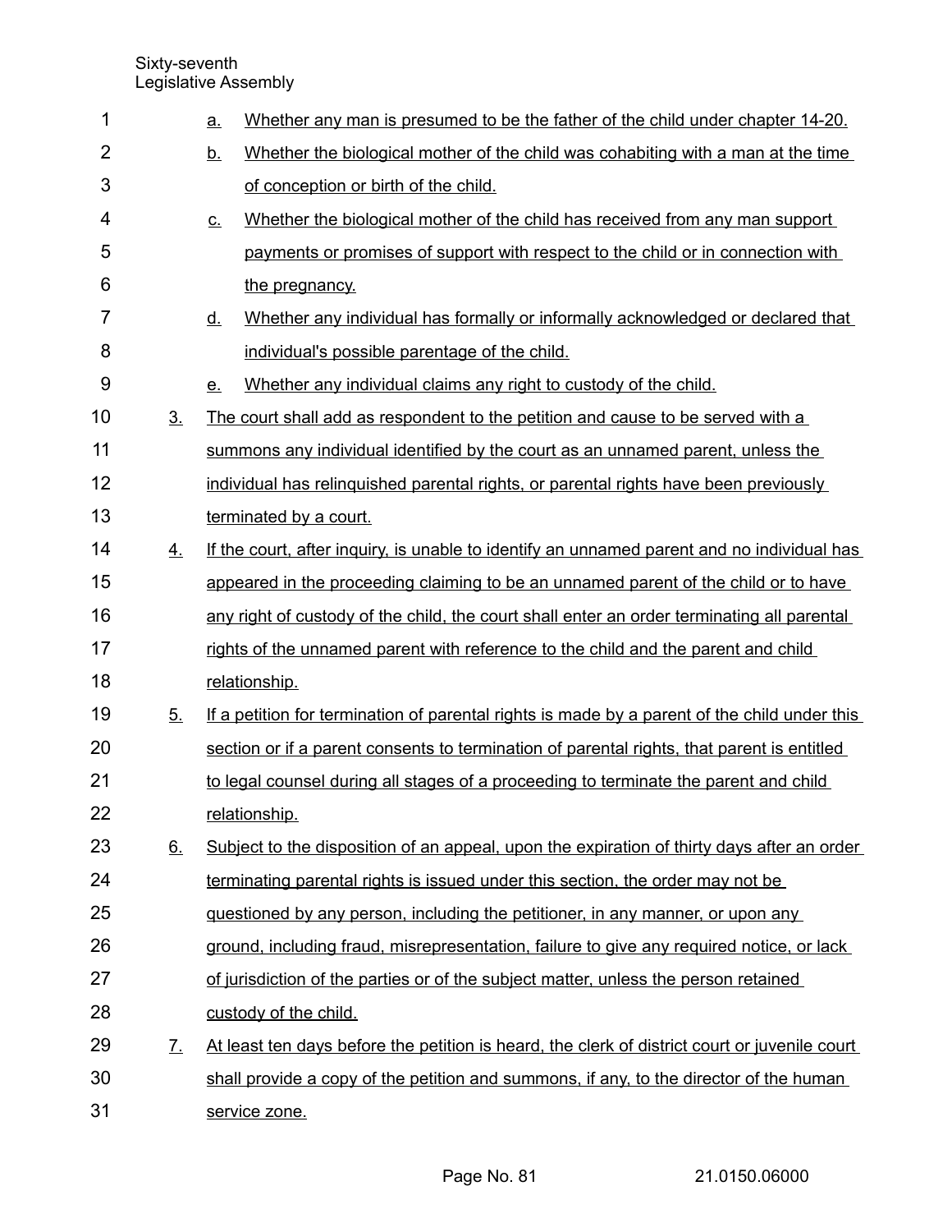a. Whether any man is presumed to be the father of the child under chapter 14-20.

b. Whether the biological mother of the child was cohabiting with a man at the time of conception or birth of the child.

c. Whether the biological mother of the child has received from any man support payments or promises of support with respect to the child or in connection with the pregnancy.

d. Whether any individual has formally or informally acknowledged or declared that individual's possible parentage of the child.

e. Whether any individual claims any right to custody of the child.

3. The court shall add as respondent to the petition and cause to be served with a summons any individual identified by the court as an unnamed parent, unless the individual has relinquished parental rights, or parental rights have been previously terminated by a court.

4. If the court, after inquiry, is unable to identify an unnamed parent and no individual has appeared in the proceeding claiming to be an unnamed parent of the child or to have any right of custody of the child, the court shall enter an order terminating all parental rights of the unnamed parent with reference to the child and the parent and child relationship.

5. If a petition for termination of parental rights is made by a parent of the child under this section or if a parent consents to termination of parental rights, that parent is entitled to legal counsel during all stages of a proceeding to terminate the parent and child relationship.

6. Subject to the disposition of an appeal, upon the expiration of thirty days after an order terminating parental rights is issued under this section, the order may not be questioned by any person, including the petitioner, in any manner, or upon any ground, including fraud, misrepresentation, failure to give any required notice, or lack of jurisdiction of the parties or of the subject matter, unless the person retained custody of the child.

7. At least ten days before the petition is heard, the clerk of district court or juvenile court shall provide a copy of the petition and summons, if any, to the director of the human service zone.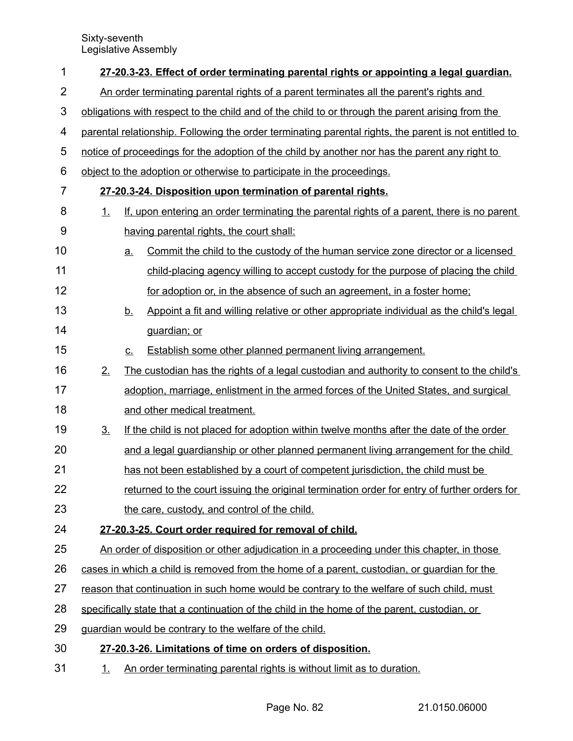**27-20.3-23. Effect of order terminating parental rights or appointing a legal guardian.**

An order terminating parental rights of a parent terminates all the parent's rights and obligations with respect to the child and of the child to or through the parent arising from the parental relationship. Following the order terminating parental rights, the parent is not entitled to notice of proceedings for the adoption of the child by another nor has the parent any right to object to the adoption or otherwise to participate in the proceedings.

**27-20.3-24. Disposition upon termination of parental rights.**

1. If, upon entering an order terminating the parental rights of a parent, there is no parent having parental rights, the court shall:
   a. Commit the child to the custody of the human service zone director or a licensed child-placing agency willing to accept custody for the purpose of placing the child for adoption or, in the absence of such an agreement, in a foster home;
   b. Appoint a fit and willing relative or other appropriate individual as the child's legal guardian; or
   c. Establish some other planned permanent living arrangement.
2. The custodian has the rights of a legal custodian and authority to consent to the child's adoption, marriage, enlistment in the armed forces of the United States, and surgical and other medical treatment.
3. If the child is not placed for adoption within twelve months after the date of the order and a legal guardianship or other planned permanent living arrangement for the child has not been established by a court of competent jurisdiction, the child must be returned to the court issuing the original termination order for entry of further orders for the care, custody, and control of the child.

**27-20.3-25. Court order required for removal of child.**

An order of disposition or other adjudication in a proceeding under this chapter, in those cases in which a child is removed from the home of a parent, custodian, or guardian for the reason that continuation in such home would be contrary to the welfare of such child, must specifically state that a continuation of the child in the home of the parent, custodian, or guardian would be contrary to the welfare of the child.

**27-20.3-26. Limitations of time on orders of disposition.**

1. An order terminating parental rights is without limit as to duration.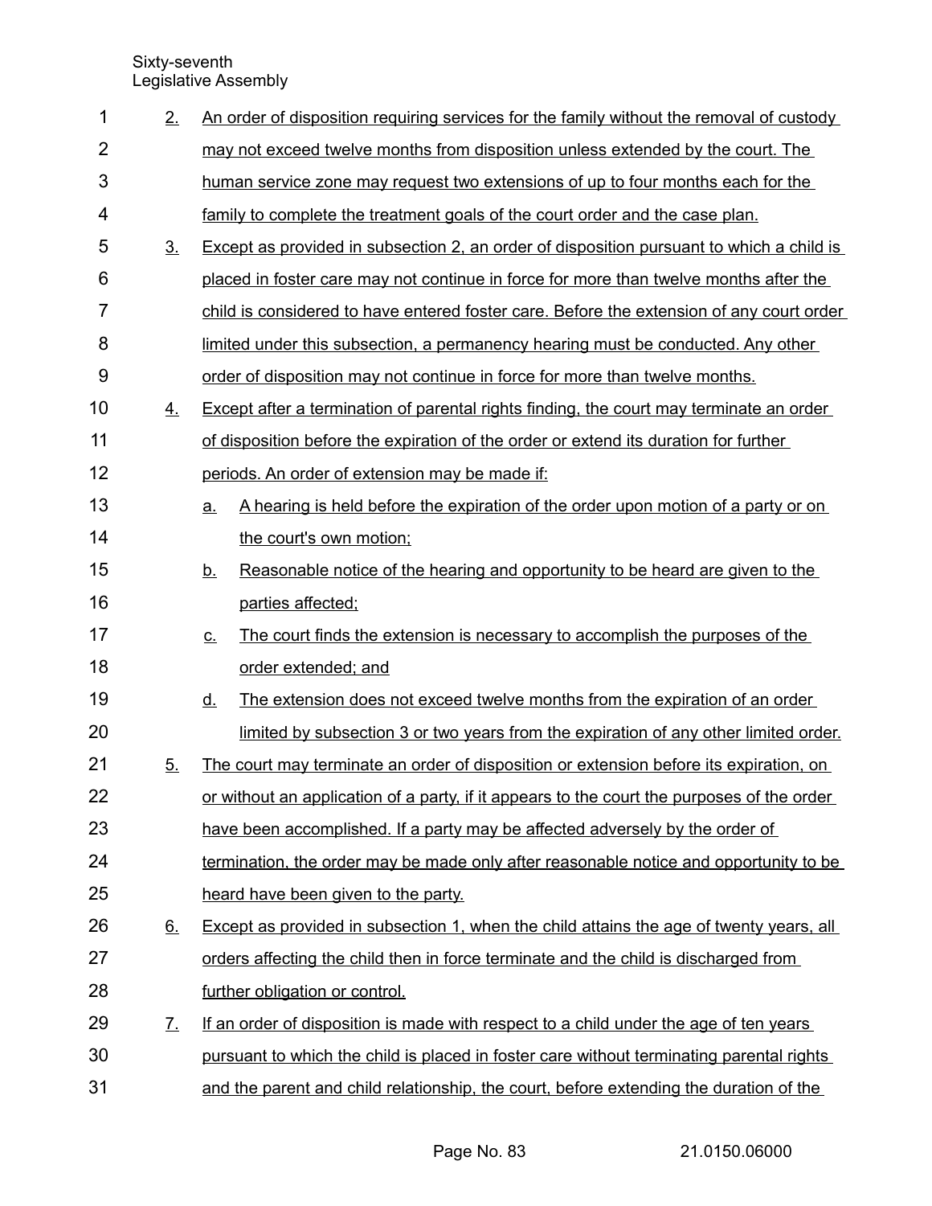2. An order of disposition requiring services for the family without the removal of custody may not exceed twelve months from disposition unless extended by the court. The human service zone may request two extensions of up to four months each for the family to complete the treatment goals of the court order and the case plan.

3. Except as provided in subsection 2, an order of disposition pursuant to which a child is placed in foster care may not continue in force for more than twelve months after the child is considered to have entered foster care. Before the extension of any court order limited under this subsection, a permanency hearing must be conducted. Any other order of disposition may not continue in force for more than twelve months.

4. Except after a termination of parental rights finding, the court may terminate an order of disposition before the expiration of the order or extend its duration for further periods. An order of extension may be made if:

   a. A hearing is held before the expiration of the order upon motion of a party or on the court's own motion;

   b. Reasonable notice of the hearing and opportunity to be heard are given to the parties affected;

   c. The court finds the extension is necessary to accomplish the purposes of the order extended; and

   d. The extension does not exceed twelve months from the expiration of an order limited by subsection 3 or two years from the expiration of any other limited order.

5. The court may terminate an order of disposition or extension before its expiration, on or without an application of a party, if it appears to the court the purposes of the order have been accomplished. If a party may be affected adversely by the order of termination, the order may be made only after reasonable notice and opportunity to be heard have been given to the party.

6. Except as provided in subsection 1, when the child attains the age of twenty years, all orders affecting the child then in force terminate and the child is discharged from further obligation or control.

7. If an order of disposition is made with respect to a child under the age of ten years pursuant to which the child is placed in foster care without terminating parental rights and the parent and child relationship, the court, before extending the duration of the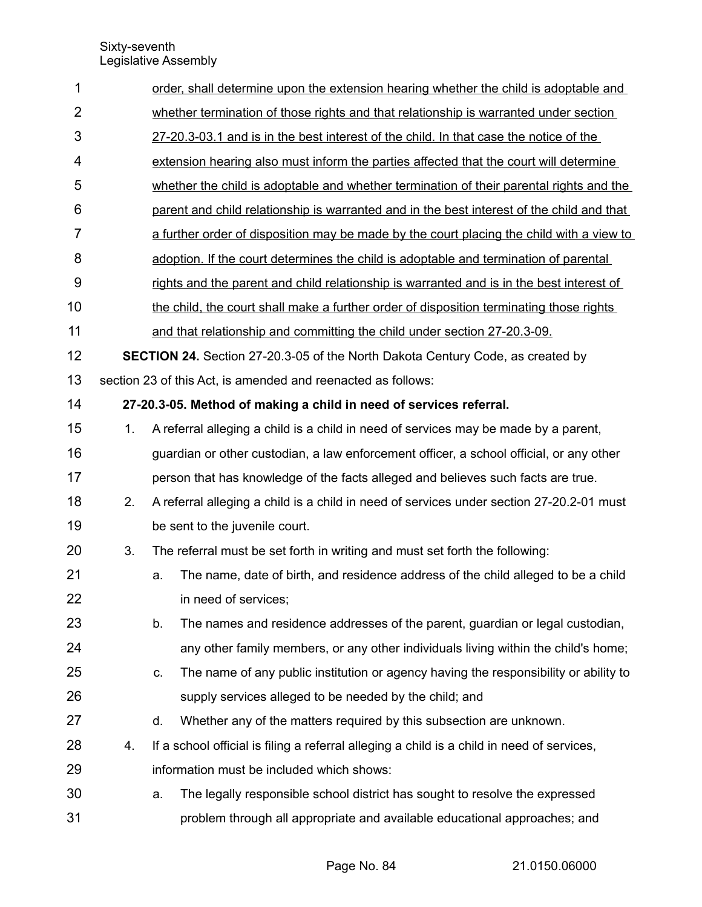order, shall determine upon the extension hearing whether the child is adoptable and whether termination of those rights and that relationship is warranted under section 27-20.3-03.1 and is in the best interest of the child. In that case the notice of the extension hearing also must inform the parties affected that the court will determine whether the child is adoptable and whether termination of their parental rights and the parent and child relationship is warranted and in the best interest of the child and that a further order of disposition may be made by the court placing the child with a view to adoption. If the court determines the child is adoptable and termination of parental rights and the parent and child relationship is warranted and is in the best interest of the child, the court shall make a further order of disposition terminating those rights and that relationship and committing the child under section 27-20.3-09.

**SECTION 24.** Section 27-20.3-05 of the North Dakota Century Code, as created by section 23 of this Act, is amended and reenacted as follows:

**27-20.3-05. Method of making a child in need of services referral.**

1. A referral alleging a child is a child in need of services may be made by a parent, guardian or other custodian, a law enforcement officer, a school official, or any other person that has knowledge of the facts alleged and believes such facts are true.
2. A referral alleging a child is a child in need of services under section 27-20.2-01 must be sent to the juvenile court.
3. The referral must be set forth in writing and must set forth the following:
   a. The name, date of birth, and residence address of the child alleged to be a child in need of services;
   b. The names and residence addresses of the parent, guardian or legal custodian, any other family members, or any other individuals living within the child's home;
   c. The name of any public institution or agency having the responsibility or ability to supply services alleged to be needed by the child; and
   d. Whether any of the matters required by this subsection are unknown.
4. If a school official is filing a referral alleging a child is a child in need of services, information must be included which shows:
   a. The legally responsible school district has sought to resolve the expressed problem through all appropriate and available educational approaches; and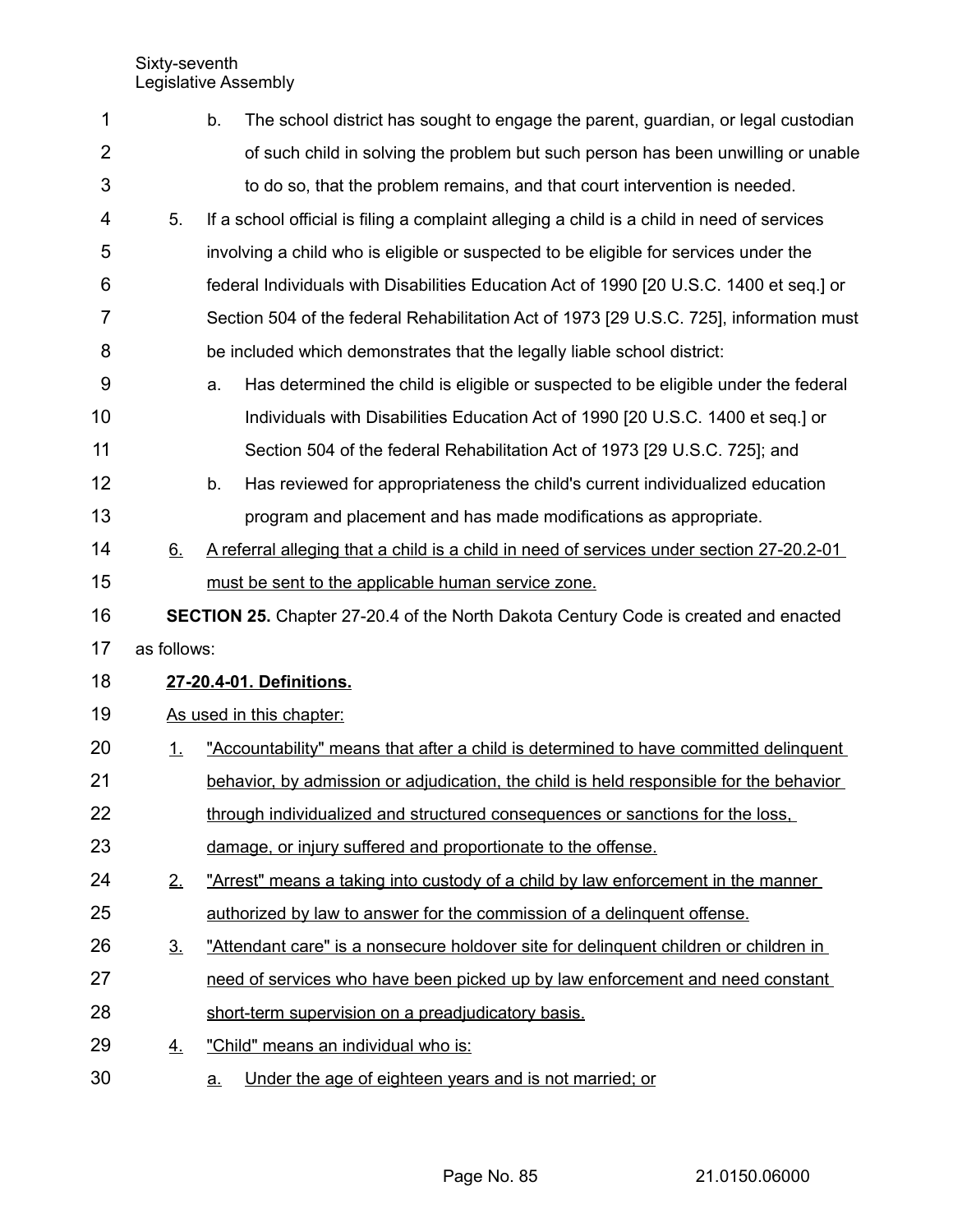b. The school district has sought to engage the parent, guardian, or legal custodian of such child in solving the problem but such person has been unwilling or unable to do so, that the problem remains, and that court intervention is needed.

5. If a school official is filing a complaint alleging a child is a child in need of services involving a child who is eligible or suspected to be eligible for services under the federal Individuals with Disabilities Education Act of 1990 [20 U.S.C. 1400 et seq.] or Section 504 of the federal Rehabilitation Act of 1973 [29 U.S.C. 725], information must be included which demonstrates that the legally liable school district:

   a. Has determined the child is eligible or suspected to be eligible under the federal Individuals with Disabilities Education Act of 1990 [20 U.S.C. 1400 et seq.] or Section 504 of the federal Rehabilitation Act of 1973 [29 U.S.C. 725]; and

   b. Has reviewed for appropriateness the child's current individualized education program and placement and has made modifications as appropriate.

6. A referral alleging that a child is a child in need of services under section 27-20.2-01 must be sent to the applicable human service zone.

**SECTION 25.** Chapter 27-20.4 of the North Dakota Century Code is created and enacted as follows:

**27-20.4-01. Definitions.**

As used in this chapter:

1. "Accountability" means that after a child is determined to have committed delinquent behavior, by admission or adjudication, the child is held responsible for the behavior through individualized and structured consequences or sanctions for the loss, damage, or injury suffered and proportionate to the offense.

2. "Arrest" means a taking into custody of a child by law enforcement in the manner authorized by law to answer for the commission of a delinquent offense.

3. "Attendant care" is a nonsecure holdover site for delinquent children or children in need of services who have been picked up by law enforcement and need constant short-term supervision on a preadjudicatory basis.

4. "Child" means an individual who is:

   a. Under the age of eighteen years and is not married; or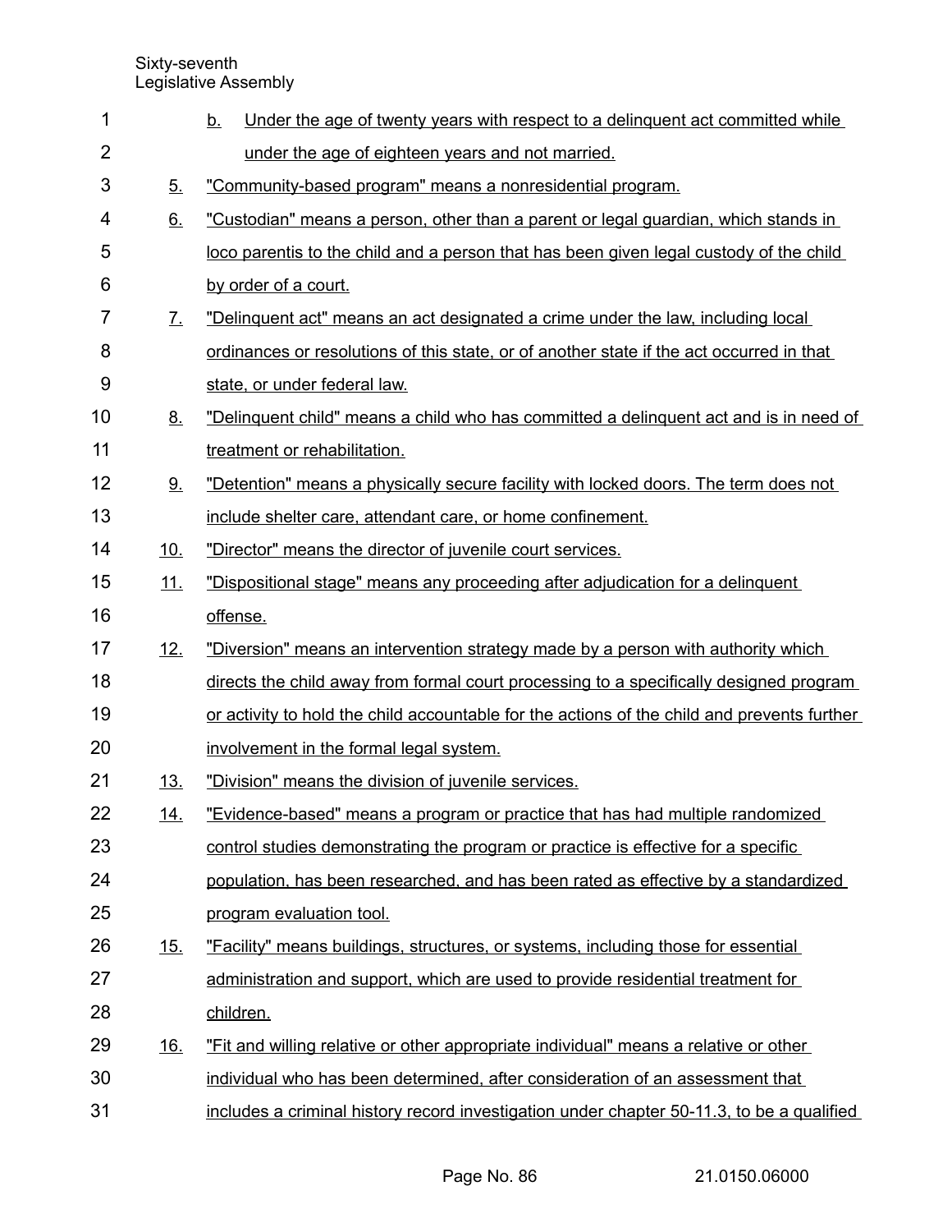b. Under the age of twenty years with respect to a delinquent act committed while under the age of eighteen years and not married.

5. "Community-based program" means a nonresidential program.

6. "Custodian" means a person, other than a parent or legal guardian, which stands in loco parentis to the child and a person that has been given legal custody of the child by order of a court.

7. "Delinquent act" means an act designated a crime under the law, including local ordinances or resolutions of this state, or of another state if the act occurred in that state, or under federal law.

8. "Delinquent child" means a child who has committed a delinquent act and is in need of treatment or rehabilitation.

9. "Detention" means a physically secure facility with locked doors. The term does not include shelter care, attendant care, or home confinement.

10. "Director" means the director of juvenile court services.

11. "Dispositional stage" means any proceeding after adjudication for a delinquent offense.

12. "Diversion" means an intervention strategy made by a person with authority which directs the child away from formal court processing to a specifically designed program or activity to hold the child accountable for the actions of the child and prevents further involvement in the formal legal system.

13. "Division" means the division of juvenile services.

14. "Evidence-based" means a program or practice that has had multiple randomized control studies demonstrating the program or practice is effective for a specific population, has been researched, and has been rated as effective by a standardized program evaluation tool.

15. "Facility" means buildings, structures, or systems, including those for essential administration and support, which are used to provide residential treatment for children.

16. "Fit and willing relative or other appropriate individual" means a relative or other individual who has been determined, after consideration of an assessment that includes a criminal history record investigation under chapter 50-11.3, to be a qualified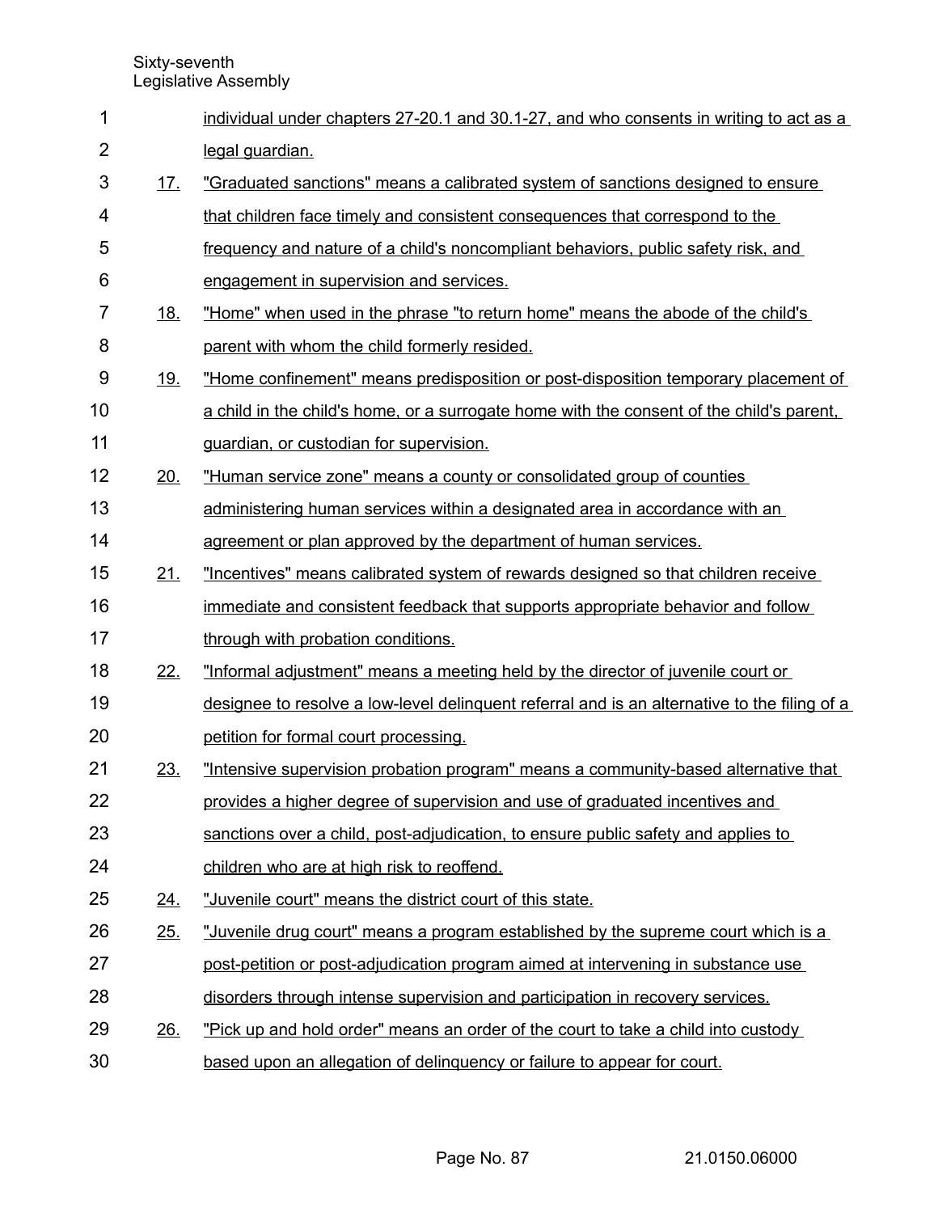individual under chapters 27-20.1 and 30.1-27, and who consents in writing to act as a legal guardian.

17. "Graduated sanctions" means a calibrated system of sanctions designed to ensure that children face timely and consistent consequences that correspond to the frequency and nature of a child's noncompliant behaviors, public safety risk, and engagement in supervision and services.

18. "Home" when used in the phrase "to return home" means the abode of the child's parent with whom the child formerly resided.

19. "Home confinement" means predisposition or post-disposition temporary placement of a child in the child's home, or a surrogate home with the consent of the child's parent, guardian, or custodian for supervision.

20. "Human service zone" means a county or consolidated group of counties administering human services within a designated area in accordance with an agreement or plan approved by the department of human services.

21. "Incentives" means calibrated system of rewards designed so that children receive immediate and consistent feedback that supports appropriate behavior and follow through with probation conditions.

22. "Informal adjustment" means a meeting held by the director of juvenile court or designee to resolve a low-level delinquent referral and is an alternative to the filing of a petition for formal court processing.

23. "Intensive supervision probation program" means a community-based alternative that provides a higher degree of supervision and use of graduated incentives and sanctions over a child, post-adjudication, to ensure public safety and applies to children who are at high risk to reoffend.

24. "Juvenile court" means the district court of this state.

25. "Juvenile drug court" means a program established by the supreme court which is a post-petition or post-adjudication program aimed at intervening in substance use disorders through intense supervision and participation in recovery services.

26. "Pick up and hold order" means an order of the court to take a child into custody based upon an allegation of delinquency or failure to appear for court.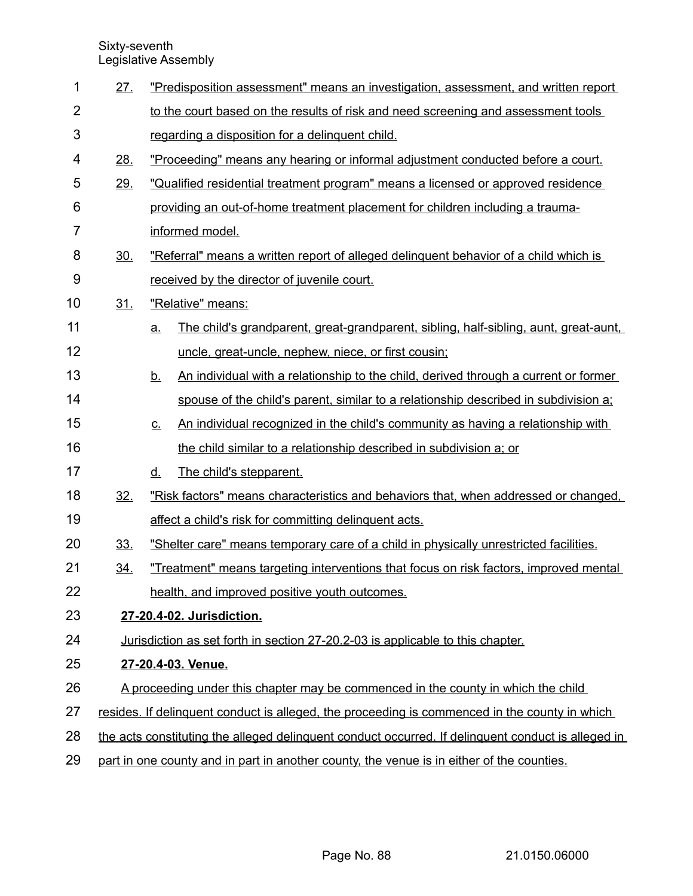27. "Predisposition assessment" means an investigation, assessment, and written report to the court based on the results of risk and need screening and assessment tools regarding a disposition for a delinquent child.

28. "Proceeding" means any hearing or informal adjustment conducted before a court.

29. "Qualified residential treatment program" means a licensed or approved residence providing an out-of-home treatment placement for children including a trauma-informed model.

30. "Referral" means a written report of alleged delinquent behavior of a child which is received by the director of juvenile court.

31. "Relative" means:

    a. The child's grandparent, great-grandparent, sibling, half-sibling, aunt, great-aunt, uncle, great-uncle, nephew, niece, or first cousin;

    b. An individual with a relationship to the child, derived through a current or former spouse of the child's parent, similar to a relationship described in subdivision a;

    c. An individual recognized in the child's community as having a relationship with the child similar to a relationship described in subdivision a; or

    d. The child's stepparent.

32. "Risk factors" means characteristics and behaviors that, when addressed or changed, affect a child's risk for committing delinquent acts.

33. "Shelter care" means temporary care of a child in physically unrestricted facilities.

34. "Treatment" means targeting interventions that focus on risk factors, improved mental health, and improved positive youth outcomes.

**27-20.4-02. Jurisdiction.**

Jurisdiction as set forth in section 27-20.2-03 is applicable to this chapter.

**27-20.4-03. Venue.**

A proceeding under this chapter may be commenced in the county in which the child resides. If delinquent conduct is alleged, the proceeding is commenced in the county in which the acts constituting the alleged delinquent conduct occurred. If delinquent conduct is alleged in part in one county and in part in another county, the venue is in either of the counties.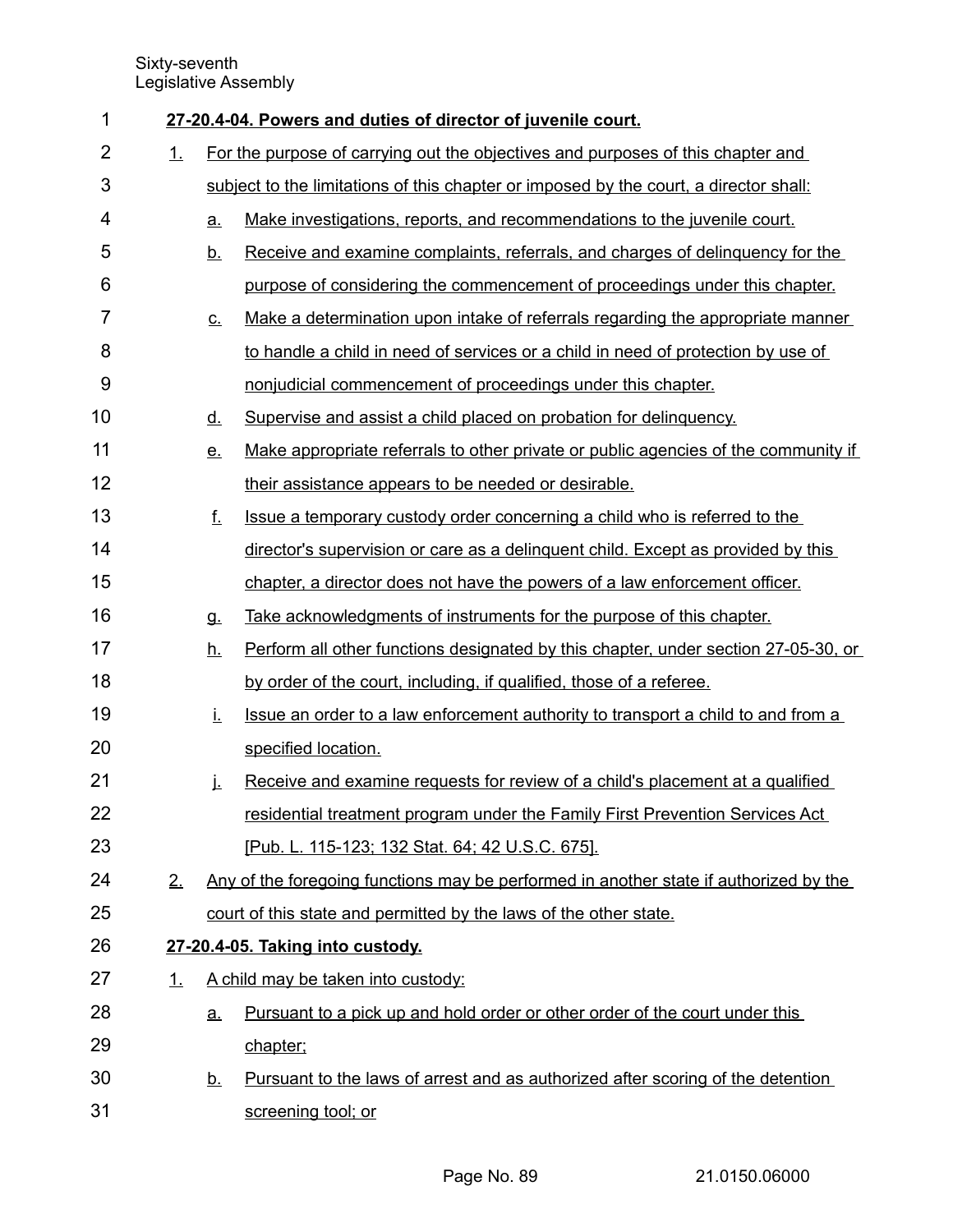**27-20.4-04. Powers and duties of director of juvenile court.**

1. For the purpose of carrying out the objectives and purposes of this chapter and subject to the limitations of this chapter or imposed by the court, a director shall:
   a. Make investigations, reports, and recommendations to the juvenile court.
   b. Receive and examine complaints, referrals, and charges of delinquency for the purpose of considering the commencement of proceedings under this chapter.
   c. Make a determination upon intake of referrals regarding the appropriate manner to handle a child in need of services or a child in need of protection by use of nonjudicial commencement of proceedings under this chapter.
   d. Supervise and assist a child placed on probation for delinquency.
   e. Make appropriate referrals to other private or public agencies of the community if their assistance appears to be needed or desirable.
   f. Issue a temporary custody order concerning a child who is referred to the director's supervision or care as a delinquent child. Except as provided by this chapter, a director does not have the powers of a law enforcement officer.
   g. Take acknowledgments of instruments for the purpose of this chapter.
   h. Perform all other functions designated by this chapter, under section 27-05-30, or by order of the court, including, if qualified, those of a referee.
   i. Issue an order to a law enforcement authority to transport a child to and from a specified location.
   j. Receive and examine requests for review of a child's placement at a qualified residential treatment program under the Family First Prevention Services Act [Pub. L. 115-123; 132 Stat. 64; 42 U.S.C. 675].
2. Any of the foregoing functions may be performed in another state if authorized by the court of this state and permitted by the laws of the other state.

**27-20.4-05. Taking into custody.**

1. A child may be taken into custody:
   a. Pursuant to a pick up and hold order or other order of the court under this chapter;
   b. Pursuant to the laws of arrest and as authorized after scoring of the detention screening tool; or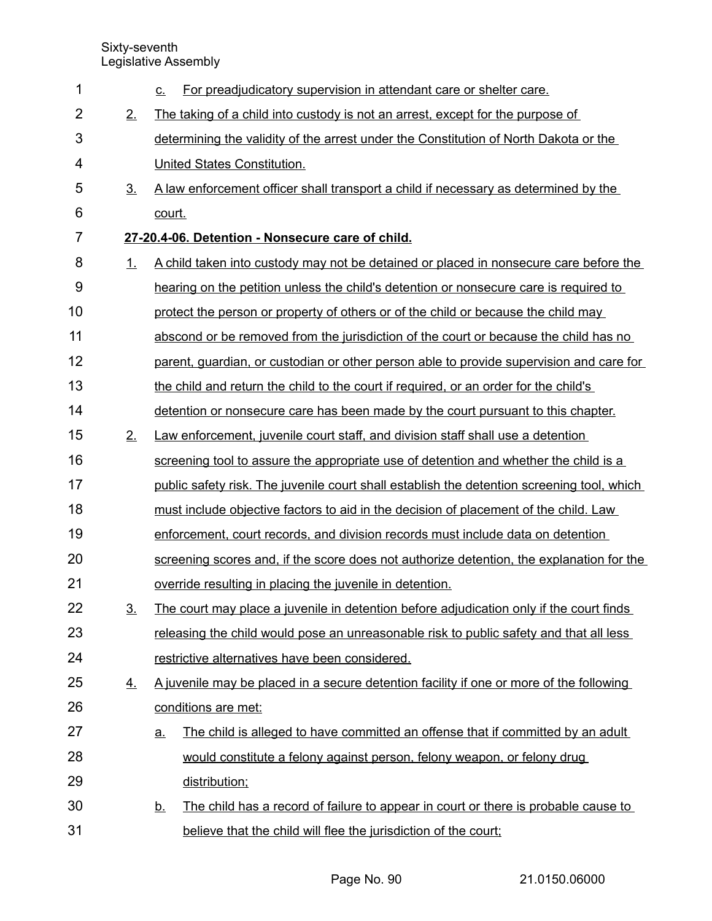c. For preadjudicatory supervision in attendant care or shelter care.

2. The taking of a child into custody is not an arrest, except for the purpose of determining the validity of the arrest under the Constitution of North Dakota or the United States Constitution.

3. A law enforcement officer shall transport a child if necessary as determined by the court.

**27-20.4-06. Detention - Nonsecure care of child.**

1. A child taken into custody may not be detained or placed in nonsecure care before the hearing on the petition unless the child's detention or nonsecure care is required to protect the person or property of others or of the child or because the child may abscond or be removed from the jurisdiction of the court or because the child has no parent, guardian, or custodian or other person able to provide supervision and care for the child and return the child to the court if required, or an order for the child's detention or nonsecure care has been made by the court pursuant to this chapter.

2. Law enforcement, juvenile court staff, and division staff shall use a detention screening tool to assure the appropriate use of detention and whether the child is a public safety risk. The juvenile court shall establish the detention screening tool, which must include objective factors to aid in the decision of placement of the child. Law enforcement, court records, and division records must include data on detention screening scores and, if the score does not authorize detention, the explanation for the override resulting in placing the juvenile in detention.

3. The court may place a juvenile in detention before adjudication only if the court finds releasing the child would pose an unreasonable risk to public safety and that all less restrictive alternatives have been considered.

4. A juvenile may be placed in a secure detention facility if one or more of the following conditions are met:

   a. The child is alleged to have committed an offense that if committed by an adult would constitute a felony against person, felony weapon, or felony drug distribution;

   b. The child has a record of failure to appear in court or there is probable cause to believe that the child will flee the jurisdiction of the court;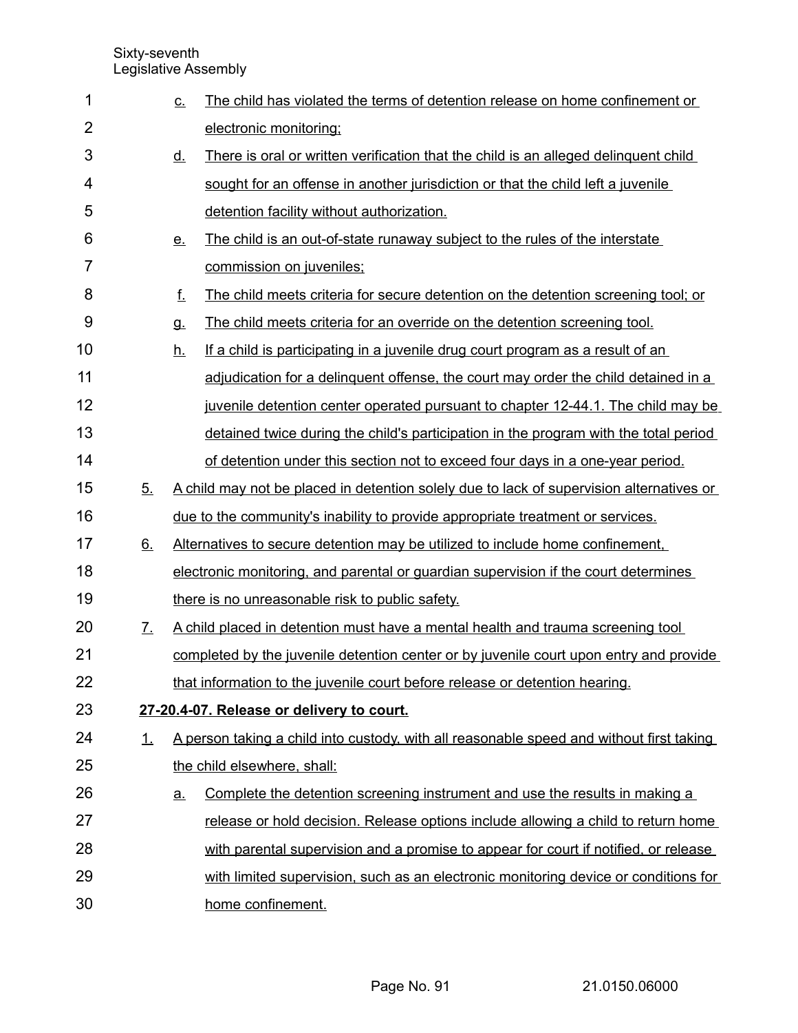c. The child has violated the terms of detention release on home confinement or electronic monitoring;

d. There is oral or written verification that the child is an alleged delinquent child sought for an offense in another jurisdiction or that the child left a juvenile detention facility without authorization.

e. The child is an out-of-state runaway subject to the rules of the interstate commission on juveniles;

f. The child meets criteria for secure detention on the detention screening tool; or

g. The child meets criteria for an override on the detention screening tool.

h. If a child is participating in a juvenile drug court program as a result of an adjudication for a delinquent offense, the court may order the child detained in a juvenile detention center operated pursuant to chapter 12-44.1. The child may be detained twice during the child's participation in the program with the total period of detention under this section not to exceed four days in a one-year period.

5. A child may not be placed in detention solely due to lack of supervision alternatives or due to the community's inability to provide appropriate treatment or services.

6. Alternatives to secure detention may be utilized to include home confinement, electronic monitoring, and parental or guardian supervision if the court determines there is no unreasonable risk to public safety.

7. A child placed in detention must have a mental health and trauma screening tool completed by the juvenile detention center or by juvenile court upon entry and provide that information to the juvenile court before release or detention hearing.

**27-20.4-07. Release or delivery to court.**

1. A person taking a child into custody, with all reasonable speed and without first taking the child elsewhere, shall:

   a. Complete the detention screening instrument and use the results in making a release or hold decision. Release options include allowing a child to return home with parental supervision and a promise to appear for court if notified, or release with limited supervision, such as an electronic monitoring device or conditions for home confinement.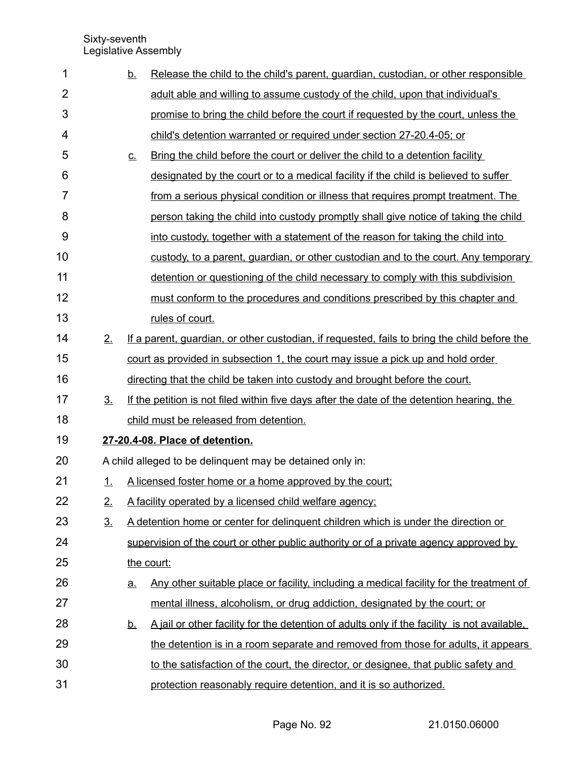b. Release the child to the child's parent, guardian, custodian, or other responsible adult able and willing to assume custody of the child, upon that individual's promise to bring the child before the court if requested by the court, unless the child's detention warranted or required under section 27-20.4-05; or

c. Bring the child before the court or deliver the child to a detention facility designated by the court or to a medical facility if the child is believed to suffer from a serious physical condition or illness that requires prompt treatment. The person taking the child into custody promptly shall give notice of taking the child into custody, together with a statement of the reason for taking the child into custody, to a parent, guardian, or other custodian and to the court. Any temporary detention or questioning of the child necessary to comply with this subdivision must conform to the procedures and conditions prescribed by this chapter and rules of court.

2. If a parent, guardian, or other custodian, if requested, fails to bring the child before the court as provided in subsection 1, the court may issue a pick up and hold order directing that the child be taken into custody and brought before the court.

3. If the petition is not filed within five days after the date of the detention hearing, the child must be released from detention.

**27-20.4-08. Place of detention.**

A child alleged to be delinquent may be detained only in:

1. A licensed foster home or a home approved by the court;

2. A facility operated by a licensed child welfare agency;

3. A detention home or center for delinquent children which is under the direction or supervision of the court or other public authority or of a private agency approved by the court:

   a. Any other suitable place or facility, including a medical facility for the treatment of mental illness, alcoholism, or drug addiction, designated by the court; or

   b. A jail or other facility for the detention of adults only if the facility is not available, the detention is in a room separate and removed from those for adults, it appears to the satisfaction of the court, the director, or designee, that public safety and protection reasonably require detention, and it is so authorized.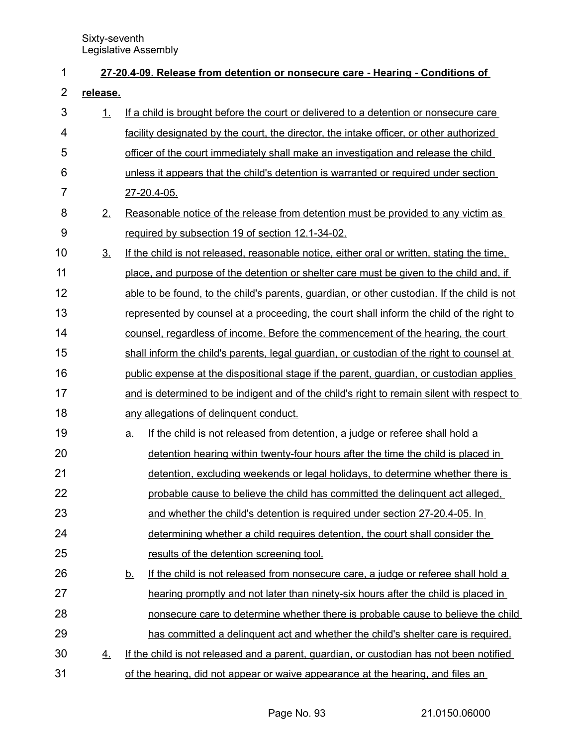**27-20.4-09. Release from detention or nonsecure care - Hearing - Conditions of release.**

1. If a child is brought before the court or delivered to a detention or nonsecure care facility designated by the court, the director, the intake officer, or other authorized officer of the court immediately shall make an investigation and release the child unless it appears that the child's detention is warranted or required under section 27-20.4-05.
2. Reasonable notice of the release from detention must be provided to any victim as required by subsection 19 of section 12.1-34-02.
3. If the child is not released, reasonable notice, either oral or written, stating the time, place, and purpose of the detention or shelter care must be given to the child and, if able to be found, to the child's parents, guardian, or other custodian. If the child is not represented by counsel at a proceeding, the court shall inform the child of the right to counsel, regardless of income. Before the commencement of the hearing, the court shall inform the child's parents, legal guardian, or custodian of the right to counsel at public expense at the dispositional stage if the parent, guardian, or custodian applies and is determined to be indigent and of the child's right to remain silent with respect to any allegations of delinquent conduct.
   a. If the child is not released from detention, a judge or referee shall hold a detention hearing within twenty-four hours after the time the child is placed in detention, excluding weekends or legal holidays, to determine whether there is probable cause to believe the child has committed the delinquent act alleged, and whether the child's detention is required under section 27-20.4-05. In determining whether a child requires detention, the court shall consider the results of the detention screening tool.
   b. If the child is not released from nonsecure care, a judge or referee shall hold a hearing promptly and not later than ninety-six hours after the child is placed in nonsecure care to determine whether there is probable cause to believe the child has committed a delinquent act and whether the child's shelter care is required.
4. If the child is not released and a parent, guardian, or custodian has not been notified of the hearing, did not appear or waive appearance at the hearing, and files an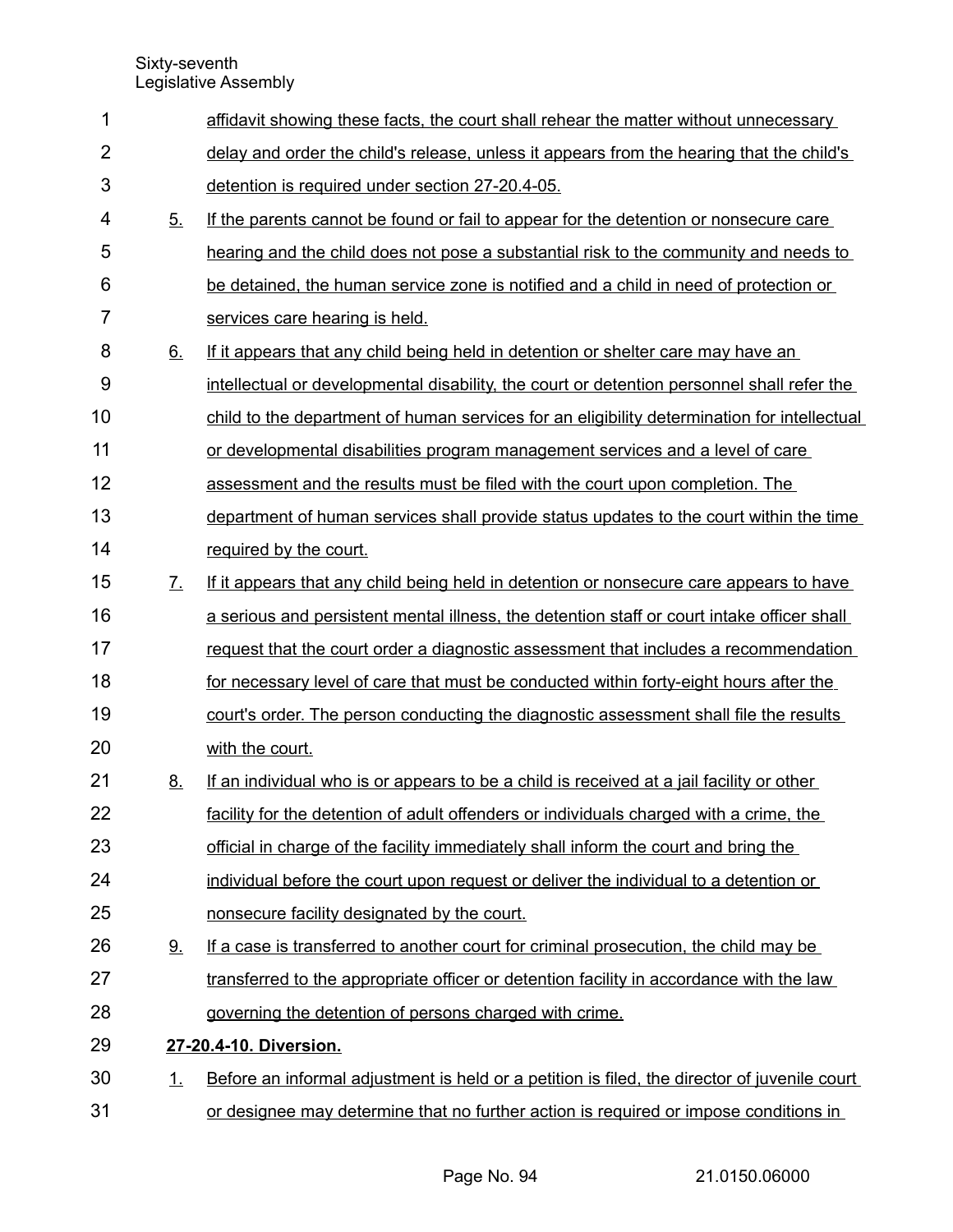affidavit showing these facts, the court shall rehear the matter without unnecessary delay and order the child's release, unless it appears from the hearing that the child's detention is required under section 27-20.4-05.

5. If the parents cannot be found or fail to appear for the detention or nonsecure care hearing and the child does not pose a substantial risk to the community and needs to be detained, the human service zone is notified and a child in need of protection or services care hearing is held.

6. If it appears that any child being held in detention or shelter care may have an intellectual or developmental disability, the court or detention personnel shall refer the child to the department of human services for an eligibility determination for intellectual or developmental disabilities program management services and a level of care assessment and the results must be filed with the court upon completion. The department of human services shall provide status updates to the court within the time required by the court.

7. If it appears that any child being held in detention or nonsecure care appears to have a serious and persistent mental illness, the detention staff or court intake officer shall request that the court order a diagnostic assessment that includes a recommendation for necessary level of care that must be conducted within forty-eight hours after the court's order. The person conducting the diagnostic assessment shall file the results with the court.

8. If an individual who is or appears to be a child is received at a jail facility or other facility for the detention of adult offenders or individuals charged with a crime, the official in charge of the facility immediately shall inform the court and bring the individual before the court upon request or deliver the individual to a detention or nonsecure facility designated by the court.

9. If a case is transferred to another court for criminal prosecution, the child may be transferred to the appropriate officer or detention facility in accordance with the law governing the detention of persons charged with crime.

**27-20.4-10. Diversion.**

1. Before an informal adjustment is held or a petition is filed, the director of juvenile court or designee may determine that no further action is required or impose conditions in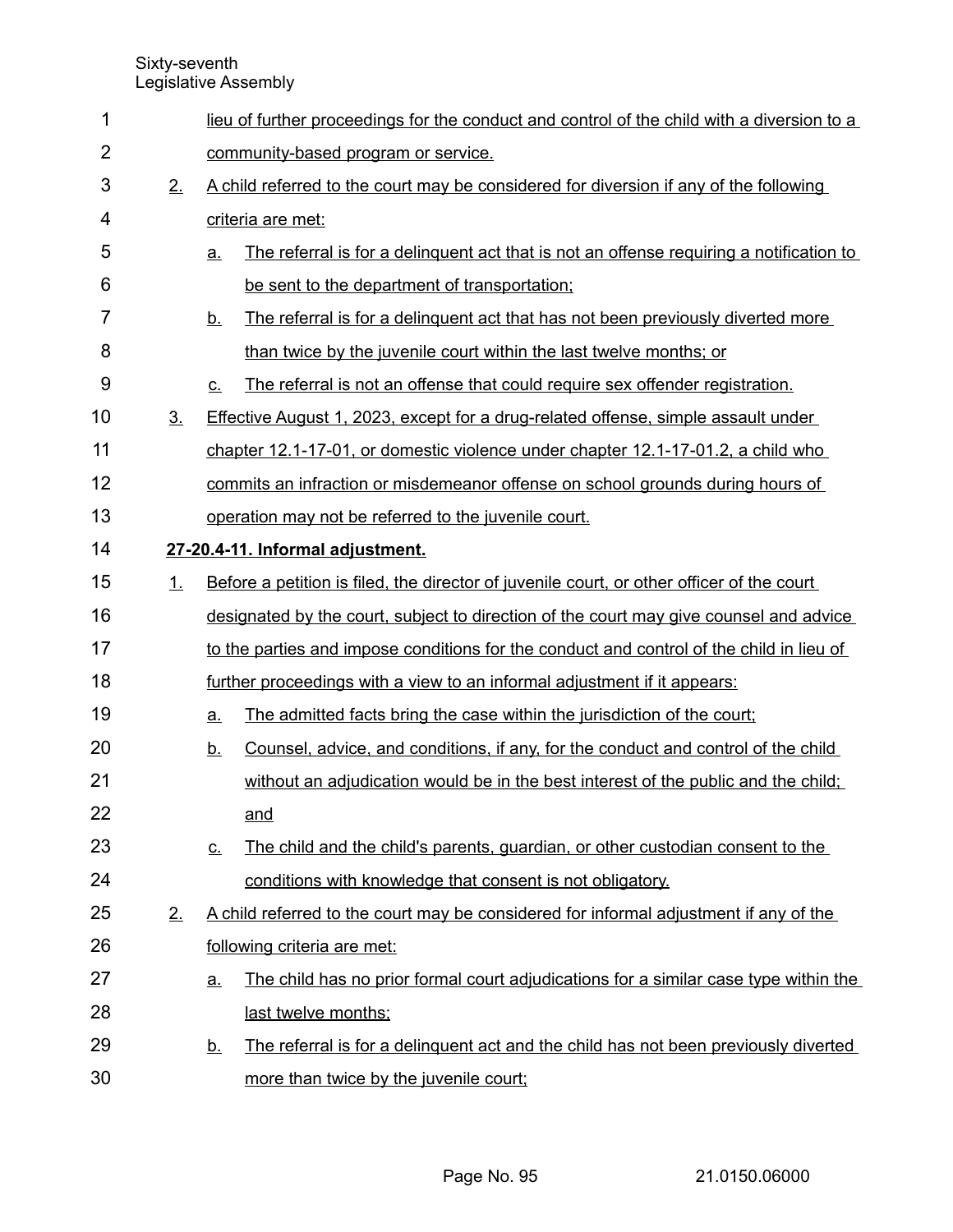lieu of further proceedings for the conduct and control of the child with a diversion to a community-based program or service.

2. A child referred to the court may be considered for diversion if any of the following criteria are met:

   a. The referral is for a delinquent act that is not an offense requiring a notification to be sent to the department of transportation;

   b. The referral is for a delinquent act that has not been previously diverted more than twice by the juvenile court within the last twelve months; or

   c. The referral is not an offense that could require sex offender registration.

3. Effective August 1, 2023, except for a drug-related offense, simple assault under chapter 12.1-17-01, or domestic violence under chapter 12.1-17-01.2, a child who commits an infraction or misdemeanor offense on school grounds during hours of operation may not be referred to the juvenile court.

**27-20.4-11. Informal adjustment.**

1. Before a petition is filed, the director of juvenile court, or other officer of the court designated by the court, subject to direction of the court may give counsel and advice to the parties and impose conditions for the conduct and control of the child in lieu of further proceedings with a view to an informal adjustment if it appears:

   a. The admitted facts bring the case within the jurisdiction of the court;

   b. Counsel, advice, and conditions, if any, for the conduct and control of the child without an adjudication would be in the best interest of the public and the child; and

   c. The child and the child's parents, guardian, or other custodian consent to the conditions with knowledge that consent is not obligatory.

2. A child referred to the court may be considered for informal adjustment if any of the following criteria are met:

   a. The child has no prior formal court adjudications for a similar case type within the last twelve months;

   b. The referral is for a delinquent act and the child has not been previously diverted more than twice by the juvenile court;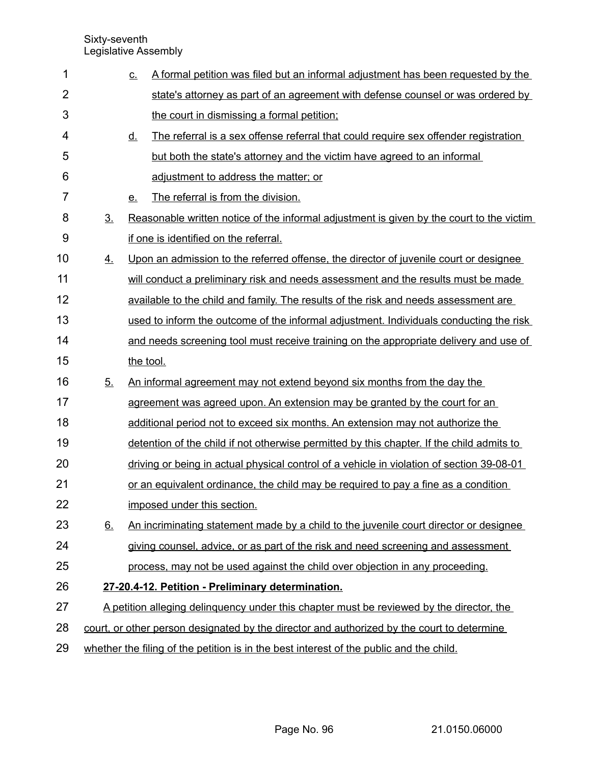c. A formal petition was filed but an informal adjustment has been requested by the state's attorney as part of an agreement with defense counsel or was ordered by the court in dismissing a formal petition;

d. The referral is a sex offense referral that could require sex offender registration but both the state's attorney and the victim have agreed to an informal adjustment to address the matter; or

e. The referral is from the division.

3. Reasonable written notice of the informal adjustment is given by the court to the victim if one is identified on the referral.

4. Upon an admission to the referred offense, the director of juvenile court or designee will conduct a preliminary risk and needs assessment and the results must be made available to the child and family. The results of the risk and needs assessment are used to inform the outcome of the informal adjustment. Individuals conducting the risk and needs screening tool must receive training on the appropriate delivery and use of the tool.

5. An informal agreement may not extend beyond six months from the day the agreement was agreed upon. An extension may be granted by the court for an additional period not to exceed six months. An extension may not authorize the detention of the child if not otherwise permitted by this chapter. If the child admits to driving or being in actual physical control of a vehicle in violation of section 39-08-01 or an equivalent ordinance, the child may be required to pay a fine as a condition imposed under this section.

6. An incriminating statement made by a child to the juvenile court director or designee giving counsel, advice, or as part of the risk and need screening and assessment process, may not be used against the child over objection in any proceeding.

**27-20.4-12. Petition - Preliminary determination.**

A petition alleging delinquency under this chapter must be reviewed by the director, the court, or other person designated by the director and authorized by the court to determine whether the filing of the petition is in the best interest of the public and the child.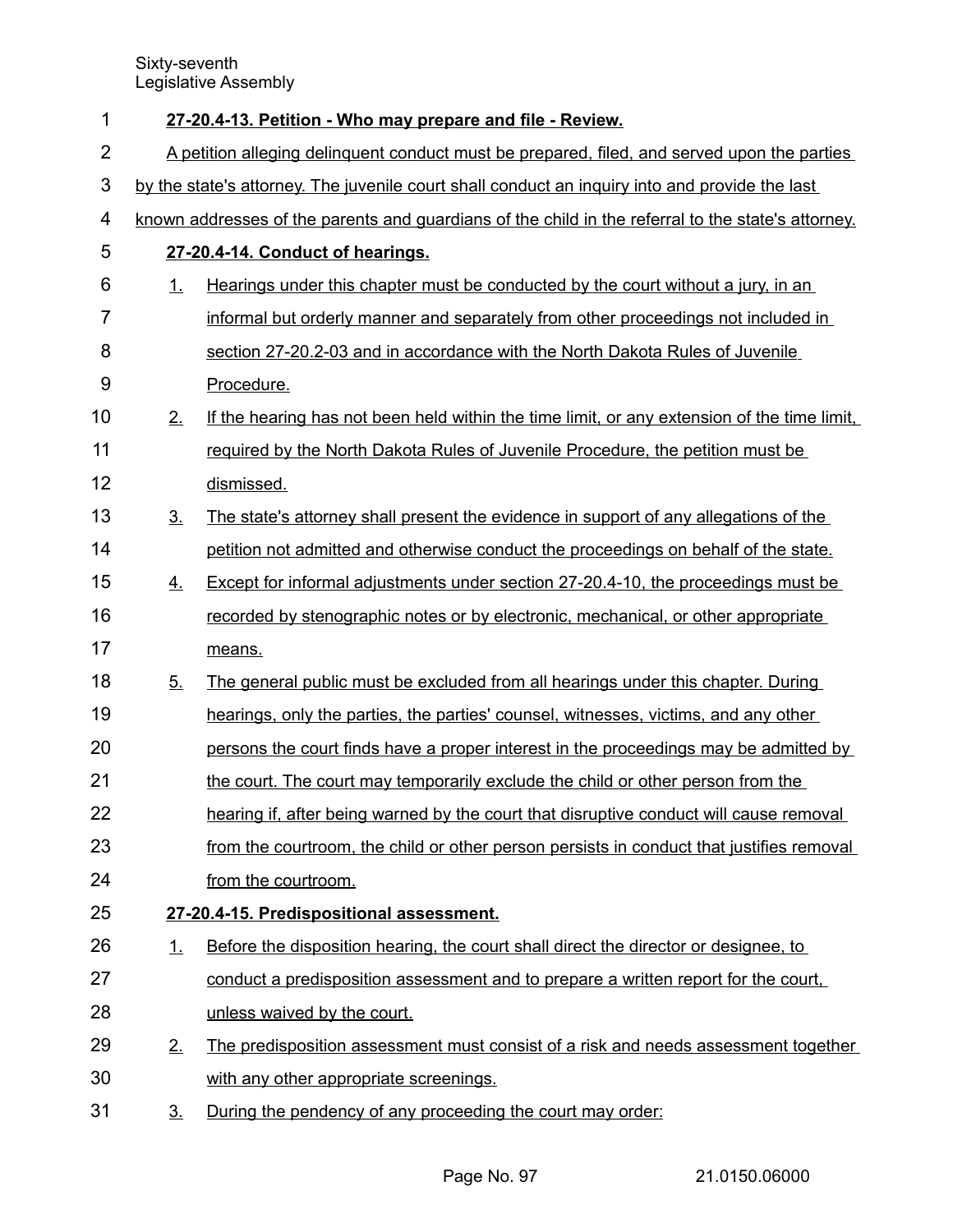**27-20.4-13. Petition - Who may prepare and file - Review.**

A petition alleging delinquent conduct must be prepared, filed, and served upon the parties by the state's attorney. The juvenile court shall conduct an inquiry into and provide the last known addresses of the parents and guardians of the child in the referral to the state's attorney.

**27-20.4-14. Conduct of hearings.**

1. Hearings under this chapter must be conducted by the court without a jury, in an informal but orderly manner and separately from other proceedings not included in section 27-20.2-03 and in accordance with the North Dakota Rules of Juvenile Procedure.
2. If the hearing has not been held within the time limit, or any extension of the time limit, required by the North Dakota Rules of Juvenile Procedure, the petition must be dismissed.
3. The state's attorney shall present the evidence in support of any allegations of the petition not admitted and otherwise conduct the proceedings on behalf of the state.
4. Except for informal adjustments under section 27-20.4-10, the proceedings must be recorded by stenographic notes or by electronic, mechanical, or other appropriate means.
5. The general public must be excluded from all hearings under this chapter. During hearings, only the parties, the parties' counsel, witnesses, victims, and any other persons the court finds have a proper interest in the proceedings may be admitted by the court. The court may temporarily exclude the child or other person from the hearing if, after being warned by the court that disruptive conduct will cause removal from the courtroom, the child or other person persists in conduct that justifies removal from the courtroom.

**27-20.4-15. Predispositional assessment.**

1. Before the disposition hearing, the court shall direct the director or designee, to conduct a predisposition assessment and to prepare a written report for the court, unless waived by the court.
2. The predisposition assessment must consist of a risk and needs assessment together with any other appropriate screenings.
3. During the pendency of any proceeding the court may order: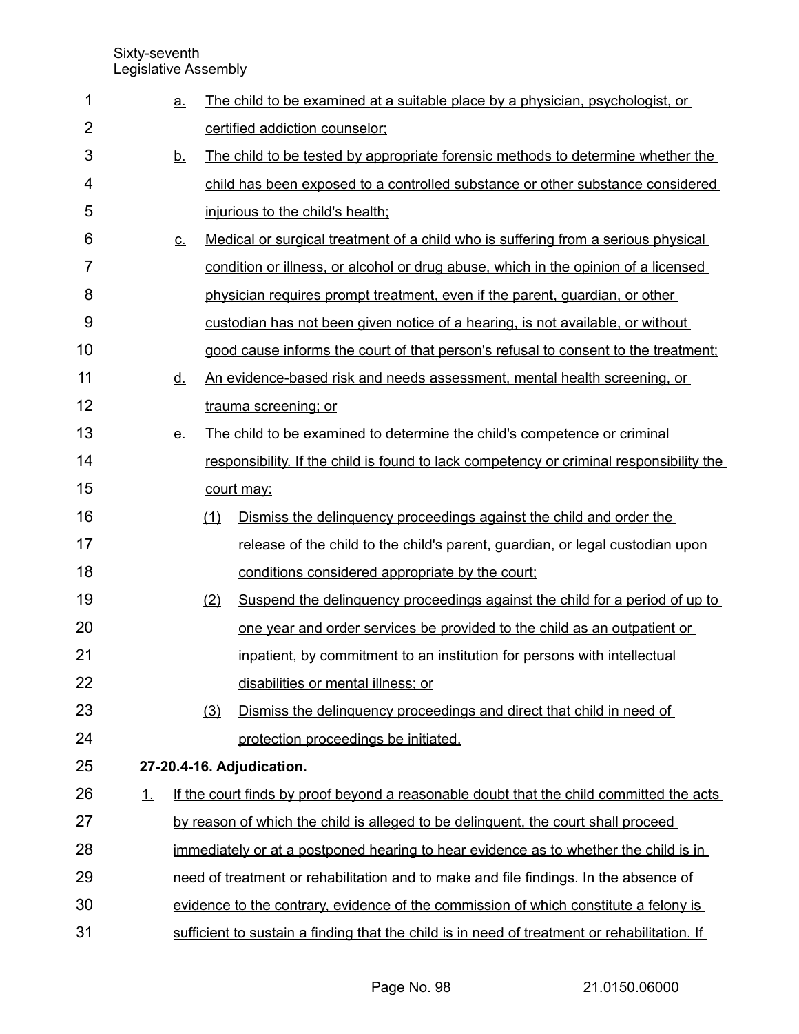a. The child to be examined at a suitable place by a physician, psychologist, or certified addiction counselor;

b. The child to be tested by appropriate forensic methods to determine whether the child has been exposed to a controlled substance or other substance considered injurious to the child's health;

c. Medical or surgical treatment of a child who is suffering from a serious physical condition or illness, or alcohol or drug abuse, which in the opinion of a licensed physician requires prompt treatment, even if the parent, guardian, or other custodian has not been given notice of a hearing, is not available, or without good cause informs the court of that person's refusal to consent to the treatment;

d. An evidence-based risk and needs assessment, mental health screening, or trauma screening; or

e. The child to be examined to determine the child's competence or criminal responsibility. If the child is found to lack competency or criminal responsibility the court may:

   (1) Dismiss the delinquency proceedings against the child and order the release of the child to the child's parent, guardian, or legal custodian upon conditions considered appropriate by the court;

   (2) Suspend the delinquency proceedings against the child for a period of up to one year and order services be provided to the child as an outpatient or inpatient, by commitment to an institution for persons with intellectual disabilities or mental illness; or

   (3) Dismiss the delinquency proceedings and direct that child in need of protection proceedings be initiated.

**27-20.4-16. Adjudication.**

1. If the court finds by proof beyond a reasonable doubt that the child committed the acts by reason of which the child is alleged to be delinquent, the court shall proceed immediately or at a postponed hearing to hear evidence as to whether the child is in need of treatment or rehabilitation and to make and file findings. In the absence of evidence to the contrary, evidence of the commission of which constitute a felony is sufficient to sustain a finding that the child is in need of treatment or rehabilitation. If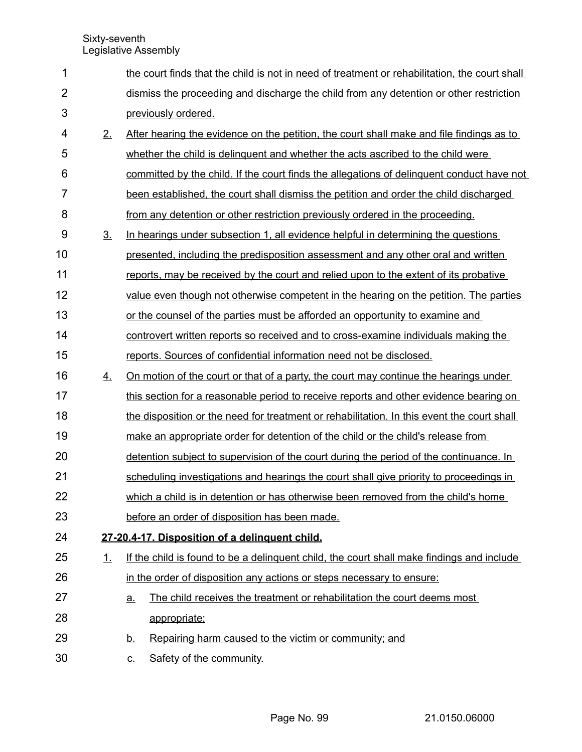the court finds that the child is not in need of treatment or rehabilitation, the court shall dismiss the proceeding and discharge the child from any detention or other restriction previously ordered.

2. After hearing the evidence on the petition, the court shall make and file findings as to whether the child is delinquent and whether the acts ascribed to the child were committed by the child. If the court finds the allegations of delinquent conduct have not been established, the court shall dismiss the petition and order the child discharged from any detention or other restriction previously ordered in the proceeding.

3. In hearings under subsection 1, all evidence helpful in determining the questions presented, including the predisposition assessment and any other oral and written reports, may be received by the court and relied upon to the extent of its probative value even though not otherwise competent in the hearing on the petition. The parties or the counsel of the parties must be afforded an opportunity to examine and controvert written reports so received and to cross-examine individuals making the reports. Sources of confidential information need not be disclosed.

4. On motion of the court or that of a party, the court may continue the hearings under this section for a reasonable period to receive reports and other evidence bearing on the disposition or the need for treatment or rehabilitation. In this event the court shall make an appropriate order for detention of the child or the child's release from detention subject to supervision of the court during the period of the continuance. In scheduling investigations and hearings the court shall give priority to proceedings in which a child is in detention or has otherwise been removed from the child's home before an order of disposition has been made.

**27-20.4-17. Disposition of a delinquent child.**

1. If the child is found to be a delinquent child, the court shall make findings and include in the order of disposition any actions or steps necessary to ensure:
   a. The child receives the treatment or rehabilitation the court deems most appropriate;
   b. Repairing harm caused to the victim or community; and
   c. Safety of the community.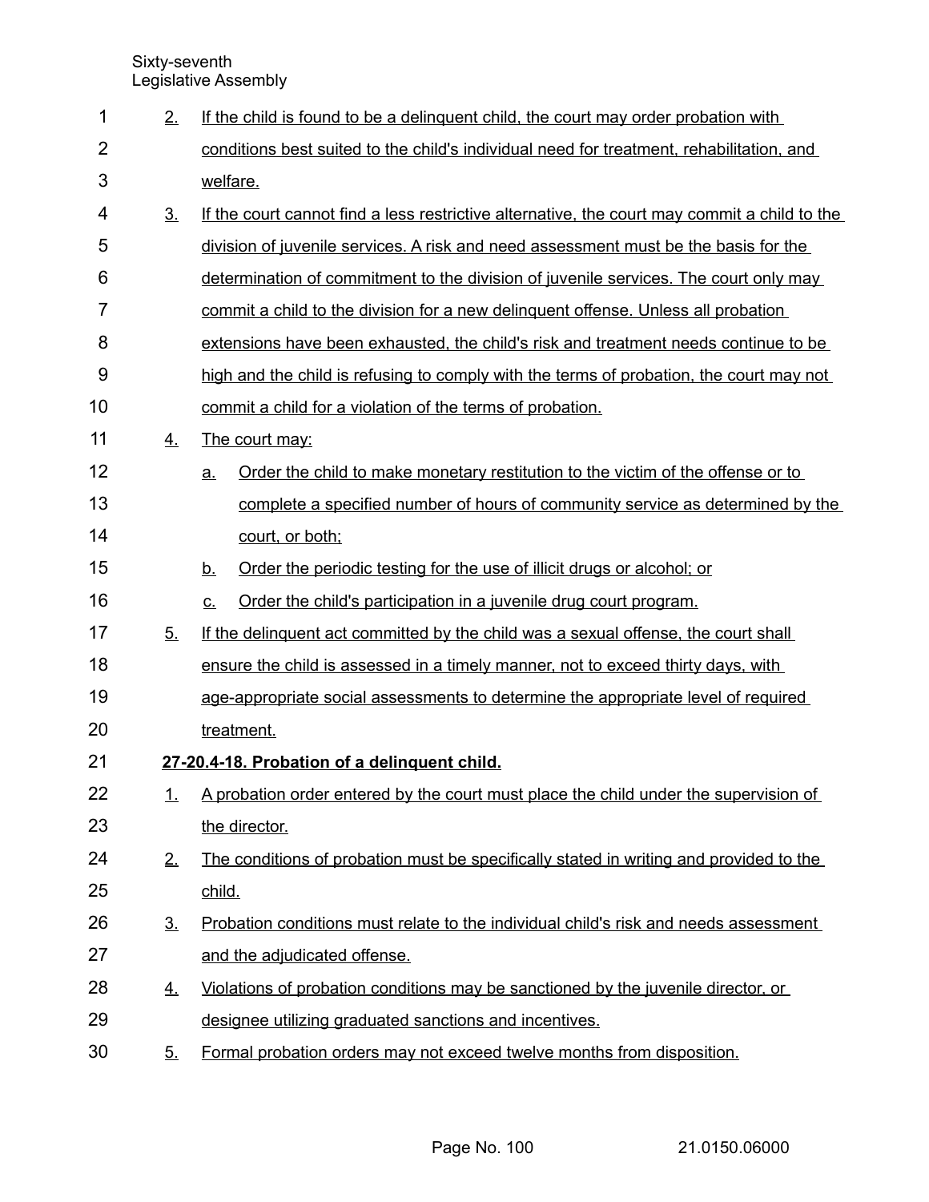2. If the child is found to be a delinquent child, the court may order probation with conditions best suited to the child's individual need for treatment, rehabilitation, and welfare.

3. If the court cannot find a less restrictive alternative, the court may commit a child to the division of juvenile services. A risk and need assessment must be the basis for the determination of commitment to the division of juvenile services. The court only may commit a child to the division for a new delinquent offense. Unless all probation extensions have been exhausted, the child's risk and treatment needs continue to be high and the child is refusing to comply with the terms of probation, the court may not commit a child for a violation of the terms of probation.

4. The court may:

   a. Order the child to make monetary restitution to the victim of the offense or to complete a specified number of hours of community service as determined by the court, or both;

   b. Order the periodic testing for the use of illicit drugs or alcohol; or

   c. Order the child's participation in a juvenile drug court program.

5. If the delinquent act committed by the child was a sexual offense, the court shall ensure the child is assessed in a timely manner, not to exceed thirty days, with age-appropriate social assessments to determine the appropriate level of required treatment.

**27-20.4-18. Probation of a delinquent child.**

1. A probation order entered by the court must place the child under the supervision of the director.

2. The conditions of probation must be specifically stated in writing and provided to the child.

3. Probation conditions must relate to the individual child's risk and needs assessment and the adjudicated offense.

4. Violations of probation conditions may be sanctioned by the juvenile director, or designee utilizing graduated sanctions and incentives.

5. Formal probation orders may not exceed twelve months from disposition.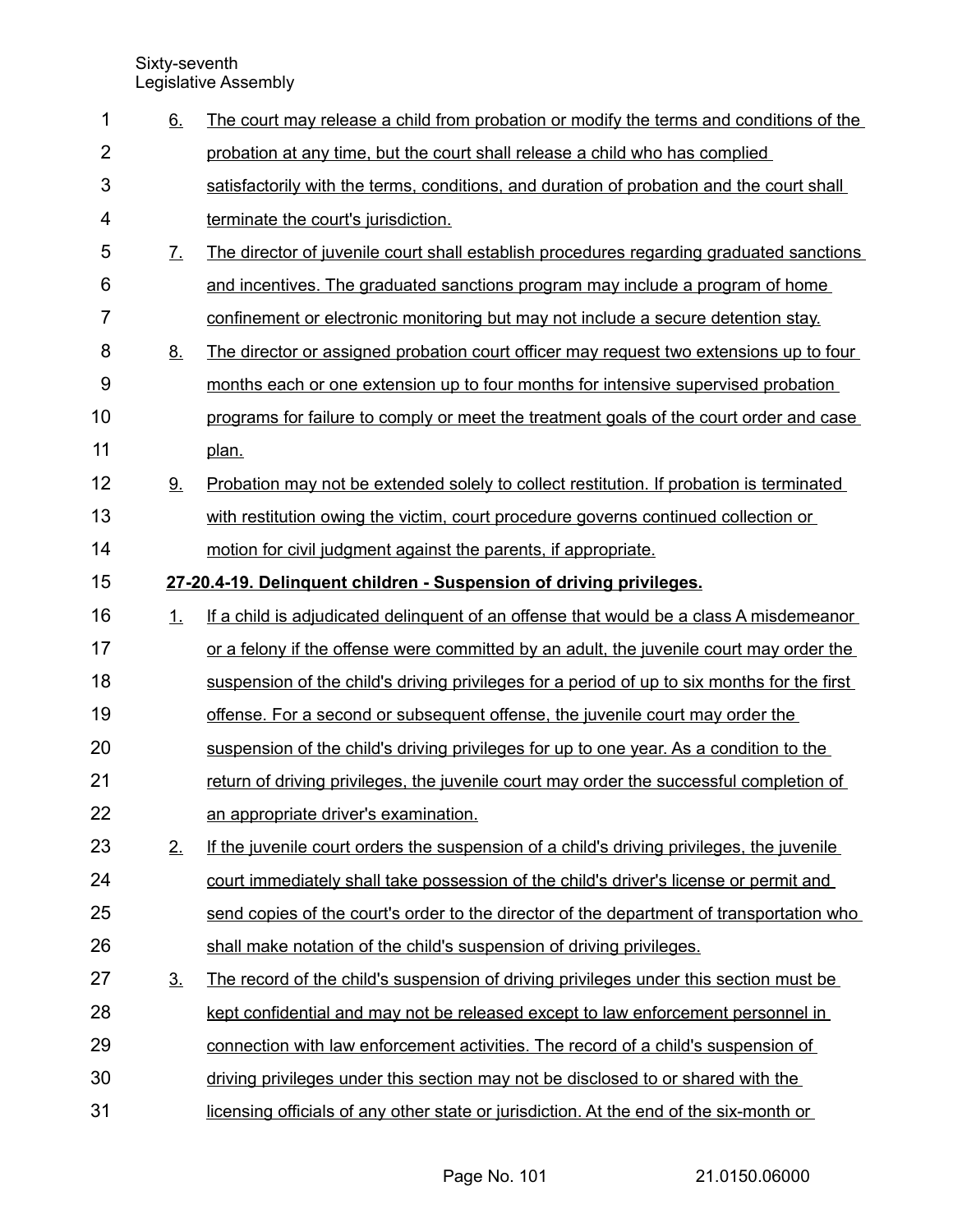6. The court may release a child from probation or modify the terms and conditions of the probation at any time, but the court shall release a child who has complied satisfactorily with the terms, conditions, and duration of probation and the court shall terminate the court's jurisdiction.

7. The director of juvenile court shall establish procedures regarding graduated sanctions and incentives. The graduated sanctions program may include a program of home confinement or electronic monitoring but may not include a secure detention stay.

8. The director or assigned probation court officer may request two extensions up to four months each or one extension up to four months for intensive supervised probation programs for failure to comply or meet the treatment goals of the court order and case plan.

9. Probation may not be extended solely to collect restitution. If probation is terminated with restitution owing the victim, court procedure governs continued collection or motion for civil judgment against the parents, if appropriate.

**27-20.4-19. Delinquent children - Suspension of driving privileges.**

1. If a child is adjudicated delinquent of an offense that would be a class A misdemeanor or a felony if the offense were committed by an adult, the juvenile court may order the suspension of the child's driving privileges for a period of up to six months for the first offense. For a second or subsequent offense, the juvenile court may order the suspension of the child's driving privileges for up to one year. As a condition to the return of driving privileges, the juvenile court may order the successful completion of an appropriate driver's examination.

2. If the juvenile court orders the suspension of a child's driving privileges, the juvenile court immediately shall take possession of the child's driver's license or permit and send copies of the court's order to the director of the department of transportation who shall make notation of the child's suspension of driving privileges.

3. The record of the child's suspension of driving privileges under this section must be kept confidential and may not be released except to law enforcement personnel in connection with law enforcement activities. The record of a child's suspension of driving privileges under this section may not be disclosed to or shared with the licensing officials of any other state or jurisdiction. At the end of the six-month or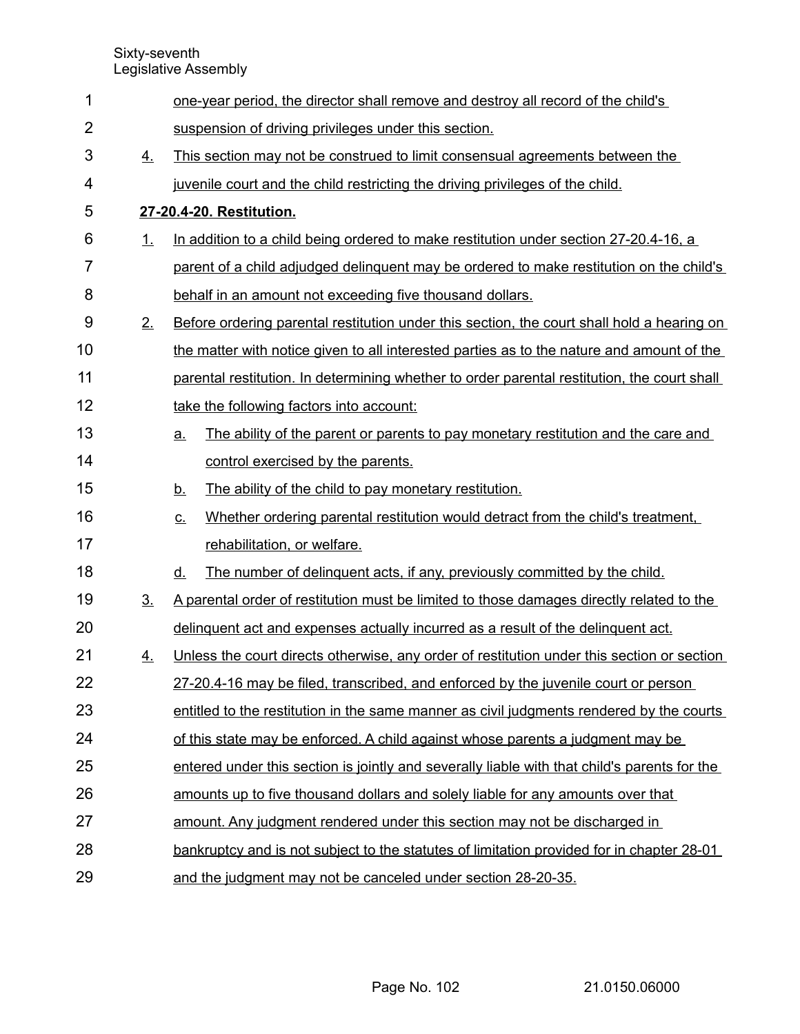one-year period, the director shall remove and destroy all record of the child's suspension of driving privileges under this section.

4. This section may not be construed to limit consensual agreements between the juvenile court and the child restricting the driving privileges of the child.

**27-20.4-20. Restitution.**

1. In addition to a child being ordered to make restitution under section 27-20.4-16, a parent of a child adjudged delinquent may be ordered to make restitution on the child's behalf in an amount not exceeding five thousand dollars.
2. Before ordering parental restitution under this section, the court shall hold a hearing on the matter with notice given to all interested parties as to the nature and amount of the parental restitution. In determining whether to order parental restitution, the court shall take the following factors into account:
   a. The ability of the parent or parents to pay monetary restitution and the care and control exercised by the parents.
   b. The ability of the child to pay monetary restitution.
   c. Whether ordering parental restitution would detract from the child's treatment, rehabilitation, or welfare.
   d. The number of delinquent acts, if any, previously committed by the child.
3. A parental order of restitution must be limited to those damages directly related to the delinquent act and expenses actually incurred as a result of the delinquent act.
4. Unless the court directs otherwise, any order of restitution under this section or section 27-20.4-16 may be filed, transcribed, and enforced by the juvenile court or person entitled to the restitution in the same manner as civil judgments rendered by the courts of this state may be enforced. A child against whose parents a judgment may be entered under this section is jointly and severally liable with that child's parents for the amounts up to five thousand dollars and solely liable for any amounts over that amount. Any judgment rendered under this section may not be discharged in bankruptcy and is not subject to the statutes of limitation provided for in chapter 28-01 and the judgment may not be canceled under section 28-20-35.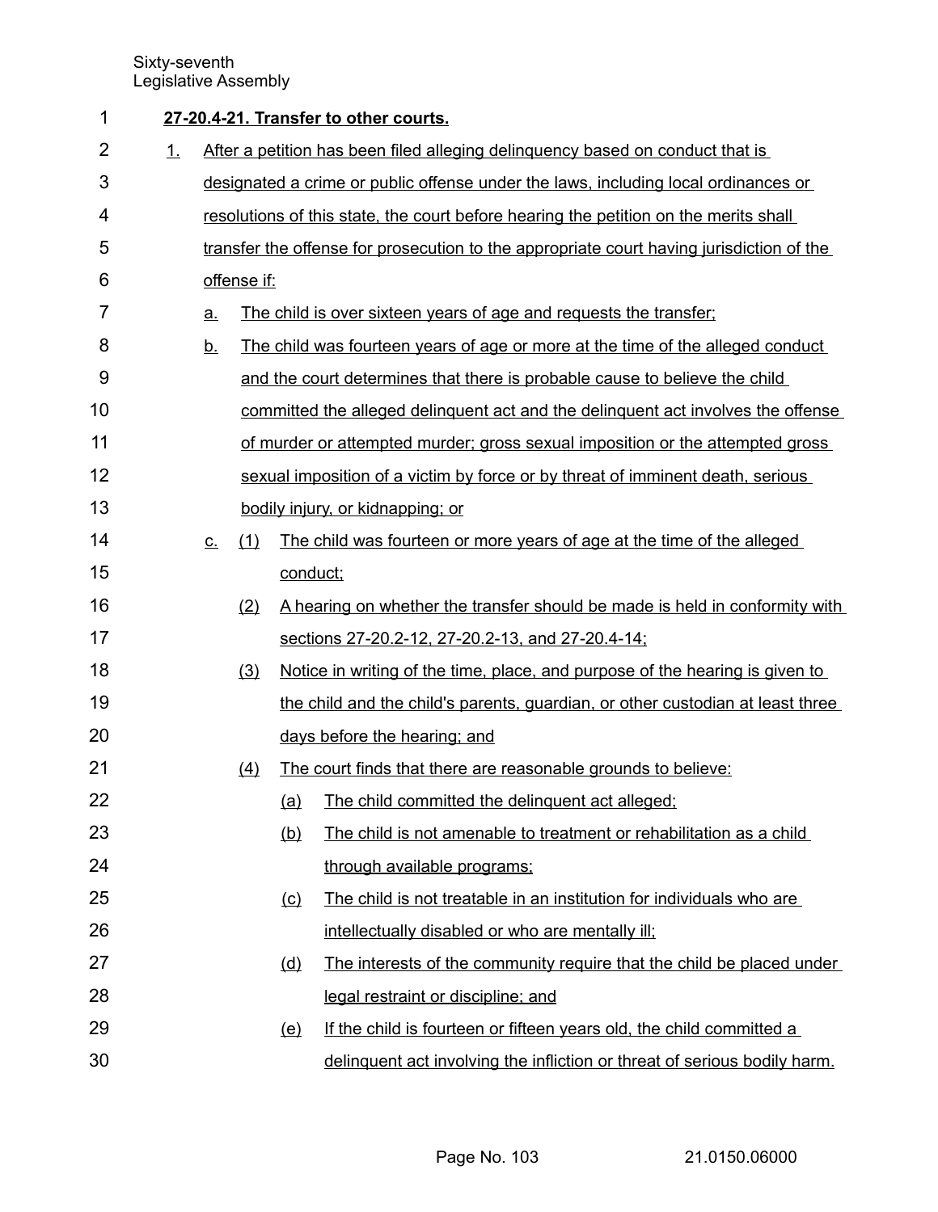**27-20.4-21. Transfer to other courts.**

1. After a petition has been filed alleging delinquency based on conduct that is designated a crime or public offense under the laws, including local ordinances or resolutions of this state, the court before hearing the petition on the merits shall transfer the offense for prosecution to the appropriate court having jurisdiction of the offense if:
   - a. The child is over sixteen years of age and requests the transfer;
   - b. The child was fourteen years of age or more at the time of the alleged conduct and the court determines that there is probable cause to believe the child committed the alleged delinquent act and the delinquent act involves the offense of murder or attempted murder; gross sexual imposition or the attempted gross sexual imposition of a victim by force or by threat of imminent death, serious bodily injury, or kidnapping; or
   - c. (1) The child was fourteen or more years of age at the time of the alleged conduct;
     - (2) A hearing on whether the transfer should be made is held in conformity with sections 27-20.2-12, 27-20.2-13, and 27-20.4-14;
     - (3) Notice in writing of the time, place, and purpose of the hearing is given to the child and the child's parents, guardian, or other custodian at least three days before the hearing; and
     - (4) The court finds that there are reasonable grounds to believe:
       - (a) The child committed the delinquent act alleged;
       - (b) The child is not amenable to treatment or rehabilitation as a child through available programs;
       - (c) The child is not treatable in an institution for individuals who are intellectually disabled or who are mentally ill;
       - (d) The interests of the community require that the child be placed under legal restraint or discipline; and
       - (e) If the child is fourteen or fifteen years old, the child committed a delinquent act involving the infliction or threat of serious bodily harm.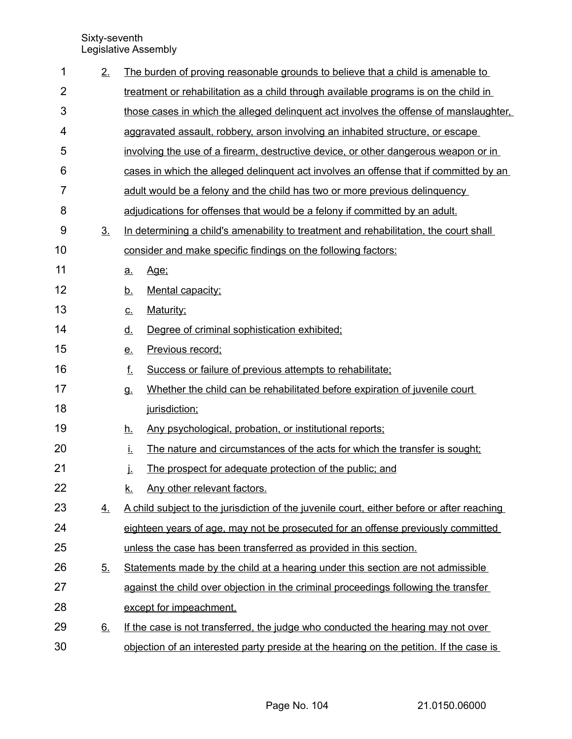2. The burden of proving reasonable grounds to believe that a child is amenable to treatment or rehabilitation as a child through available programs is on the child in those cases in which the alleged delinquent act involves the offense of manslaughter, aggravated assault, robbery, arson involving an inhabited structure, or escape involving the use of a firearm, destructive device, or other dangerous weapon or in cases in which the alleged delinquent act involves an offense that if committed by an adult would be a felony and the child has two or more previous delinquency adjudications for offenses that would be a felony if committed by an adult.

3. In determining a child's amenability to treatment and rehabilitation, the court shall consider and make specific findings on the following factors:

   a. Age;

   b. Mental capacity;

   c. Maturity;

   d. Degree of criminal sophistication exhibited;

   e. Previous record;

   f. Success or failure of previous attempts to rehabilitate;

   g. Whether the child can be rehabilitated before expiration of juvenile court jurisdiction;

   h. Any psychological, probation, or institutional reports;

   i. The nature and circumstances of the acts for which the transfer is sought;

   j. The prospect for adequate protection of the public; and

   k. Any other relevant factors.

4. A child subject to the jurisdiction of the juvenile court, either before or after reaching eighteen years of age, may not be prosecuted for an offense previously committed unless the case has been transferred as provided in this section.

5. Statements made by the child at a hearing under this section are not admissible against the child over objection in the criminal proceedings following the transfer except for impeachment.

6. If the case is not transferred, the judge who conducted the hearing may not over objection of an interested party preside at the hearing on the petition. If the case is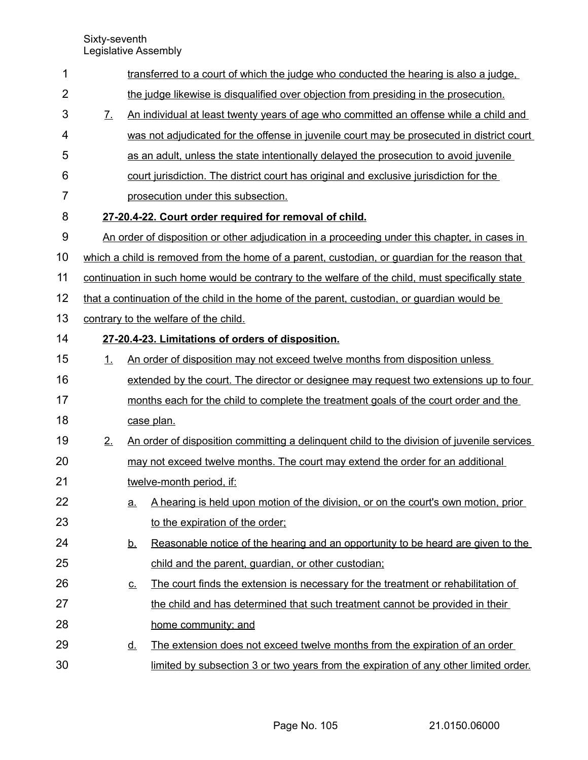transferred to a court of which the judge who conducted the hearing is also a judge, the judge likewise is disqualified over objection from presiding in the prosecution.

7. An individual at least twenty years of age who committed an offense while a child and was not adjudicated for the offense in juvenile court may be prosecuted in district court as an adult, unless the state intentionally delayed the prosecution to avoid juvenile court jurisdiction. The district court has original and exclusive jurisdiction for the prosecution under this subsection.

**27-20.4-22. Court order required for removal of child.**

An order of disposition or other adjudication in a proceeding under this chapter, in cases in which a child is removed from the home of a parent, custodian, or guardian for the reason that continuation in such home would be contrary to the welfare of the child, must specifically state that a continuation of the child in the home of the parent, custodian, or guardian would be contrary to the welfare of the child.

**27-20.4-23. Limitations of orders of disposition.**

1. An order of disposition may not exceed twelve months from disposition unless extended by the court. The director or designee may request two extensions up to four months each for the child to complete the treatment goals of the court order and the case plan.

2. An order of disposition committing a delinquent child to the division of juvenile services may not exceed twelve months. The court may extend the order for an additional twelve-month period, if:

   a. A hearing is held upon motion of the division, or on the court's own motion, prior to the expiration of the order;

   b. Reasonable notice of the hearing and an opportunity to be heard are given to the child and the parent, guardian, or other custodian;

   c. The court finds the extension is necessary for the treatment or rehabilitation of the child and has determined that such treatment cannot be provided in their home community; and

   d. The extension does not exceed twelve months from the expiration of an order limited by subsection 3 or two years from the expiration of any other limited order.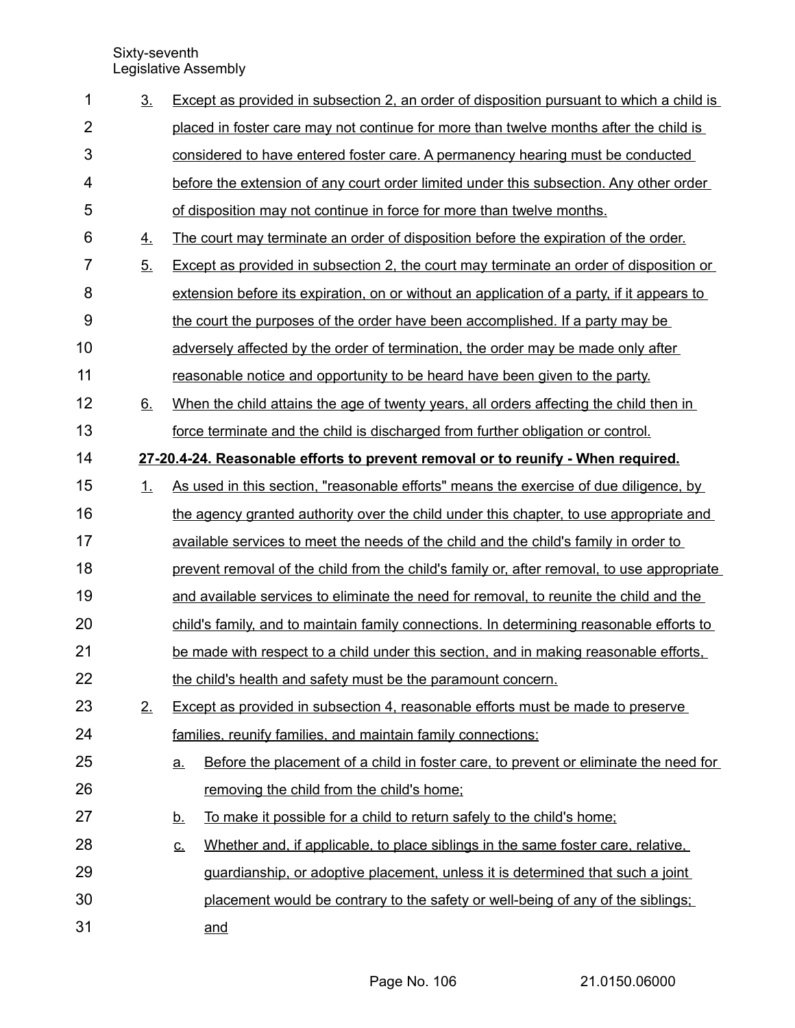3. Except as provided in subsection 2, an order of disposition pursuant to which a child is placed in foster care may not continue for more than twelve months after the child is considered to have entered foster care. A permanency hearing must be conducted before the extension of any court order limited under this subsection. Any other order of disposition may not continue in force for more than twelve months.

4. The court may terminate an order of disposition before the expiration of the order.

5. Except as provided in subsection 2, the court may terminate an order of disposition or extension before its expiration, on or without an application of a party, if it appears to the court the purposes of the order have been accomplished. If a party may be adversely affected by the order of termination, the order may be made only after reasonable notice and opportunity to be heard have been given to the party.

6. When the child attains the age of twenty years, all orders affecting the child then in force terminate and the child is discharged from further obligation or control.

**27-20.4-24. Reasonable efforts to prevent removal or to reunify - When required.**

1. As used in this section, "reasonable efforts" means the exercise of due diligence, by the agency granted authority over the child under this chapter, to use appropriate and available services to meet the needs of the child and the child's family in order to prevent removal of the child from the child's family or, after removal, to use appropriate and available services to eliminate the need for removal, to reunite the child and the child's family, and to maintain family connections. In determining reasonable efforts to be made with respect to a child under this section, and in making reasonable efforts, the child's health and safety must be the paramount concern.

2. Except as provided in subsection 4, reasonable efforts must be made to preserve families, reunify families, and maintain family connections:

   a. Before the placement of a child in foster care, to prevent or eliminate the need for removing the child from the child's home;

   b. To make it possible for a child to return safely to the child's home;

   c. Whether and, if applicable, to place siblings in the same foster care, relative, guardianship, or adoptive placement, unless it is determined that such a joint placement would be contrary to the safety or well-being of any of the siblings; and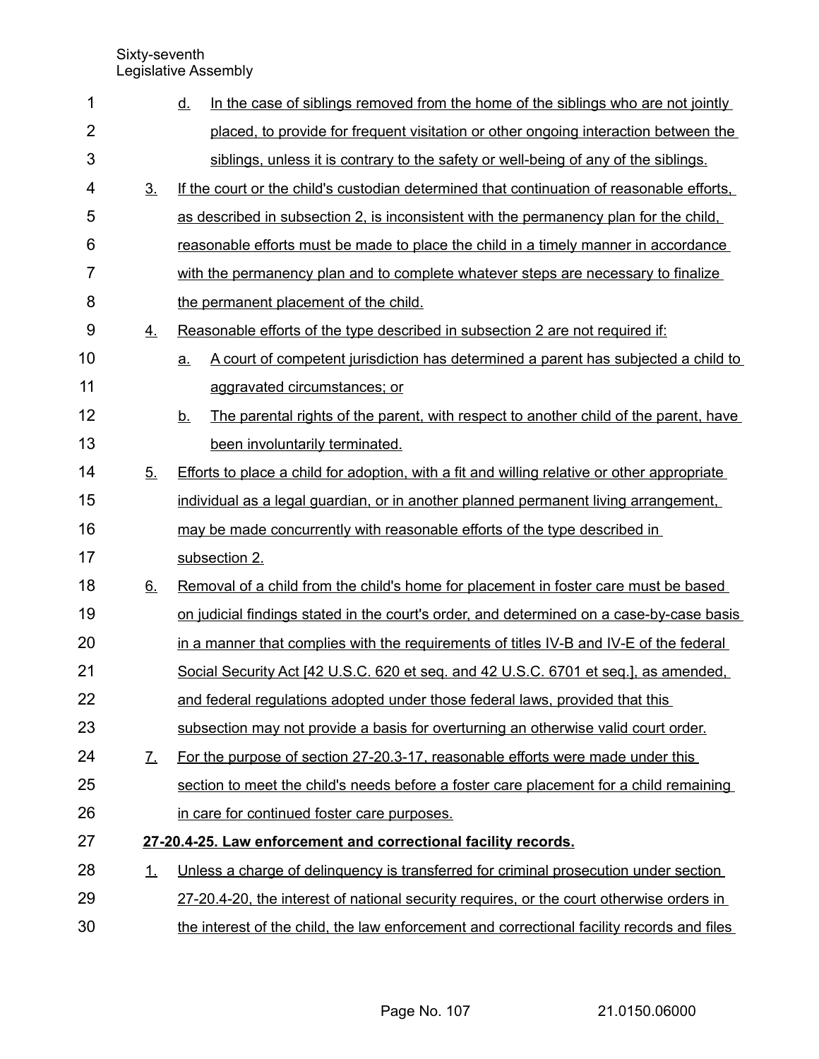d. In the case of siblings removed from the home of the siblings who are not jointly placed, to provide for frequent visitation or other ongoing interaction between the siblings, unless it is contrary to the safety or well-being of any of the siblings.

3. If the court or the child's custodian determined that continuation of reasonable efforts, as described in subsection 2, is inconsistent with the permanency plan for the child, reasonable efforts must be made to place the child in a timely manner in accordance with the permanency plan and to complete whatever steps are necessary to finalize the permanent placement of the child.

4. Reasonable efforts of the type described in subsection 2 are not required if:

   a. A court of competent jurisdiction has determined a parent has subjected a child to aggravated circumstances; or

   b. The parental rights of the parent, with respect to another child of the parent, have been involuntarily terminated.

5. Efforts to place a child for adoption, with a fit and willing relative or other appropriate individual as a legal guardian, or in another planned permanent living arrangement, may be made concurrently with reasonable efforts of the type described in subsection 2.

6. Removal of a child from the child's home for placement in foster care must be based on judicial findings stated in the court's order, and determined on a case-by-case basis in a manner that complies with the requirements of titles IV-B and IV-E of the federal Social Security Act [42 U.S.C. 620 et seq. and 42 U.S.C. 6701 et seq.], as amended, and federal regulations adopted under those federal laws, provided that this subsection may not provide a basis for overturning an otherwise valid court order.

7. For the purpose of section 27-20.3-17, reasonable efforts were made under this section to meet the child's needs before a foster care placement for a child remaining in care for continued foster care purposes.

**27-20.4-25. Law enforcement and correctional facility records.**

1. Unless a charge of delinquency is transferred for criminal prosecution under section 27-20.4-20, the interest of national security requires, or the court otherwise orders in the interest of the child, the law enforcement and correctional facility records and files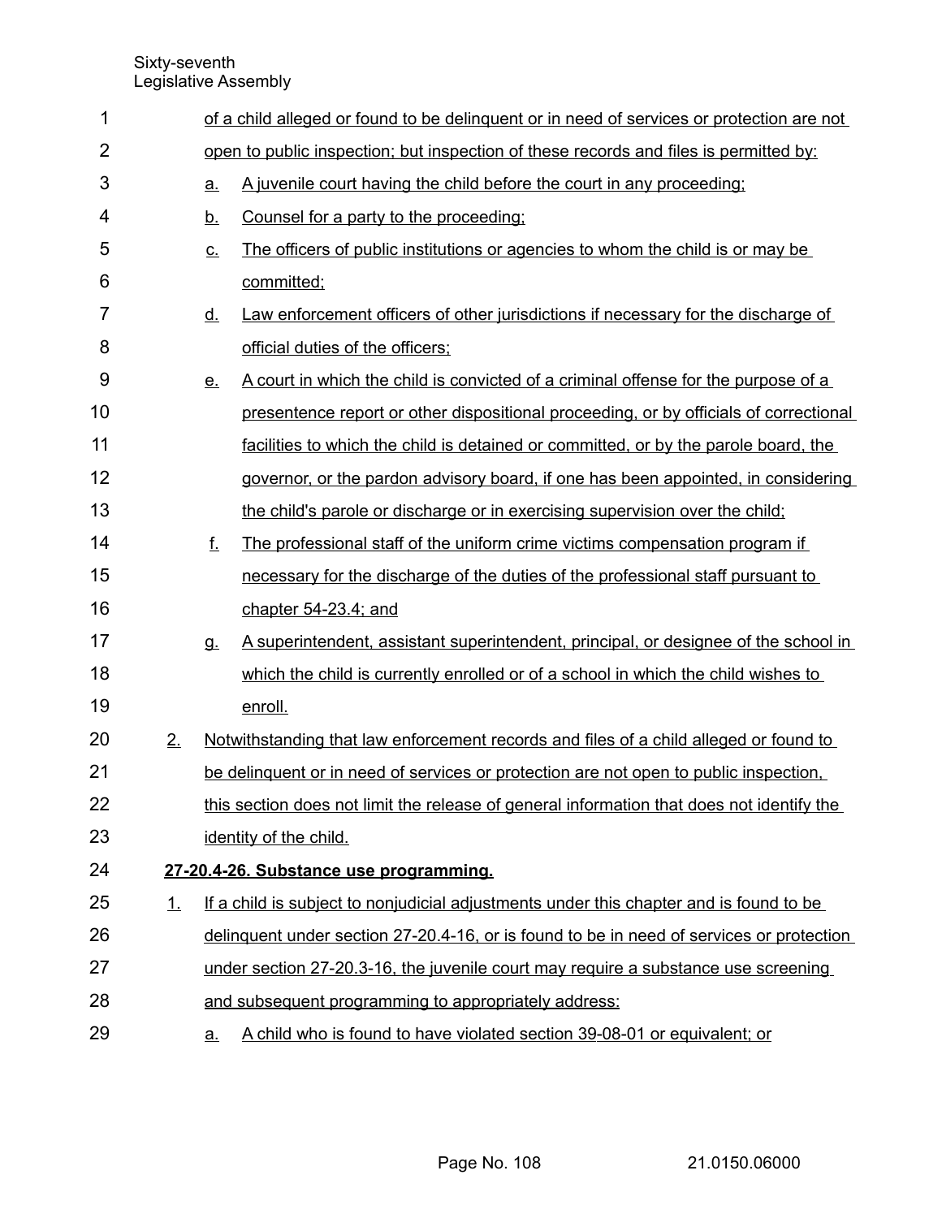of a child alleged or found to be delinquent or in need of services or protection are not open to public inspection; but inspection of these records and files is permitted by:

a. A juvenile court having the child before the court in any proceeding;

b. Counsel for a party to the proceeding;

c. The officers of public institutions or agencies to whom the child is or may be committed;

d. Law enforcement officers of other jurisdictions if necessary for the discharge of official duties of the officers;

e. A court in which the child is convicted of a criminal offense for the purpose of a presentence report or other dispositional proceeding, or by officials of correctional facilities to which the child is detained or committed, or by the parole board, the governor, or the pardon advisory board, if one has been appointed, in considering the child's parole or discharge or in exercising supervision over the child;

f. The professional staff of the uniform crime victims compensation program if necessary for the discharge of the duties of the professional staff pursuant to chapter 54-23.4; and

g. A superintendent, assistant superintendent, principal, or designee of the school in which the child is currently enrolled or of a school in which the child wishes to enroll.

2. Notwithstanding that law enforcement records and files of a child alleged or found to be delinquent or in need of services or protection are not open to public inspection, this section does not limit the release of general information that does not identify the identity of the child.

**27-20.4-26. Substance use programming.**

1. If a child is subject to nonjudicial adjustments under this chapter and is found to be delinquent under section 27-20.4-16, or is found to be in need of services or protection under section 27-20.3-16, the juvenile court may require a substance use screening and subsequent programming to appropriately address:

   a. A child who is found to have violated section 39-08-01 or equivalent; or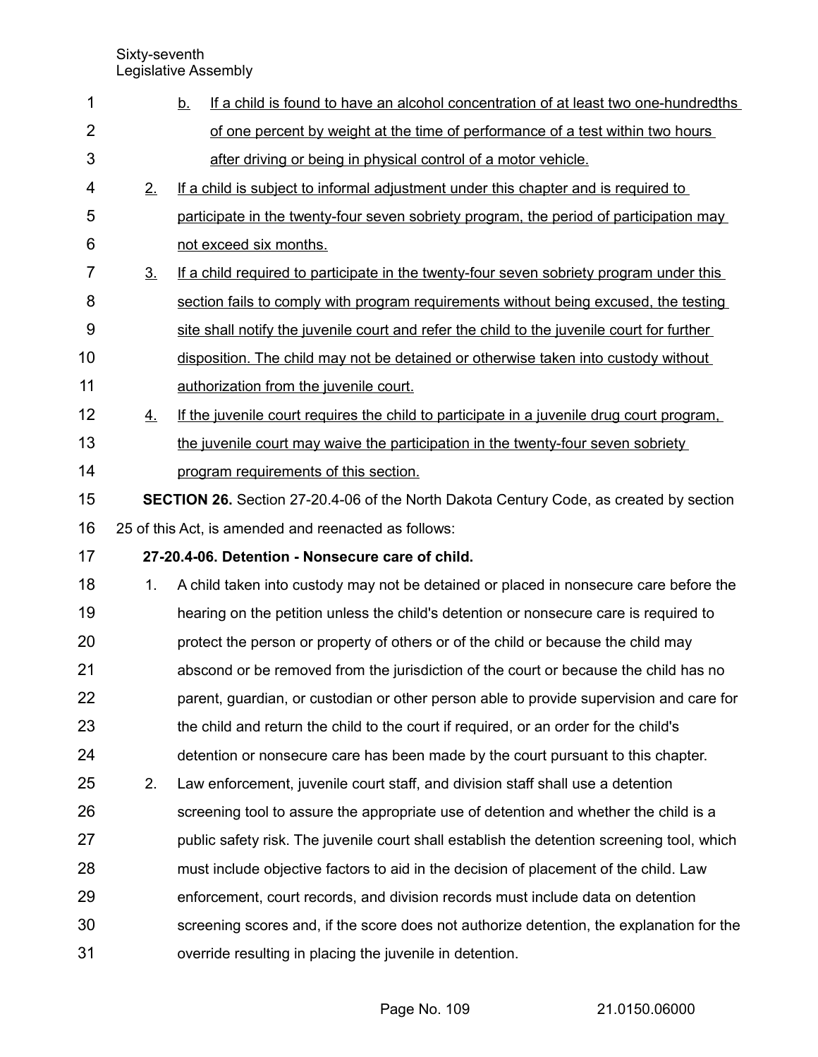b. If a child is found to have an alcohol concentration of at least two one-hundredths of one percent by weight at the time of performance of a test within two hours after driving or being in physical control of a motor vehicle.

2. If a child is subject to informal adjustment under this chapter and is required to participate in the twenty-four seven sobriety program, the period of participation may not exceed six months.

3. If a child required to participate in the twenty-four seven sobriety program under this section fails to comply with program requirements without being excused, the testing site shall notify the juvenile court and refer the child to the juvenile court for further disposition. The child may not be detained or otherwise taken into custody without authorization from the juvenile court.

4. If the juvenile court requires the child to participate in a juvenile drug court program, the juvenile court may waive the participation in the twenty-four seven sobriety program requirements of this section.

**SECTION 26.** Section 27-20.4-06 of the North Dakota Century Code, as created by section 25 of this Act, is amended and reenacted as follows:

**27-20.4-06. Detention - Nonsecure care of child.**

1. A child taken into custody may not be detained or placed in nonsecure care before the hearing on the petition unless the child's detention or nonsecure care is required to protect the person or property of others or of the child or because the child may abscond or be removed from the jurisdiction of the court or because the child has no parent, guardian, or custodian or other person able to provide supervision and care for the child and return the child to the court if required, or an order for the child's detention or nonsecure care has been made by the court pursuant to this chapter.

2. Law enforcement, juvenile court staff, and division staff shall use a detention screening tool to assure the appropriate use of detention and whether the child is a public safety risk. The juvenile court shall establish the detention screening tool, which must include objective factors to aid in the decision of placement of the child. Law enforcement, court records, and division records must include data on detention screening scores and, if the score does not authorize detention, the explanation for the override resulting in placing the juvenile in detention.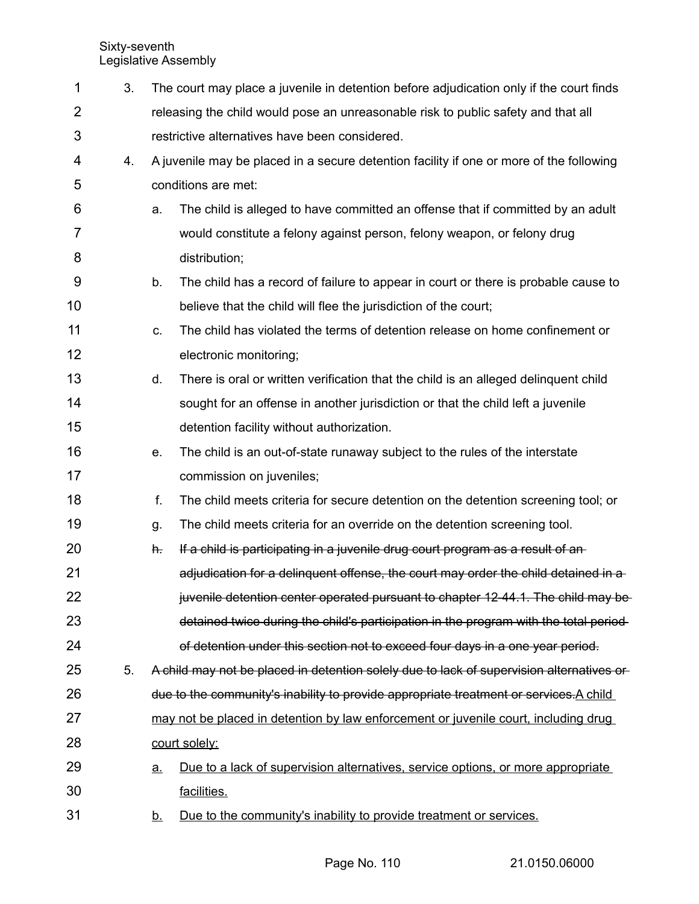3. The court may place a juvenile in detention before adjudication only if the court finds releasing the child would pose an unreasonable risk to public safety and that all restrictive alternatives have been considered.

4. A juvenile may be placed in a secure detention facility if one or more of the following conditions are met:

   a. The child is alleged to have committed an offense that if committed by an adult would constitute a felony against person, felony weapon, or felony drug distribution;

   b. The child has a record of failure to appear in court or there is probable cause to believe that the child will flee the jurisdiction of the court;

   c. The child has violated the terms of detention release on home confinement or electronic monitoring;

   d. There is oral or written verification that the child is an alleged delinquent child sought for an offense in another jurisdiction or that the child left a juvenile detention facility without authorization.

   e. The child is an out-of-state runaway subject to the rules of the interstate commission on juveniles;

   f. The child meets criteria for secure detention on the detention screening tool; or

   g. The child meets criteria for an override on the detention screening tool.

   ~~h. If a child is participating in a juvenile drug court program as a result of an adjudication for a delinquent offense, the court may order the child detained in a juvenile detention center operated pursuant to chapter 12-44.1. The child may be detained twice during the child's participation in the program with the total period of detention under this section not to exceed four days in a one year period.~~

5. ~~A child may not be placed in detention solely due to lack of supervision alternatives or due to the community's inability to provide appropriate treatment or services.~~<u>A child may not be placed in detention by law enforcement or juvenile court, including drug court solely:</u>

   <u>a.</u> <u>Due to a lack of supervision alternatives, service options, or more appropriate facilities.</u>

   <u>b.</u> <u>Due to the community's inability to provide treatment or services.</u>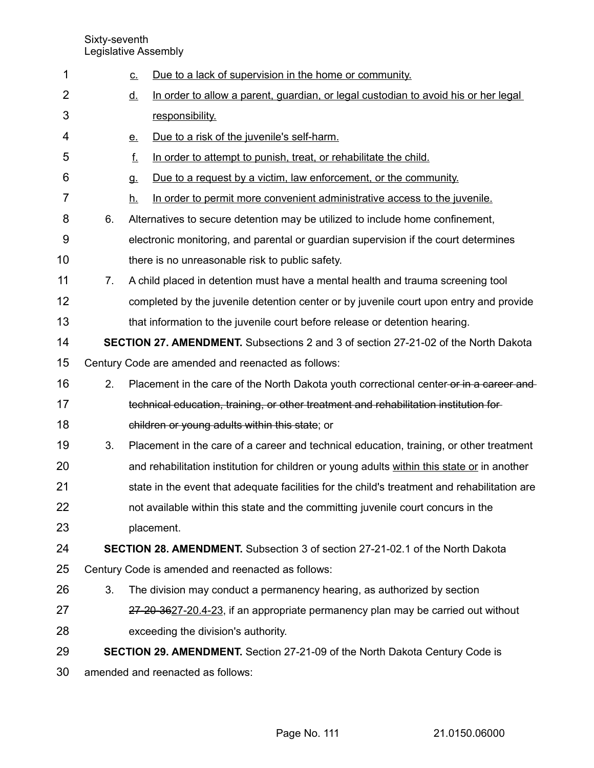c. Due to a lack of supervision in the home or community.

d. In order to allow a parent, guardian, or legal custodian to avoid his or her legal responsibility.

e. Due to a risk of the juvenile's self-harm.

f. In order to attempt to punish, treat, or rehabilitate the child.

g. Due to a request by a victim, law enforcement, or the community.

h. In order to permit more convenient administrative access to the juvenile.

6. Alternatives to secure detention may be utilized to include home confinement, electronic monitoring, and parental or guardian supervision if the court determines there is no unreasonable risk to public safety.

7. A child placed in detention must have a mental health and trauma screening tool completed by the juvenile detention center or by juvenile court upon entry and provide that information to the juvenile court before release or detention hearing.

**SECTION 27. AMENDMENT.** Subsections 2 and 3 of section 27-21-02 of the North Dakota Century Code are amended and reenacted as follows:

2. Placement in the care of the North Dakota youth correctional center ~~or in a career and technical education, training, or other treatment and rehabilitation institution for children or young adults within this state~~; or

3. Placement in the care of a career and technical education, training, or other treatment and rehabilitation institution for children or young adults within this state or in another state in the event that adequate facilities for the child's treatment and rehabilitation are not available within this state and the committing juvenile court concurs in the placement.

**SECTION 28. AMENDMENT.** Subsection 3 of section 27-21-02.1 of the North Dakota Century Code is amended and reenacted as follows:

3. The division may conduct a permanency hearing, as authorized by section ~~27-20-36~~27-20.4-23, if an appropriate permanency plan may be carried out without exceeding the division's authority.

**SECTION 29. AMENDMENT.** Section 27-21-09 of the North Dakota Century Code is amended and reenacted as follows: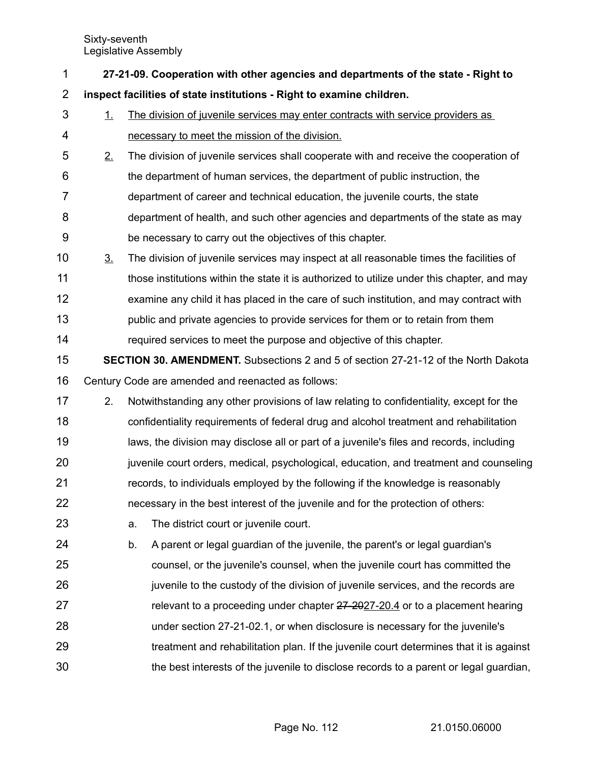**27-21-09. Cooperation with other agencies and departments of the state - Right to inspect facilities of state institutions - Right to examine children.**

1. The division of juvenile services may enter contracts with service providers as necessary to meet the mission of the division.
2. The division of juvenile services shall cooperate with and receive the cooperation of the department of human services, the department of public instruction, the department of career and technical education, the juvenile courts, the state department of health, and such other agencies and departments of the state as may be necessary to carry out the objectives of this chapter.
3. The division of juvenile services may inspect at all reasonable times the facilities of those institutions within the state it is authorized to utilize under this chapter, and may examine any child it has placed in the care of such institution, and may contract with public and private agencies to provide services for them or to retain from them required services to meet the purpose and objective of this chapter.

**SECTION 30. AMENDMENT.** Subsections 2 and 5 of section 27-21-12 of the North Dakota Century Code are amended and reenacted as follows:

2. Notwithstanding any other provisions of law relating to confidentiality, except for the confidentiality requirements of federal drug and alcohol treatment and rehabilitation laws, the division may disclose all or part of a juvenile's files and records, including juvenile court orders, medical, psychological, education, and treatment and counseling records, to individuals employed by the following if the knowledge is reasonably necessary in the best interest of the juvenile and for the protection of others:
   a. The district court or juvenile court.
   b. A parent or legal guardian of the juvenile, the parent's or legal guardian's counsel, or the juvenile's counsel, when the juvenile court has committed the juvenile to the custody of the division of juvenile services, and the records are relevant to a proceeding under chapter ~~27-20~~27-20.4 or to a placement hearing under section 27-21-02.1, or when disclosure is necessary for the juvenile's treatment and rehabilitation plan. If the juvenile court determines that it is against the best interests of the juvenile to disclose records to a parent or legal guardian,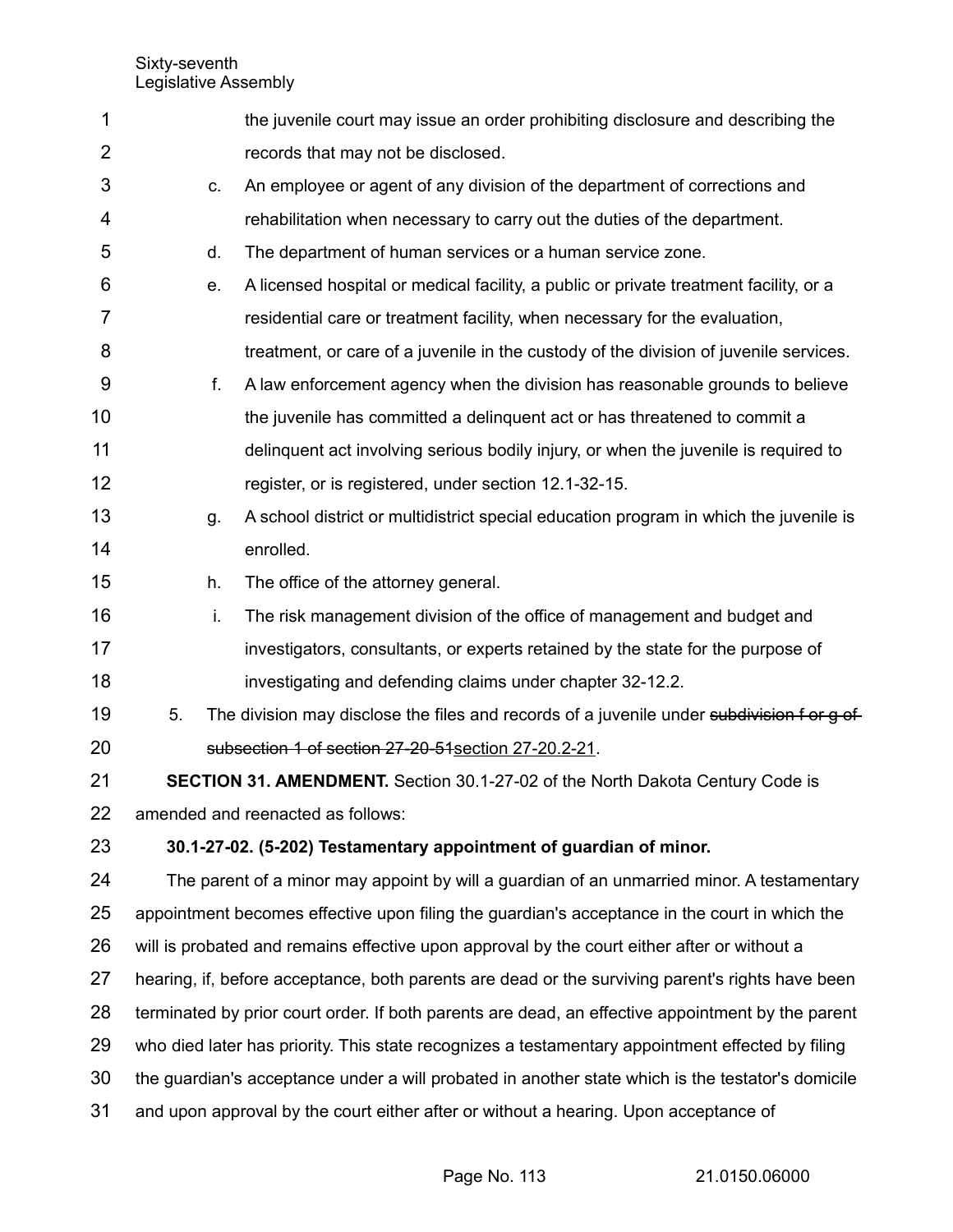the juvenile court may issue an order prohibiting disclosure and describing the records that may not be disclosed.

c. An employee or agent of any division of the department of corrections and rehabilitation when necessary to carry out the duties of the department.

d. The department of human services or a human service zone.

e. A licensed hospital or medical facility, a public or private treatment facility, or a residential care or treatment facility, when necessary for the evaluation, treatment, or care of a juvenile in the custody of the division of juvenile services.

f. A law enforcement agency when the division has reasonable grounds to believe the juvenile has committed a delinquent act or has threatened to commit a delinquent act involving serious bodily injury, or when the juvenile is required to register, or is registered, under section 12.1-32-15.

g. A school district or multidistrict special education program in which the juvenile is enrolled.

h. The office of the attorney general.

i. The risk management division of the office of management and budget and investigators, consultants, or experts retained by the state for the purpose of investigating and defending claims under chapter 32-12.2.

5. The division may disclose the files and records of a juvenile under ~~subdivision f or g of subsection 1 of section 27-20-51~~section 27-20.2-21.

**SECTION 31. AMENDMENT.** Section 30.1-27-02 of the North Dakota Century Code is amended and reenacted as follows:

**30.1-27-02. (5-202) Testamentary appointment of guardian of minor.**

The parent of a minor may appoint by will a guardian of an unmarried minor. A testamentary appointment becomes effective upon filing the guardian's acceptance in the court in which the will is probated and remains effective upon approval by the court either after or without a hearing, if, before acceptance, both parents are dead or the surviving parent's rights have been terminated by prior court order. If both parents are dead, an effective appointment by the parent who died later has priority. This state recognizes a testamentary appointment effected by filing the guardian's acceptance under a will probated in another state which is the testator's domicile and upon approval by the court either after or without a hearing. Upon acceptance of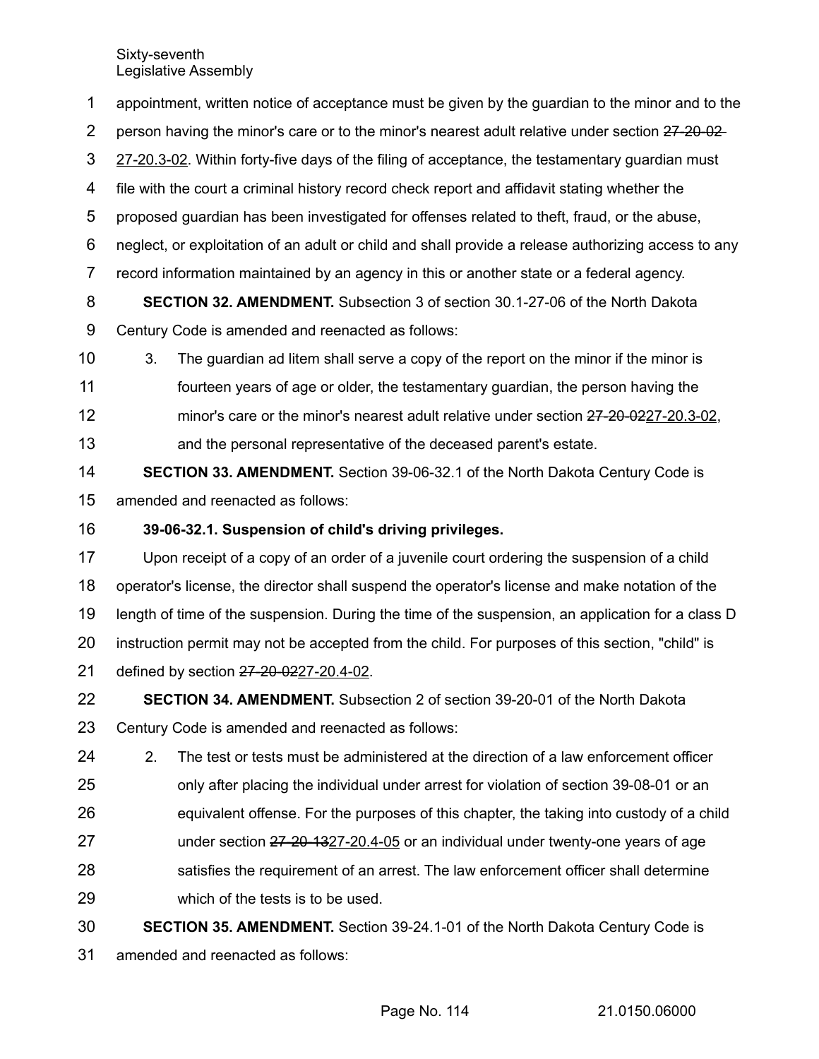appointment, written notice of acceptance must be given by the guardian to the minor and to the person having the minor's care or to the minor's nearest adult relative under section ~~27-20-02~~ 27-20.3-02. Within forty-five days of the filing of acceptance, the testamentary guardian must file with the court a criminal history record check report and affidavit stating whether the proposed guardian has been investigated for offenses related to theft, fraud, or the abuse, neglect, or exploitation of an adult or child and shall provide a release authorizing access to any record information maintained by an agency in this or another state or a federal agency.

**SECTION 32. AMENDMENT.** Subsection 3 of section 30.1-27-06 of the North Dakota Century Code is amended and reenacted as follows:

3. The guardian ad litem shall serve a copy of the report on the minor if the minor is fourteen years of age or older, the testamentary guardian, the person having the minor's care or the minor's nearest adult relative under section ~~27-20-02~~27-20.3-02, and the personal representative of the deceased parent's estate.

**SECTION 33. AMENDMENT.** Section 39-06-32.1 of the North Dakota Century Code is amended and reenacted as follows:

**39-06-32.1. Suspension of child's driving privileges.**

Upon receipt of a copy of an order of a juvenile court ordering the suspension of a child operator's license, the director shall suspend the operator's license and make notation of the length of time of the suspension. During the time of the suspension, an application for a class D instruction permit may not be accepted from the child. For purposes of this section, "child" is defined by section ~~27-20-02~~27-20.4-02.

**SECTION 34. AMENDMENT.** Subsection 2 of section 39-20-01 of the North Dakota Century Code is amended and reenacted as follows:

2. The test or tests must be administered at the direction of a law enforcement officer only after placing the individual under arrest for violation of section 39-08-01 or an equivalent offense. For the purposes of this chapter, the taking into custody of a child under section ~~27-20-13~~27-20.4-05 or an individual under twenty-one years of age satisfies the requirement of an arrest. The law enforcement officer shall determine which of the tests is to be used.

**SECTION 35. AMENDMENT.** Section 39-24.1-01 of the North Dakota Century Code is amended and reenacted as follows: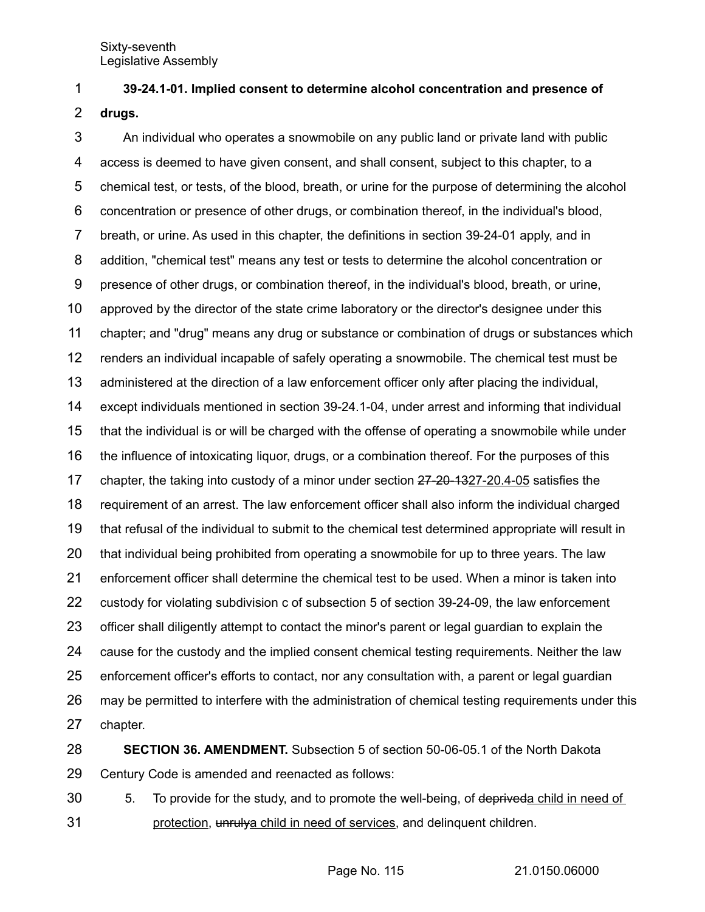**39-24.1-01. Implied consent to determine alcohol concentration and presence of drugs.**

An individual who operates a snowmobile on any public land or private land with public access is deemed to have given consent, and shall consent, subject to this chapter, to a chemical test, or tests, of the blood, breath, or urine for the purpose of determining the alcohol concentration or presence of other drugs, or combination thereof, in the individual's blood, breath, or urine. As used in this chapter, the definitions in section 39-24-01 apply, and in addition, "chemical test" means any test or tests to determine the alcohol concentration or presence of other drugs, or combination thereof, in the individual's blood, breath, or urine, approved by the director of the state crime laboratory or the director's designee under this chapter; and "drug" means any drug or substance or combination of drugs or substances which renders an individual incapable of safely operating a snowmobile. The chemical test must be administered at the direction of a law enforcement officer only after placing the individual, except individuals mentioned in section 39-24.1-04, under arrest and informing that individual that the individual is or will be charged with the offense of operating a snowmobile while under the influence of intoxicating liquor, drugs, or a combination thereof. For the purposes of this chapter, the taking into custody of a minor under section ~~27-20-13~~27-20.4-05 satisfies the requirement of an arrest. The law enforcement officer shall also inform the individual charged that refusal of the individual to submit to the chemical test determined appropriate will result in that individual being prohibited from operating a snowmobile for up to three years. The law enforcement officer shall determine the chemical test to be used. When a minor is taken into custody for violating subdivision c of subsection 5 of section 39-24-09, the law enforcement officer shall diligently attempt to contact the minor's parent or legal guardian to explain the cause for the custody and the implied consent chemical testing requirements. Neither the law enforcement officer's efforts to contact, nor any consultation with, a parent or legal guardian may be permitted to interfere with the administration of chemical testing requirements under this chapter.

**SECTION 36. AMENDMENT.** Subsection 5 of section 50-06-05.1 of the North Dakota Century Code is amended and reenacted as follows:

5. To provide for the study, and to promote the well-being, of ~~deprived~~a child in need of protection, ~~unruly~~a child in need of services, and delinquent children.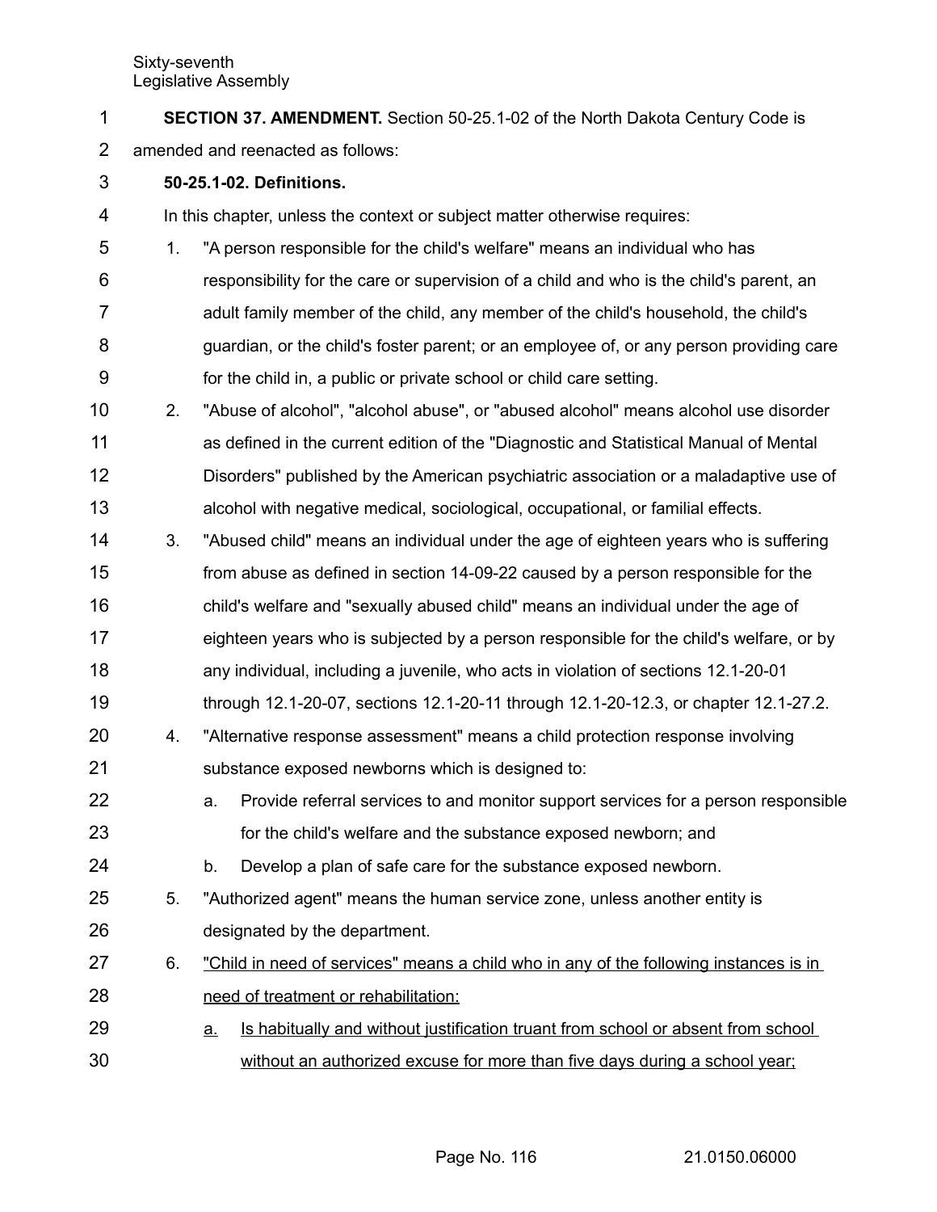**SECTION 37. AMENDMENT.** Section 50-25.1-02 of the North Dakota Century Code is amended and reenacted as follows:

**50-25.1-02. Definitions.**

In this chapter, unless the context or subject matter otherwise requires:

1. "A person responsible for the child's welfare" means an individual who has responsibility for the care or supervision of a child and who is the child's parent, an adult family member of the child, any member of the child's household, the child's guardian, or the child's foster parent; or an employee of, or any person providing care for the child in, a public or private school or child care setting.
2. "Abuse of alcohol", "alcohol abuse", or "abused alcohol" means alcohol use disorder as defined in the current edition of the "Diagnostic and Statistical Manual of Mental Disorders" published by the American psychiatric association or a maladaptive use of alcohol with negative medical, sociological, occupational, or familial effects.
3. "Abused child" means an individual under the age of eighteen years who is suffering from abuse as defined in section 14-09-22 caused by a person responsible for the child's welfare and "sexually abused child" means an individual under the age of eighteen years who is subjected by a person responsible for the child's welfare, or by any individual, including a juvenile, who acts in violation of sections 12.1-20-01 through 12.1-20-07, sections 12.1-20-11 through 12.1-20-12.3, or chapter 12.1-27.2.
4. "Alternative response assessment" means a child protection response involving substance exposed newborns which is designed to:
   a. Provide referral services to and monitor support services for a person responsible for the child's welfare and the substance exposed newborn; and
   b. Develop a plan of safe care for the substance exposed newborn.
5. "Authorized agent" means the human service zone, unless another entity is designated by the department.
6. <u>"Child in need of services" means a child who in any of the following instances is in need of treatment or rehabilitation:</u>
   <u>a.</u> <u>Is habitually and without justification truant from school or absent from school without an authorized excuse for more than five days during a school year;</u>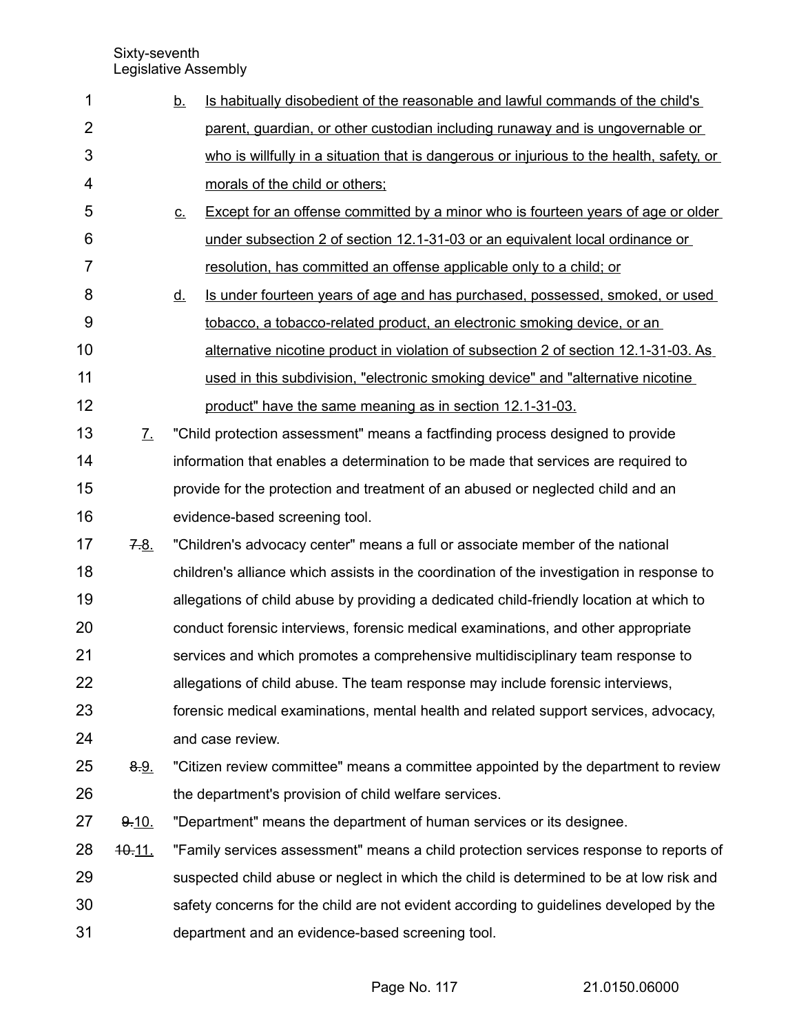b. Is habitually disobedient of the reasonable and lawful commands of the child's parent, guardian, or other custodian including runaway and is ungovernable or who is willfully in a situation that is dangerous or injurious to the health, safety, or morals of the child or others;

c. Except for an offense committed by a minor who is fourteen years of age or older under subsection 2 of section 12.1-31-03 or an equivalent local ordinance or resolution, has committed an offense applicable only to a child; or

d. Is under fourteen years of age and has purchased, possessed, smoked, or used tobacco, a tobacco-related product, an electronic smoking device, or an alternative nicotine product in violation of subsection 2 of section 12.1-31-03. As used in this subdivision, "electronic smoking device" and "alternative nicotine product" have the same meaning as in section 12.1-31-03.

7. "Child protection assessment" means a factfinding process designed to provide information that enables a determination to be made that services are required to provide for the protection and treatment of an abused or neglected child and an evidence-based screening tool.

~~7.~~8. "Children's advocacy center" means a full or associate member of the national children's alliance which assists in the coordination of the investigation in response to allegations of child abuse by providing a dedicated child-friendly location at which to conduct forensic interviews, forensic medical examinations, and other appropriate services and which promotes a comprehensive multidisciplinary team response to allegations of child abuse. The team response may include forensic interviews, forensic medical examinations, mental health and related support services, advocacy, and case review.

~~8.~~9. "Citizen review committee" means a committee appointed by the department to review the department's provision of child welfare services.

~~9.~~10. "Department" means the department of human services or its designee.

~~10.~~11. "Family services assessment" means a child protection services response to reports of suspected child abuse or neglect in which the child is determined to be at low risk and safety concerns for the child are not evident according to guidelines developed by the department and an evidence-based screening tool.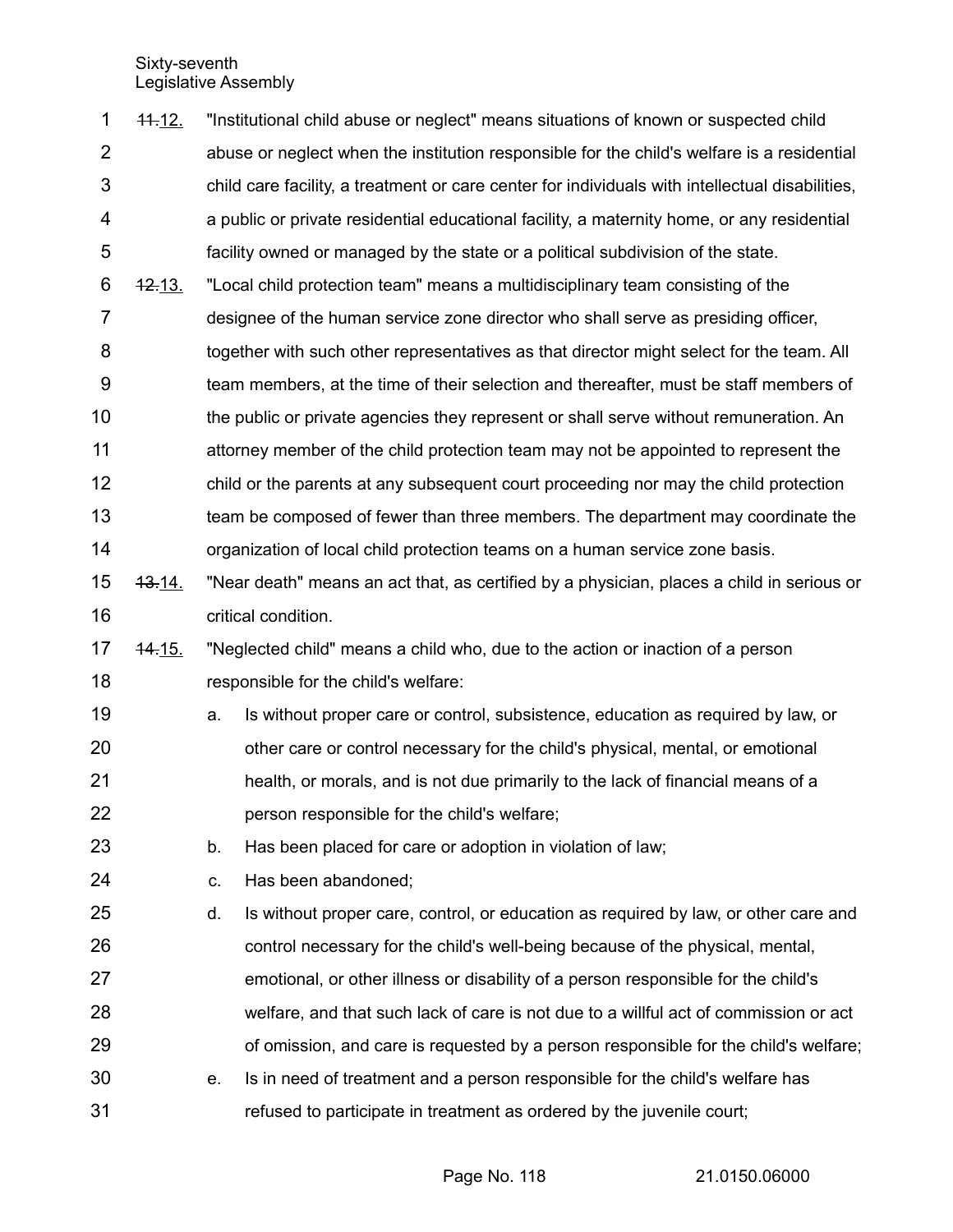~~11.~~12. "Institutional child abuse or neglect" means situations of known or suspected child abuse or neglect when the institution responsible for the child's welfare is a residential child care facility, a treatment or care center for individuals with intellectual disabilities, a public or private residential educational facility, a maternity home, or any residential facility owned or managed by the state or a political subdivision of the state.

~~12.~~13. "Local child protection team" means a multidisciplinary team consisting of the designee of the human service zone director who shall serve as presiding officer, together with such other representatives as that director might select for the team. All team members, at the time of their selection and thereafter, must be staff members of the public or private agencies they represent or shall serve without remuneration. An attorney member of the child protection team may not be appointed to represent the child or the parents at any subsequent court proceeding nor may the child protection team be composed of fewer than three members. The department may coordinate the organization of local child protection teams on a human service zone basis.

~~13.~~14. "Near death" means an act that, as certified by a physician, places a child in serious or critical condition.

~~14.~~15. "Neglected child" means a child who, due to the action or inaction of a person responsible for the child's welfare:

a. Is without proper care or control, subsistence, education as required by law, or other care or control necessary for the child's physical, mental, or emotional health, or morals, and is not due primarily to the lack of financial means of a person responsible for the child's welfare;

b. Has been placed for care or adoption in violation of law;

c. Has been abandoned;

d. Is without proper care, control, or education as required by law, or other care and control necessary for the child's well-being because of the physical, mental, emotional, or other illness or disability of a person responsible for the child's welfare, and that such lack of care is not due to a willful act of commission or act of omission, and care is requested by a person responsible for the child's welfare;

e. Is in need of treatment and a person responsible for the child's welfare has refused to participate in treatment as ordered by the juvenile court;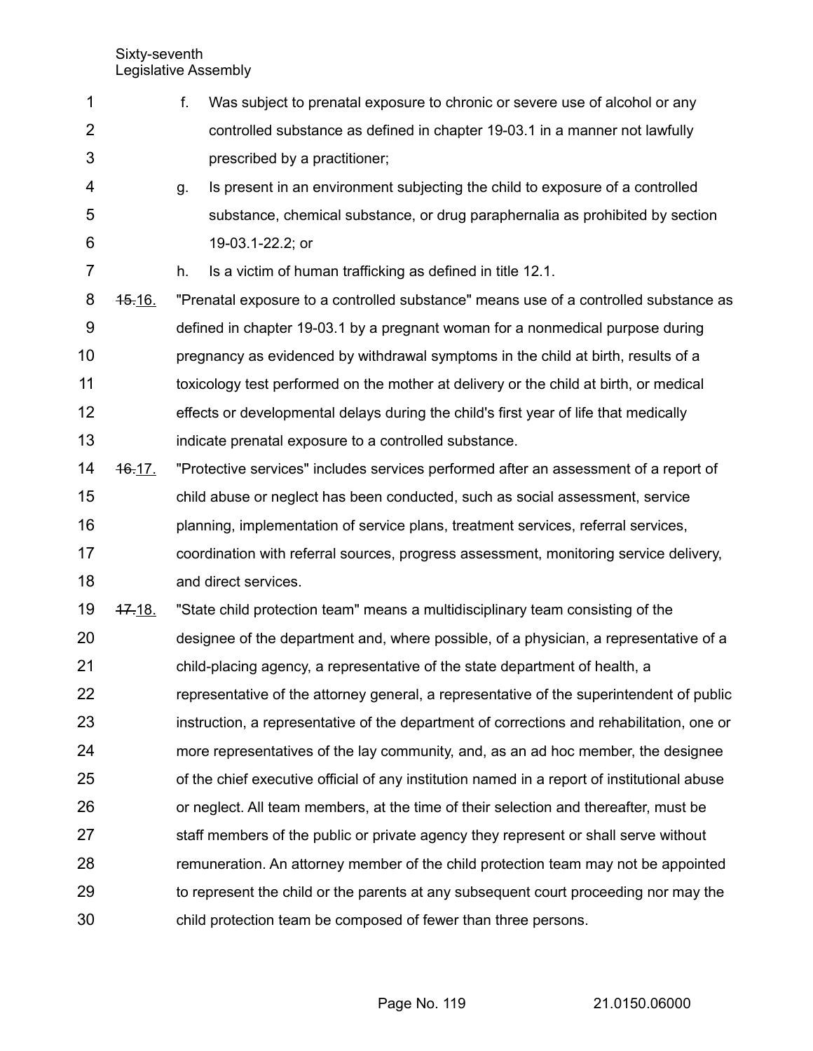f. Was subject to prenatal exposure to chronic or severe use of alcohol or any controlled substance as defined in chapter 19-03.1 in a manner not lawfully prescribed by a practitioner;

g. Is present in an environment subjecting the child to exposure of a controlled substance, chemical substance, or drug paraphernalia as prohibited by section 19-03.1-22.2; or

h. Is a victim of human trafficking as defined in title 12.1.

~~15.~~16. "Prenatal exposure to a controlled substance" means use of a controlled substance as defined in chapter 19-03.1 by a pregnant woman for a nonmedical purpose during pregnancy as evidenced by withdrawal symptoms in the child at birth, results of a toxicology test performed on the mother at delivery or the child at birth, or medical effects or developmental delays during the child's first year of life that medically indicate prenatal exposure to a controlled substance.

~~16.~~17. "Protective services" includes services performed after an assessment of a report of child abuse or neglect has been conducted, such as social assessment, service planning, implementation of service plans, treatment services, referral services, coordination with referral sources, progress assessment, monitoring service delivery, and direct services.

~~17.~~18. "State child protection team" means a multidisciplinary team consisting of the designee of the department and, where possible, of a physician, a representative of a child-placing agency, a representative of the state department of health, a representative of the attorney general, a representative of the superintendent of public instruction, a representative of the department of corrections and rehabilitation, one or more representatives of the lay community, and, as an ad hoc member, the designee of the chief executive official of any institution named in a report of institutional abuse or neglect. All team members, at the time of their selection and thereafter, must be staff members of the public or private agency they represent or shall serve without remuneration. An attorney member of the child protection team may not be appointed to represent the child or the parents at any subsequent court proceeding nor may the child protection team be composed of fewer than three persons.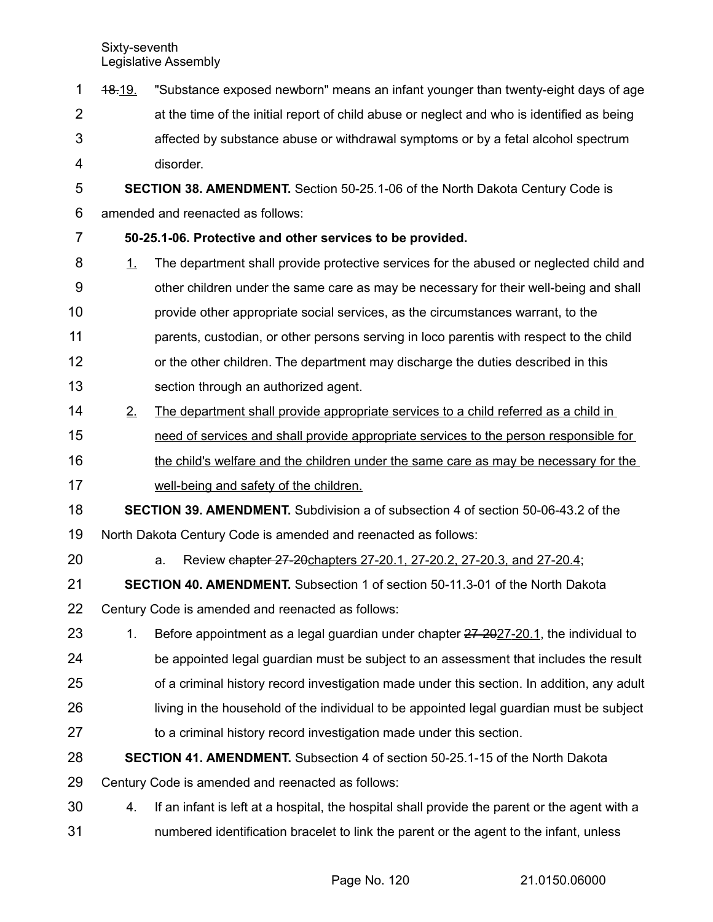~~18.~~ 19. "Substance exposed newborn" means an infant younger than twenty-eight days of age at the time of the initial report of child abuse or neglect and who is identified as being affected by substance abuse or withdrawal symptoms or by a fetal alcohol spectrum disorder.

**SECTION 38. AMENDMENT.** Section 50-25.1-06 of the North Dakota Century Code is amended and reenacted as follows:

**50-25.1-06. Protective and other services to be provided.**

1. The department shall provide protective services for the abused or neglected child and other children under the same care as may be necessary for their well-being and shall provide other appropriate social services, as the circumstances warrant, to the parents, custodian, or other persons serving in loco parentis with respect to the child or the other children. The department may discharge the duties described in this section through an authorized agent.

2. The department shall provide appropriate services to a child referred as a child in need of services and shall provide appropriate services to the person responsible for the child's welfare and the children under the same care as may be necessary for the well-being and safety of the children.

**SECTION 39. AMENDMENT.** Subdivision a of subsection 4 of section 50-06-43.2 of the North Dakota Century Code is amended and reenacted as follows:

a. Review ~~chapter 27-20~~ chapters 27-20.1, 27-20.2, 27-20.3, and 27-20.4;

**SECTION 40. AMENDMENT.** Subsection 1 of section 50-11.3-01 of the North Dakota Century Code is amended and reenacted as follows:

1. Before appointment as a legal guardian under chapter ~~27-20~~ 27-20.1, the individual to be appointed legal guardian must be subject to an assessment that includes the result of a criminal history record investigation made under this section. In addition, any adult living in the household of the individual to be appointed legal guardian must be subject to a criminal history record investigation made under this section.

**SECTION 41. AMENDMENT.** Subsection 4 of section 50-25.1-15 of the North Dakota Century Code is amended and reenacted as follows:

4. If an infant is left at a hospital, the hospital shall provide the parent or the agent with a numbered identification bracelet to link the parent or the agent to the infant, unless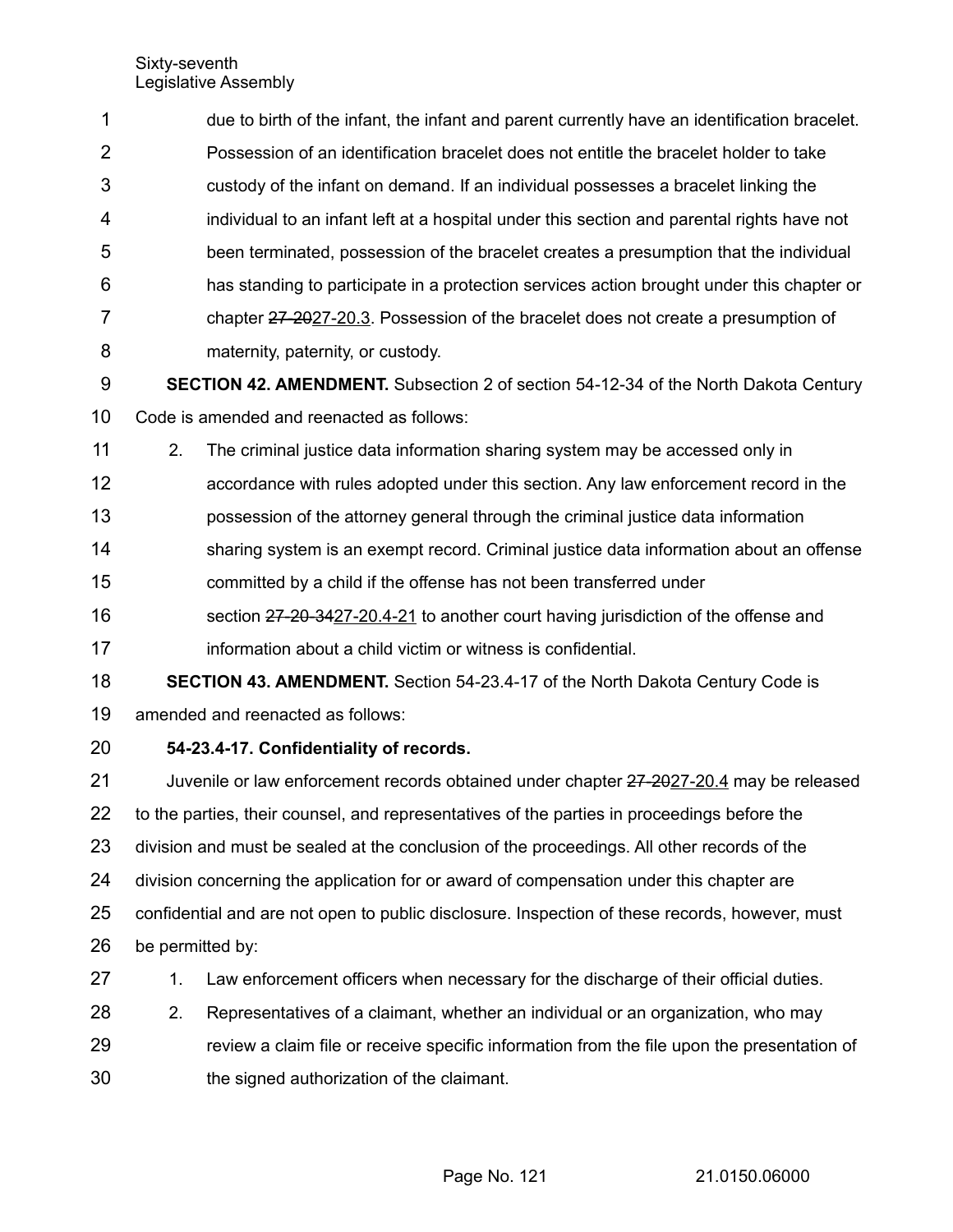due to birth of the infant, the infant and parent currently have an identification bracelet. Possession of an identification bracelet does not entitle the bracelet holder to take custody of the infant on demand. If an individual possesses a bracelet linking the individual to an infant left at a hospital under this section and parental rights have not been terminated, possession of the bracelet creates a presumption that the individual has standing to participate in a protection services action brought under this chapter or chapter ~~27-20~~27-20.3. Possession of the bracelet does not create a presumption of maternity, paternity, or custody.

**SECTION 42. AMENDMENT.** Subsection 2 of section 54-12-34 of the North Dakota Century Code is amended and reenacted as follows:

2. The criminal justice data information sharing system may be accessed only in accordance with rules adopted under this section. Any law enforcement record in the possession of the attorney general through the criminal justice data information sharing system is an exempt record. Criminal justice data information about an offense committed by a child if the offense has not been transferred under section ~~27-20-34~~27-20.4-21 to another court having jurisdiction of the offense and information about a child victim or witness is confidential.

**SECTION 43. AMENDMENT.** Section 54-23.4-17 of the North Dakota Century Code is amended and reenacted as follows:

**54-23.4-17. Confidentiality of records.**

Juvenile or law enforcement records obtained under chapter ~~27-20~~27-20.4 may be released to the parties, their counsel, and representatives of the parties in proceedings before the division and must be sealed at the conclusion of the proceedings. All other records of the division concerning the application for or award of compensation under this chapter are confidential and are not open to public disclosure. Inspection of these records, however, must be permitted by:

1. Law enforcement officers when necessary for the discharge of their official duties.
2. Representatives of a claimant, whether an individual or an organization, who may review a claim file or receive specific information from the file upon the presentation of the signed authorization of the claimant.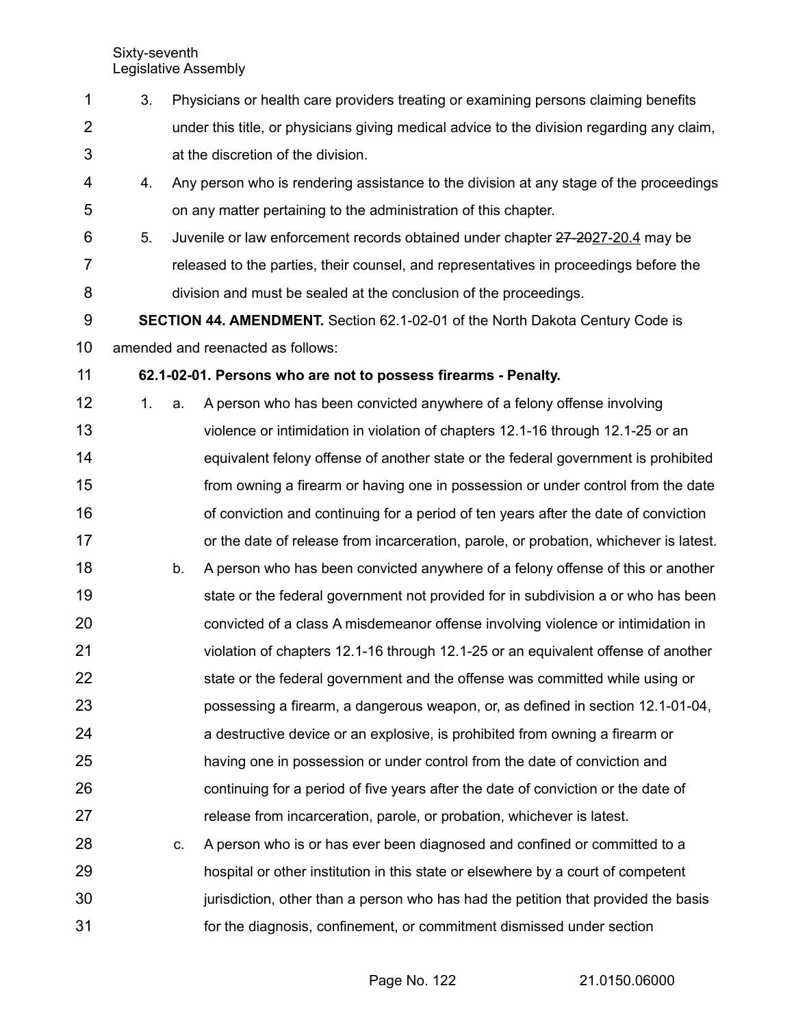3. Physicians or health care providers treating or examining persons claiming benefits under this title, or physicians giving medical advice to the division regarding any claim, at the discretion of the division.

4. Any person who is rendering assistance to the division at any stage of the proceedings on any matter pertaining to the administration of this chapter.

5. Juvenile or law enforcement records obtained under chapter ~~27-20~~<u>27-20.4</u> may be released to the parties, their counsel, and representatives in proceedings before the division and must be sealed at the conclusion of the proceedings.

**SECTION 44. AMENDMENT.** Section 62.1-02-01 of the North Dakota Century Code is amended and reenacted as follows:

**62.1-02-01. Persons who are not to possess firearms - Penalty.**

1. a. A person who has been convicted anywhere of a felony offense involving violence or intimidation in violation of chapters 12.1-16 through 12.1-25 or an equivalent felony offense of another state or the federal government is prohibited from owning a firearm or having one in possession or under control from the date of conviction and continuing for a period of ten years after the date of conviction or the date of release from incarceration, parole, or probation, whichever is latest.

   b. A person who has been convicted anywhere of a felony offense of this or another state or the federal government not provided for in subdivision a or who has been convicted of a class A misdemeanor offense involving violence or intimidation in violation of chapters 12.1-16 through 12.1-25 or an equivalent offense of another state or the federal government and the offense was committed while using or possessing a firearm, a dangerous weapon, or, as defined in section 12.1-01-04, a destructive device or an explosive, is prohibited from owning a firearm or having one in possession or under control from the date of conviction and continuing for a period of five years after the date of conviction or the date of release from incarceration, parole, or probation, whichever is latest.

   c. A person who is or has ever been diagnosed and confined or committed to a hospital or other institution in this state or elsewhere by a court of competent jurisdiction, other than a person who has had the petition that provided the basis for the diagnosis, confinement, or commitment dismissed under section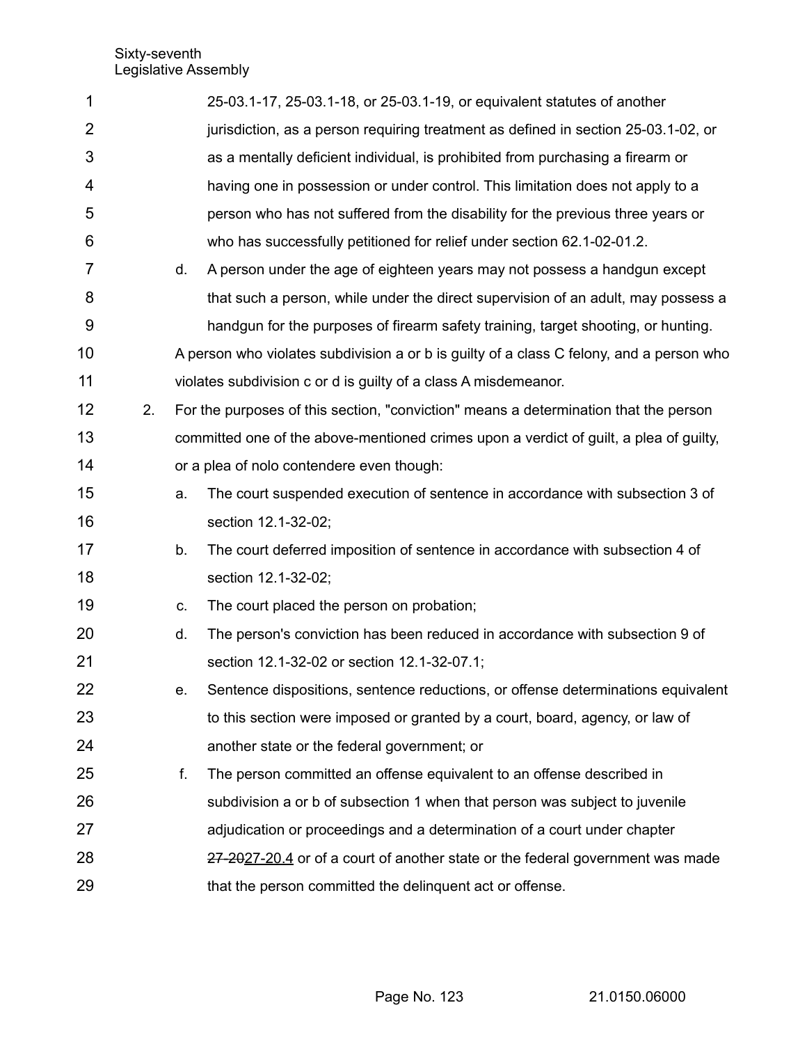25-03.1-17, 25-03.1-18, or 25-03.1-19, or equivalent statutes of another jurisdiction, as a person requiring treatment as defined in section 25-03.1-02, or as a mentally deficient individual, is prohibited from purchasing a firearm or having one in possession or under control. This limitation does not apply to a person who has not suffered from the disability for the previous three years or who has successfully petitioned for relief under section 62.1-02-01.2.

d. A person under the age of eighteen years may not possess a handgun except that such a person, while under the direct supervision of an adult, may possess a handgun for the purposes of firearm safety training, target shooting, or hunting.

A person who violates subdivision a or b is guilty of a class C felony, and a person who violates subdivision c or d is guilty of a class A misdemeanor.

2. For the purposes of this section, "conviction" means a determination that the person committed one of the above-mentioned crimes upon a verdict of guilt, a plea of guilty, or a plea of nolo contendere even though:

   a. The court suspended execution of sentence in accordance with subsection 3 of section 12.1-32-02;

   b. The court deferred imposition of sentence in accordance with subsection 4 of section 12.1-32-02;

   c. The court placed the person on probation;

   d. The person's conviction has been reduced in accordance with subsection 9 of section 12.1-32-02 or section 12.1-32-07.1;

   e. Sentence dispositions, sentence reductions, or offense determinations equivalent to this section were imposed or granted by a court, board, agency, or law of another state or the federal government; or

   f. The person committed an offense equivalent to an offense described in subdivision a or b of subsection 1 when that person was subject to juvenile adjudication or proceedings and a determination of a court under chapter ~~27-20~~27-20.4 or of a court of another state or the federal government was made that the person committed the delinquent act or offense.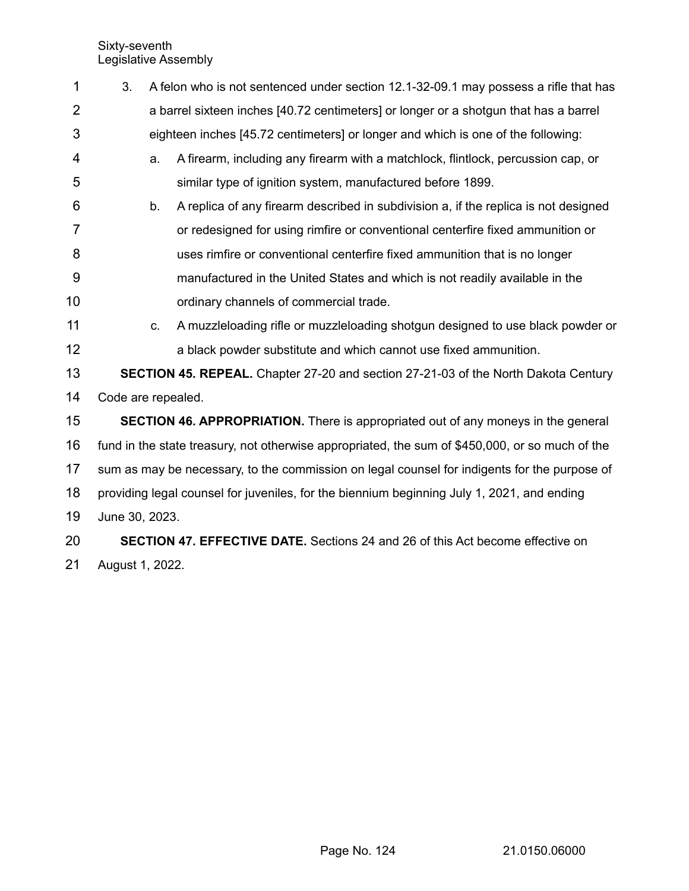3. A felon who is not sentenced under section 12.1-32-09.1 may possess a rifle that has a barrel sixteen inches [40.72 centimeters] or longer or a shotgun that has a barrel eighteen inches [45.72 centimeters] or longer and which is one of the following:

   a. A firearm, including any firearm with a matchlock, flintlock, percussion cap, or similar type of ignition system, manufactured before 1899.

   b. A replica of any firearm described in subdivision a, if the replica is not designed or redesigned for using rimfire or conventional centerfire fixed ammunition or uses rimfire or conventional centerfire fixed ammunition that is no longer manufactured in the United States and which is not readily available in the ordinary channels of commercial trade.

   c. A muzzleloading rifle or muzzleloading shotgun designed to use black powder or a black powder substitute and which cannot use fixed ammunition.

**SECTION 45. REPEAL.** Chapter 27-20 and section 27-21-03 of the North Dakota Century Code are repealed.

**SECTION 46. APPROPRIATION.** There is appropriated out of any moneys in the general fund in the state treasury, not otherwise appropriated, the sum of $450,000, or so much of the sum as may be necessary, to the commission on legal counsel for indigents for the purpose of providing legal counsel for juveniles, for the biennium beginning July 1, 2021, and ending June 30, 2023.

**SECTION 47. EFFECTIVE DATE.** Sections 24 and 26 of this Act become effective on August 1, 2022.